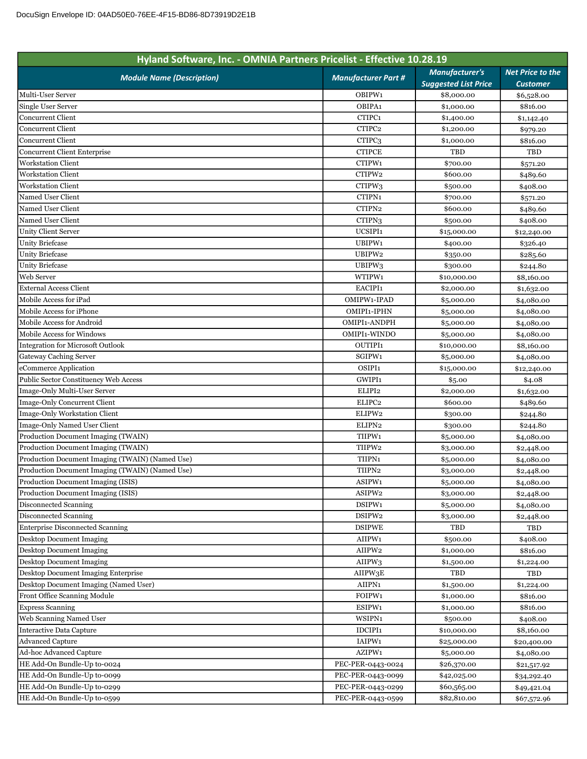DocuSign Envelope ID: 04AD50E0-76EE-4F15-BD86-8D73919D2E1B

| Hyland Software, Inc. - OMNIA Partners Pricelist - Effective 10.28.19 | | | |
|---|---|---|---|
| ***Module Name (Description)*** | ***Manufacturer Part #*** | ***Manufacturer's Suggested List Price*** | ***Net Price to the Customer*** |
| Multi-User Server | OBIPW1 | $8,000.00 | $6,528.00 |
| Single User Server | OBIPA1 | $1,000.00 | $816.00 |
| Concurrent Client | CTIPC1 | $1,400.00 | $1,142.40 |
| Concurrent Client | CTIPC2 | $1,200.00 | $979.20 |
| Concurrent Client | CTIPC3 | $1,000.00 | $816.00 |
| Concurrent Client Enterprise | CTIPCE | TBD | TBD |
| Workstation Client | CTIPW1 | $700.00 | $571.20 |
| Workstation Client | CTIPW2 | $600.00 | $489.60 |
| Workstation Client | CTIPW3 | $500.00 | $408.00 |
| Named User Client | CTIPN1 | $700.00 | $571.20 |
| Named User Client | CTIPN2 | $600.00 | $489.60 |
| Named User Client | CTIPN3 | $500.00 | $408.00 |
| Unity Client Server | UCSIPI1 | $15,000.00 | $12,240.00 |
| Unity Briefcase | UBIPW1 | $400.00 | $326.40 |
| Unity Briefcase | UBIPW2 | $350.00 | $285.60 |
| Unity Briefcase | UBIPW3 | $300.00 | $244.80 |
| Web Server | WTIPW1 | $10,000.00 | $8,160.00 |
| External Access Client | EACIPI1 | $2,000.00 | $1,632.00 |
| Mobile Access for iPad | OMIPW1-IPAD | $5,000.00 | $4,080.00 |
| Mobile Access for iPhone | OMIPI1-IPHN | $5,000.00 | $4,080.00 |
| Mobile Access for Android | OMIPI1-ANDPH | $5,000.00 | $4,080.00 |
| Mobile Access for Windows | OMIPI1-WINDO | $5,000.00 | $4,080.00 |
| Integration for Microsoft Outlook | OUTIPI1 | $10,000.00 | $8,160.00 |
| Gateway Caching Server | SGIPW1 | $5,000.00 | $4,080.00 |
| eCommerce Application | OSIPI1 | $15,000.00 | $12,240.00 |
| Public Sector Constituency Web Access | GWIPI1 | $5.00 | $4.08 |
| Image-Only Multi-User Server | ELIPI2 | $2,000.00 | $1,632.00 |
| Image-Only Concurrent Client | ELIPC2 | $600.00 | $489.60 |
| Image-Only Workstation Client | ELIPW2 | $300.00 | $244.80 |
| Image-Only Named User Client | ELIPN2 | $300.00 | $244.80 |
| Production Document Imaging (TWAIN) | TIIPW1 | $5,000.00 | $4,080.00 |
| Production Document Imaging (TWAIN) | TIIPW2 | $3,000.00 | $2,448.00 |
| Production Document Imaging (TWAIN) (Named Use) | TIIPN1 | $5,000.00 | $4,080.00 |
| Production Document Imaging (TWAIN) (Named Use) | TIIPN2 | $3,000.00 | $2,448.00 |
| Production Document Imaging (ISIS) | ASIPW1 | $5,000.00 | $4,080.00 |
| Production Document Imaging (ISIS) | ASIPW2 | $3,000.00 | $2,448.00 |
| Disconnected Scanning | DSIPW1 | $5,000.00 | $4,080.00 |
| Disconnected Scanning | DSIPW2 | $3,000.00 | $2,448.00 |
| Enterprise Disconnected Scanning | DSIPWE | TBD | TBD |
| Desktop Document Imaging | AIIPW1 | $500.00 | $408.00 |
| Desktop Document Imaging | AIIPW2 | $1,000.00 | $816.00 |
| Desktop Document Imaging | AIIPW3 | $1,500.00 | $1,224.00 |
| Desktop Document Imaging Enterprise | AIIPW3E | TBD | TBD |
| Desktop Document Imaging (Named User) | AIIPN1 | $1,500.00 | $1,224.00 |
| Front Office Scanning Module | FOIPW1 | $1,000.00 | $816.00 |
| Express Scanning | ESIPW1 | $1,000.00 | $816.00 |
| Web Scanning Named User | WSIPN1 | $500.00 | $408.00 |
| Interactive Data Capture | IDCIPI1 | $10,000.00 | $8,160.00 |
| Advanced Capture | IAIPW1 | $25,000.00 | $20,400.00 |
| Ad-hoc Advanced Capture | AZIPW1 | $5,000.00 | $4,080.00 |
| HE Add-On Bundle-Up to-0024 | PEC-PER-0443-0024 | $26,370.00 | $21,517.92 |
| HE Add-On Bundle-Up to-0099 | PEC-PER-0443-0099 | $42,025.00 | $34,292.40 |
| HE Add-On Bundle-Up to-0299 | PEC-PER-0443-0299 | $60,565.00 | $49,421.04 |
| HE Add-On Bundle-Up to-0599 | PEC-PER-0443-0599 | $82,810.00 | $67,572.96 |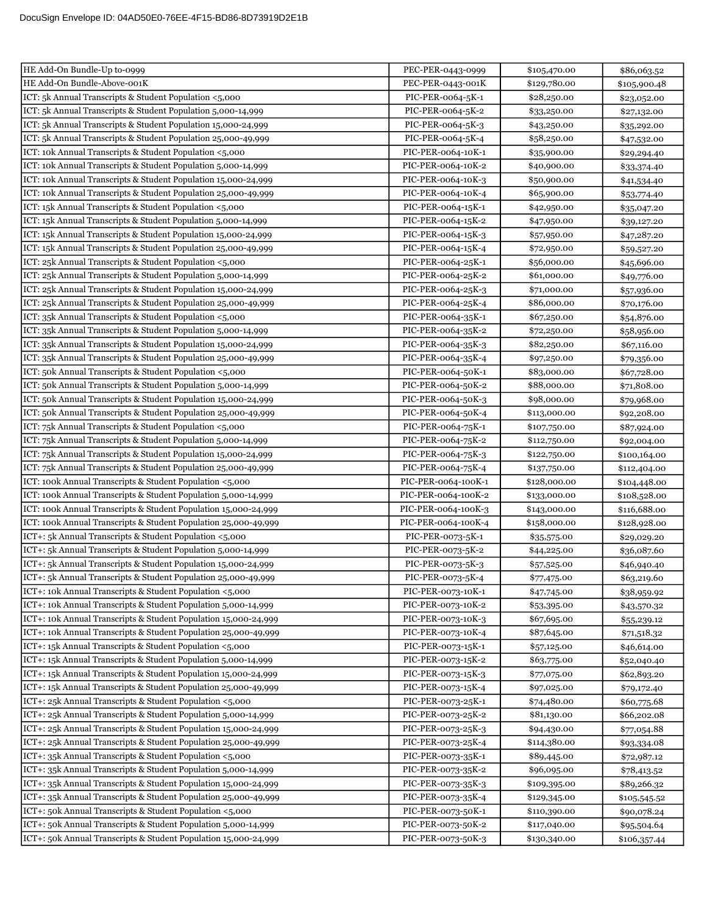| HE Add-On Bundle-Up to-0999 | PEC-PER-0443-0999 | $105,470.00 | $86,063.52 |
|---|---|---|---|
| HE Add-On Bundle-Above-001K | PEC-PER-0443-001K | $129,780.00 | $105,900.48 |
| ICT: 5k Annual Transcripts & Student Population <5,000 | PIC-PER-0064-5K-1 | $28,250.00 | $23,052.00 |
| ICT: 5k Annual Transcripts & Student Population 5,000-14,999 | PIC-PER-0064-5K-2 | $33,250.00 | $27,132.00 |
| ICT: 5k Annual Transcripts & Student Population 15,000-24,999 | PIC-PER-0064-5K-3 | $43,250.00 | $35,292.00 |
| ICT: 5k Annual Transcripts & Student Population 25,000-49,999 | PIC-PER-0064-5K-4 | $58,250.00 | $47,532.00 |
| ICT: 10k Annual Transcripts & Student Population <5,000 | PIC-PER-0064-10K-1 | $35,900.00 | $29,294.40 |
| ICT: 10k Annual Transcripts & Student Population 5,000-14,999 | PIC-PER-0064-10K-2 | $40,900.00 | $33,374.40 |
| ICT: 10k Annual Transcripts & Student Population 15,000-24,999 | PIC-PER-0064-10K-3 | $50,900.00 | $41,534.40 |
| ICT: 10k Annual Transcripts & Student Population 25,000-49,999 | PIC-PER-0064-10K-4 | $65,900.00 | $53,774.40 |
| ICT: 15k Annual Transcripts & Student Population <5,000 | PIC-PER-0064-15K-1 | $42,950.00 | $35,047.20 |
| ICT: 15k Annual Transcripts & Student Population 5,000-14,999 | PIC-PER-0064-15K-2 | $47,950.00 | $39,127.20 |
| ICT: 15k Annual Transcripts & Student Population 15,000-24,999 | PIC-PER-0064-15K-3 | $57,950.00 | $47,287.20 |
| ICT: 15k Annual Transcripts & Student Population 25,000-49,999 | PIC-PER-0064-15K-4 | $72,950.00 | $59,527.20 |
| ICT: 25k Annual Transcripts & Student Population <5,000 | PIC-PER-0064-25K-1 | $56,000.00 | $45,696.00 |
| ICT: 25k Annual Transcripts & Student Population 5,000-14,999 | PIC-PER-0064-25K-2 | $61,000.00 | $49,776.00 |
| ICT: 25k Annual Transcripts & Student Population 15,000-24,999 | PIC-PER-0064-25K-3 | $71,000.00 | $57,936.00 |
| ICT: 25k Annual Transcripts & Student Population 25,000-49,999 | PIC-PER-0064-25K-4 | $86,000.00 | $70,176.00 |
| ICT: 35k Annual Transcripts & Student Population <5,000 | PIC-PER-0064-35K-1 | $67,250.00 | $54,876.00 |
| ICT: 35k Annual Transcripts & Student Population 5,000-14,999 | PIC-PER-0064-35K-2 | $72,250.00 | $58,956.00 |
| ICT: 35k Annual Transcripts & Student Population 15,000-24,999 | PIC-PER-0064-35K-3 | $82,250.00 | $67,116.00 |
| ICT: 35k Annual Transcripts & Student Population 25,000-49,999 | PIC-PER-0064-35K-4 | $97,250.00 | $79,356.00 |
| ICT: 50k Annual Transcripts & Student Population <5,000 | PIC-PER-0064-50K-1 | $83,000.00 | $67,728.00 |
| ICT: 50k Annual Transcripts & Student Population 5,000-14,999 | PIC-PER-0064-50K-2 | $88,000.00 | $71,808.00 |
| ICT: 50k Annual Transcripts & Student Population 15,000-24,999 | PIC-PER-0064-50K-3 | $98,000.00 | $79,968.00 |
| ICT: 50k Annual Transcripts & Student Population 25,000-49,999 | PIC-PER-0064-50K-4 | $113,000.00 | $92,208.00 |
| ICT: 75k Annual Transcripts & Student Population <5,000 | PIC-PER-0064-75K-1 | $107,750.00 | $87,924.00 |
| ICT: 75k Annual Transcripts & Student Population 5,000-14,999 | PIC-PER-0064-75K-2 | $112,750.00 | $92,004.00 |
| ICT: 75k Annual Transcripts & Student Population 15,000-24,999 | PIC-PER-0064-75K-3 | $122,750.00 | $100,164.00 |
| ICT: 75k Annual Transcripts & Student Population 25,000-49,999 | PIC-PER-0064-75K-4 | $137,750.00 | $112,404.00 |
| ICT: 100k Annual Transcripts & Student Population <5,000 | PIC-PER-0064-100K-1 | $128,000.00 | $104,448.00 |
| ICT: 100k Annual Transcripts & Student Population 5,000-14,999 | PIC-PER-0064-100K-2 | $133,000.00 | $108,528.00 |
| ICT: 100k Annual Transcripts & Student Population 15,000-24,999 | PIC-PER-0064-100K-3 | $143,000.00 | $116,688.00 |
| ICT: 100k Annual Transcripts & Student Population 25,000-49,999 | PIC-PER-0064-100K-4 | $158,000.00 | $128,928.00 |
| ICT+: 5k Annual Transcripts & Student Population <5,000 | PIC-PER-0073-5K-1 | $35,575.00 | $29,029.20 |
| ICT+: 5k Annual Transcripts & Student Population 5,000-14,999 | PIC-PER-0073-5K-2 | $44,225.00 | $36,087.60 |
| ICT+: 5k Annual Transcripts & Student Population 15,000-24,999 | PIC-PER-0073-5K-3 | $57,525.00 | $46,940.40 |
| ICT+: 5k Annual Transcripts & Student Population 25,000-49,999 | PIC-PER-0073-5K-4 | $77,475.00 | $63,219.60 |
| ICT+: 10k Annual Transcripts & Student Population <5,000 | PIC-PER-0073-10K-1 | $47,745.00 | $38,959.92 |
| ICT+: 10k Annual Transcripts & Student Population 5,000-14,999 | PIC-PER-0073-10K-2 | $53,395.00 | $43,570.32 |
| ICT+: 10k Annual Transcripts & Student Population 15,000-24,999 | PIC-PER-0073-10K-3 | $67,695.00 | $55,239.12 |
| ICT+: 10k Annual Transcripts & Student Population 25,000-49,999 | PIC-PER-0073-10K-4 | $87,645.00 | $71,518.32 |
| ICT+: 15k Annual Transcripts & Student Population <5,000 | PIC-PER-0073-15K-1 | $57,125.00 | $46,614.00 |
| ICT+: 15k Annual Transcripts & Student Population 5,000-14,999 | PIC-PER-0073-15K-2 | $63,775.00 | $52,040.40 |
| ICT+: 15k Annual Transcripts & Student Population 15,000-24,999 | PIC-PER-0073-15K-3 | $77,075.00 | $62,893.20 |
| ICT+: 15k Annual Transcripts & Student Population 25,000-49,999 | PIC-PER-0073-15K-4 | $97,025.00 | $79,172.40 |
| ICT+: 25k Annual Transcripts & Student Population <5,000 | PIC-PER-0073-25K-1 | $74,480.00 | $60,775.68 |
| ICT+: 25k Annual Transcripts & Student Population 5,000-14,999 | PIC-PER-0073-25K-2 | $81,130.00 | $66,202.08 |
| ICT+: 25k Annual Transcripts & Student Population 15,000-24,999 | PIC-PER-0073-25K-3 | $94,430.00 | $77,054.88 |
| ICT+: 25k Annual Transcripts & Student Population 25,000-49,999 | PIC-PER-0073-25K-4 | $114,380.00 | $93,334.08 |
| ICT+: 35k Annual Transcripts & Student Population <5,000 | PIC-PER-0073-35K-1 | $89,445.00 | $72,987.12 |
| ICT+: 35k Annual Transcripts & Student Population 5,000-14,999 | PIC-PER-0073-35K-2 | $96,095.00 | $78,413.52 |
| ICT+: 35k Annual Transcripts & Student Population 15,000-24,999 | PIC-PER-0073-35K-3 | $109,395.00 | $89,266.32 |
| ICT+: 35k Annual Transcripts & Student Population 25,000-49,999 | PIC-PER-0073-35K-4 | $129,345.00 | $105,545.52 |
| ICT+: 50k Annual Transcripts & Student Population <5,000 | PIC-PER-0073-50K-1 | $110,390.00 | $90,078.24 |
| ICT+: 50k Annual Transcripts & Student Population 5,000-14,999 | PIC-PER-0073-50K-2 | $117,040.00 | $95,504.64 |
| ICT+: 50k Annual Transcripts & Student Population 15,000-24,999 | PIC-PER-0073-50K-3 | $130,340.00 | $106,357.44 |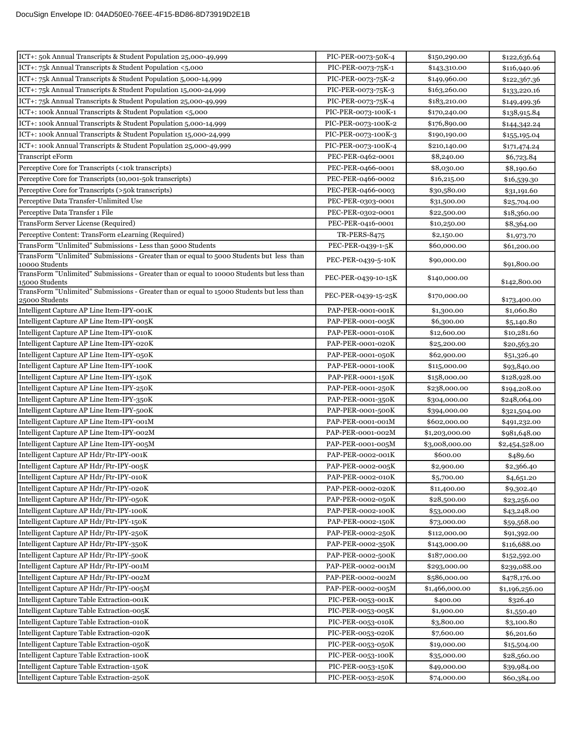| ICT+: 50k Annual Transcripts & Student Population 25,000-49,999 | PIC-PER-0073-50K-4 | $150,290.00 | $122,636.64 |
|---|---|---|---|
| ICT+: 75k Annual Transcripts & Student Population <5,000 | PIC-PER-0073-75K-1 | $143,310.00 | $116,940.96 |
| ICT+: 75k Annual Transcripts & Student Population 5,000-14,999 | PIC-PER-0073-75K-2 | $149,960.00 | $122,367.36 |
| ICT+: 75k Annual Transcripts & Student Population 15,000-24,999 | PIC-PER-0073-75K-3 | $163,260.00 | $133,220.16 |
| ICT+: 75k Annual Transcripts & Student Population 25,000-49,999 | PIC-PER-0073-75K-4 | $183,210.00 | $149,499.36 |
| ICT+: 100k Annual Transcripts & Student Population <5,000 | PIC-PER-0073-100K-1 | $170,240.00 | $138,915.84 |
| ICT+: 100k Annual Transcripts & Student Population 5,000-14,999 | PIC-PER-0073-100K-2 | $176,890.00 | $144,342.24 |
| ICT+: 100k Annual Transcripts & Student Population 15,000-24,999 | PIC-PER-0073-100K-3 | $190,190.00 | $155,195.04 |
| ICT+: 100k Annual Transcripts & Student Population 25,000-49,999 | PIC-PER-0073-100K-4 | $210,140.00 | $171,474.24 |
| Transcript eForm | PEC-PER-0462-0001 | $8,240.00 | $6,723.84 |
| Perceptive Core for Transcripts (<10k transcripts) | PEC-PER-0466-0001 | $8,030.00 | $8,190.60 |
| Perceptive Core for Transcripts (10,001-50k transcripts) | PEC-PER-0466-0002 | $16,215.00 | $16,539.30 |
| Perceptive Core for Transcripts (>50k transcripts) | PEC-PER-0466-0003 | $30,580.00 | $31,191.60 |
| Perceptive Data Transfer-Unlimited Use | PEC-PER-0303-0001 | $31,500.00 | $25,704.00 |
| Perceptive Data Transfer 1 File | PEC-PER-0302-0001 | $22,500.00 | $18,360.00 |
| TransForm Server License (Required) | PEC-PER-0416-0001 | $10,250.00 | $8,364.00 |
| Perceptive Content: TransForm eLearning (Required) | TR-PERS-8475 | $2,150.00 | $1,973.70 |
| TransForm "Unlimited" Submissions - Less than 5000 Students | PEC-PER-0439-1-5K | $60,000.00 | $61,200.00 |
| TransForm "Unlimited" Submissions - Greater than or equal to 5000 Students but less than 10000 Students | PEC-PER-0439-5-10K | $90,000.00 | $91,800.00 |
| TransForm "Unlimited" Submissions - Greater than or equal to 10000 Students but less than 15000 Students | PEC-PER-0439-10-15K | $140,000.00 | $142,800.00 |
| TransForm "Unlimited" Submissions - Greater than or equal to 15000 Students but less than 25000 Students | PEC-PER-0439-15-25K | $170,000.00 | $173,400.00 |
| Intelligent Capture AP Line Item-IPY-001K | PAP-PER-0001-001K | $1,300.00 | $1,060.80 |
| Intelligent Capture AP Line Item-IPY-005K | PAP-PER-0001-005K | $6,300.00 | $5,140.80 |
| Intelligent Capture AP Line Item-IPY-010K | PAP-PER-0001-010K | $12,600.00 | $10,281.60 |
| Intelligent Capture AP Line Item-IPY-020K | PAP-PER-0001-020K | $25,200.00 | $20,563.20 |
| Intelligent Capture AP Line Item-IPY-050K | PAP-PER-0001-050K | $62,900.00 | $51,326.40 |
| Intelligent Capture AP Line Item-IPY-100K | PAP-PER-0001-100K | $115,000.00 | $93,840.00 |
| Intelligent Capture AP Line Item-IPY-150K | PAP-PER-0001-150K | $158,000.00 | $128,928.00 |
| Intelligent Capture AP Line Item-IPY-250K | PAP-PER-0001-250K | $238,000.00 | $194,208.00 |
| Intelligent Capture AP Line Item-IPY-350K | PAP-PER-0001-350K | $304,000.00 | $248,064.00 |
| Intelligent Capture AP Line Item-IPY-500K | PAP-PER-0001-500K | $394,000.00 | $321,504.00 |
| Intelligent Capture AP Line Item-IPY-001M | PAP-PER-0001-001M | $602,000.00 | $491,232.00 |
| Intelligent Capture AP Line Item-IPY-002M | PAP-PER-0001-002M | $1,203,000.00 | $981,648.00 |
| Intelligent Capture AP Line Item-IPY-005M | PAP-PER-0001-005M | $3,008,000.00 | $2,454,528.00 |
| Intelligent Capture AP Hdr/Ftr-IPY-001K | PAP-PER-0002-001K | $600.00 | $489.60 |
| Intelligent Capture AP Hdr/Ftr-IPY-005K | PAP-PER-0002-005K | $2,900.00 | $2,366.40 |
| Intelligent Capture AP Hdr/Ftr-IPY-010K | PAP-PER-0002-010K | $5,700.00 | $4,651.20 |
| Intelligent Capture AP Hdr/Ftr-IPY-020K | PAP-PER-0002-020K | $11,400.00 | $9,302.40 |
| Intelligent Capture AP Hdr/Ftr-IPY-050K | PAP-PER-0002-050K | $28,500.00 | $23,256.00 |
| Intelligent Capture AP Hdr/Ftr-IPY-100K | PAP-PER-0002-100K | $53,000.00 | $43,248.00 |
| Intelligent Capture AP Hdr/Ftr-IPY-150K | PAP-PER-0002-150K | $73,000.00 | $59,568.00 |
| Intelligent Capture AP Hdr/Ftr-IPY-250K | PAP-PER-0002-250K | $112,000.00 | $91,392.00 |
| Intelligent Capture AP Hdr/Ftr-IPY-350K | PAP-PER-0002-350K | $143,000.00 | $116,688.00 |
| Intelligent Capture AP Hdr/Ftr-IPY-500K | PAP-PER-0002-500K | $187,000.00 | $152,592.00 |
| Intelligent Capture AP Hdr/Ftr-IPY-001M | PAP-PER-0002-001M | $293,000.00 | $239,088.00 |
| Intelligent Capture AP Hdr/Ftr-IPY-002M | PAP-PER-0002-002M | $586,000.00 | $478,176.00 |
| Intelligent Capture AP Hdr/Ftr-IPY-005M | PAP-PER-0002-005M | $1,466,000.00 | $1,196,256.00 |
| Intelligent Capture Table Extraction-001K | PIC-PER-0053-001K | $400.00 | $326.40 |
| Intelligent Capture Table Extraction-005K | PIC-PER-0053-005K | $1,900.00 | $1,550.40 |
| Intelligent Capture Table Extraction-010K | PIC-PER-0053-010K | $3,800.00 | $3,100.80 |
| Intelligent Capture Table Extraction-020K | PIC-PER-0053-020K | $7,600.00 | $6,201.60 |
| Intelligent Capture Table Extraction-050K | PIC-PER-0053-050K | $19,000.00 | $15,504.00 |
| Intelligent Capture Table Extraction-100K | PIC-PER-0053-100K | $35,000.00 | $28,560.00 |
| Intelligent Capture Table Extraction-150K | PIC-PER-0053-150K | $49,000.00 | $39,984.00 |
| Intelligent Capture Table Extraction-250K | PIC-PER-0053-250K | $74,000.00 | $60,384.00 |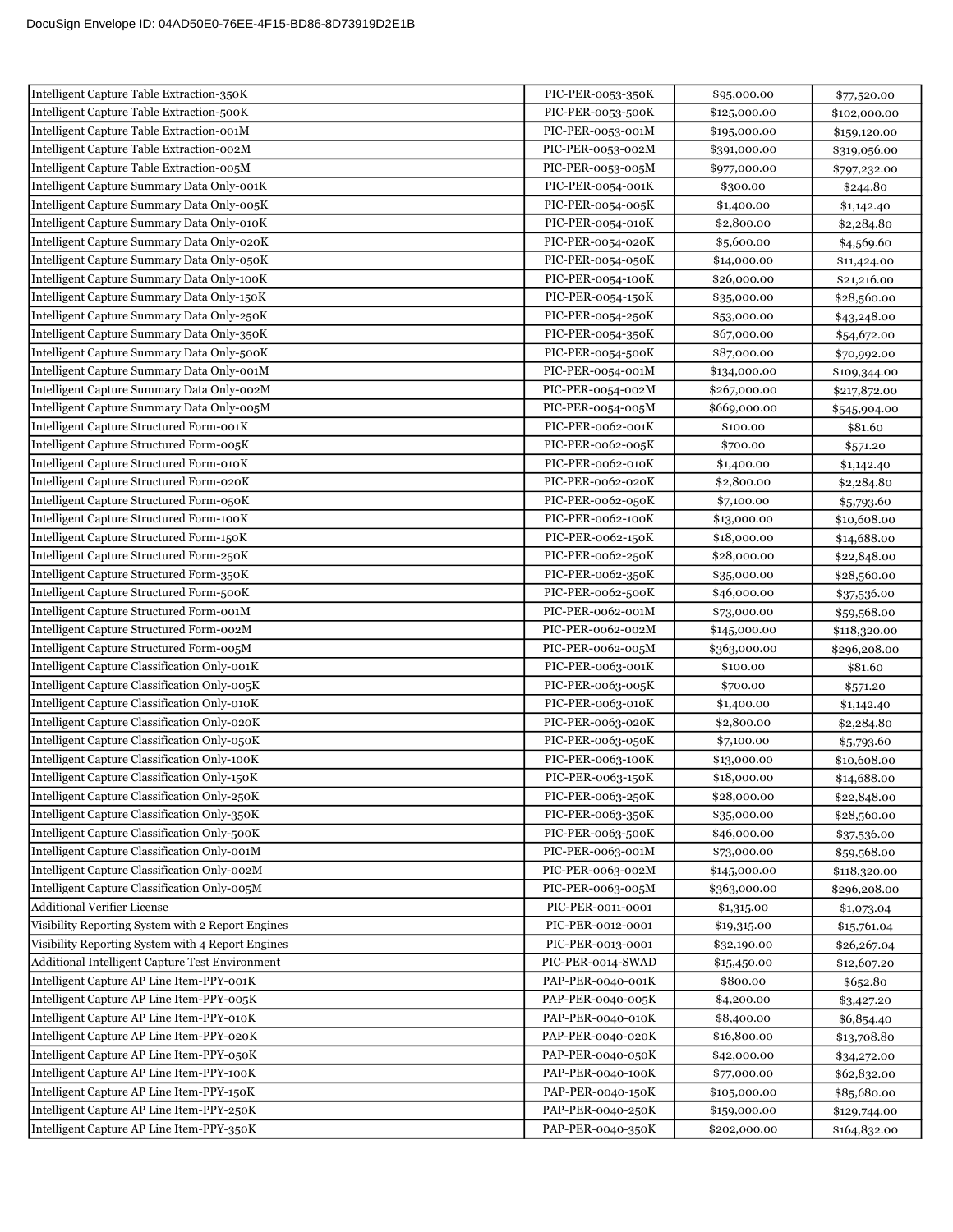| | | | |
|---|---|---|---|
| Intelligent Capture Table Extraction-350K | PIC-PER-0053-350K | $95,000.00 | $77,520.00 |
| Intelligent Capture Table Extraction-500K | PIC-PER-0053-500K | $125,000.00 | $102,000.00 |
| Intelligent Capture Table Extraction-001M | PIC-PER-0053-001M | $195,000.00 | $159,120.00 |
| Intelligent Capture Table Extraction-002M | PIC-PER-0053-002M | $391,000.00 | $319,056.00 |
| Intelligent Capture Table Extraction-005M | PIC-PER-0053-005M | $977,000.00 | $797,232.00 |
| Intelligent Capture Summary Data Only-001K | PIC-PER-0054-001K | $300.00 | $244.80 |
| Intelligent Capture Summary Data Only-005K | PIC-PER-0054-005K | $1,400.00 | $1,142.40 |
| Intelligent Capture Summary Data Only-010K | PIC-PER-0054-010K | $2,800.00 | $2,284.80 |
| Intelligent Capture Summary Data Only-020K | PIC-PER-0054-020K | $5,600.00 | $4,569.60 |
| Intelligent Capture Summary Data Only-050K | PIC-PER-0054-050K | $14,000.00 | $11,424.00 |
| Intelligent Capture Summary Data Only-100K | PIC-PER-0054-100K | $26,000.00 | $21,216.00 |
| Intelligent Capture Summary Data Only-150K | PIC-PER-0054-150K | $35,000.00 | $28,560.00 |
| Intelligent Capture Summary Data Only-250K | PIC-PER-0054-250K | $53,000.00 | $43,248.00 |
| Intelligent Capture Summary Data Only-350K | PIC-PER-0054-350K | $67,000.00 | $54,672.00 |
| Intelligent Capture Summary Data Only-500K | PIC-PER-0054-500K | $87,000.00 | $70,992.00 |
| Intelligent Capture Summary Data Only-001M | PIC-PER-0054-001M | $134,000.00 | $109,344.00 |
| Intelligent Capture Summary Data Only-002M | PIC-PER-0054-002M | $267,000.00 | $217,872.00 |
| Intelligent Capture Summary Data Only-005M | PIC-PER-0054-005M | $669,000.00 | $545,904.00 |
| Intelligent Capture Structured Form-001K | PIC-PER-0062-001K | $100.00 | $81.60 |
| Intelligent Capture Structured Form-005K | PIC-PER-0062-005K | $700.00 | $571.20 |
| Intelligent Capture Structured Form-010K | PIC-PER-0062-010K | $1,400.00 | $1,142.40 |
| Intelligent Capture Structured Form-020K | PIC-PER-0062-020K | $2,800.00 | $2,284.80 |
| Intelligent Capture Structured Form-050K | PIC-PER-0062-050K | $7,100.00 | $5,793.60 |
| Intelligent Capture Structured Form-100K | PIC-PER-0062-100K | $13,000.00 | $10,608.00 |
| Intelligent Capture Structured Form-150K | PIC-PER-0062-150K | $18,000.00 | $14,688.00 |
| Intelligent Capture Structured Form-250K | PIC-PER-0062-250K | $28,000.00 | $22,848.00 |
| Intelligent Capture Structured Form-350K | PIC-PER-0062-350K | $35,000.00 | $28,560.00 |
| Intelligent Capture Structured Form-500K | PIC-PER-0062-500K | $46,000.00 | $37,536.00 |
| Intelligent Capture Structured Form-001M | PIC-PER-0062-001M | $73,000.00 | $59,568.00 |
| Intelligent Capture Structured Form-002M | PIC-PER-0062-002M | $145,000.00 | $118,320.00 |
| Intelligent Capture Structured Form-005M | PIC-PER-0062-005M | $363,000.00 | $296,208.00 |
| Intelligent Capture Classification Only-001K | PIC-PER-0063-001K | $100.00 | $81.60 |
| Intelligent Capture Classification Only-005K | PIC-PER-0063-005K | $700.00 | $571.20 |
| Intelligent Capture Classification Only-010K | PIC-PER-0063-010K | $1,400.00 | $1,142.40 |
| Intelligent Capture Classification Only-020K | PIC-PER-0063-020K | $2,800.00 | $2,284.80 |
| Intelligent Capture Classification Only-050K | PIC-PER-0063-050K | $7,100.00 | $5,793.60 |
| Intelligent Capture Classification Only-100K | PIC-PER-0063-100K | $13,000.00 | $10,608.00 |
| Intelligent Capture Classification Only-150K | PIC-PER-0063-150K | $18,000.00 | $14,688.00 |
| Intelligent Capture Classification Only-250K | PIC-PER-0063-250K | $28,000.00 | $22,848.00 |
| Intelligent Capture Classification Only-350K | PIC-PER-0063-350K | $35,000.00 | $28,560.00 |
| Intelligent Capture Classification Only-500K | PIC-PER-0063-500K | $46,000.00 | $37,536.00 |
| Intelligent Capture Classification Only-001M | PIC-PER-0063-001M | $73,000.00 | $59,568.00 |
| Intelligent Capture Classification Only-002M | PIC-PER-0063-002M | $145,000.00 | $118,320.00 |
| Intelligent Capture Classification Only-005M | PIC-PER-0063-005M | $363,000.00 | $296,208.00 |
| Additional Verifier License | PIC-PER-0011-0001 | $1,315.00 | $1,073.04 |
| Visibility Reporting System with 2 Report Engines | PIC-PER-0012-0001 | $19,315.00 | $15,761.04 |
| Visibility Reporting System with 4 Report Engines | PIC-PER-0013-0001 | $32,190.00 | $26,267.04 |
| Additional Intelligent Capture Test Environment | PIC-PER-0014-SWAD | $15,450.00 | $12,607.20 |
| Intelligent Capture AP Line Item-PPY-001K | PAP-PER-0040-001K | $800.00 | $652.80 |
| Intelligent Capture AP Line Item-PPY-005K | PAP-PER-0040-005K | $4,200.00 | $3,427.20 |
| Intelligent Capture AP Line Item-PPY-010K | PAP-PER-0040-010K | $8,400.00 | $6,854.40 |
| Intelligent Capture AP Line Item-PPY-020K | PAP-PER-0040-020K | $16,800.00 | $13,708.80 |
| Intelligent Capture AP Line Item-PPY-050K | PAP-PER-0040-050K | $42,000.00 | $34,272.00 |
| Intelligent Capture AP Line Item-PPY-100K | PAP-PER-0040-100K | $77,000.00 | $62,832.00 |
| Intelligent Capture AP Line Item-PPY-150K | PAP-PER-0040-150K | $105,000.00 | $85,680.00 |
| Intelligent Capture AP Line Item-PPY-250K | PAP-PER-0040-250K | $159,000.00 | $129,744.00 |
| Intelligent Capture AP Line Item-PPY-350K | PAP-PER-0040-350K | $202,000.00 | $164,832.00 |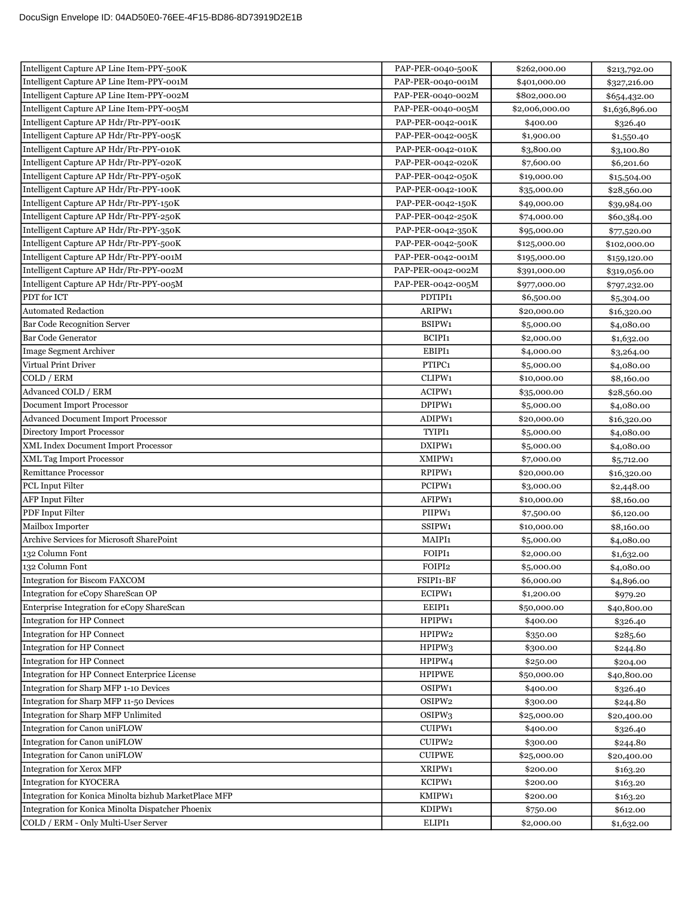| | | | |
|---|---|---|---|
| Intelligent Capture AP Line Item-PPY-500K | PAP-PER-0040-500K | $262,000.00 | $213,792.00 |
| Intelligent Capture AP Line Item-PPY-001M | PAP-PER-0040-001M | $401,000.00 | $327,216.00 |
| Intelligent Capture AP Line Item-PPY-002M | PAP-PER-0040-002M | $802,000.00 | $654,432.00 |
| Intelligent Capture AP Line Item-PPY-005M | PAP-PER-0040-005M | $2,006,000.00 | $1,636,896.00 |
| Intelligent Capture AP Hdr/Ftr-PPY-001K | PAP-PER-0042-001K | $400.00 | $326.40 |
| Intelligent Capture AP Hdr/Ftr-PPY-005K | PAP-PER-0042-005K | $1,900.00 | $1,550.40 |
| Intelligent Capture AP Hdr/Ftr-PPY-010K | PAP-PER-0042-010K | $3,800.00 | $3,100.80 |
| Intelligent Capture AP Hdr/Ftr-PPY-020K | PAP-PER-0042-020K | $7,600.00 | $6,201.60 |
| Intelligent Capture AP Hdr/Ftr-PPY-050K | PAP-PER-0042-050K | $19,000.00 | $15,504.00 |
| Intelligent Capture AP Hdr/Ftr-PPY-100K | PAP-PER-0042-100K | $35,000.00 | $28,560.00 |
| Intelligent Capture AP Hdr/Ftr-PPY-150K | PAP-PER-0042-150K | $49,000.00 | $39,984.00 |
| Intelligent Capture AP Hdr/Ftr-PPY-250K | PAP-PER-0042-250K | $74,000.00 | $60,384.00 |
| Intelligent Capture AP Hdr/Ftr-PPY-350K | PAP-PER-0042-350K | $95,000.00 | $77,520.00 |
| Intelligent Capture AP Hdr/Ftr-PPY-500K | PAP-PER-0042-500K | $125,000.00 | $102,000.00 |
| Intelligent Capture AP Hdr/Ftr-PPY-001M | PAP-PER-0042-001M | $195,000.00 | $159,120.00 |
| Intelligent Capture AP Hdr/Ftr-PPY-002M | PAP-PER-0042-002M | $391,000.00 | $319,056.00 |
| Intelligent Capture AP Hdr/Ftr-PPY-005M | PAP-PER-0042-005M | $977,000.00 | $797,232.00 |
| PDT for ICT | PDTIPI1 | $6,500.00 | $5,304.00 |
| Automated Redaction | ARIPW1 | $20,000.00 | $16,320.00 |
| Bar Code Recognition Server | BSIPW1 | $5,000.00 | $4,080.00 |
| Bar Code Generator | BCIPI1 | $2,000.00 | $1,632.00 |
| Image Segment Archiver | EBIPI1 | $4,000.00 | $3,264.00 |
| Virtual Print Driver | PTIPC1 | $5,000.00 | $4,080.00 |
| COLD / ERM | CLIPW1 | $10,000.00 | $8,160.00 |
| Advanced COLD / ERM | ACIPW1 | $35,000.00 | $28,560.00 |
| Document Import Processor | DPIPW1 | $5,000.00 | $4,080.00 |
| Advanced Document Import Processor | ADIPW1 | $20,000.00 | $16,320.00 |
| Directory Import Processor | TYIPI1 | $5,000.00 | $4,080.00 |
| XML Index Document Import Processor | DXIPW1 | $5,000.00 | $4,080.00 |
| XML Tag Import Processor | XMIPW1 | $7,000.00 | $5,712.00 |
| Remittance Processor | RPIPW1 | $20,000.00 | $16,320.00 |
| PCL Input Filter | PCIPW1 | $3,000.00 | $2,448.00 |
| AFP Input Filter | AFIPW1 | $10,000.00 | $8,160.00 |
| PDF Input Filter | PIIPW1 | $7,500.00 | $6,120.00 |
| Mailbox Importer | SSIPW1 | $10,000.00 | $8,160.00 |
| Archive Services for Microsoft SharePoint | MAIPI1 | $5,000.00 | $4,080.00 |
| 132 Column Font | FOIPI1 | $2,000.00 | $1,632.00 |
| 132 Column Font | FOIPI2 | $5,000.00 | $4,080.00 |
| Integration for Biscom FAXCOM | FSIPI1-BF | $6,000.00 | $4,896.00 |
| Integration for eCopy ShareScan OP | ECIPW1 | $1,200.00 | $979.20 |
| Enterprise Integration for eCopy ShareScan | EEIPI1 | $50,000.00 | $40,800.00 |
| Integration for HP Connect | HPIPW1 | $400.00 | $326.40 |
| Integration for HP Connect | HPIPW2 | $350.00 | $285.60 |
| Integration for HP Connect | HPIPW3 | $300.00 | $244.80 |
| Integration for HP Connect | HPIPW4 | $250.00 | $204.00 |
| Integration for HP Connect Enterprice License | HPIPWE | $50,000.00 | $40,800.00 |
| Integration for Sharp MFP 1-10 Devices | OSIPW1 | $400.00 | $326.40 |
| Integration for Sharp MFP 11-50 Devices | OSIPW2 | $300.00 | $244.80 |
| Integration for Sharp MFP Unlimited | OSIPW3 | $25,000.00 | $20,400.00 |
| Integration for Canon uniFLOW | CUIPW1 | $400.00 | $326.40 |
| Integration for Canon uniFLOW | CUIPW2 | $300.00 | $244.80 |
| Integration for Canon uniFLOW | CUIPWE | $25,000.00 | $20,400.00 |
| Integration for Xerox MFP | XRIPW1 | $200.00 | $163.20 |
| Integration for KYOCERA | KCIPW1 | $200.00 | $163.20 |
| Integration for Konica Minolta bizhub MarketPlace MFP | KMIPW1 | $200.00 | $163.20 |
| Integration for Konica Minolta Dispatcher Phoenix | KDIPW1 | $750.00 | $612.00 |
| COLD / ERM - Only Multi-User Server | ELIPI1 | $2,000.00 | $1,632.00 |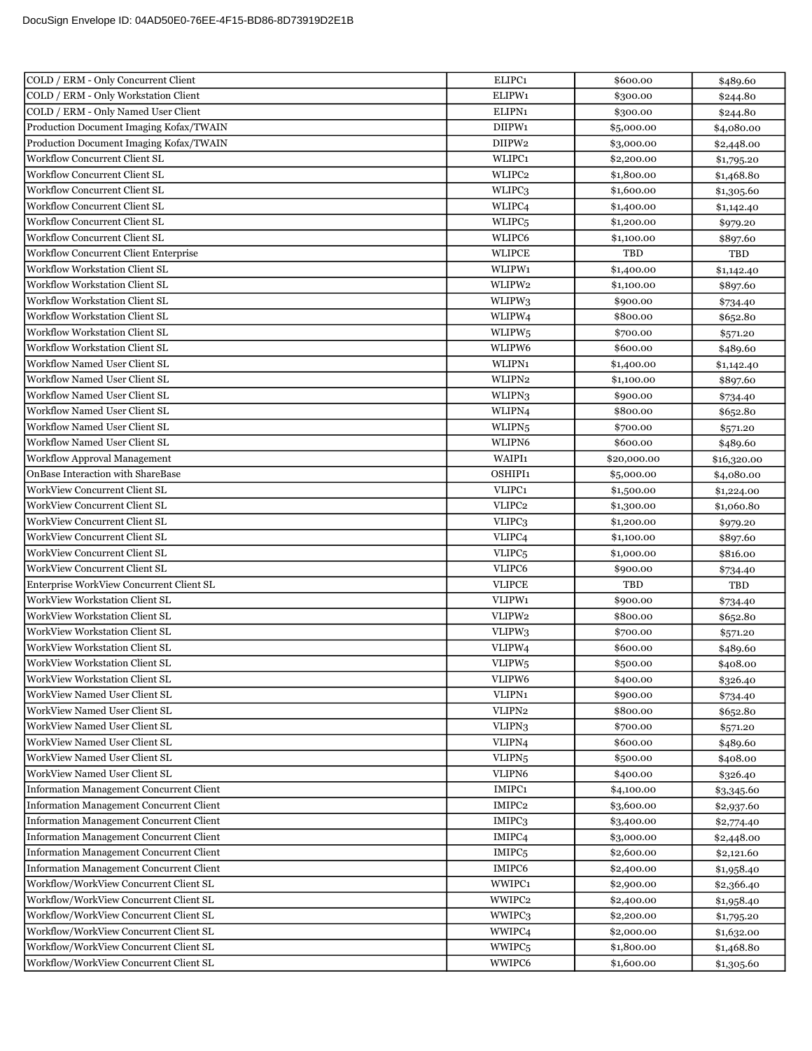| COLD / ERM - Only Concurrent Client | ELIPC1 | $600.00 | $489.60 |
|---|---|---|---|
| COLD / ERM - Only Workstation Client | ELIPW1 | $300.00 | $244.80 |
| COLD / ERM - Only Named User Client | ELIPN1 | $300.00 | $244.80 |
| Production Document Imaging Kofax/TWAIN | DIIPW1 | $5,000.00 | $4,080.00 |
| Production Document Imaging Kofax/TWAIN | DIIPW2 | $3,000.00 | $2,448.00 |
| Workflow Concurrent Client SL | WLIPC1 | $2,200.00 | $1,795.20 |
| Workflow Concurrent Client SL | WLIPC2 | $1,800.00 | $1,468.80 |
| Workflow Concurrent Client SL | WLIPC3 | $1,600.00 | $1,305.60 |
| Workflow Concurrent Client SL | WLIPC4 | $1,400.00 | $1,142.40 |
| Workflow Concurrent Client SL | WLIPC5 | $1,200.00 | $979.20 |
| Workflow Concurrent Client SL | WLIPC6 | $1,100.00 | $897.60 |
| Workflow Concurrent Client Enterprise | WLIPCE | TBD | TBD |
| Workflow Workstation Client SL | WLIPW1 | $1,400.00 | $1,142.40 |
| Workflow Workstation Client SL | WLIPW2 | $1,100.00 | $897.60 |
| Workflow Workstation Client SL | WLIPW3 | $900.00 | $734.40 |
| Workflow Workstation Client SL | WLIPW4 | $800.00 | $652.80 |
| Workflow Workstation Client SL | WLIPW5 | $700.00 | $571.20 |
| Workflow Workstation Client SL | WLIPW6 | $600.00 | $489.60 |
| Workflow Named User Client SL | WLIPN1 | $1,400.00 | $1,142.40 |
| Workflow Named User Client SL | WLIPN2 | $1,100.00 | $897.60 |
| Workflow Named User Client SL | WLIPN3 | $900.00 | $734.40 |
| Workflow Named User Client SL | WLIPN4 | $800.00 | $652.80 |
| Workflow Named User Client SL | WLIPN5 | $700.00 | $571.20 |
| Workflow Named User Client SL | WLIPN6 | $600.00 | $489.60 |
| Workflow Approval Management | WAIPI1 | $20,000.00 | $16,320.00 |
| OnBase Interaction with ShareBase | OSHIPI1 | $5,000.00 | $4,080.00 |
| WorkView Concurrent Client SL | VLIPC1 | $1,500.00 | $1,224.00 |
| WorkView Concurrent Client SL | VLIPC2 | $1,300.00 | $1,060.80 |
| WorkView Concurrent Client SL | VLIPC3 | $1,200.00 | $979.20 |
| WorkView Concurrent Client SL | VLIPC4 | $1,100.00 | $897.60 |
| WorkView Concurrent Client SL | VLIPC5 | $1,000.00 | $816.00 |
| WorkView Concurrent Client SL | VLIPC6 | $900.00 | $734.40 |
| Enterprise WorkView Concurrent Client SL | VLIPCE | TBD | TBD |
| WorkView Workstation Client SL | VLIPW1 | $900.00 | $734.40 |
| WorkView Workstation Client SL | VLIPW2 | $800.00 | $652.80 |
| WorkView Workstation Client SL | VLIPW3 | $700.00 | $571.20 |
| WorkView Workstation Client SL | VLIPW4 | $600.00 | $489.60 |
| WorkView Workstation Client SL | VLIPW5 | $500.00 | $408.00 |
| WorkView Workstation Client SL | VLIPW6 | $400.00 | $326.40 |
| WorkView Named User Client SL | VLIPN1 | $900.00 | $734.40 |
| WorkView Named User Client SL | VLIPN2 | $800.00 | $652.80 |
| WorkView Named User Client SL | VLIPN3 | $700.00 | $571.20 |
| WorkView Named User Client SL | VLIPN4 | $600.00 | $489.60 |
| WorkView Named User Client SL | VLIPN5 | $500.00 | $408.00 |
| WorkView Named User Client SL | VLIPN6 | $400.00 | $326.40 |
| Information Management Concurrent Client | IMIPC1 | $4,100.00 | $3,345.60 |
| Information Management Concurrent Client | IMIPC2 | $3,600.00 | $2,937.60 |
| Information Management Concurrent Client | IMIPC3 | $3,400.00 | $2,774.40 |
| Information Management Concurrent Client | IMIPC4 | $3,000.00 | $2,448.00 |
| Information Management Concurrent Client | IMIPC5 | $2,600.00 | $2,121.60 |
| Information Management Concurrent Client | IMIPC6 | $2,400.00 | $1,958.40 |
| Workflow/WorkView Concurrent Client SL | WWIPC1 | $2,900.00 | $2,366.40 |
| Workflow/WorkView Concurrent Client SL | WWIPC2 | $2,400.00 | $1,958.40 |
| Workflow/WorkView Concurrent Client SL | WWIPC3 | $2,200.00 | $1,795.20 |
| Workflow/WorkView Concurrent Client SL | WWIPC4 | $2,000.00 | $1,632.00 |
| Workflow/WorkView Concurrent Client SL | WWIPC5 | $1,800.00 | $1,468.80 |
| Workflow/WorkView Concurrent Client SL | WWIPC6 | $1,600.00 | $1,305.60 |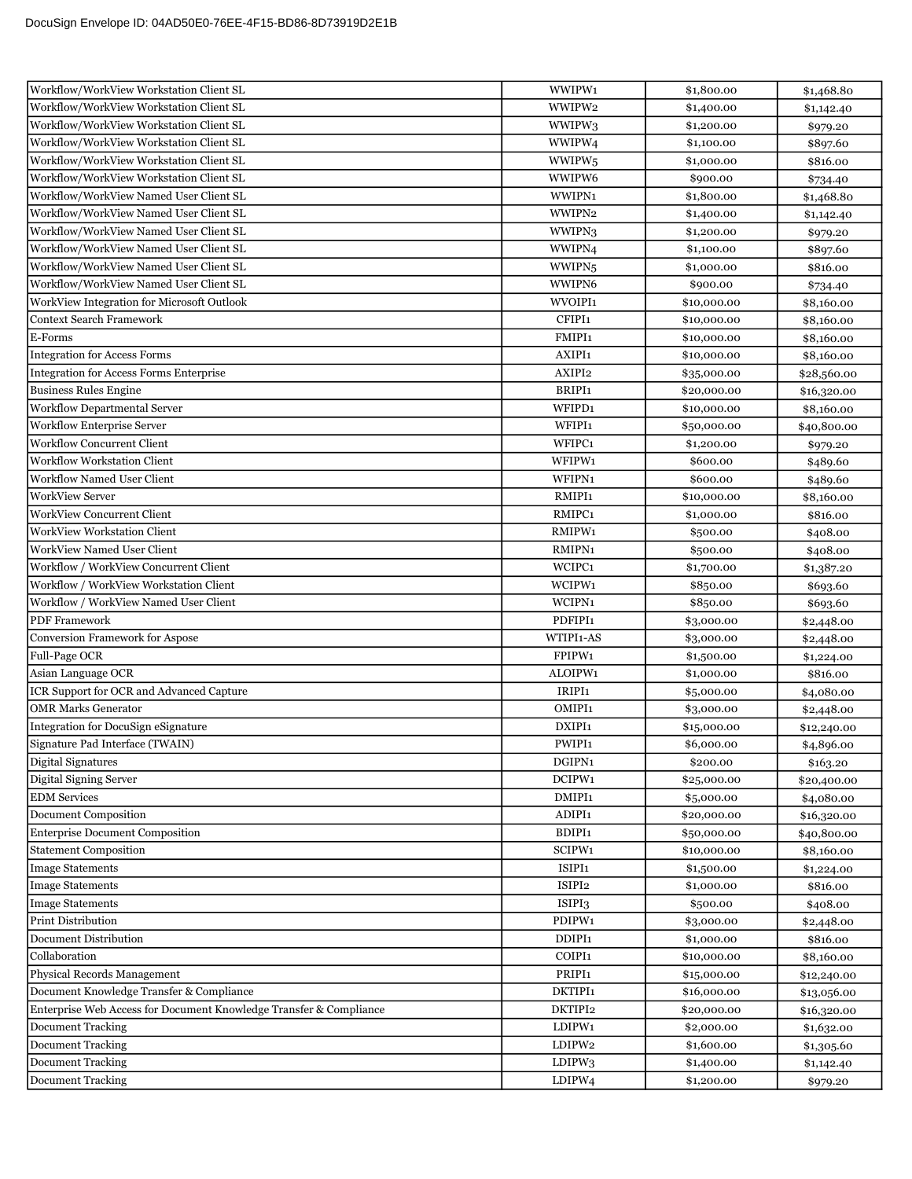| Workflow/WorkView Workstation Client SL | WWIPW1 | $1,800.00 | $1,468.80 |
|---|---|---|---|
| Workflow/WorkView Workstation Client SL | WWIPW2 | $1,400.00 | $1,142.40 |
| Workflow/WorkView Workstation Client SL | WWIPW3 | $1,200.00 | $979.20 |
| Workflow/WorkView Workstation Client SL | WWIPW4 | $1,100.00 | $897.60 |
| Workflow/WorkView Workstation Client SL | WWIPW5 | $1,000.00 | $816.00 |
| Workflow/WorkView Workstation Client SL | WWIPW6 | $900.00 | $734.40 |
| Workflow/WorkView Named User Client SL | WWIPN1 | $1,800.00 | $1,468.80 |
| Workflow/WorkView Named User Client SL | WWIPN2 | $1,400.00 | $1,142.40 |
| Workflow/WorkView Named User Client SL | WWIPN3 | $1,200.00 | $979.20 |
| Workflow/WorkView Named User Client SL | WWIPN4 | $1,100.00 | $897.60 |
| Workflow/WorkView Named User Client SL | WWIPN5 | $1,000.00 | $816.00 |
| Workflow/WorkView Named User Client SL | WWIPN6 | $900.00 | $734.40 |
| WorkView Integration for Microsoft Outlook | WVOIPI1 | $10,000.00 | $8,160.00 |
| Context Search Framework | CFIPI1 | $10,000.00 | $8,160.00 |
| E-Forms | FMIPI1 | $10,000.00 | $8,160.00 |
| Integration for Access Forms | AXIPI1 | $10,000.00 | $8,160.00 |
| Integration for Access Forms Enterprise | AXIPI2 | $35,000.00 | $28,560.00 |
| Business Rules Engine | BRIPI1 | $20,000.00 | $16,320.00 |
| Workflow Departmental Server | WFIPD1 | $10,000.00 | $8,160.00 |
| Workflow Enterprise Server | WFIPI1 | $50,000.00 | $40,800.00 |
| Workflow Concurrent Client | WFIPC1 | $1,200.00 | $979.20 |
| Workflow Workstation Client | WFIPW1 | $600.00 | $489.60 |
| Workflow Named User Client | WFIPN1 | $600.00 | $489.60 |
| WorkView Server | RMIPI1 | $10,000.00 | $8,160.00 |
| WorkView Concurrent Client | RMIPC1 | $1,000.00 | $816.00 |
| WorkView Workstation Client | RMIPW1 | $500.00 | $408.00 |
| WorkView Named User Client | RMIPN1 | $500.00 | $408.00 |
| Workflow / WorkView Concurrent Client | WCIPC1 | $1,700.00 | $1,387.20 |
| Workflow / WorkView Workstation Client | WCIPW1 | $850.00 | $693.60 |
| Workflow / WorkView Named User Client | WCIPN1 | $850.00 | $693.60 |
| PDF Framework | PDFIPI1 | $3,000.00 | $2,448.00 |
| Conversion Framework for Aspose | WTIPI1-AS | $3,000.00 | $2,448.00 |
| Full-Page OCR | FPIPW1 | $1,500.00 | $1,224.00 |
| Asian Language OCR | ALOIPW1 | $1,000.00 | $816.00 |
| ICR Support for OCR and Advanced Capture | IRIPI1 | $5,000.00 | $4,080.00 |
| OMR Marks Generator | OMIPI1 | $3,000.00 | $2,448.00 |
| Integration for DocuSign eSignature | DXIPI1 | $15,000.00 | $12,240.00 |
| Signature Pad Interface (TWAIN) | PWIPI1 | $6,000.00 | $4,896.00 |
| Digital Signatures | DGIPN1 | $200.00 | $163.20 |
| Digital Signing Server | DCIPW1 | $25,000.00 | $20,400.00 |
| EDM Services | DMIPI1 | $5,000.00 | $4,080.00 |
| Document Composition | ADIPI1 | $20,000.00 | $16,320.00 |
| Enterprise Document Composition | BDIPI1 | $50,000.00 | $40,800.00 |
| Statement Composition | SCIPW1 | $10,000.00 | $8,160.00 |
| Image Statements | ISIPI1 | $1,500.00 | $1,224.00 |
| Image Statements | ISIPI2 | $1,000.00 | $816.00 |
| Image Statements | ISIPI3 | $500.00 | $408.00 |
| Print Distribution | PDIPW1 | $3,000.00 | $2,448.00 |
| Document Distribution | DDIPI1 | $1,000.00 | $816.00 |
| Collaboration | COIPI1 | $10,000.00 | $8,160.00 |
| Physical Records Management | PRIPI1 | $15,000.00 | $12,240.00 |
| Document Knowledge Transfer & Compliance | DKTIPI1 | $16,000.00 | $13,056.00 |
| Enterprise Web Access for Document Knowledge Transfer & Compliance | DKTIPI2 | $20,000.00 | $16,320.00 |
| Document Tracking | LDIPW1 | $2,000.00 | $1,632.00 |
| Document Tracking | LDIPW2 | $1,600.00 | $1,305.60 |
| Document Tracking | LDIPW3 | $1,400.00 | $1,142.40 |
| Document Tracking | LDIPW4 | $1,200.00 | $979.20 |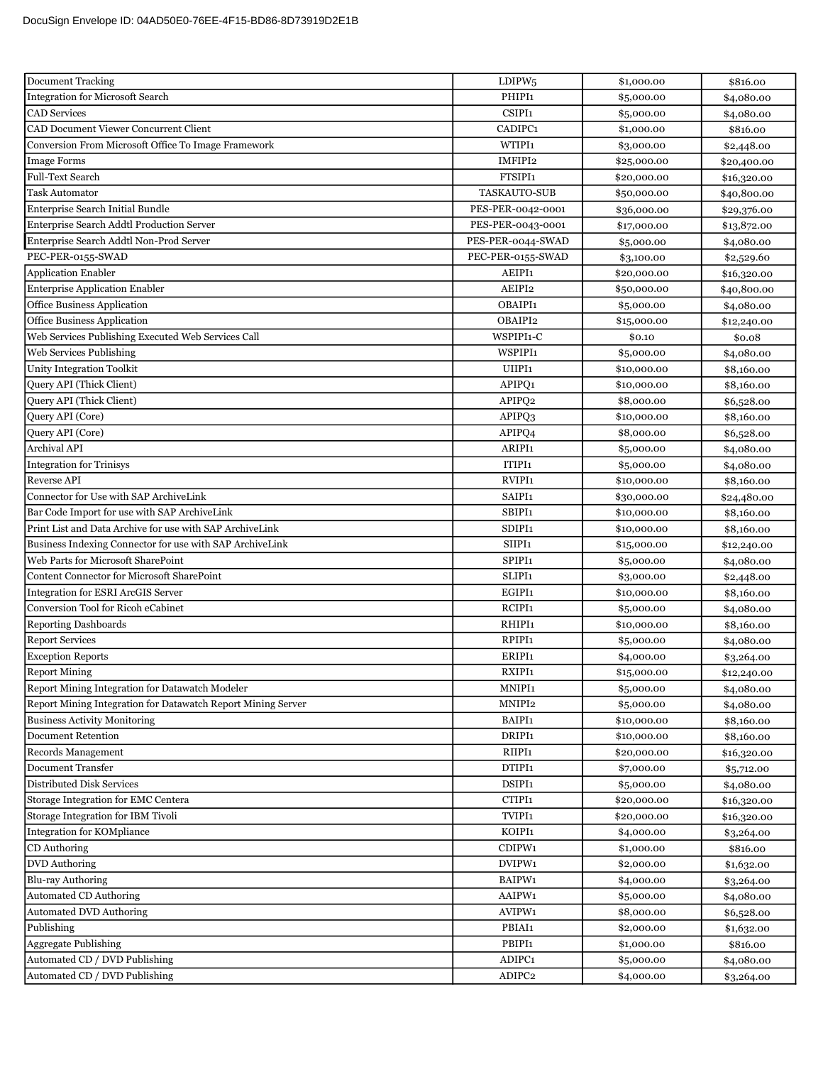| | | | |
|---|---|---|---|
| Document Tracking | LDIPW5 | $1,000.00 | $816.00 |
| Integration for Microsoft Search | PHIPI1 | $5,000.00 | $4,080.00 |
| CAD Services | CSIPI1 | $5,000.00 | $4,080.00 |
| CAD Document Viewer Concurrent Client | CADIPC1 | $1,000.00 | $816.00 |
| Conversion From Microsoft Office To Image Framework | WTIPI1 | $3,000.00 | $2,448.00 |
| Image Forms | IMFIPI2 | $25,000.00 | $20,400.00 |
| Full-Text Search | FTSIPI1 | $20,000.00 | $16,320.00 |
| Task Automator | TASKAUTO-SUB | $50,000.00 | $40,800.00 |
| Enterprise Search Initial Bundle | PES-PER-0042-0001 | $36,000.00 | $29,376.00 |
| Enterprise Search Addtl Production Server | PES-PER-0043-0001 | $17,000.00 | $13,872.00 |
| Enterprise Search Addtl Non-Prod Server | PES-PER-0044-SWAD | $5,000.00 | $4,080.00 |
| PEC-PER-0155-SWAD | PEC-PER-0155-SWAD | $3,100.00 | $2,529.60 |
| Application Enabler | AEIPI1 | $20,000.00 | $16,320.00 |
| Enterprise Application Enabler | AEIPI2 | $50,000.00 | $40,800.00 |
| Office Business Application | OBAIPI1 | $5,000.00 | $4,080.00 |
| Office Business Application | OBAIPI2 | $15,000.00 | $12,240.00 |
| Web Services Publishing Executed Web Services Call | WSPIPI1-C | $0.10 | $0.08 |
| Web Services Publishing | WSPIPI1 | $5,000.00 | $4,080.00 |
| Unity Integration Toolkit | UIIPI1 | $10,000.00 | $8,160.00 |
| Query API (Thick Client) | APIPQ1 | $10,000.00 | $8,160.00 |
| Query API (Thick Client) | APIPQ2 | $8,000.00 | $6,528.00 |
| Query API (Core) | APIPQ3 | $10,000.00 | $8,160.00 |
| Query API (Core) | APIPQ4 | $8,000.00 | $6,528.00 |
| Archival API | ARIPI1 | $5,000.00 | $4,080.00 |
| Integration for Trinisys | ITIPI1 | $5,000.00 | $4,080.00 |
| Reverse API | RVIPI1 | $10,000.00 | $8,160.00 |
| Connector for Use with SAP ArchiveLink | SAIPI1 | $30,000.00 | $24,480.00 |
| Bar Code Import for use with SAP ArchiveLink | SBIPI1 | $10,000.00 | $8,160.00 |
| Print List and Data Archive for use with SAP ArchiveLink | SDIPI1 | $10,000.00 | $8,160.00 |
| Business Indexing Connector for use with SAP ArchiveLink | SIIPI1 | $15,000.00 | $12,240.00 |
| Web Parts for Microsoft SharePoint | SPIPI1 | $5,000.00 | $4,080.00 |
| Content Connector for Microsoft SharePoint | SLIPI1 | $3,000.00 | $2,448.00 |
| Integration for ESRI ArcGIS Server | EGIPI1 | $10,000.00 | $8,160.00 |
| Conversion Tool for Ricoh eCabinet | RCIPI1 | $5,000.00 | $4,080.00 |
| Reporting Dashboards | RHIPI1 | $10,000.00 | $8,160.00 |
| Report Services | RPIPI1 | $5,000.00 | $4,080.00 |
| Exception Reports | ERIPI1 | $4,000.00 | $3,264.00 |
| Report Mining | RXIPI1 | $15,000.00 | $12,240.00 |
| Report Mining Integration for Datawatch Modeler | MNIPI1 | $5,000.00 | $4,080.00 |
| Report Mining Integration for Datawatch Report Mining Server | MNIPI2 | $5,000.00 | $4,080.00 |
| Business Activity Monitoring | BAIPI1 | $10,000.00 | $8,160.00 |
| Document Retention | DRIPI1 | $10,000.00 | $8,160.00 |
| Records Management | RIIPI1 | $20,000.00 | $16,320.00 |
| Document Transfer | DTIPI1 | $7,000.00 | $5,712.00 |
| Distributed Disk Services | DSIPI1 | $5,000.00 | $4,080.00 |
| Storage Integration for EMC Centera | CTIPI1 | $20,000.00 | $16,320.00 |
| Storage Integration for IBM Tivoli | TVIPI1 | $20,000.00 | $16,320.00 |
| Integration for KOMpliance | KOIPI1 | $4,000.00 | $3,264.00 |
| CD Authoring | CDIPW1 | $1,000.00 | $816.00 |
| DVD Authoring | DVIPW1 | $2,000.00 | $1,632.00 |
| Blu-ray Authoring | BAIPW1 | $4,000.00 | $3,264.00 |
| Automated CD Authoring | AAIPW1 | $5,000.00 | $4,080.00 |
| Automated DVD Authoring | AVIPW1 | $8,000.00 | $6,528.00 |
| Publishing | PBIAI1 | $2,000.00 | $1,632.00 |
| Aggregate Publishing | PBIPI1 | $1,000.00 | $816.00 |
| Automated CD / DVD Publishing | ADIPC1 | $5,000.00 | $4,080.00 |
| Automated CD / DVD Publishing | ADIPC2 | $4,000.00 | $3,264.00 |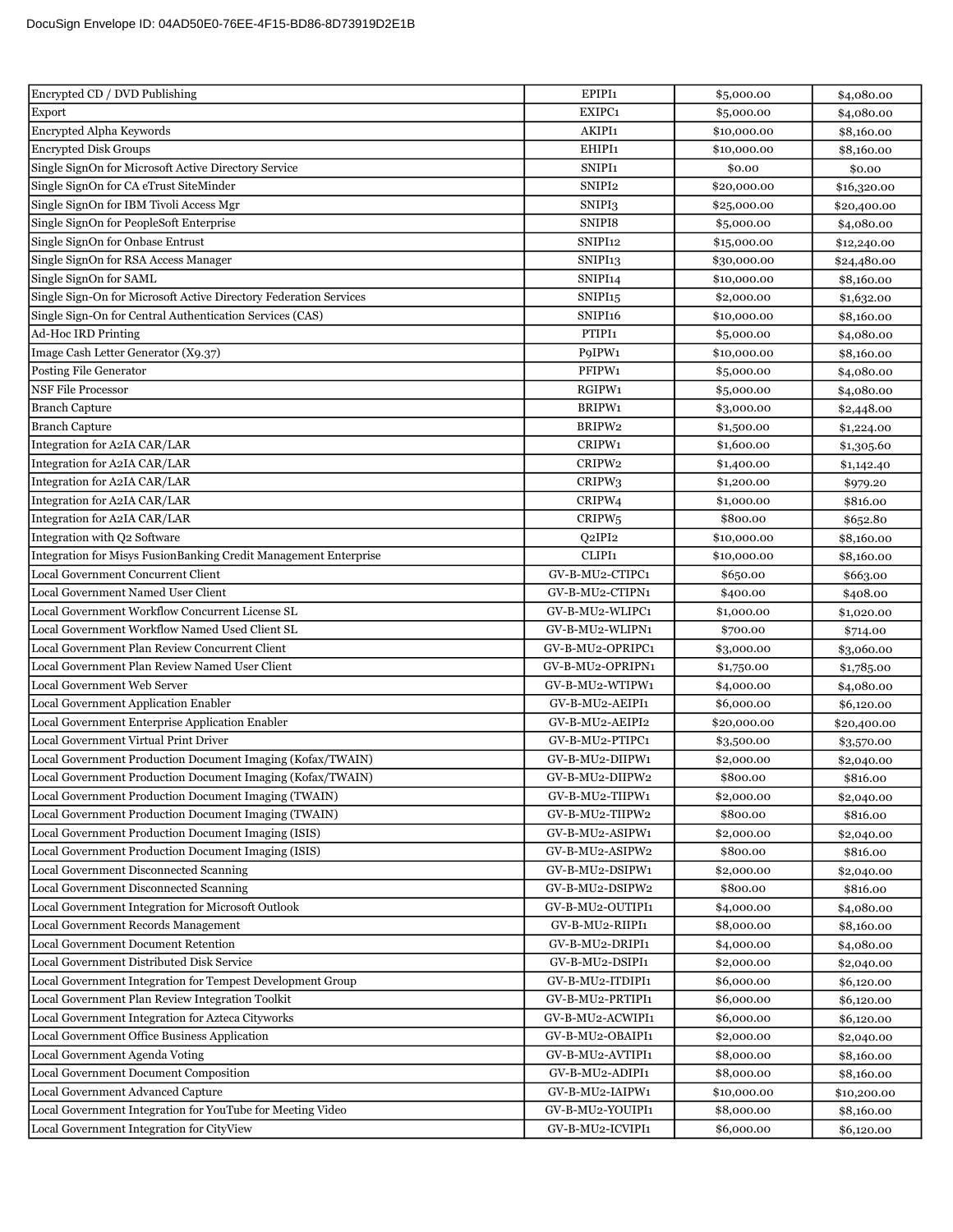| | | | |
|---|---|---|---|
| Encrypted CD / DVD Publishing | EPIPI1 | $5,000.00 | $4,080.00 |
| Export | EXIPC1 | $5,000.00 | $4,080.00 |
| Encrypted Alpha Keywords | AKIPI1 | $10,000.00 | $8,160.00 |
| Encrypted Disk Groups | EHIPI1 | $10,000.00 | $8,160.00 |
| Single SignOn for Microsoft Active Directory Service | SNIPI1 | $0.00 | $0.00 |
| Single SignOn for CA eTrust SiteMinder | SNIPI2 | $20,000.00 | $16,320.00 |
| Single SignOn for IBM Tivoli Access Mgr | SNIPI3 | $25,000.00 | $20,400.00 |
| Single SignOn for PeopleSoft Enterprise | SNIPI8 | $5,000.00 | $4,080.00 |
| Single SignOn for Onbase Entrust | SNIPI12 | $15,000.00 | $12,240.00 |
| Single SignOn for RSA Access Manager | SNIPI13 | $30,000.00 | $24,480.00 |
| Single SignOn for SAML | SNIPI14 | $10,000.00 | $8,160.00 |
| Single Sign-On for Microsoft Active Directory Federation Services | SNIPI15 | $2,000.00 | $1,632.00 |
| Single Sign-On for Central Authentication Services (CAS) | SNIPI16 | $10,000.00 | $8,160.00 |
| Ad-Hoc IRD Printing | PTIPI1 | $5,000.00 | $4,080.00 |
| Image Cash Letter Generator (X9.37) | P9IPW1 | $10,000.00 | $8,160.00 |
| Posting File Generator | PFIPW1 | $5,000.00 | $4,080.00 |
| NSF File Processor | RGIPW1 | $5,000.00 | $4,080.00 |
| Branch Capture | BRIPW1 | $3,000.00 | $2,448.00 |
| Branch Capture | BRIPW2 | $1,500.00 | $1,224.00 |
| Integration for A2IA CAR/LAR | CRIPW1 | $1,600.00 | $1,305.60 |
| Integration for A2IA CAR/LAR | CRIPW2 | $1,400.00 | $1,142.40 |
| Integration for A2IA CAR/LAR | CRIPW3 | $1,200.00 | $979.20 |
| Integration for A2IA CAR/LAR | CRIPW4 | $1,000.00 | $816.00 |
| Integration for A2IA CAR/LAR | CRIPW5 | $800.00 | $652.80 |
| Integration with Q2 Software | Q2IPI2 | $10,000.00 | $8,160.00 |
| Integration for Misys FusionBanking Credit Management Enterprise | CLIPI1 | $10,000.00 | $8,160.00 |
| Local Government Concurrent Client | GV-B-MU2-CTIPC1 | $650.00 | $663.00 |
| Local Government Named User Client | GV-B-MU2-CTIPN1 | $400.00 | $408.00 |
| Local Government Workflow Concurrent License SL | GV-B-MU2-WLIPC1 | $1,000.00 | $1,020.00 |
| Local Government Workflow Named Used Client SL | GV-B-MU2-WLIPN1 | $700.00 | $714.00 |
| Local Government Plan Review Concurrent Client | GV-B-MU2-OPRIPC1 | $3,000.00 | $3,060.00 |
| Local Government Plan Review Named User Client | GV-B-MU2-OPRIPN1 | $1,750.00 | $1,785.00 |
| Local Government Web Server | GV-B-MU2-WTIPW1 | $4,000.00 | $4,080.00 |
| Local Government Application Enabler | GV-B-MU2-AEIPI1 | $6,000.00 | $6,120.00 |
| Local Government Enterprise Application Enabler | GV-B-MU2-AEIPI2 | $20,000.00 | $20,400.00 |
| Local Government Virtual Print Driver | GV-B-MU2-PTIPC1 | $3,500.00 | $3,570.00 |
| Local Government Production Document Imaging (Kofax/TWAIN) | GV-B-MU2-DIIPW1 | $2,000.00 | $2,040.00 |
| Local Government Production Document Imaging (Kofax/TWAIN) | GV-B-MU2-DIIPW2 | $800.00 | $816.00 |
| Local Government Production Document Imaging (TWAIN) | GV-B-MU2-TIIPW1 | $2,000.00 | $2,040.00 |
| Local Government Production Document Imaging (TWAIN) | GV-B-MU2-TIIPW2 | $800.00 | $816.00 |
| Local Government Production Document Imaging (ISIS) | GV-B-MU2-ASIPW1 | $2,000.00 | $2,040.00 |
| Local Government Production Document Imaging (ISIS) | GV-B-MU2-ASIPW2 | $800.00 | $816.00 |
| Local Government Disconnected Scanning | GV-B-MU2-DSIPW1 | $2,000.00 | $2,040.00 |
| Local Government Disconnected Scanning | GV-B-MU2-DSIPW2 | $800.00 | $816.00 |
| Local Government Integration for Microsoft Outlook | GV-B-MU2-OUTIPI1 | $4,000.00 | $4,080.00 |
| Local Government Records Management | GV-B-MU2-RIIPI1 | $8,000.00 | $8,160.00 |
| Local Government Document Retention | GV-B-MU2-DRIPI1 | $4,000.00 | $4,080.00 |
| Local Government Distributed Disk Service | GV-B-MU2-DSIPI1 | $2,000.00 | $2,040.00 |
| Local Government Integration for Tempest Development Group | GV-B-MU2-ITDIPI1 | $6,000.00 | $6,120.00 |
| Local Government Plan Review Integration Toolkit | GV-B-MU2-PRTIPI1 | $6,000.00 | $6,120.00 |
| Local Government Integration for Azteca Cityworks | GV-B-MU2-ACWIPI1 | $6,000.00 | $6,120.00 |
| Local Government Office Business Application | GV-B-MU2-OBAIPI1 | $2,000.00 | $2,040.00 |
| Local Government Agenda Voting | GV-B-MU2-AVTIPI1 | $8,000.00 | $8,160.00 |
| Local Government Document Composition | GV-B-MU2-ADIPI1 | $8,000.00 | $8,160.00 |
| Local Government Advanced Capture | GV-B-MU2-IAIPW1 | $10,000.00 | $10,200.00 |
| Local Government Integration for YouTube for Meeting Video | GV-B-MU2-YOUIPI1 | $8,000.00 | $8,160.00 |
| Local Government Integration for CityView | GV-B-MU2-ICVIPI1 | $6,000.00 | $6,120.00 |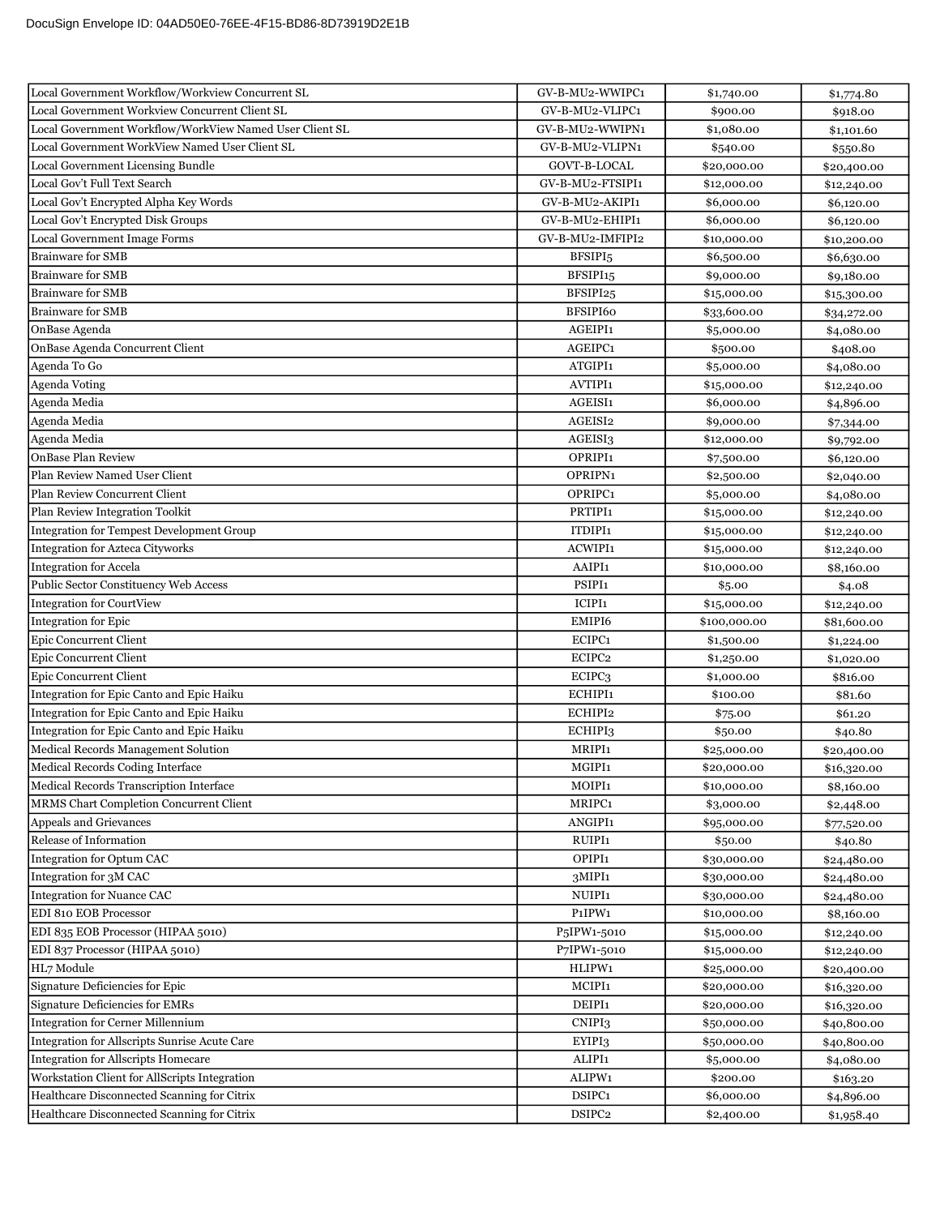| | | | |
|---|---|---|---|
| Local Government Workflow/Workview Concurrent SL | GV-B-MU2-WWIPC1 | $1,740.00 | $1,774.80 |
| Local Government Workview Concurrent Client SL | GV-B-MU2-VLIPC1 | $900.00 | $918.00 |
| Local Government Workflow/WorkView Named User Client SL | GV-B-MU2-WWIPN1 | $1,080.00 | $1,101.60 |
| Local Government WorkView Named User Client SL | GV-B-MU2-VLIPN1 | $540.00 | $550.80 |
| Local Government Licensing Bundle | GOVT-B-LOCAL | $20,000.00 | $20,400.00 |
| Local Gov't Full Text Search | GV-B-MU2-FTSIPI1 | $12,000.00 | $12,240.00 |
| Local Gov't Encrypted Alpha Key Words | GV-B-MU2-AKIPI1 | $6,000.00 | $6,120.00 |
| Local Gov't Encrypted Disk Groups | GV-B-MU2-EHIPI1 | $6,000.00 | $6,120.00 |
| Local Government Image Forms | GV-B-MU2-IMFIPI2 | $10,000.00 | $10,200.00 |
| Brainware for SMB | BFSIPI5 | $6,500.00 | $6,630.00 |
| Brainware for SMB | BFSIPI15 | $9,000.00 | $9,180.00 |
| Brainware for SMB | BFSIPI25 | $15,000.00 | $15,300.00 |
| Brainware for SMB | BFSIPI60 | $33,600.00 | $34,272.00 |
| OnBase Agenda | AGEIPI1 | $5,000.00 | $4,080.00 |
| OnBase Agenda Concurrent Client | AGEIPC1 | $500.00 | $408.00 |
| Agenda To Go | ATGIPI1 | $5,000.00 | $4,080.00 |
| Agenda Voting | AVTIPI1 | $15,000.00 | $12,240.00 |
| Agenda Media | AGEISI1 | $6,000.00 | $4,896.00 |
| Agenda Media | AGEISI2 | $9,000.00 | $7,344.00 |
| Agenda Media | AGEISI3 | $12,000.00 | $9,792.00 |
| OnBase Plan Review | OPRIPI1 | $7,500.00 | $6,120.00 |
| Plan Review Named User Client | OPRIPN1 | $2,500.00 | $2,040.00 |
| Plan Review Concurrent Client | OPRIPC1 | $5,000.00 | $4,080.00 |
| Plan Review Integration Toolkit | PRTIPI1 | $15,000.00 | $12,240.00 |
| Integration for Tempest Development Group | ITDIPI1 | $15,000.00 | $12,240.00 |
| Integration for Azteca Cityworks | ACWIPI1 | $15,000.00 | $12,240.00 |
| Integration for Accela | AAIPI1 | $10,000.00 | $8,160.00 |
| Public Sector Constituency Web Access | PSIPI1 | $5.00 | $4.08 |
| Integration for CourtView | ICIPI1 | $15,000.00 | $12,240.00 |
| Integration for Epic | EMIPI6 | $100,000.00 | $81,600.00 |
| Epic Concurrent Client | ECIPC1 | $1,500.00 | $1,224.00 |
| Epic Concurrent Client | ECIPC2 | $1,250.00 | $1,020.00 |
| Epic Concurrent Client | ECIPC3 | $1,000.00 | $816.00 |
| Integration for Epic Canto and Epic Haiku | ECHIPI1 | $100.00 | $81.60 |
| Integration for Epic Canto and Epic Haiku | ECHIPI2 | $75.00 | $61.20 |
| Integration for Epic Canto and Epic Haiku | ECHIPI3 | $50.00 | $40.80 |
| Medical Records Management Solution | MRIPI1 | $25,000.00 | $20,400.00 |
| Medical Records Coding Interface | MGIPI1 | $20,000.00 | $16,320.00 |
| Medical Records Transcription Interface | MOIPI1 | $10,000.00 | $8,160.00 |
| MRMS Chart Completion Concurrent Client | MRIPC1 | $3,000.00 | $2,448.00 |
| Appeals and Grievances | ANGIPI1 | $95,000.00 | $77,520.00 |
| Release of Information | RUIPI1 | $50.00 | $40.80 |
| Integration for Optum CAC | OPIPI1 | $30,000.00 | $24,480.00 |
| Integration for 3M CAC | 3MIPI1 | $30,000.00 | $24,480.00 |
| Integration for Nuance CAC | NUIPI1 | $30,000.00 | $24,480.00 |
| EDI 810 EOB Processor | P1IPW1 | $10,000.00 | $8,160.00 |
| EDI 835 EOB Processor (HIPAA 5010) | P5IPW1-5010 | $15,000.00 | $12,240.00 |
| EDI 837 Processor (HIPAA 5010) | P7IPW1-5010 | $15,000.00 | $12,240.00 |
| HL7 Module | HLIPW1 | $25,000.00 | $20,400.00 |
| Signature Deficiencies for Epic | MCIPI1 | $20,000.00 | $16,320.00 |
| Signature Deficiencies for EMRs | DEIPI1 | $20,000.00 | $16,320.00 |
| Integration for Cerner Millennium | CNIPI3 | $50,000.00 | $40,800.00 |
| Integration for Allscripts Sunrise Acute Care | EYIPI3 | $50,000.00 | $40,800.00 |
| Integration for Allscripts Homecare | ALIPI1 | $5,000.00 | $4,080.00 |
| Workstation Client for AllScripts Integration | ALIPW1 | $200.00 | $163.20 |
| Healthcare Disconnected Scanning for Citrix | DSIPC1 | $6,000.00 | $4,896.00 |
| Healthcare Disconnected Scanning for Citrix | DSIPC2 | $2,400.00 | $1,958.40 |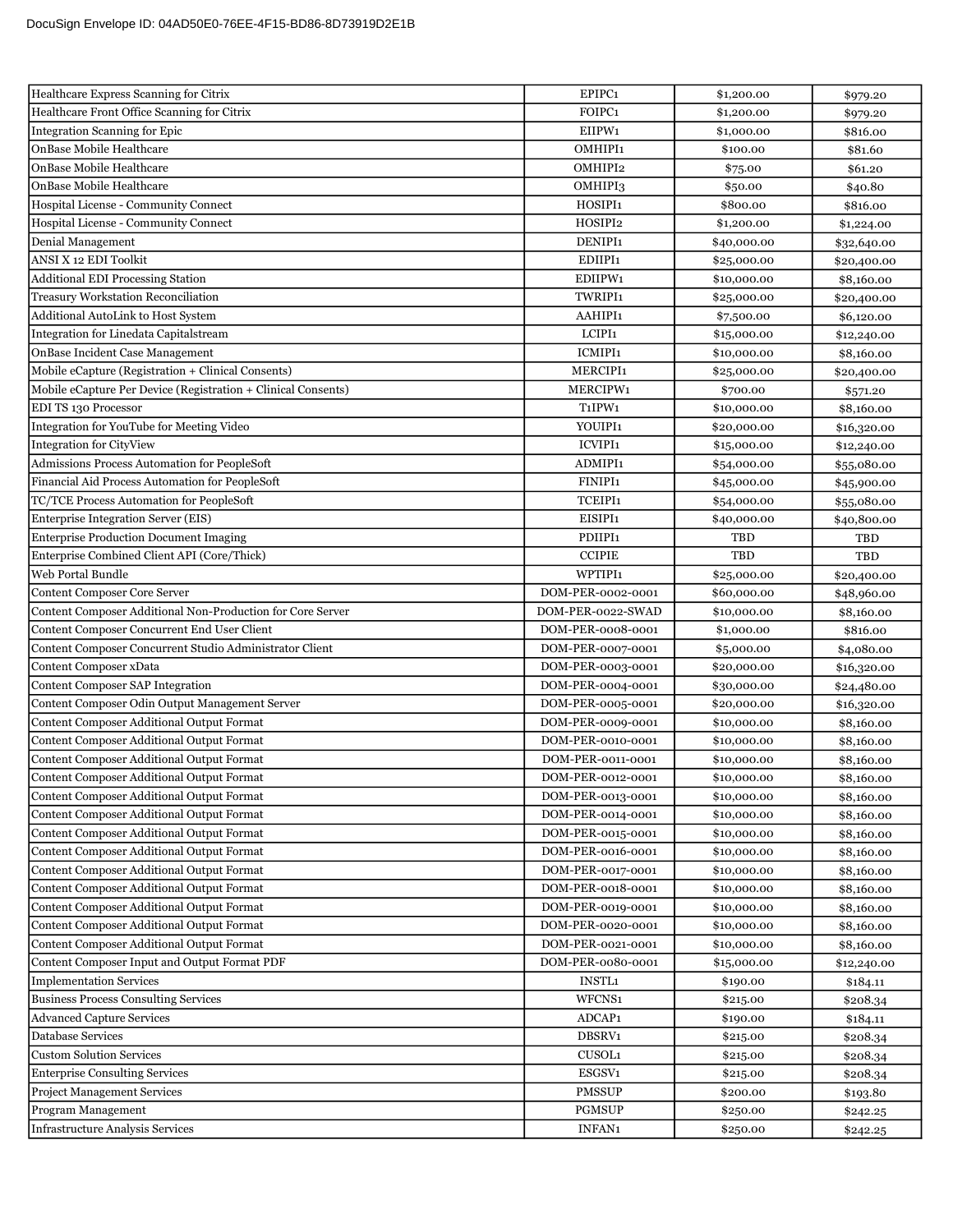| | | | |
|---|---|---|---|
| Healthcare Express Scanning for Citrix | EPIPC1 | $1,200.00 | $979.20 |
| Healthcare Front Office Scanning for Citrix | FOIPC1 | $1,200.00 | $979.20 |
| Integration Scanning for Epic | EIIPW1 | $1,000.00 | $816.00 |
| OnBase Mobile Healthcare | OMHIPI1 | $100.00 | $81.60 |
| OnBase Mobile Healthcare | OMHIPI2 | $75.00 | $61.20 |
| OnBase Mobile Healthcare | OMHIPI3 | $50.00 | $40.80 |
| Hospital License - Community Connect | HOSIPI1 | $800.00 | $816.00 |
| Hospital License - Community Connect | HOSIPI2 | $1,200.00 | $1,224.00 |
| Denial Management | DENIPI1 | $40,000.00 | $32,640.00 |
| ANSI X 12 EDI Toolkit | EDIIPI1 | $25,000.00 | $20,400.00 |
| Additional EDI Processing Station | EDIIPW1 | $10,000.00 | $8,160.00 |
| Treasury Workstation Reconciliation | TWRIPI1 | $25,000.00 | $20,400.00 |
| Additional AutoLink to Host System | AAHIPI1 | $7,500.00 | $6,120.00 |
| Integration for Linedata Capitalstream | LCIPI1 | $15,000.00 | $12,240.00 |
| OnBase Incident Case Management | ICMIPI1 | $10,000.00 | $8,160.00 |
| Mobile eCapture (Registration + Clinical Consents) | MERCIPI1 | $25,000.00 | $20,400.00 |
| Mobile eCapture Per Device (Registration + Clinical Consents) | MERCIPW1 | $700.00 | $571.20 |
| EDI TS 130 Processor | T1IPW1 | $10,000.00 | $8,160.00 |
| Integration for YouTube for Meeting Video | YOUIPI1 | $20,000.00 | $16,320.00 |
| Integration for CityView | ICVIPI1 | $15,000.00 | $12,240.00 |
| Admissions Process Automation for PeopleSoft | ADMIPI1 | $54,000.00 | $55,080.00 |
| Financial Aid Process Automation for PeopleSoft | FINIPI1 | $45,000.00 | $45,900.00 |
| TC/TCE Process Automation for PeopleSoft | TCEIPI1 | $54,000.00 | $55,080.00 |
| Enterprise Integration Server (EIS) | EISIPI1 | $40,000.00 | $40,800.00 |
| Enterprise Production Document Imaging | PDIIPI1 | TBD | TBD |
| Enterprise Combined Client API (Core/Thick) | CCIPIE | TBD | TBD |
| Web Portal Bundle | WPTIPI1 | $25,000.00 | $20,400.00 |
| Content Composer Core Server | DOM-PER-0002-0001 | $60,000.00 | $48,960.00 |
| Content Composer Additional Non-Production for Core Server | DOM-PER-0022-SWAD | $10,000.00 | $8,160.00 |
| Content Composer Concurrent End User Client | DOM-PER-0008-0001 | $1,000.00 | $816.00 |
| Content Composer Concurrent Studio Administrator Client | DOM-PER-0007-0001 | $5,000.00 | $4,080.00 |
| Content Composer xData | DOM-PER-0003-0001 | $20,000.00 | $16,320.00 |
| Content Composer SAP Integration | DOM-PER-0004-0001 | $30,000.00 | $24,480.00 |
| Content Composer Odin Output Management Server | DOM-PER-0005-0001 | $20,000.00 | $16,320.00 |
| Content Composer Additional Output Format | DOM-PER-0009-0001 | $10,000.00 | $8,160.00 |
| Content Composer Additional Output Format | DOM-PER-0010-0001 | $10,000.00 | $8,160.00 |
| Content Composer Additional Output Format | DOM-PER-0011-0001 | $10,000.00 | $8,160.00 |
| Content Composer Additional Output Format | DOM-PER-0012-0001 | $10,000.00 | $8,160.00 |
| Content Composer Additional Output Format | DOM-PER-0013-0001 | $10,000.00 | $8,160.00 |
| Content Composer Additional Output Format | DOM-PER-0014-0001 | $10,000.00 | $8,160.00 |
| Content Composer Additional Output Format | DOM-PER-0015-0001 | $10,000.00 | $8,160.00 |
| Content Composer Additional Output Format | DOM-PER-0016-0001 | $10,000.00 | $8,160.00 |
| Content Composer Additional Output Format | DOM-PER-0017-0001 | $10,000.00 | $8,160.00 |
| Content Composer Additional Output Format | DOM-PER-0018-0001 | $10,000.00 | $8,160.00 |
| Content Composer Additional Output Format | DOM-PER-0019-0001 | $10,000.00 | $8,160.00 |
| Content Composer Additional Output Format | DOM-PER-0020-0001 | $10,000.00 | $8,160.00 |
| Content Composer Additional Output Format | DOM-PER-0021-0001 | $10,000.00 | $8,160.00 |
| Content Composer Input and Output Format PDF | DOM-PER-0080-0001 | $15,000.00 | $12,240.00 |
| Implementation Services | INSTL1 | $190.00 | $184.11 |
| Business Process Consulting Services | WFCNS1 | $215.00 | $208.34 |
| Advanced Capture Services | ADCAP1 | $190.00 | $184.11 |
| Database Services | DBSRV1 | $215.00 | $208.34 |
| Custom Solution Services | CUSOL1 | $215.00 | $208.34 |
| Enterprise Consulting Services | ESGSV1 | $215.00 | $208.34 |
| Project Management Services | PMSSUP | $200.00 | $193.80 |
| Program Management | PGMSUP | $250.00 | $242.25 |
| Infrastructure Analysis Services | INFAN1 | $250.00 | $242.25 |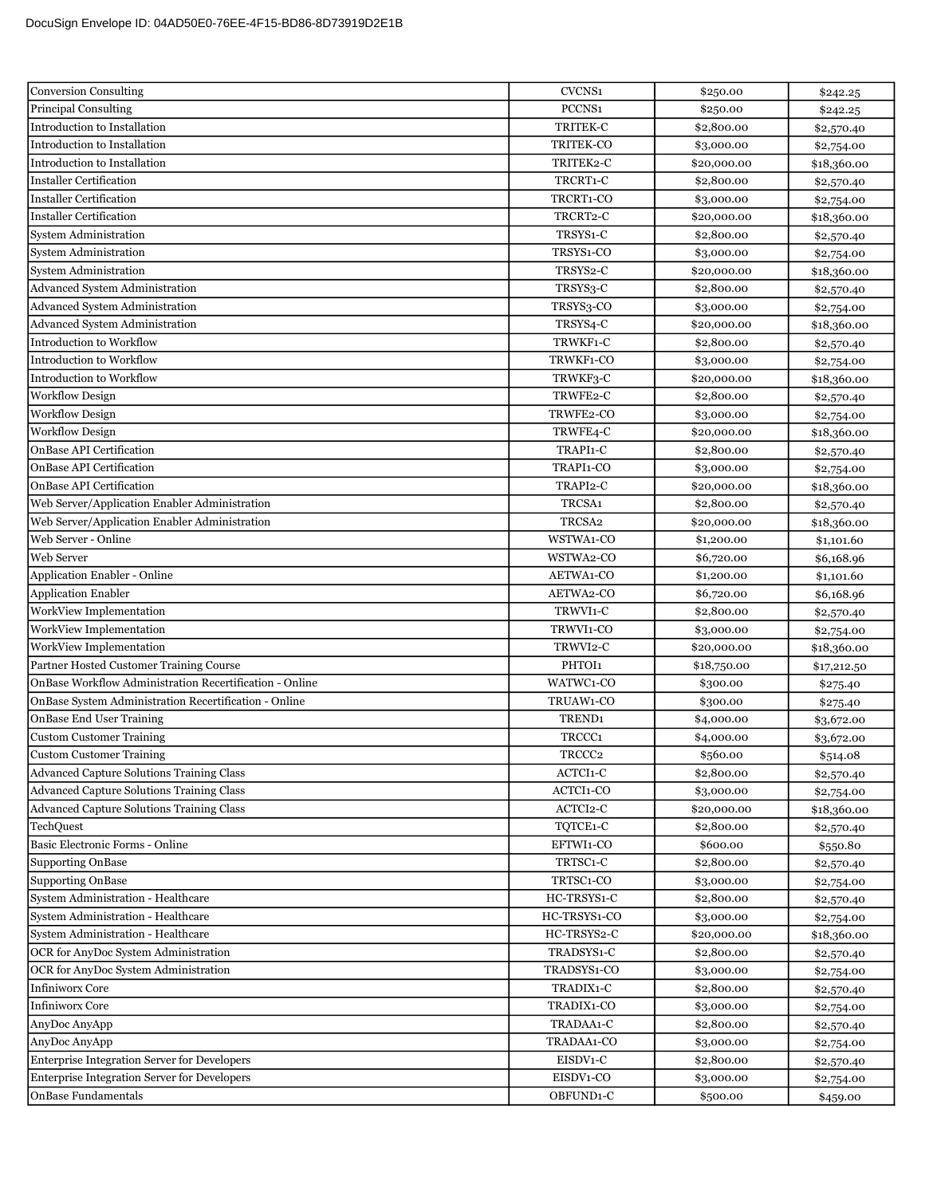| Conversion Consulting | CVCNS1 | $250.00 | $242.25 |
|---|---|---|---|
| Principal Consulting | PCCNS1 | $250.00 | $242.25 |
| Introduction to Installation | TRITEK-C | $2,800.00 | $2,570.40 |
| Introduction to Installation | TRITEK-CO | $3,000.00 | $2,754.00 |
| Introduction to Installation | TRITEK2-C | $20,000.00 | $18,360.00 |
| Installer Certification | TRCRT1-C | $2,800.00 | $2,570.40 |
| Installer Certification | TRCRT1-CO | $3,000.00 | $2,754.00 |
| Installer Certification | TRCRT2-C | $20,000.00 | $18,360.00 |
| System Administration | TRSYS1-C | $2,800.00 | $2,570.40 |
| System Administration | TRSYS1-CO | $3,000.00 | $2,754.00 |
| System Administration | TRSYS2-C | $20,000.00 | $18,360.00 |
| Advanced System Administration | TRSYS3-C | $2,800.00 | $2,570.40 |
| Advanced System Administration | TRSYS3-CO | $3,000.00 | $2,754.00 |
| Advanced System Administration | TRSYS4-C | $20,000.00 | $18,360.00 |
| Introduction to Workflow | TRWKF1-C | $2,800.00 | $2,570.40 |
| Introduction to Workflow | TRWKF1-CO | $3,000.00 | $2,754.00 |
| Introduction to Workflow | TRWKF3-C | $20,000.00 | $18,360.00 |
| Workflow Design | TRWFE2-C | $2,800.00 | $2,570.40 |
| Workflow Design | TRWFE2-CO | $3,000.00 | $2,754.00 |
| Workflow Design | TRWFE4-C | $20,000.00 | $18,360.00 |
| OnBase API Certification | TRAPI1-C | $2,800.00 | $2,570.40 |
| OnBase API Certification | TRAPI1-CO | $3,000.00 | $2,754.00 |
| OnBase API Certification | TRAPI2-C | $20,000.00 | $18,360.00 |
| Web Server/Application Enabler Administration | TRCSA1 | $2,800.00 | $2,570.40 |
| Web Server/Application Enabler Administration | TRCSA2 | $20,000.00 | $18,360.00 |
| Web Server - Online | WSTWA1-CO | $1,200.00 | $1,101.60 |
| Web Server | WSTWA2-CO | $6,720.00 | $6,168.96 |
| Application Enabler - Online | AETWA1-CO | $1,200.00 | $1,101.60 |
| Application Enabler | AETWA2-CO | $6,720.00 | $6,168.96 |
| WorkView Implementation | TRWVI1-C | $2,800.00 | $2,570.40 |
| WorkView Implementation | TRWVI1-CO | $3,000.00 | $2,754.00 |
| WorkView Implementation | TRWVI2-C | $20,000.00 | $18,360.00 |
| Partner Hosted Customer Training Course | PHTOI1 | $18,750.00 | $17,212.50 |
| OnBase Workflow Administration Recertification - Online | WATWC1-CO | $300.00 | $275.40 |
| OnBase System Administration Recertification - Online | TRUAW1-CO | $300.00 | $275.40 |
| OnBase End User Training | TREND1 | $4,000.00 | $3,672.00 |
| Custom Customer Training | TRCCC1 | $4,000.00 | $3,672.00 |
| Custom Customer Training | TRCCC2 | $560.00 | $514.08 |
| Advanced Capture Solutions Training Class | ACTCI1-C | $2,800.00 | $2,570.40 |
| Advanced Capture Solutions Training Class | ACTCI1-CO | $3,000.00 | $2,754.00 |
| Advanced Capture Solutions Training Class | ACTCI2-C | $20,000.00 | $18,360.00 |
| TechQuest | TQTCE1-C | $2,800.00 | $2,570.40 |
| Basic Electronic Forms - Online | EFTWI1-CO | $600.00 | $550.80 |
| Supporting OnBase | TRTSC1-C | $2,800.00 | $2,570.40 |
| Supporting OnBase | TRTSC1-CO | $3,000.00 | $2,754.00 |
| System Administration - Healthcare | HC-TRSYS1-C | $2,800.00 | $2,570.40 |
| System Administration - Healthcare | HC-TRSYS1-CO | $3,000.00 | $2,754.00 |
| System Administration - Healthcare | HC-TRSYS2-C | $20,000.00 | $18,360.00 |
| OCR for AnyDoc System Administration | TRADSYS1-C | $2,800.00 | $2,570.40 |
| OCR for AnyDoc System Administration | TRADSYS1-CO | $3,000.00 | $2,754.00 |
| Infiniworx Core | TRADIX1-C | $2,800.00 | $2,570.40 |
| Infiniworx Core | TRADIX1-CO | $3,000.00 | $2,754.00 |
| AnyDoc AnyApp | TRADAA1-C | $2,800.00 | $2,570.40 |
| AnyDoc AnyApp | TRADAA1-CO | $3,000.00 | $2,754.00 |
| Enterprise Integration Server for Developers | EISDV1-C | $2,800.00 | $2,570.40 |
| Enterprise Integration Server for Developers | EISDV1-CO | $3,000.00 | $2,754.00 |
| OnBase Fundamentals | OBFUND1-C | $500.00 | $459.00 |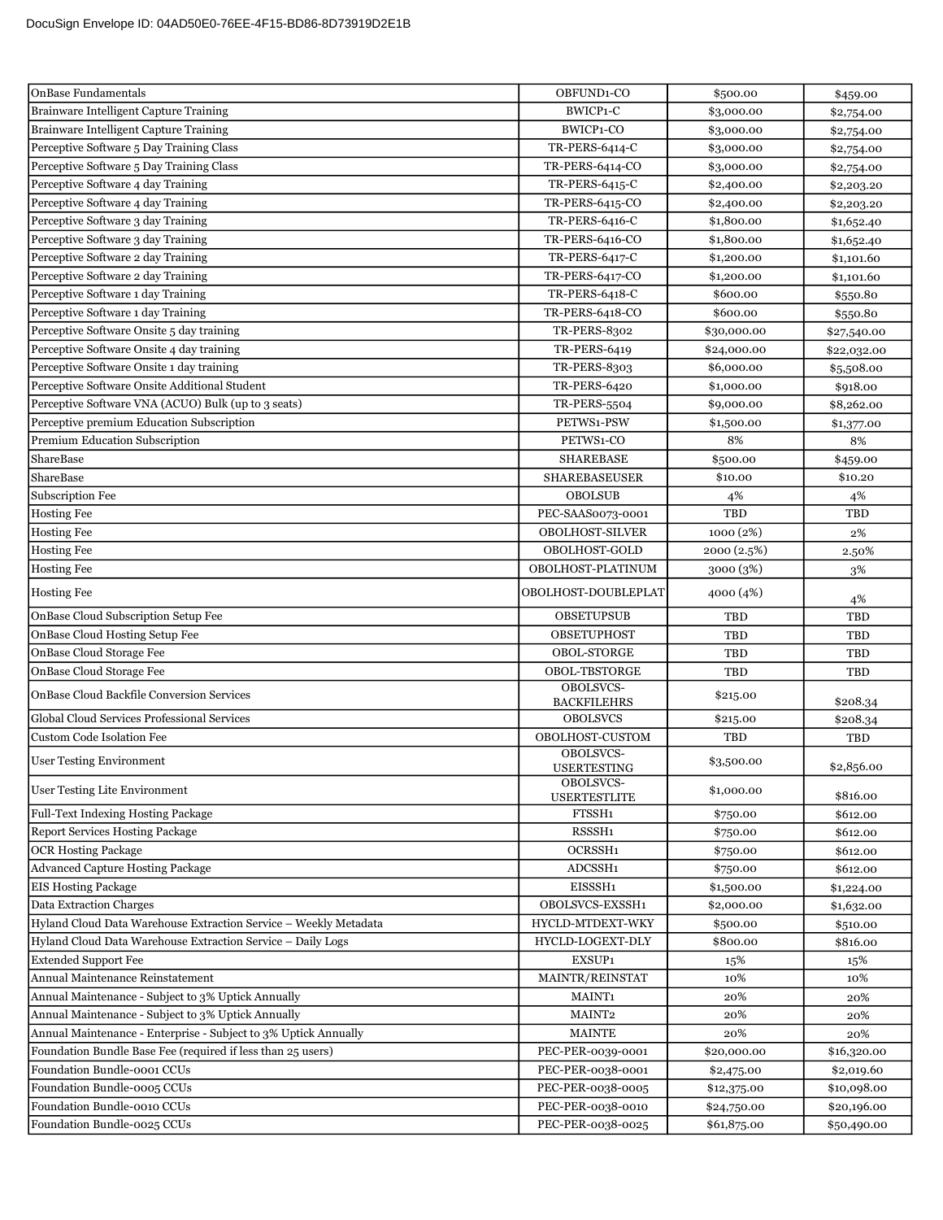| | | | |
|---|---|---|---|
| OnBase Fundamentals | OBFUND1-CO | $500.00 | $459.00 |
| Brainware Intelligent Capture Training | BWICP1-C | $3,000.00 | $2,754.00 |
| Brainware Intelligent Capture Training | BWICP1-CO | $3,000.00 | $2,754.00 |
| Perceptive Software 5 Day Training Class | TR-PERS-6414-C | $3,000.00 | $2,754.00 |
| Perceptive Software 5 Day Training Class | TR-PERS-6414-CO | $3,000.00 | $2,754.00 |
| Perceptive Software 4 day Training | TR-PERS-6415-C | $2,400.00 | $2,203.20 |
| Perceptive Software 4 day Training | TR-PERS-6415-CO | $2,400.00 | $2,203.20 |
| Perceptive Software 3 day Training | TR-PERS-6416-C | $1,800.00 | $1,652.40 |
| Perceptive Software 3 day Training | TR-PERS-6416-CO | $1,800.00 | $1,652.40 |
| Perceptive Software 2 day Training | TR-PERS-6417-C | $1,200.00 | $1,101.60 |
| Perceptive Software 2 day Training | TR-PERS-6417-CO | $1,200.00 | $1,101.60 |
| Perceptive Software 1 day Training | TR-PERS-6418-C | $600.00 | $550.80 |
| Perceptive Software 1 day Training | TR-PERS-6418-CO | $600.00 | $550.80 |
| Perceptive Software Onsite 5 day training | TR-PERS-8302 | $30,000.00 | $27,540.00 |
| Perceptive Software Onsite 4 day training | TR-PERS-6419 | $24,000.00 | $22,032.00 |
| Perceptive Software Onsite 1 day training | TR-PERS-8303 | $6,000.00 | $5,508.00 |
| Perceptive Software Onsite Additional Student | TR-PERS-6420 | $1,000.00 | $918.00 |
| Perceptive Software VNA (ACUO) Bulk (up to 3 seats) | TR-PERS-5504 | $9,000.00 | $8,262.00 |
| Perceptive premium Education Subscription | PETWS1-PSW | $1,500.00 | $1,377.00 |
| Premium Education Subscription | PETWS1-CO | 8% | 8% |
| ShareBase | SHAREBASE | $500.00 | $459.00 |
| ShareBase | SHAREBASEUSER | $10.00 | $10.20 |
| Subscription Fee | OBOLSUB | 4% | 4% |
| Hosting Fee | PEC-SAAS0073-0001 | TBD | TBD |
| Hosting Fee | OBOLHOST-SILVER | 1000 (2%) | 2% |
| Hosting Fee | OBOLHOST-GOLD | 2000 (2.5%) | 2.50% |
| Hosting Fee | OBOLHOST-PLATINUM | 3000 (3%) | 3% |
| Hosting Fee | OBOLHOST-DOUBLEPLAT | 4000 (4%) | 4% |
| OnBase Cloud Subscription Setup Fee | OBSETUPSUB | TBD | TBD |
| OnBase Cloud Hosting Setup Fee | OBSETUPHOST | TBD | TBD |
| OnBase Cloud Storage Fee | OBOL-STORGE | TBD | TBD |
| OnBase Cloud Storage Fee | OBOL-TBSTORGE | TBD | TBD |
| OnBase Cloud Backfile Conversion Services | OBOLSVCS-BACKFILEHRS | $215.00 | $208.34 |
| Global Cloud Services Professional Services | OBOLSVCS | $215.00 | $208.34 |
| Custom Code Isolation Fee | OBOLHOST-CUSTOM | TBD | TBD |
| User Testing Environment | OBOLSVCS-USERTESTING | $3,500.00 | $2,856.00 |
| User Testing Lite Environment | OBOLSVCS-USERTESTLITE | $1,000.00 | $816.00 |
| Full-Text Indexing Hosting Package | FTSSH1 | $750.00 | $612.00 |
| Report Services Hosting Package | RSSSH1 | $750.00 | $612.00 |
| OCR Hosting Package | OCRSSH1 | $750.00 | $612.00 |
| Advanced Capture Hosting Package | ADCSSH1 | $750.00 | $612.00 |
| EIS Hosting Package | EISSSH1 | $1,500.00 | $1,224.00 |
| Data Extraction Charges | OBOLSVCS-EXSSH1 | $2,000.00 | $1,632.00 |
| Hyland Cloud Data Warehouse Extraction Service – Weekly Metadata | HYCLD-MTDEXT-WKY | $500.00 | $510.00 |
| Hyland Cloud Data Warehouse Extraction Service – Daily Logs | HYCLD-LOGEXT-DLY | $800.00 | $816.00 |
| Extended Support Fee | EXSUP1 | 15% | 15% |
| Annual Maintenance Reinstatement | MAINTR/REINSTAT | 10% | 10% |
| Annual Maintenance - Subject to 3% Uptick Annually | MAINT1 | 20% | 20% |
| Annual Maintenance - Subject to 3% Uptick Annually | MAINT2 | 20% | 20% |
| Annual Maintenance - Enterprise - Subject to 3% Uptick Annually | MAINTE | 20% | 20% |
| Foundation Bundle Base Fee (required if less than 25 users) | PEC-PER-0039-0001 | $20,000.00 | $16,320.00 |
| Foundation Bundle-0001 CCUs | PEC-PER-0038-0001 | $2,475.00 | $2,019.60 |
| Foundation Bundle-0005 CCUs | PEC-PER-0038-0005 | $12,375.00 | $10,098.00 |
| Foundation Bundle-0010 CCUs | PEC-PER-0038-0010 | $24,750.00 | $20,196.00 |
| Foundation Bundle-0025 CCUs | PEC-PER-0038-0025 | $61,875.00 | $50,490.00 |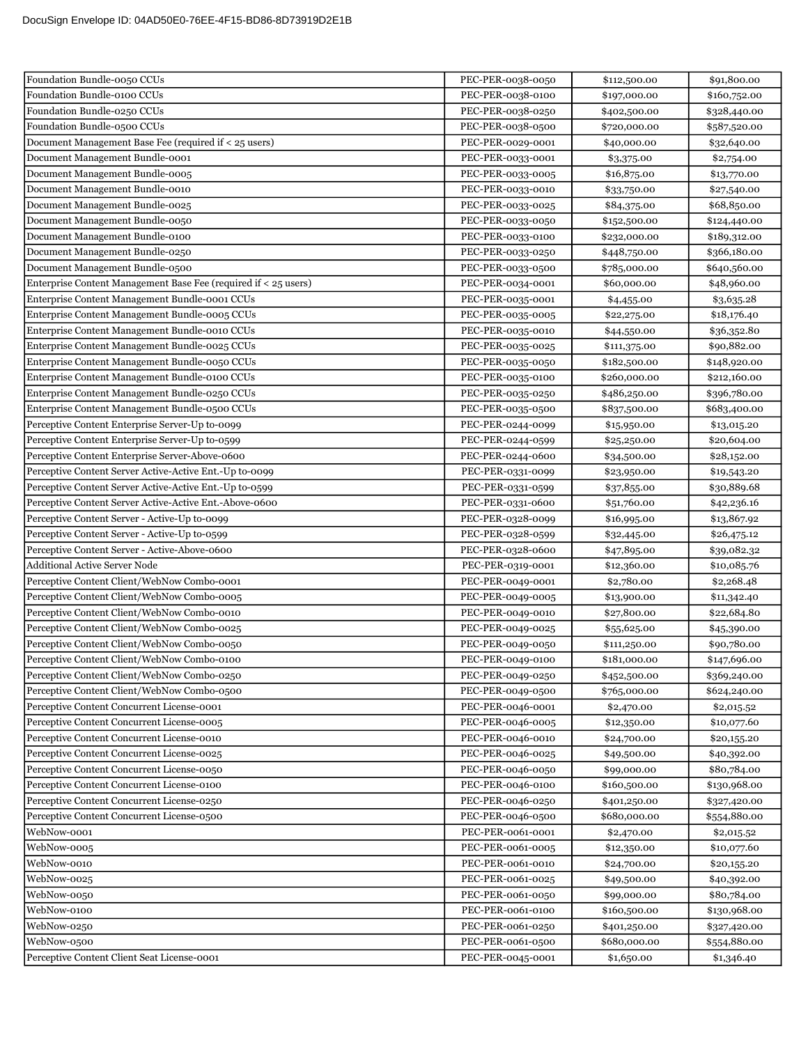| Foundation Bundle-0050 CCUs | PEC-PER-0038-0050 | $112,500.00 | $91,800.00 |
|---|---|---|---|
| Foundation Bundle-0100 CCUs | PEC-PER-0038-0100 | $197,000.00 | $160,752.00 |
| Foundation Bundle-0250 CCUs | PEC-PER-0038-0250 | $402,500.00 | $328,440.00 |
| Foundation Bundle-0500 CCUs | PEC-PER-0038-0500 | $720,000.00 | $587,520.00 |
| Document Management Base Fee (required if < 25 users) | PEC-PER-0029-0001 | $40,000.00 | $32,640.00 |
| Document Management Bundle-0001 | PEC-PER-0033-0001 | $3,375.00 | $2,754.00 |
| Document Management Bundle-0005 | PEC-PER-0033-0005 | $16,875.00 | $13,770.00 |
| Document Management Bundle-0010 | PEC-PER-0033-0010 | $33,750.00 | $27,540.00 |
| Document Management Bundle-0025 | PEC-PER-0033-0025 | $84,375.00 | $68,850.00 |
| Document Management Bundle-0050 | PEC-PER-0033-0050 | $152,500.00 | $124,440.00 |
| Document Management Bundle-0100 | PEC-PER-0033-0100 | $232,000.00 | $189,312.00 |
| Document Management Bundle-0250 | PEC-PER-0033-0250 | $448,750.00 | $366,180.00 |
| Document Management Bundle-0500 | PEC-PER-0033-0500 | $785,000.00 | $640,560.00 |
| Enterprise Content Management Base Fee (required if < 25 users) | PEC-PER-0034-0001 | $60,000.00 | $48,960.00 |
| Enterprise Content Management Bundle-0001 CCUs | PEC-PER-0035-0001 | $4,455.00 | $3,635.28 |
| Enterprise Content Management Bundle-0005 CCUs | PEC-PER-0035-0005 | $22,275.00 | $18,176.40 |
| Enterprise Content Management Bundle-0010 CCUs | PEC-PER-0035-0010 | $44,550.00 | $36,352.80 |
| Enterprise Content Management Bundle-0025 CCUs | PEC-PER-0035-0025 | $111,375.00 | $90,882.00 |
| Enterprise Content Management Bundle-0050 CCUs | PEC-PER-0035-0050 | $182,500.00 | $148,920.00 |
| Enterprise Content Management Bundle-0100 CCUs | PEC-PER-0035-0100 | $260,000.00 | $212,160.00 |
| Enterprise Content Management Bundle-0250 CCUs | PEC-PER-0035-0250 | $486,250.00 | $396,780.00 |
| Enterprise Content Management Bundle-0500 CCUs | PEC-PER-0035-0500 | $837,500.00 | $683,400.00 |
| Perceptive Content Enterprise Server-Up to-0099 | PEC-PER-0244-0099 | $15,950.00 | $13,015.20 |
| Perceptive Content Enterprise Server-Up to-0599 | PEC-PER-0244-0599 | $25,250.00 | $20,604.00 |
| Perceptive Content Enterprise Server-Above-0600 | PEC-PER-0244-0600 | $34,500.00 | $28,152.00 |
| Perceptive Content Server Active-Active Ent.-Up to-0099 | PEC-PER-0331-0099 | $23,950.00 | $19,543.20 |
| Perceptive Content Server Active-Active Ent.-Up to-0599 | PEC-PER-0331-0599 | $37,855.00 | $30,889.68 |
| Perceptive Content Server Active-Active Ent.-Above-0600 | PEC-PER-0331-0600 | $51,760.00 | $42,236.16 |
| Perceptive Content Server - Active-Up to-0099 | PEC-PER-0328-0099 | $16,995.00 | $13,867.92 |
| Perceptive Content Server - Active-Up to-0599 | PEC-PER-0328-0599 | $32,445.00 | $26,475.12 |
| Perceptive Content Server - Active-Above-0600 | PEC-PER-0328-0600 | $47,895.00 | $39,082.32 |
| Additional Active Server Node | PEC-PER-0319-0001 | $12,360.00 | $10,085.76 |
| Perceptive Content Client/WebNow Combo-0001 | PEC-PER-0049-0001 | $2,780.00 | $2,268.48 |
| Perceptive Content Client/WebNow Combo-0005 | PEC-PER-0049-0005 | $13,900.00 | $11,342.40 |
| Perceptive Content Client/WebNow Combo-0010 | PEC-PER-0049-0010 | $27,800.00 | $22,684.80 |
| Perceptive Content Client/WebNow Combo-0025 | PEC-PER-0049-0025 | $55,625.00 | $45,390.00 |
| Perceptive Content Client/WebNow Combo-0050 | PEC-PER-0049-0050 | $111,250.00 | $90,780.00 |
| Perceptive Content Client/WebNow Combo-0100 | PEC-PER-0049-0100 | $181,000.00 | $147,696.00 |
| Perceptive Content Client/WebNow Combo-0250 | PEC-PER-0049-0250 | $452,500.00 | $369,240.00 |
| Perceptive Content Client/WebNow Combo-0500 | PEC-PER-0049-0500 | $765,000.00 | $624,240.00 |
| Perceptive Content Concurrent License-0001 | PEC-PER-0046-0001 | $2,470.00 | $2,015.52 |
| Perceptive Content Concurrent License-0005 | PEC-PER-0046-0005 | $12,350.00 | $10,077.60 |
| Perceptive Content Concurrent License-0010 | PEC-PER-0046-0010 | $24,700.00 | $20,155.20 |
| Perceptive Content Concurrent License-0025 | PEC-PER-0046-0025 | $49,500.00 | $40,392.00 |
| Perceptive Content Concurrent License-0050 | PEC-PER-0046-0050 | $99,000.00 | $80,784.00 |
| Perceptive Content Concurrent License-0100 | PEC-PER-0046-0100 | $160,500.00 | $130,968.00 |
| Perceptive Content Concurrent License-0250 | PEC-PER-0046-0250 | $401,250.00 | $327,420.00 |
| Perceptive Content Concurrent License-0500 | PEC-PER-0046-0500 | $680,000.00 | $554,880.00 |
| WebNow-0001 | PEC-PER-0061-0001 | $2,470.00 | $2,015.52 |
| WebNow-0005 | PEC-PER-0061-0005 | $12,350.00 | $10,077.60 |
| WebNow-0010 | PEC-PER-0061-0010 | $24,700.00 | $20,155.20 |
| WebNow-0025 | PEC-PER-0061-0025 | $49,500.00 | $40,392.00 |
| WebNow-0050 | PEC-PER-0061-0050 | $99,000.00 | $80,784.00 |
| WebNow-0100 | PEC-PER-0061-0100 | $160,500.00 | $130,968.00 |
| WebNow-0250 | PEC-PER-0061-0250 | $401,250.00 | $327,420.00 |
| WebNow-0500 | PEC-PER-0061-0500 | $680,000.00 | $554,880.00 |
| Perceptive Content Client Seat License-0001 | PEC-PER-0045-0001 | $1,650.00 | $1,346.40 |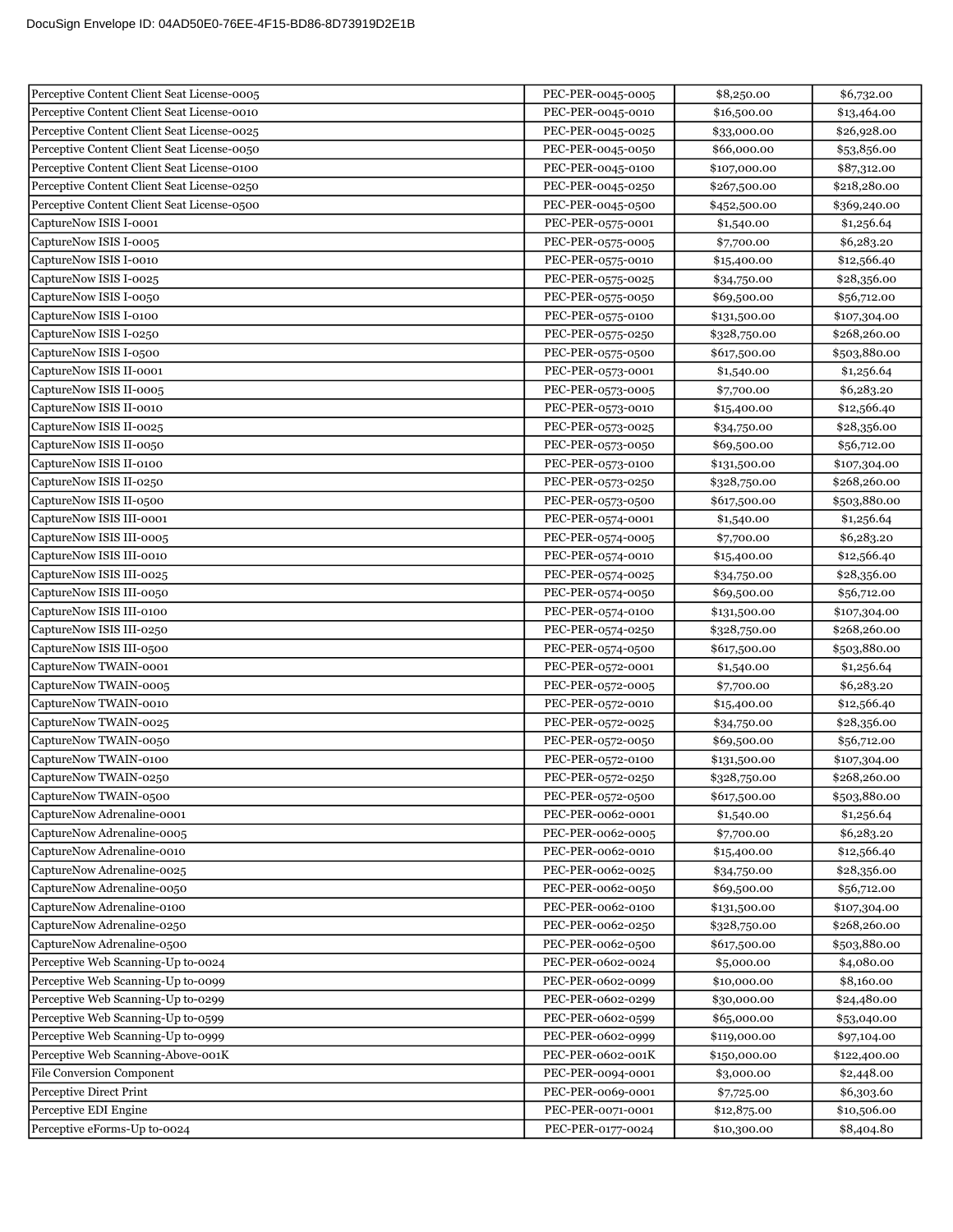| | | | |
|---|---|---|---|
| Perceptive Content Client Seat License-0005 | PEC-PER-0045-0005 | $8,250.00 | $6,732.00 |
| Perceptive Content Client Seat License-0010 | PEC-PER-0045-0010 | $16,500.00 | $13,464.00 |
| Perceptive Content Client Seat License-0025 | PEC-PER-0045-0025 | $33,000.00 | $26,928.00 |
| Perceptive Content Client Seat License-0050 | PEC-PER-0045-0050 | $66,000.00 | $53,856.00 |
| Perceptive Content Client Seat License-0100 | PEC-PER-0045-0100 | $107,000.00 | $87,312.00 |
| Perceptive Content Client Seat License-0250 | PEC-PER-0045-0250 | $267,500.00 | $218,280.00 |
| Perceptive Content Client Seat License-0500 | PEC-PER-0045-0500 | $452,500.00 | $369,240.00 |
| CaptureNow ISIS I-0001 | PEC-PER-0575-0001 | $1,540.00 | $1,256.64 |
| CaptureNow ISIS I-0005 | PEC-PER-0575-0005 | $7,700.00 | $6,283.20 |
| CaptureNow ISIS I-0010 | PEC-PER-0575-0010 | $15,400.00 | $12,566.40 |
| CaptureNow ISIS I-0025 | PEC-PER-0575-0025 | $34,750.00 | $28,356.00 |
| CaptureNow ISIS I-0050 | PEC-PER-0575-0050 | $69,500.00 | $56,712.00 |
| CaptureNow ISIS I-0100 | PEC-PER-0575-0100 | $131,500.00 | $107,304.00 |
| CaptureNow ISIS I-0250 | PEC-PER-0575-0250 | $328,750.00 | $268,260.00 |
| CaptureNow ISIS I-0500 | PEC-PER-0575-0500 | $617,500.00 | $503,880.00 |
| CaptureNow ISIS II-0001 | PEC-PER-0573-0001 | $1,540.00 | $1,256.64 |
| CaptureNow ISIS II-0005 | PEC-PER-0573-0005 | $7,700.00 | $6,283.20 |
| CaptureNow ISIS II-0010 | PEC-PER-0573-0010 | $15,400.00 | $12,566.40 |
| CaptureNow ISIS II-0025 | PEC-PER-0573-0025 | $34,750.00 | $28,356.00 |
| CaptureNow ISIS II-0050 | PEC-PER-0573-0050 | $69,500.00 | $56,712.00 |
| CaptureNow ISIS II-0100 | PEC-PER-0573-0100 | $131,500.00 | $107,304.00 |
| CaptureNow ISIS II-0250 | PEC-PER-0573-0250 | $328,750.00 | $268,260.00 |
| CaptureNow ISIS II-0500 | PEC-PER-0573-0500 | $617,500.00 | $503,880.00 |
| CaptureNow ISIS III-0001 | PEC-PER-0574-0001 | $1,540.00 | $1,256.64 |
| CaptureNow ISIS III-0005 | PEC-PER-0574-0005 | $7,700.00 | $6,283.20 |
| CaptureNow ISIS III-0010 | PEC-PER-0574-0010 | $15,400.00 | $12,566.40 |
| CaptureNow ISIS III-0025 | PEC-PER-0574-0025 | $34,750.00 | $28,356.00 |
| CaptureNow ISIS III-0050 | PEC-PER-0574-0050 | $69,500.00 | $56,712.00 |
| CaptureNow ISIS III-0100 | PEC-PER-0574-0100 | $131,500.00 | $107,304.00 |
| CaptureNow ISIS III-0250 | PEC-PER-0574-0250 | $328,750.00 | $268,260.00 |
| CaptureNow ISIS III-0500 | PEC-PER-0574-0500 | $617,500.00 | $503,880.00 |
| CaptureNow TWAIN-0001 | PEC-PER-0572-0001 | $1,540.00 | $1,256.64 |
| CaptureNow TWAIN-0005 | PEC-PER-0572-0005 | $7,700.00 | $6,283.20 |
| CaptureNow TWAIN-0010 | PEC-PER-0572-0010 | $15,400.00 | $12,566.40 |
| CaptureNow TWAIN-0025 | PEC-PER-0572-0025 | $34,750.00 | $28,356.00 |
| CaptureNow TWAIN-0050 | PEC-PER-0572-0050 | $69,500.00 | $56,712.00 |
| CaptureNow TWAIN-0100 | PEC-PER-0572-0100 | $131,500.00 | $107,304.00 |
| CaptureNow TWAIN-0250 | PEC-PER-0572-0250 | $328,750.00 | $268,260.00 |
| CaptureNow TWAIN-0500 | PEC-PER-0572-0500 | $617,500.00 | $503,880.00 |
| CaptureNow Adrenaline-0001 | PEC-PER-0062-0001 | $1,540.00 | $1,256.64 |
| CaptureNow Adrenaline-0005 | PEC-PER-0062-0005 | $7,700.00 | $6,283.20 |
| CaptureNow Adrenaline-0010 | PEC-PER-0062-0010 | $15,400.00 | $12,566.40 |
| CaptureNow Adrenaline-0025 | PEC-PER-0062-0025 | $34,750.00 | $28,356.00 |
| CaptureNow Adrenaline-0050 | PEC-PER-0062-0050 | $69,500.00 | $56,712.00 |
| CaptureNow Adrenaline-0100 | PEC-PER-0062-0100 | $131,500.00 | $107,304.00 |
| CaptureNow Adrenaline-0250 | PEC-PER-0062-0250 | $328,750.00 | $268,260.00 |
| CaptureNow Adrenaline-0500 | PEC-PER-0062-0500 | $617,500.00 | $503,880.00 |
| Perceptive Web Scanning-Up to-0024 | PEC-PER-0602-0024 | $5,000.00 | $4,080.00 |
| Perceptive Web Scanning-Up to-0099 | PEC-PER-0602-0099 | $10,000.00 | $8,160.00 |
| Perceptive Web Scanning-Up to-0299 | PEC-PER-0602-0299 | $30,000.00 | $24,480.00 |
| Perceptive Web Scanning-Up to-0599 | PEC-PER-0602-0599 | $65,000.00 | $53,040.00 |
| Perceptive Web Scanning-Up to-0999 | PEC-PER-0602-0999 | $119,000.00 | $97,104.00 |
| Perceptive Web Scanning-Above-001K | PEC-PER-0602-001K | $150,000.00 | $122,400.00 |
| File Conversion Component | PEC-PER-0094-0001 | $3,000.00 | $2,448.00 |
| Perceptive Direct Print | PEC-PER-0069-0001 | $7,725.00 | $6,303.60 |
| Perceptive EDI Engine | PEC-PER-0071-0001 | $12,875.00 | $10,506.00 |
| Perceptive eForms-Up to-0024 | PEC-PER-0177-0024 | $10,300.00 | $8,404.80 |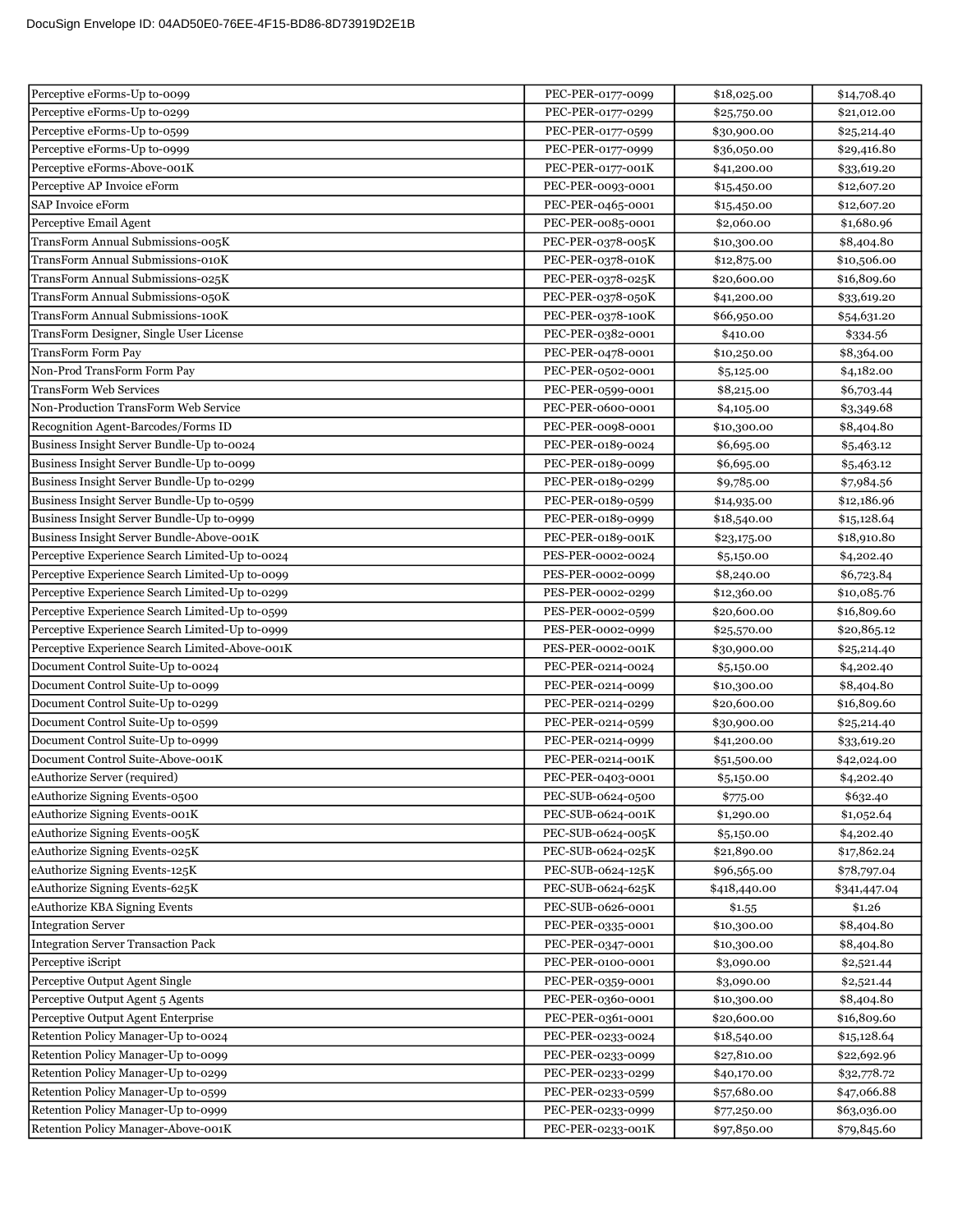| | | | |
|---|---|---|---|
| Perceptive eForms-Up to-0099 | PEC-PER-0177-0099 | $18,025.00 | $14,708.40 |
| Perceptive eForms-Up to-0299 | PEC-PER-0177-0299 | $25,750.00 | $21,012.00 |
| Perceptive eForms-Up to-0599 | PEC-PER-0177-0599 | $30,900.00 | $25,214.40 |
| Perceptive eForms-Up to-0999 | PEC-PER-0177-0999 | $36,050.00 | $29,416.80 |
| Perceptive eForms-Above-001K | PEC-PER-0177-001K | $41,200.00 | $33,619.20 |
| Perceptive AP Invoice eForm | PEC-PER-0093-0001 | $15,450.00 | $12,607.20 |
| SAP Invoice eForm | PEC-PER-0465-0001 | $15,450.00 | $12,607.20 |
| Perceptive Email Agent | PEC-PER-0085-0001 | $2,060.00 | $1,680.96 |
| TransForm Annual Submissions-005K | PEC-PER-0378-005K | $10,300.00 | $8,404.80 |
| TransForm Annual Submissions-010K | PEC-PER-0378-010K | $12,875.00 | $10,506.00 |
| TransForm Annual Submissions-025K | PEC-PER-0378-025K | $20,600.00 | $16,809.60 |
| TransForm Annual Submissions-050K | PEC-PER-0378-050K | $41,200.00 | $33,619.20 |
| TransForm Annual Submissions-100K | PEC-PER-0378-100K | $66,950.00 | $54,631.20 |
| TransForm Designer, Single User License | PEC-PER-0382-0001 | $410.00 | $334.56 |
| TransForm Form Pay | PEC-PER-0478-0001 | $10,250.00 | $8,364.00 |
| Non-Prod TransForm Form Pay | PEC-PER-0502-0001 | $5,125.00 | $4,182.00 |
| TransForm Web Services | PEC-PER-0599-0001 | $8,215.00 | $6,703.44 |
| Non-Production TransForm Web Service | PEC-PER-0600-0001 | $4,105.00 | $3,349.68 |
| Recognition Agent-Barcodes/Forms ID | PEC-PER-0098-0001 | $10,300.00 | $8,404.80 |
| Business Insight Server Bundle-Up to-0024 | PEC-PER-0189-0024 | $6,695.00 | $5,463.12 |
| Business Insight Server Bundle-Up to-0099 | PEC-PER-0189-0099 | $6,695.00 | $5,463.12 |
| Business Insight Server Bundle-Up to-0299 | PEC-PER-0189-0299 | $9,785.00 | $7,984.56 |
| Business Insight Server Bundle-Up to-0599 | PEC-PER-0189-0599 | $14,935.00 | $12,186.96 |
| Business Insight Server Bundle-Up to-0999 | PEC-PER-0189-0999 | $18,540.00 | $15,128.64 |
| Business Insight Server Bundle-Above-001K | PEC-PER-0189-001K | $23,175.00 | $18,910.80 |
| Perceptive Experience Search Limited-Up to-0024 | PES-PER-0002-0024 | $5,150.00 | $4,202.40 |
| Perceptive Experience Search Limited-Up to-0099 | PES-PER-0002-0099 | $8,240.00 | $6,723.84 |
| Perceptive Experience Search Limited-Up to-0299 | PES-PER-0002-0299 | $12,360.00 | $10,085.76 |
| Perceptive Experience Search Limited-Up to-0599 | PES-PER-0002-0599 | $20,600.00 | $16,809.60 |
| Perceptive Experience Search Limited-Up to-0999 | PES-PER-0002-0999 | $25,570.00 | $20,865.12 |
| Perceptive Experience Search Limited-Above-001K | PES-PER-0002-001K | $30,900.00 | $25,214.40 |
| Document Control Suite-Up to-0024 | PEC-PER-0214-0024 | $5,150.00 | $4,202.40 |
| Document Control Suite-Up to-0099 | PEC-PER-0214-0099 | $10,300.00 | $8,404.80 |
| Document Control Suite-Up to-0299 | PEC-PER-0214-0299 | $20,600.00 | $16,809.60 |
| Document Control Suite-Up to-0599 | PEC-PER-0214-0599 | $30,900.00 | $25,214.40 |
| Document Control Suite-Up to-0999 | PEC-PER-0214-0999 | $41,200.00 | $33,619.20 |
| Document Control Suite-Above-001K | PEC-PER-0214-001K | $51,500.00 | $42,024.00 |
| eAuthorize Server (required) | PEC-PER-0403-0001 | $5,150.00 | $4,202.40 |
| eAuthorize Signing Events-0500 | PEC-SUB-0624-0500 | $775.00 | $632.40 |
| eAuthorize Signing Events-001K | PEC-SUB-0624-001K | $1,290.00 | $1,052.64 |
| eAuthorize Signing Events-005K | PEC-SUB-0624-005K | $5,150.00 | $4,202.40 |
| eAuthorize Signing Events-025K | PEC-SUB-0624-025K | $21,890.00 | $17,862.24 |
| eAuthorize Signing Events-125K | PEC-SUB-0624-125K | $96,565.00 | $78,797.04 |
| eAuthorize Signing Events-625K | PEC-SUB-0624-625K | $418,440.00 | $341,447.04 |
| eAuthorize KBA Signing Events | PEC-SUB-0626-0001 | $1.55 | $1.26 |
| Integration Server | PEC-PER-0335-0001 | $10,300.00 | $8,404.80 |
| Integration Server Transaction Pack | PEC-PER-0347-0001 | $10,300.00 | $8,404.80 |
| Perceptive iScript | PEC-PER-0100-0001 | $3,090.00 | $2,521.44 |
| Perceptive Output Agent Single | PEC-PER-0359-0001 | $3,090.00 | $2,521.44 |
| Perceptive Output Agent 5 Agents | PEC-PER-0360-0001 | $10,300.00 | $8,404.80 |
| Perceptive Output Agent Enterprise | PEC-PER-0361-0001 | $20,600.00 | $16,809.60 |
| Retention Policy Manager-Up to-0024 | PEC-PER-0233-0024 | $18,540.00 | $15,128.64 |
| Retention Policy Manager-Up to-0099 | PEC-PER-0233-0099 | $27,810.00 | $22,692.96 |
| Retention Policy Manager-Up to-0299 | PEC-PER-0233-0299 | $40,170.00 | $32,778.72 |
| Retention Policy Manager-Up to-0599 | PEC-PER-0233-0599 | $57,680.00 | $47,066.88 |
| Retention Policy Manager-Up to-0999 | PEC-PER-0233-0999 | $77,250.00 | $63,036.00 |
| Retention Policy Manager-Above-001K | PEC-PER-0233-001K | $97,850.00 | $79,845.60 |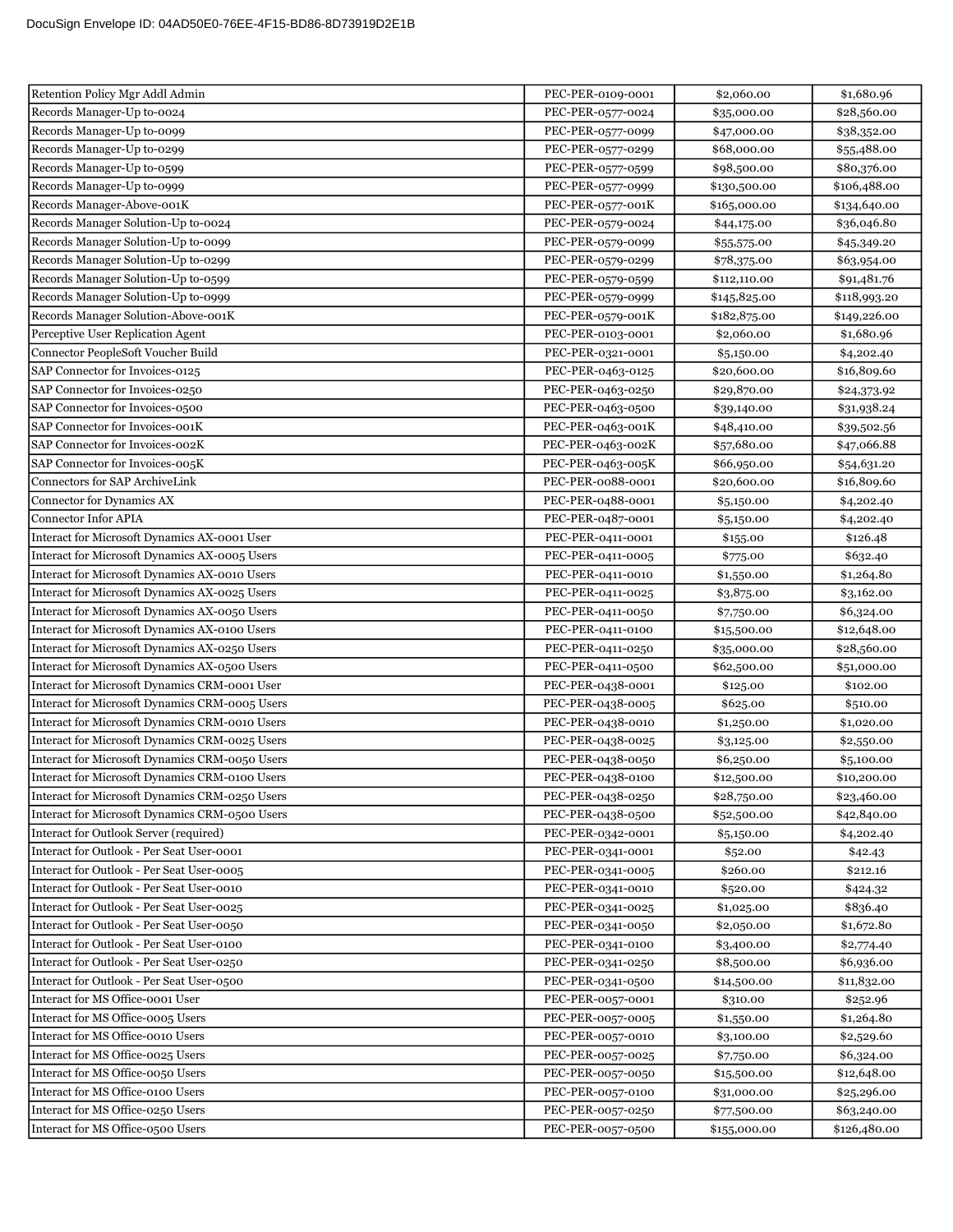| | | | |
|---|---|---|---|
| Retention Policy Mgr Addl Admin | PEC-PER-0109-0001 | $2,060.00 | $1,680.96 |
| Records Manager-Up to-0024 | PEC-PER-0577-0024 | $35,000.00 | $28,560.00 |
| Records Manager-Up to-0099 | PEC-PER-0577-0099 | $47,000.00 | $38,352.00 |
| Records Manager-Up to-0299 | PEC-PER-0577-0299 | $68,000.00 | $55,488.00 |
| Records Manager-Up to-0599 | PEC-PER-0577-0599 | $98,500.00 | $80,376.00 |
| Records Manager-Up to-0999 | PEC-PER-0577-0999 | $130,500.00 | $106,488.00 |
| Records Manager-Above-001K | PEC-PER-0577-001K | $165,000.00 | $134,640.00 |
| Records Manager Solution-Up to-0024 | PEC-PER-0579-0024 | $44,175.00 | $36,046.80 |
| Records Manager Solution-Up to-0099 | PEC-PER-0579-0099 | $55,575.00 | $45,349.20 |
| Records Manager Solution-Up to-0299 | PEC-PER-0579-0299 | $78,375.00 | $63,954.00 |
| Records Manager Solution-Up to-0599 | PEC-PER-0579-0599 | $112,110.00 | $91,481.76 |
| Records Manager Solution-Up to-0999 | PEC-PER-0579-0999 | $145,825.00 | $118,993.20 |
| Records Manager Solution-Above-001K | PEC-PER-0579-001K | $182,875.00 | $149,226.00 |
| Perceptive User Replication Agent | PEC-PER-0103-0001 | $2,060.00 | $1,680.96 |
| Connector PeopleSoft Voucher Build | PEC-PER-0321-0001 | $5,150.00 | $4,202.40 |
| SAP Connector for Invoices-0125 | PEC-PER-0463-0125 | $20,600.00 | $16,809.60 |
| SAP Connector for Invoices-0250 | PEC-PER-0463-0250 | $29,870.00 | $24,373.92 |
| SAP Connector for Invoices-0500 | PEC-PER-0463-0500 | $39,140.00 | $31,938.24 |
| SAP Connector for Invoices-001K | PEC-PER-0463-001K | $48,410.00 | $39,502.56 |
| SAP Connector for Invoices-002K | PEC-PER-0463-002K | $57,680.00 | $47,066.88 |
| SAP Connector for Invoices-005K | PEC-PER-0463-005K | $66,950.00 | $54,631.20 |
| Connectors for SAP ArchiveLink | PEC-PER-0088-0001 | $20,600.00 | $16,809.60 |
| Connector for Dynamics AX | PEC-PER-0488-0001 | $5,150.00 | $4,202.40 |
| Connector Infor APIA | PEC-PER-0487-0001 | $5,150.00 | $4,202.40 |
| Interact for Microsoft Dynamics AX-0001 User | PEC-PER-0411-0001 | $155.00 | $126.48 |
| Interact for Microsoft Dynamics AX-0005 Users | PEC-PER-0411-0005 | $775.00 | $632.40 |
| Interact for Microsoft Dynamics AX-0010 Users | PEC-PER-0411-0010 | $1,550.00 | $1,264.80 |
| Interact for Microsoft Dynamics AX-0025 Users | PEC-PER-0411-0025 | $3,875.00 | $3,162.00 |
| Interact for Microsoft Dynamics AX-0050 Users | PEC-PER-0411-0050 | $7,750.00 | $6,324.00 |
| Interact for Microsoft Dynamics AX-0100 Users | PEC-PER-0411-0100 | $15,500.00 | $12,648.00 |
| Interact for Microsoft Dynamics AX-0250 Users | PEC-PER-0411-0250 | $35,000.00 | $28,560.00 |
| Interact for Microsoft Dynamics AX-0500 Users | PEC-PER-0411-0500 | $62,500.00 | $51,000.00 |
| Interact for Microsoft Dynamics CRM-0001 User | PEC-PER-0438-0001 | $125.00 | $102.00 |
| Interact for Microsoft Dynamics CRM-0005 Users | PEC-PER-0438-0005 | $625.00 | $510.00 |
| Interact for Microsoft Dynamics CRM-0010 Users | PEC-PER-0438-0010 | $1,250.00 | $1,020.00 |
| Interact for Microsoft Dynamics CRM-0025 Users | PEC-PER-0438-0025 | $3,125.00 | $2,550.00 |
| Interact for Microsoft Dynamics CRM-0050 Users | PEC-PER-0438-0050 | $6,250.00 | $5,100.00 |
| Interact for Microsoft Dynamics CRM-0100 Users | PEC-PER-0438-0100 | $12,500.00 | $10,200.00 |
| Interact for Microsoft Dynamics CRM-0250 Users | PEC-PER-0438-0250 | $28,750.00 | $23,460.00 |
| Interact for Microsoft Dynamics CRM-0500 Users | PEC-PER-0438-0500 | $52,500.00 | $42,840.00 |
| Interact for Outlook Server (required) | PEC-PER-0342-0001 | $5,150.00 | $4,202.40 |
| Interact for Outlook - Per Seat User-0001 | PEC-PER-0341-0001 | $52.00 | $42.43 |
| Interact for Outlook - Per Seat User-0005 | PEC-PER-0341-0005 | $260.00 | $212.16 |
| Interact for Outlook - Per Seat User-0010 | PEC-PER-0341-0010 | $520.00 | $424.32 |
| Interact for Outlook - Per Seat User-0025 | PEC-PER-0341-0025 | $1,025.00 | $836.40 |
| Interact for Outlook - Per Seat User-0050 | PEC-PER-0341-0050 | $2,050.00 | $1,672.80 |
| Interact for Outlook - Per Seat User-0100 | PEC-PER-0341-0100 | $3,400.00 | $2,774.40 |
| Interact for Outlook - Per Seat User-0250 | PEC-PER-0341-0250 | $8,500.00 | $6,936.00 |
| Interact for Outlook - Per Seat User-0500 | PEC-PER-0341-0500 | $14,500.00 | $11,832.00 |
| Interact for MS Office-0001 User | PEC-PER-0057-0001 | $310.00 | $252.96 |
| Interact for MS Office-0005 Users | PEC-PER-0057-0005 | $1,550.00 | $1,264.80 |
| Interact for MS Office-0010 Users | PEC-PER-0057-0010 | $3,100.00 | $2,529.60 |
| Interact for MS Office-0025 Users | PEC-PER-0057-0025 | $7,750.00 | $6,324.00 |
| Interact for MS Office-0050 Users | PEC-PER-0057-0050 | $15,500.00 | $12,648.00 |
| Interact for MS Office-0100 Users | PEC-PER-0057-0100 | $31,000.00 | $25,296.00 |
| Interact for MS Office-0250 Users | PEC-PER-0057-0250 | $77,500.00 | $63,240.00 |
| Interact for MS Office-0500 Users | PEC-PER-0057-0500 | $155,000.00 | $126,480.00 |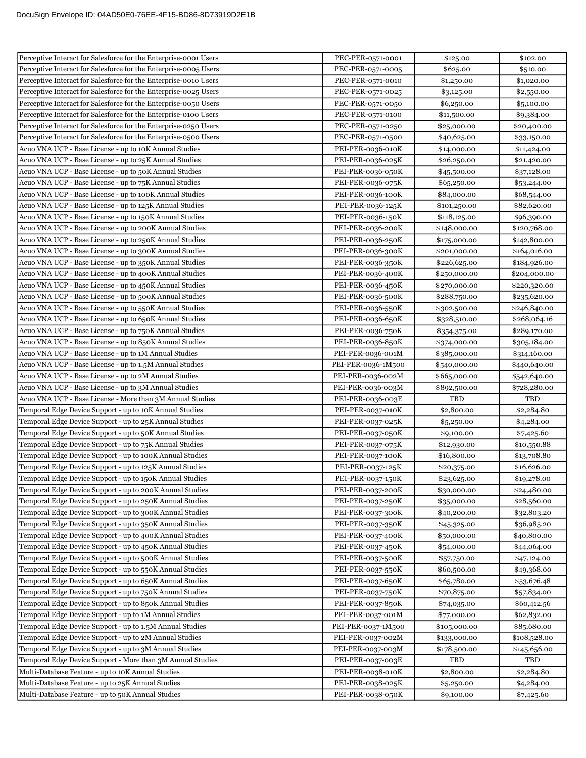| | | | |
|---|---|---|---|
| Perceptive Interact for Salesforce for the Enterprise-0001 Users | PEC-PER-0571-0001 | $125.00 | $102.00 |
| Perceptive Interact for Salesforce for the Enterprise-0005 Users | PEC-PER-0571-0005 | $625.00 | $510.00 |
| Perceptive Interact for Salesforce for the Enterprise-0010 Users | PEC-PER-0571-0010 | $1,250.00 | $1,020.00 |
| Perceptive Interact for Salesforce for the Enterprise-0025 Users | PEC-PER-0571-0025 | $3,125.00 | $2,550.00 |
| Perceptive Interact for Salesforce for the Enterprise-0050 Users | PEC-PER-0571-0050 | $6,250.00 | $5,100.00 |
| Perceptive Interact for Salesforce for the Enterprise-0100 Users | PEC-PER-0571-0100 | $11,500.00 | $9,384.00 |
| Perceptive Interact for Salesforce for the Enterprise-0250 Users | PEC-PER-0571-0250 | $25,000.00 | $20,400.00 |
| Perceptive Interact for Salesforce for the Enterprise-0500 Users | PEC-PER-0571-0500 | $40,625.00 | $33,150.00 |
| Acuo VNA UCP - Base License - up to 10K Annual Studies | PEI-PER-0036-010K | $14,000.00 | $11,424.00 |
| Acuo VNA UCP - Base License - up to 25K Annual Studies | PEI-PER-0036-025K | $26,250.00 | $21,420.00 |
| Acuo VNA UCP - Base License - up to 50K Annual Studies | PEI-PER-0036-050K | $45,500.00 | $37,128.00 |
| Acuo VNA UCP - Base License - up to 75K Annual Studies | PEI-PER-0036-075K | $65,250.00 | $53,244.00 |
| Acuo VNA UCP - Base License - up to 100K Annual Studies | PEI-PER-0036-100K | $84,000.00 | $68,544.00 |
| Acuo VNA UCP - Base License - up to 125K Annual Studies | PEI-PER-0036-125K | $101,250.00 | $82,620.00 |
| Acuo VNA UCP - Base License - up to 150K Annual Studies | PEI-PER-0036-150K | $118,125.00 | $96,390.00 |
| Acuo VNA UCP - Base License - up to 200K Annual Studies | PEI-PER-0036-200K | $148,000.00 | $120,768.00 |
| Acuo VNA UCP - Base License - up to 250K Annual Studies | PEI-PER-0036-250K | $175,000.00 | $142,800.00 |
| Acuo VNA UCP - Base License - up to 300K Annual Studies | PEI-PER-0036-300K | $201,000.00 | $164,016.00 |
| Acuo VNA UCP - Base License - up to 350K Annual Studies | PEI-PER-0036-350K | $226,625.00 | $184,926.00 |
| Acuo VNA UCP - Base License - up to 400K Annual Studies | PEI-PER-0036-400K | $250,000.00 | $204,000.00 |
| Acuo VNA UCP - Base License - up to 450K Annual Studies | PEI-PER-0036-450K | $270,000.00 | $220,320.00 |
| Acuo VNA UCP - Base License - up to 500K Annual Studies | PEI-PER-0036-500K | $288,750.00 | $235,620.00 |
| Acuo VNA UCP - Base License - up to 550K Annual Studies | PEI-PER-0036-550K | $302,500.00 | $246,840.00 |
| Acuo VNA UCP - Base License - up to 650K Annual Studies | PEI-PER-0036-650K | $328,510.00 | $268,064.16 |
| Acuo VNA UCP - Base License - up to 750K Annual Studies | PEI-PER-0036-750K | $354,375.00 | $289,170.00 |
| Acuo VNA UCP - Base License - up to 850K Annual Studies | PEI-PER-0036-850K | $374,000.00 | $305,184.00 |
| Acuo VNA UCP - Base License - up to 1M Annual Studies | PEI-PER-0036-001M | $385,000.00 | $314,160.00 |
| Acuo VNA UCP - Base License - up to 1.5M Annual Studies | PEI-PER-0036-1M500 | $540,000.00 | $440,640.00 |
| Acuo VNA UCP - Base License - up to 2M Annual Studies | PEI-PER-0036-002M | $665,000.00 | $542,640.00 |
| Acuo VNA UCP - Base License - up to 3M Annual Studies | PEI-PER-0036-003M | $892,500.00 | $728,280.00 |
| Acuo VNA UCP - Base License - More than 3M Annual Studies | PEI-PER-0036-003E | TBD | TBD |
| Temporal Edge Device Support - up to 10K Annual Studies | PEI-PER-0037-010K | $2,800.00 | $2,284.80 |
| Temporal Edge Device Support - up to 25K Annual Studies | PEI-PER-0037-025K | $5,250.00 | $4,284.00 |
| Temporal Edge Device Support - up to 50K Annual Studies | PEI-PER-0037-050K | $9,100.00 | $7,425.60 |
| Temporal Edge Device Support - up to 75K Annual Studies | PEI-PER-0037-075K | $12,930.00 | $10,550.88 |
| Temporal Edge Device Support - up to 100K Annual Studies | PEI-PER-0037-100K | $16,800.00 | $13,708.80 |
| Temporal Edge Device Support - up to 125K Annual Studies | PEI-PER-0037-125K | $20,375.00 | $16,626.00 |
| Temporal Edge Device Support - up to 150K Annual Studies | PEI-PER-0037-150K | $23,625.00 | $19,278.00 |
| Temporal Edge Device Support - up to 200K Annual Studies | PEI-PER-0037-200K | $30,000.00 | $24,480.00 |
| Temporal Edge Device Support - up to 250K Annual Studies | PEI-PER-0037-250K | $35,000.00 | $28,560.00 |
| Temporal Edge Device Support - up to 300K Annual Studies | PEI-PER-0037-300K | $40,200.00 | $32,803.20 |
| Temporal Edge Device Support - up to 350K Annual Studies | PEI-PER-0037-350K | $45,325.00 | $36,985.20 |
| Temporal Edge Device Support - up to 400K Annual Studies | PEI-PER-0037-400K | $50,000.00 | $40,800.00 |
| Temporal Edge Device Support - up to 450K Annual Studies | PEI-PER-0037-450K | $54,000.00 | $44,064.00 |
| Temporal Edge Device Support - up to 500K Annual Studies | PEI-PER-0037-500K | $57,750.00 | $47,124.00 |
| Temporal Edge Device Support - up to 550K Annual Studies | PEI-PER-0037-550K | $60,500.00 | $49,368.00 |
| Temporal Edge Device Support - up to 650K Annual Studies | PEI-PER-0037-650K | $65,780.00 | $53,676.48 |
| Temporal Edge Device Support - up to 750K Annual Studies | PEI-PER-0037-750K | $70,875.00 | $57,834.00 |
| Temporal Edge Device Support - up to 850K Annual Studies | PEI-PER-0037-850K | $74,035.00 | $60,412.56 |
| Temporal Edge Device Support - up to 1M Annual Studies | PEI-PER-0037-001M | $77,000.00 | $62,832.00 |
| Temporal Edge Device Support - up to 1.5M Annual Studies | PEI-PER-0037-1M500 | $105,000.00 | $85,680.00 |
| Temporal Edge Device Support - up to 2M Annual Studies | PEI-PER-0037-002M | $133,000.00 | $108,528.00 |
| Temporal Edge Device Support - up to 3M Annual Studies | PEI-PER-0037-003M | $178,500.00 | $145,656.00 |
| Temporal Edge Device Support - More than 3M Annual Studies | PEI-PER-0037-003E | TBD | TBD |
| Multi-Database Feature - up to 10K Annual Studies | PEI-PER-0038-010K | $2,800.00 | $2,284.80 |
| Multi-Database Feature - up to 25K Annual Studies | PEI-PER-0038-025K | $5,250.00 | $4,284.00 |
| Multi-Database Feature - up to 50K Annual Studies | PEI-PER-0038-050K | $9,100.00 | $7,425.60 |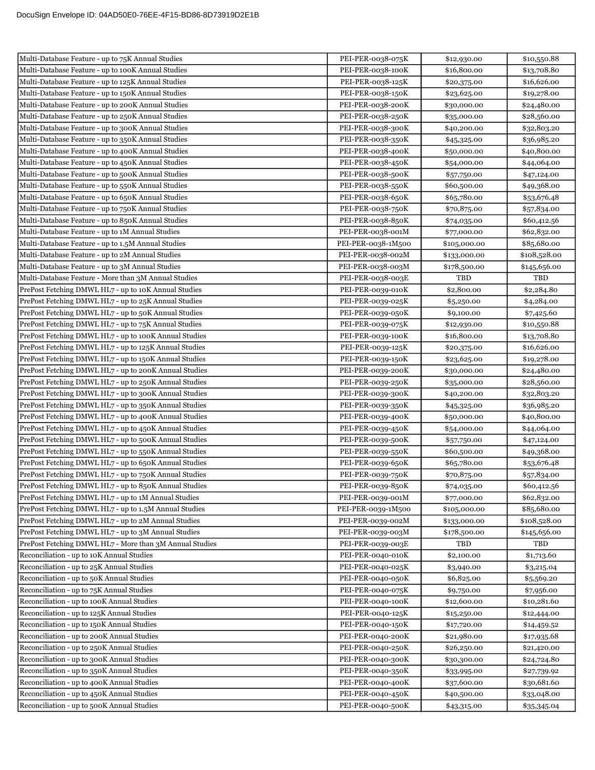| | | | |
|---|---|---|---|
| Multi-Database Feature - up to 75K Annual Studies | PEI-PER-0038-075K | $12,930.00 | $10,550.88 |
| Multi-Database Feature - up to 100K Annual Studies | PEI-PER-0038-100K | $16,800.00 | $13,708.80 |
| Multi-Database Feature - up to 125K Annual Studies | PEI-PER-0038-125K | $20,375.00 | $16,626.00 |
| Multi-Database Feature - up to 150K Annual Studies | PEI-PER-0038-150K | $23,625.00 | $19,278.00 |
| Multi-Database Feature - up to 200K Annual Studies | PEI-PER-0038-200K | $30,000.00 | $24,480.00 |
| Multi-Database Feature - up to 250K Annual Studies | PEI-PER-0038-250K | $35,000.00 | $28,560.00 |
| Multi-Database Feature - up to 300K Annual Studies | PEI-PER-0038-300K | $40,200.00 | $32,803.20 |
| Multi-Database Feature - up to 350K Annual Studies | PEI-PER-0038-350K | $45,325.00 | $36,985.20 |
| Multi-Database Feature - up to 400K Annual Studies | PEI-PER-0038-400K | $50,000.00 | $40,800.00 |
| Multi-Database Feature - up to 450K Annual Studies | PEI-PER-0038-450K | $54,000.00 | $44,064.00 |
| Multi-Database Feature - up to 500K Annual Studies | PEI-PER-0038-500K | $57,750.00 | $47,124.00 |
| Multi-Database Feature - up to 550K Annual Studies | PEI-PER-0038-550K | $60,500.00 | $49,368.00 |
| Multi-Database Feature - up to 650K Annual Studies | PEI-PER-0038-650K | $65,780.00 | $53,676.48 |
| Multi-Database Feature - up to 750K Annual Studies | PEI-PER-0038-750K | $70,875.00 | $57,834.00 |
| Multi-Database Feature - up to 850K Annual Studies | PEI-PER-0038-850K | $74,035.00 | $60,412.56 |
| Multi-Database Feature - up to 1M Annual Studies | PEI-PER-0038-001M | $77,000.00 | $62,832.00 |
| Multi-Database Feature - up to 1.5M Annual Studies | PEI-PER-0038-1M500 | $105,000.00 | $85,680.00 |
| Multi-Database Feature - up to 2M Annual Studies | PEI-PER-0038-002M | $133,000.00 | $108,528.00 |
| Multi-Database Feature - up to 3M Annual Studies | PEI-PER-0038-003M | $178,500.00 | $145,656.00 |
| Multi-Database Feature - More than 3M Annual Studies | PEI-PER-0038-003E | TBD | TBD |
| PrePost Fetching DMWL HL7 - up to 10K Annual Studies | PEI-PER-0039-010K | $2,800.00 | $2,284.80 |
| PrePost Fetching DMWL HL7 - up to 25K Annual Studies | PEI-PER-0039-025K | $5,250.00 | $4,284.00 |
| PrePost Fetching DMWL HL7 - up to 50K Annual Studies | PEI-PER-0039-050K | $9,100.00 | $7,425.60 |
| PrePost Fetching DMWL HL7 - up to 75K Annual Studies | PEI-PER-0039-075K | $12,930.00 | $10,550.88 |
| PrePost Fetching DMWL HL7 - up to 100K Annual Studies | PEI-PER-0039-100K | $16,800.00 | $13,708.80 |
| PrePost Fetching DMWL HL7 - up to 125K Annual Studies | PEI-PER-0039-125K | $20,375.00 | $16,626.00 |
| PrePost Fetching DMWL HL7 - up to 150K Annual Studies | PEI-PER-0039-150K | $23,625.00 | $19,278.00 |
| PrePost Fetching DMWL HL7 - up to 200K Annual Studies | PEI-PER-0039-200K | $30,000.00 | $24,480.00 |
| PrePost Fetching DMWL HL7 - up to 250K Annual Studies | PEI-PER-0039-250K | $35,000.00 | $28,560.00 |
| PrePost Fetching DMWL HL7 - up to 300K Annual Studies | PEI-PER-0039-300K | $40,200.00 | $32,803.20 |
| PrePost Fetching DMWL HL7 - up to 350K Annual Studies | PEI-PER-0039-350K | $45,325.00 | $36,985.20 |
| PrePost Fetching DMWL HL7 - up to 400K Annual Studies | PEI-PER-0039-400K | $50,000.00 | $40,800.00 |
| PrePost Fetching DMWL HL7 - up to 450K Annual Studies | PEI-PER-0039-450K | $54,000.00 | $44,064.00 |
| PrePost Fetching DMWL HL7 - up to 500K Annual Studies | PEI-PER-0039-500K | $57,750.00 | $47,124.00 |
| PrePost Fetching DMWL HL7 - up to 550K Annual Studies | PEI-PER-0039-550K | $60,500.00 | $49,368.00 |
| PrePost Fetching DMWL HL7 - up to 650K Annual Studies | PEI-PER-0039-650K | $65,780.00 | $53,676.48 |
| PrePost Fetching DMWL HL7 - up to 750K Annual Studies | PEI-PER-0039-750K | $70,875.00 | $57,834.00 |
| PrePost Fetching DMWL HL7 - up to 850K Annual Studies | PEI-PER-0039-850K | $74,035.00 | $60,412.56 |
| PrePost Fetching DMWL HL7 - up to 1M Annual Studies | PEI-PER-0039-001M | $77,000.00 | $62,832.00 |
| PrePost Fetching DMWL HL7 - up to 1.5M Annual Studies | PEI-PER-0039-1M500 | $105,000.00 | $85,680.00 |
| PrePost Fetching DMWL HL7 - up to 2M Annual Studies | PEI-PER-0039-002M | $133,000.00 | $108,528.00 |
| PrePost Fetching DMWL HL7 - up to 3M Annual Studies | PEI-PER-0039-003M | $178,500.00 | $145,656.00 |
| PrePost Fetching DMWL HL7 - More than 3M Annual Studies | PEI-PER-0039-003E | TBD | TBD |
| Reconciliation - up to 10K Annual Studies | PEI-PER-0040-010K | $2,100.00 | $1,713.60 |
| Reconciliation - up to 25K Annual Studies | PEI-PER-0040-025K | $3,940.00 | $3,215.04 |
| Reconciliation - up to 50K Annual Studies | PEI-PER-0040-050K | $6,825.00 | $5,569.20 |
| Reconciliation - up to 75K Annual Studies | PEI-PER-0040-075K | $9,750.00 | $7,956.00 |
| Reconciliation - up to 100K Annual Studies | PEI-PER-0040-100K | $12,600.00 | $10,281.60 |
| Reconciliation - up to 125K Annual Studies | PEI-PER-0040-125K | $15,250.00 | $12,444.00 |
| Reconciliation - up to 150K Annual Studies | PEI-PER-0040-150K | $17,720.00 | $14,459.52 |
| Reconciliation - up to 200K Annual Studies | PEI-PER-0040-200K | $21,980.00 | $17,935.68 |
| Reconciliation - up to 250K Annual Studies | PEI-PER-0040-250K | $26,250.00 | $21,420.00 |
| Reconciliation - up to 300K Annual Studies | PEI-PER-0040-300K | $30,300.00 | $24,724.80 |
| Reconciliation - up to 350K Annual Studies | PEI-PER-0040-350K | $33,995.00 | $27,739.92 |
| Reconciliation - up to 400K Annual Studies | PEI-PER-0040-400K | $37,600.00 | $30,681.60 |
| Reconciliation - up to 450K Annual Studies | PEI-PER-0040-450K | $40,500.00 | $33,048.00 |
| Reconciliation - up to 500K Annual Studies | PEI-PER-0040-500K | $43,315.00 | $35,345.04 |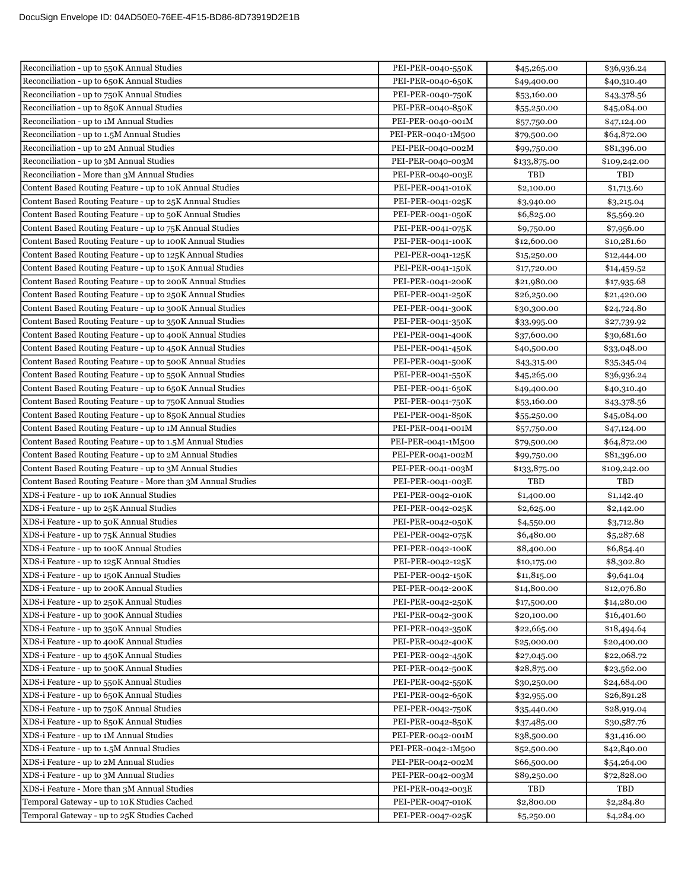| Reconciliation - up to 550K Annual Studies | PEI-PER-0040-550K | $45,265.00 | $36,936.24 |
|---|---|---|---|
| Reconciliation - up to 650K Annual Studies | PEI-PER-0040-650K | $49,400.00 | $40,310.40 |
| Reconciliation - up to 750K Annual Studies | PEI-PER-0040-750K | $53,160.00 | $43,378.56 |
| Reconciliation - up to 850K Annual Studies | PEI-PER-0040-850K | $55,250.00 | $45,084.00 |
| Reconciliation - up to 1M Annual Studies | PEI-PER-0040-001M | $57,750.00 | $47,124.00 |
| Reconciliation - up to 1.5M Annual Studies | PEI-PER-0040-1M500 | $79,500.00 | $64,872.00 |
| Reconciliation - up to 2M Annual Studies | PEI-PER-0040-002M | $99,750.00 | $81,396.00 |
| Reconciliation - up to 3M Annual Studies | PEI-PER-0040-003M | $133,875.00 | $109,242.00 |
| Reconciliation - More than 3M Annual Studies | PEI-PER-0040-003E | TBD | TBD |
| Content Based Routing Feature - up to 10K Annual Studies | PEI-PER-0041-010K | $2,100.00 | $1,713.60 |
| Content Based Routing Feature - up to 25K Annual Studies | PEI-PER-0041-025K | $3,940.00 | $3,215.04 |
| Content Based Routing Feature - up to 50K Annual Studies | PEI-PER-0041-050K | $6,825.00 | $5,569.20 |
| Content Based Routing Feature - up to 75K Annual Studies | PEI-PER-0041-075K | $9,750.00 | $7,956.00 |
| Content Based Routing Feature - up to 100K Annual Studies | PEI-PER-0041-100K | $12,600.00 | $10,281.60 |
| Content Based Routing Feature - up to 125K Annual Studies | PEI-PER-0041-125K | $15,250.00 | $12,444.00 |
| Content Based Routing Feature - up to 150K Annual Studies | PEI-PER-0041-150K | $17,720.00 | $14,459.52 |
| Content Based Routing Feature - up to 200K Annual Studies | PEI-PER-0041-200K | $21,980.00 | $17,935.68 |
| Content Based Routing Feature - up to 250K Annual Studies | PEI-PER-0041-250K | $26,250.00 | $21,420.00 |
| Content Based Routing Feature - up to 300K Annual Studies | PEI-PER-0041-300K | $30,300.00 | $24,724.80 |
| Content Based Routing Feature - up to 350K Annual Studies | PEI-PER-0041-350K | $33,995.00 | $27,739.92 |
| Content Based Routing Feature - up to 400K Annual Studies | PEI-PER-0041-400K | $37,600.00 | $30,681.60 |
| Content Based Routing Feature - up to 450K Annual Studies | PEI-PER-0041-450K | $40,500.00 | $33,048.00 |
| Content Based Routing Feature - up to 500K Annual Studies | PEI-PER-0041-500K | $43,315.00 | $35,345.04 |
| Content Based Routing Feature - up to 550K Annual Studies | PEI-PER-0041-550K | $45,265.00 | $36,936.24 |
| Content Based Routing Feature - up to 650K Annual Studies | PEI-PER-0041-650K | $49,400.00 | $40,310.40 |
| Content Based Routing Feature - up to 750K Annual Studies | PEI-PER-0041-750K | $53,160.00 | $43,378.56 |
| Content Based Routing Feature - up to 850K Annual Studies | PEI-PER-0041-850K | $55,250.00 | $45,084.00 |
| Content Based Routing Feature - up to 1M Annual Studies | PEI-PER-0041-001M | $57,750.00 | $47,124.00 |
| Content Based Routing Feature - up to 1.5M Annual Studies | PEI-PER-0041-1M500 | $79,500.00 | $64,872.00 |
| Content Based Routing Feature - up to 2M Annual Studies | PEI-PER-0041-002M | $99,750.00 | $81,396.00 |
| Content Based Routing Feature - up to 3M Annual Studies | PEI-PER-0041-003M | $133,875.00 | $109,242.00 |
| Content Based Routing Feature - More than 3M Annual Studies | PEI-PER-0041-003E | TBD | TBD |
| XDS-i Feature - up to 10K Annual Studies | PEI-PER-0042-010K | $1,400.00 | $1,142.40 |
| XDS-i Feature - up to 25K Annual Studies | PEI-PER-0042-025K | $2,625.00 | $2,142.00 |
| XDS-i Feature - up to 50K Annual Studies | PEI-PER-0042-050K | $4,550.00 | $3,712.80 |
| XDS-i Feature - up to 75K Annual Studies | PEI-PER-0042-075K | $6,480.00 | $5,287.68 |
| XDS-i Feature - up to 100K Annual Studies | PEI-PER-0042-100K | $8,400.00 | $6,854.40 |
| XDS-i Feature - up to 125K Annual Studies | PEI-PER-0042-125K | $10,175.00 | $8,302.80 |
| XDS-i Feature - up to 150K Annual Studies | PEI-PER-0042-150K | $11,815.00 | $9,641.04 |
| XDS-i Feature - up to 200K Annual Studies | PEI-PER-0042-200K | $14,800.00 | $12,076.80 |
| XDS-i Feature - up to 250K Annual Studies | PEI-PER-0042-250K | $17,500.00 | $14,280.00 |
| XDS-i Feature - up to 300K Annual Studies | PEI-PER-0042-300K | $20,100.00 | $16,401.60 |
| XDS-i Feature - up to 350K Annual Studies | PEI-PER-0042-350K | $22,665.00 | $18,494.64 |
| XDS-i Feature - up to 400K Annual Studies | PEI-PER-0042-400K | $25,000.00 | $20,400.00 |
| XDS-i Feature - up to 450K Annual Studies | PEI-PER-0042-450K | $27,045.00 | $22,068.72 |
| XDS-i Feature - up to 500K Annual Studies | PEI-PER-0042-500K | $28,875.00 | $23,562.00 |
| XDS-i Feature - up to 550K Annual Studies | PEI-PER-0042-550K | $30,250.00 | $24,684.00 |
| XDS-i Feature - up to 650K Annual Studies | PEI-PER-0042-650K | $32,955.00 | $26,891.28 |
| XDS-i Feature - up to 750K Annual Studies | PEI-PER-0042-750K | $35,440.00 | $28,919.04 |
| XDS-i Feature - up to 850K Annual Studies | PEI-PER-0042-850K | $37,485.00 | $30,587.76 |
| XDS-i Feature - up to 1M Annual Studies | PEI-PER-0042-001M | $38,500.00 | $31,416.00 |
| XDS-i Feature - up to 1.5M Annual Studies | PEI-PER-0042-1M500 | $52,500.00 | $42,840.00 |
| XDS-i Feature - up to 2M Annual Studies | PEI-PER-0042-002M | $66,500.00 | $54,264.00 |
| XDS-i Feature - up to 3M Annual Studies | PEI-PER-0042-003M | $89,250.00 | $72,828.00 |
| XDS-i Feature - More than 3M Annual Studies | PEI-PER-0042-003E | TBD | TBD |
| Temporal Gateway - up to 10K Studies Cached | PEI-PER-0047-010K | $2,800.00 | $2,284.80 |
| Temporal Gateway - up to 25K Studies Cached | PEI-PER-0047-025K | $5,250.00 | $4,284.00 |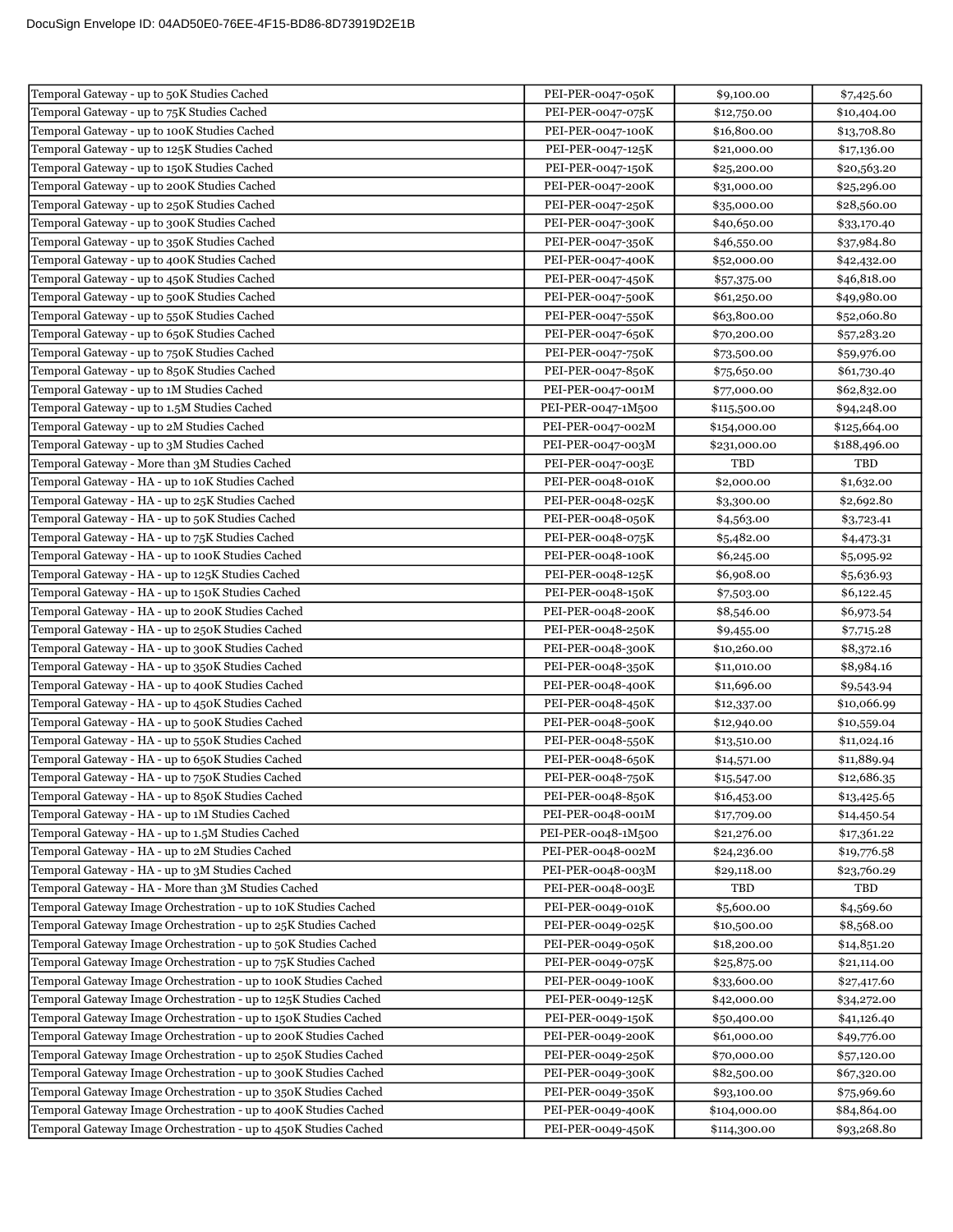| | | | |
|---|---|---|---|
| Temporal Gateway - up to 50K Studies Cached | PEI-PER-0047-050K | $9,100.00 | $7,425.60 |
| Temporal Gateway - up to 75K Studies Cached | PEI-PER-0047-075K | $12,750.00 | $10,404.00 |
| Temporal Gateway - up to 100K Studies Cached | PEI-PER-0047-100K | $16,800.00 | $13,708.80 |
| Temporal Gateway - up to 125K Studies Cached | PEI-PER-0047-125K | $21,000.00 | $17,136.00 |
| Temporal Gateway - up to 150K Studies Cached | PEI-PER-0047-150K | $25,200.00 | $20,563.20 |
| Temporal Gateway - up to 200K Studies Cached | PEI-PER-0047-200K | $31,000.00 | $25,296.00 |
| Temporal Gateway - up to 250K Studies Cached | PEI-PER-0047-250K | $35,000.00 | $28,560.00 |
| Temporal Gateway - up to 300K Studies Cached | PEI-PER-0047-300K | $40,650.00 | $33,170.40 |
| Temporal Gateway - up to 350K Studies Cached | PEI-PER-0047-350K | $46,550.00 | $37,984.80 |
| Temporal Gateway - up to 400K Studies Cached | PEI-PER-0047-400K | $52,000.00 | $42,432.00 |
| Temporal Gateway - up to 450K Studies Cached | PEI-PER-0047-450K | $57,375.00 | $46,818.00 |
| Temporal Gateway - up to 500K Studies Cached | PEI-PER-0047-500K | $61,250.00 | $49,980.00 |
| Temporal Gateway - up to 550K Studies Cached | PEI-PER-0047-550K | $63,800.00 | $52,060.80 |
| Temporal Gateway - up to 650K Studies Cached | PEI-PER-0047-650K | $70,200.00 | $57,283.20 |
| Temporal Gateway - up to 750K Studies Cached | PEI-PER-0047-750K | $73,500.00 | $59,976.00 |
| Temporal Gateway - up to 850K Studies Cached | PEI-PER-0047-850K | $75,650.00 | $61,730.40 |
| Temporal Gateway - up to 1M Studies Cached | PEI-PER-0047-001M | $77,000.00 | $62,832.00 |
| Temporal Gateway - up to 1.5M Studies Cached | PEI-PER-0047-1M500 | $115,500.00 | $94,248.00 |
| Temporal Gateway - up to 2M Studies Cached | PEI-PER-0047-002M | $154,000.00 | $125,664.00 |
| Temporal Gateway - up to 3M Studies Cached | PEI-PER-0047-003M | $231,000.00 | $188,496.00 |
| Temporal Gateway - More than 3M Studies Cached | PEI-PER-0047-003E | TBD | TBD |
| Temporal Gateway - HA - up to 10K Studies Cached | PEI-PER-0048-010K | $2,000.00 | $1,632.00 |
| Temporal Gateway - HA - up to 25K Studies Cached | PEI-PER-0048-025K | $3,300.00 | $2,692.80 |
| Temporal Gateway - HA - up to 50K Studies Cached | PEI-PER-0048-050K | $4,563.00 | $3,723.41 |
| Temporal Gateway - HA - up to 75K Studies Cached | PEI-PER-0048-075K | $5,482.00 | $4,473.31 |
| Temporal Gateway - HA - up to 100K Studies Cached | PEI-PER-0048-100K | $6,245.00 | $5,095.92 |
| Temporal Gateway - HA - up to 125K Studies Cached | PEI-PER-0048-125K | $6,908.00 | $5,636.93 |
| Temporal Gateway - HA - up to 150K Studies Cached | PEI-PER-0048-150K | $7,503.00 | $6,122.45 |
| Temporal Gateway - HA - up to 200K Studies Cached | PEI-PER-0048-200K | $8,546.00 | $6,973.54 |
| Temporal Gateway - HA - up to 250K Studies Cached | PEI-PER-0048-250K | $9,455.00 | $7,715.28 |
| Temporal Gateway - HA - up to 300K Studies Cached | PEI-PER-0048-300K | $10,260.00 | $8,372.16 |
| Temporal Gateway - HA - up to 350K Studies Cached | PEI-PER-0048-350K | $11,010.00 | $8,984.16 |
| Temporal Gateway - HA - up to 400K Studies Cached | PEI-PER-0048-400K | $11,696.00 | $9,543.94 |
| Temporal Gateway - HA - up to 450K Studies Cached | PEI-PER-0048-450K | $12,337.00 | $10,066.99 |
| Temporal Gateway - HA - up to 500K Studies Cached | PEI-PER-0048-500K | $12,940.00 | $10,559.04 |
| Temporal Gateway - HA - up to 550K Studies Cached | PEI-PER-0048-550K | $13,510.00 | $11,024.16 |
| Temporal Gateway - HA - up to 650K Studies Cached | PEI-PER-0048-650K | $14,571.00 | $11,889.94 |
| Temporal Gateway - HA - up to 750K Studies Cached | PEI-PER-0048-750K | $15,547.00 | $12,686.35 |
| Temporal Gateway - HA - up to 850K Studies Cached | PEI-PER-0048-850K | $16,453.00 | $13,425.65 |
| Temporal Gateway - HA - up to 1M Studies Cached | PEI-PER-0048-001M | $17,709.00 | $14,450.54 |
| Temporal Gateway - HA - up to 1.5M Studies Cached | PEI-PER-0048-1M500 | $21,276.00 | $17,361.22 |
| Temporal Gateway - HA - up to 2M Studies Cached | PEI-PER-0048-002M | $24,236.00 | $19,776.58 |
| Temporal Gateway - HA - up to 3M Studies Cached | PEI-PER-0048-003M | $29,118.00 | $23,760.29 |
| Temporal Gateway - HA - More than 3M Studies Cached | PEI-PER-0048-003E | TBD | TBD |
| Temporal Gateway Image Orchestration - up to 10K Studies Cached | PEI-PER-0049-010K | $5,600.00 | $4,569.60 |
| Temporal Gateway Image Orchestration - up to 25K Studies Cached | PEI-PER-0049-025K | $10,500.00 | $8,568.00 |
| Temporal Gateway Image Orchestration - up to 50K Studies Cached | PEI-PER-0049-050K | $18,200.00 | $14,851.20 |
| Temporal Gateway Image Orchestration - up to 75K Studies Cached | PEI-PER-0049-075K | $25,875.00 | $21,114.00 |
| Temporal Gateway Image Orchestration - up to 100K Studies Cached | PEI-PER-0049-100K | $33,600.00 | $27,417.60 |
| Temporal Gateway Image Orchestration - up to 125K Studies Cached | PEI-PER-0049-125K | $42,000.00 | $34,272.00 |
| Temporal Gateway Image Orchestration - up to 150K Studies Cached | PEI-PER-0049-150K | $50,400.00 | $41,126.40 |
| Temporal Gateway Image Orchestration - up to 200K Studies Cached | PEI-PER-0049-200K | $61,000.00 | $49,776.00 |
| Temporal Gateway Image Orchestration - up to 250K Studies Cached | PEI-PER-0049-250K | $70,000.00 | $57,120.00 |
| Temporal Gateway Image Orchestration - up to 300K Studies Cached | PEI-PER-0049-300K | $82,500.00 | $67,320.00 |
| Temporal Gateway Image Orchestration - up to 350K Studies Cached | PEI-PER-0049-350K | $93,100.00 | $75,969.60 |
| Temporal Gateway Image Orchestration - up to 400K Studies Cached | PEI-PER-0049-400K | $104,000.00 | $84,864.00 |
| Temporal Gateway Image Orchestration - up to 450K Studies Cached | PEI-PER-0049-450K | $114,300.00 | $93,268.80 |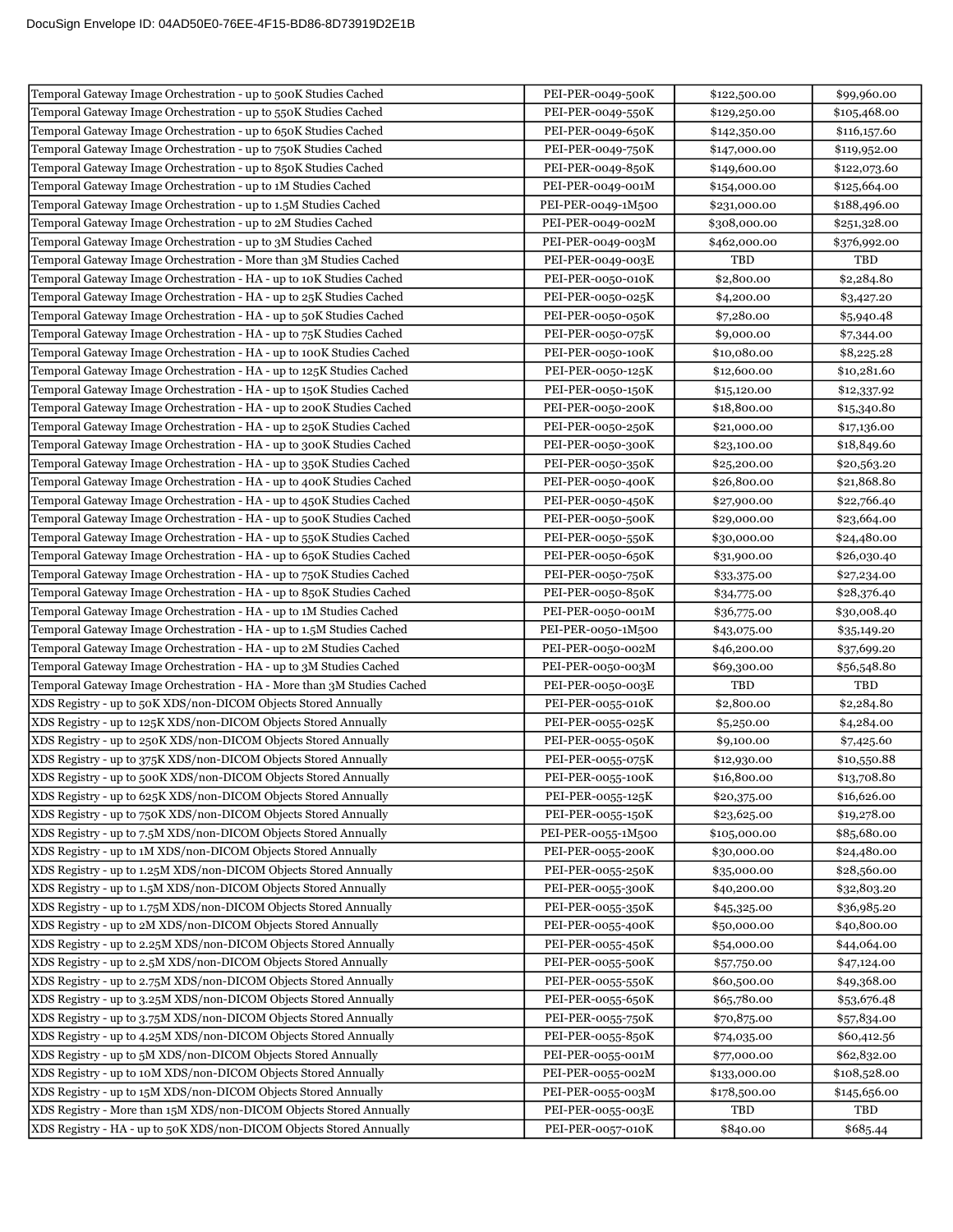| | | | |
|---|---|---|---|
| Temporal Gateway Image Orchestration - up to 500K Studies Cached | PEI-PER-0049-500K | $122,500.00 | $99,960.00 |
| Temporal Gateway Image Orchestration - up to 550K Studies Cached | PEI-PER-0049-550K | $129,250.00 | $105,468.00 |
| Temporal Gateway Image Orchestration - up to 650K Studies Cached | PEI-PER-0049-650K | $142,350.00 | $116,157.60 |
| Temporal Gateway Image Orchestration - up to 750K Studies Cached | PEI-PER-0049-750K | $147,000.00 | $119,952.00 |
| Temporal Gateway Image Orchestration - up to 850K Studies Cached | PEI-PER-0049-850K | $149,600.00 | $122,073.60 |
| Temporal Gateway Image Orchestration - up to 1M Studies Cached | PEI-PER-0049-001M | $154,000.00 | $125,664.00 |
| Temporal Gateway Image Orchestration - up to 1.5M Studies Cached | PEI-PER-0049-1M500 | $231,000.00 | $188,496.00 |
| Temporal Gateway Image Orchestration - up to 2M Studies Cached | PEI-PER-0049-002M | $308,000.00 | $251,328.00 |
| Temporal Gateway Image Orchestration - up to 3M Studies Cached | PEI-PER-0049-003M | $462,000.00 | $376,992.00 |
| Temporal Gateway Image Orchestration - More than 3M Studies Cached | PEI-PER-0049-003E | TBD | TBD |
| Temporal Gateway Image Orchestration - HA - up to 10K Studies Cached | PEI-PER-0050-010K | $2,800.00 | $2,284.80 |
| Temporal Gateway Image Orchestration - HA - up to 25K Studies Cached | PEI-PER-0050-025K | $4,200.00 | $3,427.20 |
| Temporal Gateway Image Orchestration - HA - up to 50K Studies Cached | PEI-PER-0050-050K | $7,280.00 | $5,940.48 |
| Temporal Gateway Image Orchestration - HA - up to 75K Studies Cached | PEI-PER-0050-075K | $9,000.00 | $7,344.00 |
| Temporal Gateway Image Orchestration - HA - up to 100K Studies Cached | PEI-PER-0050-100K | $10,080.00 | $8,225.28 |
| Temporal Gateway Image Orchestration - HA - up to 125K Studies Cached | PEI-PER-0050-125K | $12,600.00 | $10,281.60 |
| Temporal Gateway Image Orchestration - HA - up to 150K Studies Cached | PEI-PER-0050-150K | $15,120.00 | $12,337.92 |
| Temporal Gateway Image Orchestration - HA - up to 200K Studies Cached | PEI-PER-0050-200K | $18,800.00 | $15,340.80 |
| Temporal Gateway Image Orchestration - HA - up to 250K Studies Cached | PEI-PER-0050-250K | $21,000.00 | $17,136.00 |
| Temporal Gateway Image Orchestration - HA - up to 300K Studies Cached | PEI-PER-0050-300K | $23,100.00 | $18,849.60 |
| Temporal Gateway Image Orchestration - HA - up to 350K Studies Cached | PEI-PER-0050-350K | $25,200.00 | $20,563.20 |
| Temporal Gateway Image Orchestration - HA - up to 400K Studies Cached | PEI-PER-0050-400K | $26,800.00 | $21,868.80 |
| Temporal Gateway Image Orchestration - HA - up to 450K Studies Cached | PEI-PER-0050-450K | $27,900.00 | $22,766.40 |
| Temporal Gateway Image Orchestration - HA - up to 500K Studies Cached | PEI-PER-0050-500K | $29,000.00 | $23,664.00 |
| Temporal Gateway Image Orchestration - HA - up to 550K Studies Cached | PEI-PER-0050-550K | $30,000.00 | $24,480.00 |
| Temporal Gateway Image Orchestration - HA - up to 650K Studies Cached | PEI-PER-0050-650K | $31,900.00 | $26,030.40 |
| Temporal Gateway Image Orchestration - HA - up to 750K Studies Cached | PEI-PER-0050-750K | $33,375.00 | $27,234.00 |
| Temporal Gateway Image Orchestration - HA - up to 850K Studies Cached | PEI-PER-0050-850K | $34,775.00 | $28,376.40 |
| Temporal Gateway Image Orchestration - HA - up to 1M Studies Cached | PEI-PER-0050-001M | $36,775.00 | $30,008.40 |
| Temporal Gateway Image Orchestration - HA - up to 1.5M Studies Cached | PEI-PER-0050-1M500 | $43,075.00 | $35,149.20 |
| Temporal Gateway Image Orchestration - HA - up to 2M Studies Cached | PEI-PER-0050-002M | $46,200.00 | $37,699.20 |
| Temporal Gateway Image Orchestration - HA - up to 3M Studies Cached | PEI-PER-0050-003M | $69,300.00 | $56,548.80 |
| Temporal Gateway Image Orchestration - HA - More than 3M Studies Cached | PEI-PER-0050-003E | TBD | TBD |
| XDS Registry - up to 50K XDS/non-DICOM Objects Stored Annually | PEI-PER-0055-010K | $2,800.00 | $2,284.80 |
| XDS Registry - up to 125K XDS/non-DICOM Objects Stored Annually | PEI-PER-0055-025K | $5,250.00 | $4,284.00 |
| XDS Registry - up to 250K XDS/non-DICOM Objects Stored Annually | PEI-PER-0055-050K | $9,100.00 | $7,425.60 |
| XDS Registry - up to 375K XDS/non-DICOM Objects Stored Annually | PEI-PER-0055-075K | $12,930.00 | $10,550.88 |
| XDS Registry - up to 500K XDS/non-DICOM Objects Stored Annually | PEI-PER-0055-100K | $16,800.00 | $13,708.80 |
| XDS Registry - up to 625K XDS/non-DICOM Objects Stored Annually | PEI-PER-0055-125K | $20,375.00 | $16,626.00 |
| XDS Registry - up to 750K XDS/non-DICOM Objects Stored Annually | PEI-PER-0055-150K | $23,625.00 | $19,278.00 |
| XDS Registry - up to 7.5M XDS/non-DICOM Objects Stored Annually | PEI-PER-0055-1M500 | $105,000.00 | $85,680.00 |
| XDS Registry - up to 1M XDS/non-DICOM Objects Stored Annually | PEI-PER-0055-200K | $30,000.00 | $24,480.00 |
| XDS Registry - up to 1.25M XDS/non-DICOM Objects Stored Annually | PEI-PER-0055-250K | $35,000.00 | $28,560.00 |
| XDS Registry - up to 1.5M XDS/non-DICOM Objects Stored Annually | PEI-PER-0055-300K | $40,200.00 | $32,803.20 |
| XDS Registry - up to 1.75M XDS/non-DICOM Objects Stored Annually | PEI-PER-0055-350K | $45,325.00 | $36,985.20 |
| XDS Registry - up to 2M XDS/non-DICOM Objects Stored Annually | PEI-PER-0055-400K | $50,000.00 | $40,800.00 |
| XDS Registry - up to 2.25M XDS/non-DICOM Objects Stored Annually | PEI-PER-0055-450K | $54,000.00 | $44,064.00 |
| XDS Registry - up to 2.5M XDS/non-DICOM Objects Stored Annually | PEI-PER-0055-500K | $57,750.00 | $47,124.00 |
| XDS Registry - up to 2.75M XDS/non-DICOM Objects Stored Annually | PEI-PER-0055-550K | $60,500.00 | $49,368.00 |
| XDS Registry - up to 3.25M XDS/non-DICOM Objects Stored Annually | PEI-PER-0055-650K | $65,780.00 | $53,676.48 |
| XDS Registry - up to 3.75M XDS/non-DICOM Objects Stored Annually | PEI-PER-0055-750K | $70,875.00 | $57,834.00 |
| XDS Registry - up to 4.25M XDS/non-DICOM Objects Stored Annually | PEI-PER-0055-850K | $74,035.00 | $60,412.56 |
| XDS Registry - up to 5M XDS/non-DICOM Objects Stored Annually | PEI-PER-0055-001M | $77,000.00 | $62,832.00 |
| XDS Registry - up to 10M XDS/non-DICOM Objects Stored Annually | PEI-PER-0055-002M | $133,000.00 | $108,528.00 |
| XDS Registry - up to 15M XDS/non-DICOM Objects Stored Annually | PEI-PER-0055-003M | $178,500.00 | $145,656.00 |
| XDS Registry - More than 15M XDS/non-DICOM Objects Stored Annually | PEI-PER-0055-003E | TBD | TBD |
| XDS Registry - HA - up to 50K XDS/non-DICOM Objects Stored Annually | PEI-PER-0057-010K | $840.00 | $685.44 |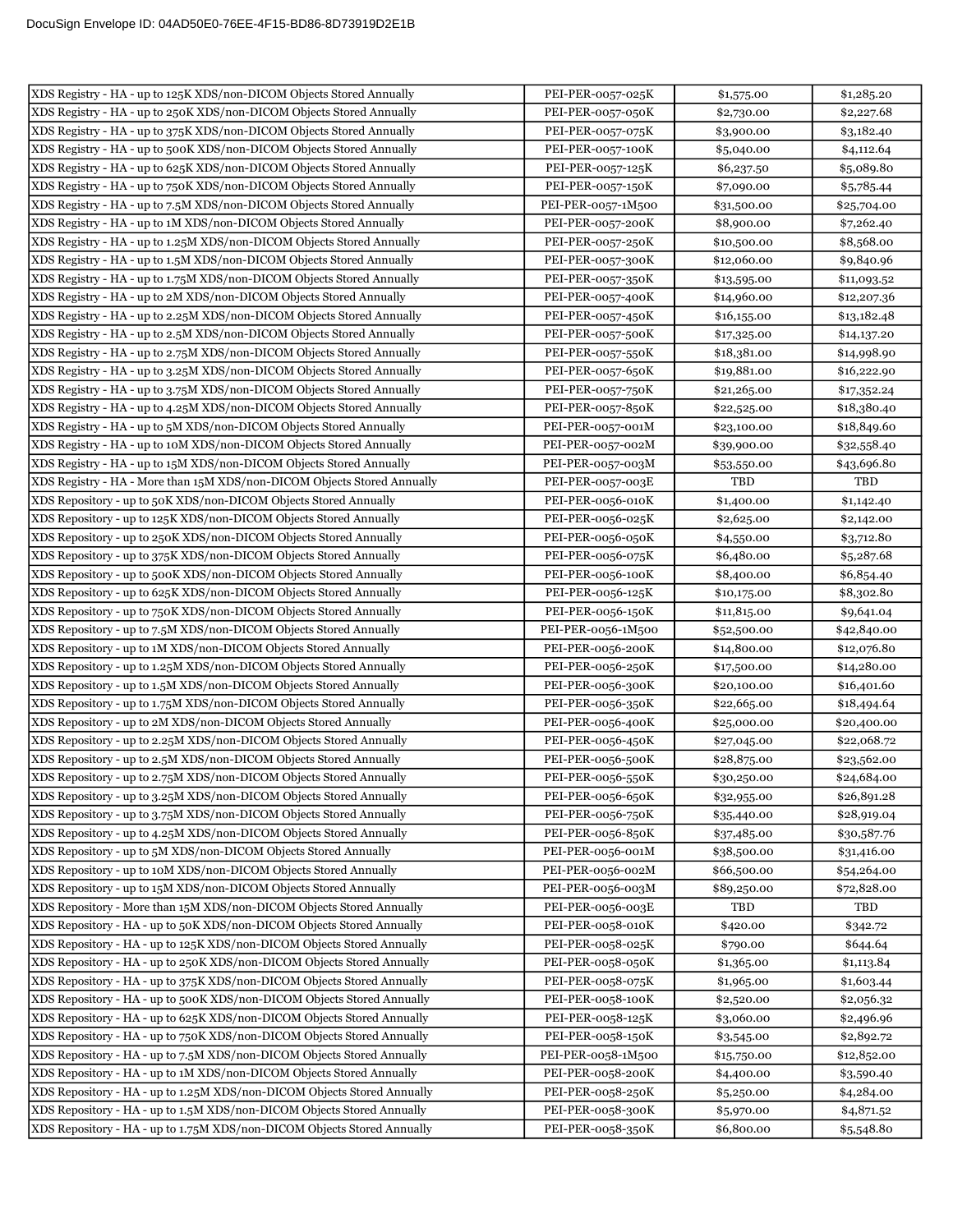| XDS Registry - HA - up to 125K XDS/non-DICOM Objects Stored Annually | PEI-PER-0057-025K | $1,575.00 | $1,285.20 |
|---|---|---|---|
| XDS Registry - HA - up to 250K XDS/non-DICOM Objects Stored Annually | PEI-PER-0057-050K | $2,730.00 | $2,227.68 |
| XDS Registry - HA - up to 375K XDS/non-DICOM Objects Stored Annually | PEI-PER-0057-075K | $3,900.00 | $3,182.40 |
| XDS Registry - HA - up to 500K XDS/non-DICOM Objects Stored Annually | PEI-PER-0057-100K | $5,040.00 | $4,112.64 |
| XDS Registry - HA - up to 625K XDS/non-DICOM Objects Stored Annually | PEI-PER-0057-125K | $6,237.50 | $5,089.80 |
| XDS Registry - HA - up to 750K XDS/non-DICOM Objects Stored Annually | PEI-PER-0057-150K | $7,090.00 | $5,785.44 |
| XDS Registry - HA - up to 7.5M XDS/non-DICOM Objects Stored Annually | PEI-PER-0057-1M500 | $31,500.00 | $25,704.00 |
| XDS Registry - HA - up to 1M XDS/non-DICOM Objects Stored Annually | PEI-PER-0057-200K | $8,900.00 | $7,262.40 |
| XDS Registry - HA - up to 1.25M XDS/non-DICOM Objects Stored Annually | PEI-PER-0057-250K | $10,500.00 | $8,568.00 |
| XDS Registry - HA - up to 1.5M XDS/non-DICOM Objects Stored Annually | PEI-PER-0057-300K | $12,060.00 | $9,840.96 |
| XDS Registry - HA - up to 1.75M XDS/non-DICOM Objects Stored Annually | PEI-PER-0057-350K | $13,595.00 | $11,093.52 |
| XDS Registry - HA - up to 2M XDS/non-DICOM Objects Stored Annually | PEI-PER-0057-400K | $14,960.00 | $12,207.36 |
| XDS Registry - HA - up to 2.25M XDS/non-DICOM Objects Stored Annually | PEI-PER-0057-450K | $16,155.00 | $13,182.48 |
| XDS Registry - HA - up to 2.5M XDS/non-DICOM Objects Stored Annually | PEI-PER-0057-500K | $17,325.00 | $14,137.20 |
| XDS Registry - HA - up to 2.75M XDS/non-DICOM Objects Stored Annually | PEI-PER-0057-550K | $18,381.00 | $14,998.90 |
| XDS Registry - HA - up to 3.25M XDS/non-DICOM Objects Stored Annually | PEI-PER-0057-650K | $19,881.00 | $16,222.90 |
| XDS Registry - HA - up to 3.75M XDS/non-DICOM Objects Stored Annually | PEI-PER-0057-750K | $21,265.00 | $17,352.24 |
| XDS Registry - HA - up to 4.25M XDS/non-DICOM Objects Stored Annually | PEI-PER-0057-850K | $22,525.00 | $18,380.40 |
| XDS Registry - HA - up to 5M XDS/non-DICOM Objects Stored Annually | PEI-PER-0057-001M | $23,100.00 | $18,849.60 |
| XDS Registry - HA - up to 10M XDS/non-DICOM Objects Stored Annually | PEI-PER-0057-002M | $39,900.00 | $32,558.40 |
| XDS Registry - HA - up to 15M XDS/non-DICOM Objects Stored Annually | PEI-PER-0057-003M | $53,550.00 | $43,696.80 |
| XDS Registry - HA - More than 15M XDS/non-DICOM Objects Stored Annually | PEI-PER-0057-003E | TBD | TBD |
| XDS Repository - up to 50K XDS/non-DICOM Objects Stored Annually | PEI-PER-0056-010K | $1,400.00 | $1,142.40 |
| XDS Repository - up to 125K XDS/non-DICOM Objects Stored Annually | PEI-PER-0056-025K | $2,625.00 | $2,142.00 |
| XDS Repository - up to 250K XDS/non-DICOM Objects Stored Annually | PEI-PER-0056-050K | $4,550.00 | $3,712.80 |
| XDS Repository - up to 375K XDS/non-DICOM Objects Stored Annually | PEI-PER-0056-075K | $6,480.00 | $5,287.68 |
| XDS Repository - up to 500K XDS/non-DICOM Objects Stored Annually | PEI-PER-0056-100K | $8,400.00 | $6,854.40 |
| XDS Repository - up to 625K XDS/non-DICOM Objects Stored Annually | PEI-PER-0056-125K | $10,175.00 | $8,302.80 |
| XDS Repository - up to 750K XDS/non-DICOM Objects Stored Annually | PEI-PER-0056-150K | $11,815.00 | $9,641.04 |
| XDS Repository - up to 7.5M XDS/non-DICOM Objects Stored Annually | PEI-PER-0056-1M500 | $52,500.00 | $42,840.00 |
| XDS Repository - up to 1M XDS/non-DICOM Objects Stored Annually | PEI-PER-0056-200K | $14,800.00 | $12,076.80 |
| XDS Repository - up to 1.25M XDS/non-DICOM Objects Stored Annually | PEI-PER-0056-250K | $17,500.00 | $14,280.00 |
| XDS Repository - up to 1.5M XDS/non-DICOM Objects Stored Annually | PEI-PER-0056-300K | $20,100.00 | $16,401.60 |
| XDS Repository - up to 1.75M XDS/non-DICOM Objects Stored Annually | PEI-PER-0056-350K | $22,665.00 | $18,494.64 |
| XDS Repository - up to 2M XDS/non-DICOM Objects Stored Annually | PEI-PER-0056-400K | $25,000.00 | $20,400.00 |
| XDS Repository - up to 2.25M XDS/non-DICOM Objects Stored Annually | PEI-PER-0056-450K | $27,045.00 | $22,068.72 |
| XDS Repository - up to 2.5M XDS/non-DICOM Objects Stored Annually | PEI-PER-0056-500K | $28,875.00 | $23,562.00 |
| XDS Repository - up to 2.75M XDS/non-DICOM Objects Stored Annually | PEI-PER-0056-550K | $30,250.00 | $24,684.00 |
| XDS Repository - up to 3.25M XDS/non-DICOM Objects Stored Annually | PEI-PER-0056-650K | $32,955.00 | $26,891.28 |
| XDS Repository - up to 3.75M XDS/non-DICOM Objects Stored Annually | PEI-PER-0056-750K | $35,440.00 | $28,919.04 |
| XDS Repository - up to 4.25M XDS/non-DICOM Objects Stored Annually | PEI-PER-0056-850K | $37,485.00 | $30,587.76 |
| XDS Repository - up to 5M XDS/non-DICOM Objects Stored Annually | PEI-PER-0056-001M | $38,500.00 | $31,416.00 |
| XDS Repository - up to 10M XDS/non-DICOM Objects Stored Annually | PEI-PER-0056-002M | $66,500.00 | $54,264.00 |
| XDS Repository - up to 15M XDS/non-DICOM Objects Stored Annually | PEI-PER-0056-003M | $89,250.00 | $72,828.00 |
| XDS Repository - More than 15M XDS/non-DICOM Objects Stored Annually | PEI-PER-0056-003E | TBD | TBD |
| XDS Repository - HA - up to 50K XDS/non-DICOM Objects Stored Annually | PEI-PER-0058-010K | $420.00 | $342.72 |
| XDS Repository - HA - up to 125K XDS/non-DICOM Objects Stored Annually | PEI-PER-0058-025K | $790.00 | $644.64 |
| XDS Repository - HA - up to 250K XDS/non-DICOM Objects Stored Annually | PEI-PER-0058-050K | $1,365.00 | $1,113.84 |
| XDS Repository - HA - up to 375K XDS/non-DICOM Objects Stored Annually | PEI-PER-0058-075K | $1,965.00 | $1,603.44 |
| XDS Repository - HA - up to 500K XDS/non-DICOM Objects Stored Annually | PEI-PER-0058-100K | $2,520.00 | $2,056.32 |
| XDS Repository - HA - up to 625K XDS/non-DICOM Objects Stored Annually | PEI-PER-0058-125K | $3,060.00 | $2,496.96 |
| XDS Repository - HA - up to 750K XDS/non-DICOM Objects Stored Annually | PEI-PER-0058-150K | $3,545.00 | $2,892.72 |
| XDS Repository - HA - up to 7.5M XDS/non-DICOM Objects Stored Annually | PEI-PER-0058-1M500 | $15,750.00 | $12,852.00 |
| XDS Repository - HA - up to 1M XDS/non-DICOM Objects Stored Annually | PEI-PER-0058-200K | $4,400.00 | $3,590.40 |
| XDS Repository - HA - up to 1.25M XDS/non-DICOM Objects Stored Annually | PEI-PER-0058-250K | $5,250.00 | $4,284.00 |
| XDS Repository - HA - up to 1.5M XDS/non-DICOM Objects Stored Annually | PEI-PER-0058-300K | $5,970.00 | $4,871.52 |
| XDS Repository - HA - up to 1.75M XDS/non-DICOM Objects Stored Annually | PEI-PER-0058-350K | $6,800.00 | $5,548.80 |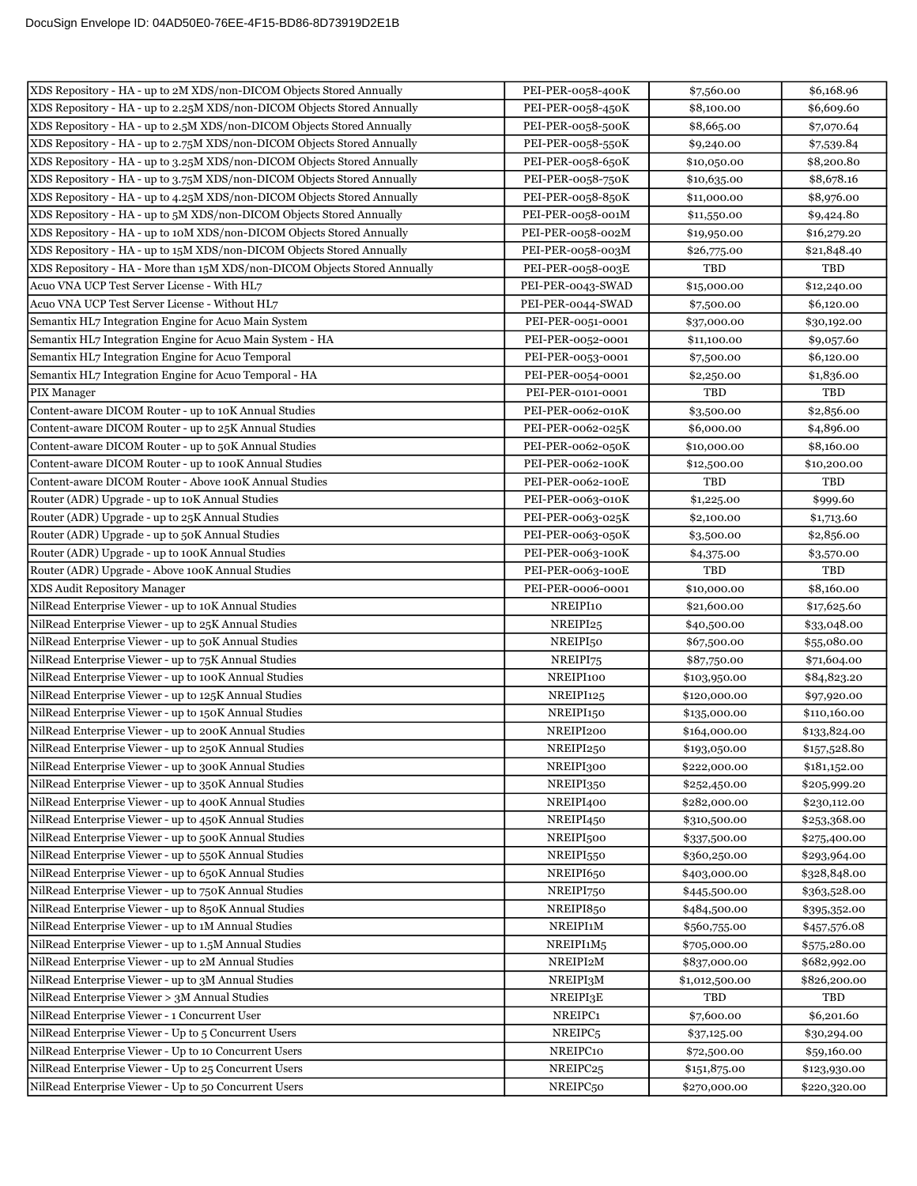| XDS Repository - HA - up to 2M XDS/non-DICOM Objects Stored Annually | PEI-PER-0058-400K | $7,560.00 | $6,168.96 |
|---|---|---|---|
| XDS Repository - HA - up to 2.25M XDS/non-DICOM Objects Stored Annually | PEI-PER-0058-450K | $8,100.00 | $6,609.60 |
| XDS Repository - HA - up to 2.5M XDS/non-DICOM Objects Stored Annually | PEI-PER-0058-500K | $8,665.00 | $7,070.64 |
| XDS Repository - HA - up to 2.75M XDS/non-DICOM Objects Stored Annually | PEI-PER-0058-550K | $9,240.00 | $7,539.84 |
| XDS Repository - HA - up to 3.25M XDS/non-DICOM Objects Stored Annually | PEI-PER-0058-650K | $10,050.00 | $8,200.80 |
| XDS Repository - HA - up to 3.75M XDS/non-DICOM Objects Stored Annually | PEI-PER-0058-750K | $10,635.00 | $8,678.16 |
| XDS Repository - HA - up to 4.25M XDS/non-DICOM Objects Stored Annually | PEI-PER-0058-850K | $11,000.00 | $8,976.00 |
| XDS Repository - HA - up to 5M XDS/non-DICOM Objects Stored Annually | PEI-PER-0058-001M | $11,550.00 | $9,424.80 |
| XDS Repository - HA - up to 10M XDS/non-DICOM Objects Stored Annually | PEI-PER-0058-002M | $19,950.00 | $16,279.20 |
| XDS Repository - HA - up to 15M XDS/non-DICOM Objects Stored Annually | PEI-PER-0058-003M | $26,775.00 | $21,848.40 |
| XDS Repository - HA - More than 15M XDS/non-DICOM Objects Stored Annually | PEI-PER-0058-003E | TBD | TBD |
| Acuo VNA UCP Test Server License - With HL7 | PEI-PER-0043-SWAD | $15,000.00 | $12,240.00 |
| Acuo VNA UCP Test Server License - Without HL7 | PEI-PER-0044-SWAD | $7,500.00 | $6,120.00 |
| Semantix HL7 Integration Engine for Acuo Main System | PEI-PER-0051-0001 | $37,000.00 | $30,192.00 |
| Semantix HL7 Integration Engine for Acuo Main System - HA | PEI-PER-0052-0001 | $11,100.00 | $9,057.60 |
| Semantix HL7 Integration Engine for Acuo Temporal | PEI-PER-0053-0001 | $7,500.00 | $6,120.00 |
| Semantix HL7 Integration Engine for Acuo Temporal - HA | PEI-PER-0054-0001 | $2,250.00 | $1,836.00 |
| PIX Manager | PEI-PER-0101-0001 | TBD | TBD |
| Content-aware DICOM Router - up to 10K Annual Studies | PEI-PER-0062-010K | $3,500.00 | $2,856.00 |
| Content-aware DICOM Router - up to 25K Annual Studies | PEI-PER-0062-025K | $6,000.00 | $4,896.00 |
| Content-aware DICOM Router - up to 50K Annual Studies | PEI-PER-0062-050K | $10,000.00 | $8,160.00 |
| Content-aware DICOM Router - up to 100K Annual Studies | PEI-PER-0062-100K | $12,500.00 | $10,200.00 |
| Content-aware DICOM Router - Above 100K Annual Studies | PEI-PER-0062-100E | TBD | TBD |
| Router (ADR) Upgrade - up to 10K Annual Studies | PEI-PER-0063-010K | $1,225.00 | $999.60 |
| Router (ADR) Upgrade - up to 25K Annual Studies | PEI-PER-0063-025K | $2,100.00 | $1,713.60 |
| Router (ADR) Upgrade - up to 50K Annual Studies | PEI-PER-0063-050K | $3,500.00 | $2,856.00 |
| Router (ADR) Upgrade - up to 100K Annual Studies | PEI-PER-0063-100K | $4,375.00 | $3,570.00 |
| Router (ADR) Upgrade - Above 100K Annual Studies | PEI-PER-0063-100E | TBD | TBD |
| XDS Audit Repository Manager | PEI-PER-0006-0001 | $10,000.00 | $8,160.00 |
| NilRead Enterprise Viewer - up to 10K Annual Studies | NREIPI10 | $21,600.00 | $17,625.60 |
| NilRead Enterprise Viewer - up to 25K Annual Studies | NREIPI25 | $40,500.00 | $33,048.00 |
| NilRead Enterprise Viewer - up to 50K Annual Studies | NREIPI50 | $67,500.00 | $55,080.00 |
| NilRead Enterprise Viewer - up to 75K Annual Studies | NREIPI75 | $87,750.00 | $71,604.00 |
| NilRead Enterprise Viewer - up to 100K Annual Studies | NREIPI100 | $103,950.00 | $84,823.20 |
| NilRead Enterprise Viewer - up to 125K Annual Studies | NREIPI125 | $120,000.00 | $97,920.00 |
| NilRead Enterprise Viewer - up to 150K Annual Studies | NREIPI150 | $135,000.00 | $110,160.00 |
| NilRead Enterprise Viewer - up to 200K Annual Studies | NREIPI200 | $164,000.00 | $133,824.00 |
| NilRead Enterprise Viewer - up to 250K Annual Studies | NREIPI250 | $193,050.00 | $157,528.80 |
| NilRead Enterprise Viewer - up to 300K Annual Studies | NREIPI300 | $222,000.00 | $181,152.00 |
| NilRead Enterprise Viewer - up to 350K Annual Studies | NREIPI350 | $252,450.00 | $205,999.20 |
| NilRead Enterprise Viewer - up to 400K Annual Studies | NREIPI400 | $282,000.00 | $230,112.00 |
| NilRead Enterprise Viewer - up to 450K Annual Studies | NREIPI450 | $310,500.00 | $253,368.00 |
| NilRead Enterprise Viewer - up to 500K Annual Studies | NREIPI500 | $337,500.00 | $275,400.00 |
| NilRead Enterprise Viewer - up to 550K Annual Studies | NREIPI550 | $360,250.00 | $293,964.00 |
| NilRead Enterprise Viewer - up to 650K Annual Studies | NREIPI650 | $403,000.00 | $328,848.00 |
| NilRead Enterprise Viewer - up to 750K Annual Studies | NREIPI750 | $445,500.00 | $363,528.00 |
| NilRead Enterprise Viewer - up to 850K Annual Studies | NREIPI850 | $484,500.00 | $395,352.00 |
| NilRead Enterprise Viewer - up to 1M Annual Studies | NREIPI1M | $560,755.00 | $457,576.08 |
| NilRead Enterprise Viewer - up to 1.5M Annual Studies | NREIPI1M5 | $705,000.00 | $575,280.00 |
| NilRead Enterprise Viewer - up to 2M Annual Studies | NREIPI2M | $837,000.00 | $682,992.00 |
| NilRead Enterprise Viewer - up to 3M Annual Studies | NREIPI3M | $1,012,500.00 | $826,200.00 |
| NilRead Enterprise Viewer > 3M Annual Studies | NREIPI3E | TBD | TBD |
| NilRead Enterprise Viewer - 1 Concurrent User | NREIPC1 | $7,600.00 | $6,201.60 |
| NilRead Enterprise Viewer - Up to 5 Concurrent Users | NREIPC5 | $37,125.00 | $30,294.00 |
| NilRead Enterprise Viewer - Up to 10 Concurrent Users | NREIPC10 | $72,500.00 | $59,160.00 |
| NilRead Enterprise Viewer - Up to 25 Concurrent Users | NREIPC25 | $151,875.00 | $123,930.00 |
| NilRead Enterprise Viewer - Up to 50 Concurrent Users | NREIPC50 | $270,000.00 | $220,320.00 |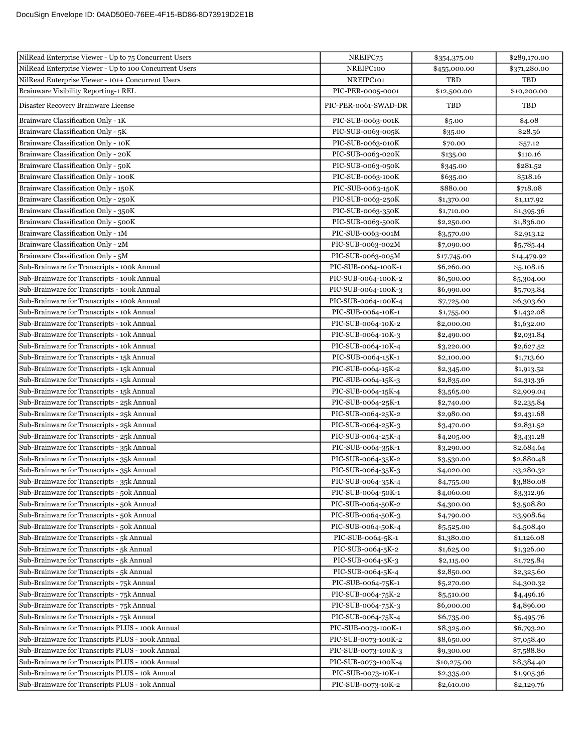| NilRead Enterprise Viewer - Up to 75 Concurrent Users | NREIPC75 | $354,375.00 | $289,170.00 |
|---|---|---|---|
| NilRead Enterprise Viewer - Up to 100 Concurrent Users | NREIPC100 | $455,000.00 | $371,280.00 |
| NilRead Enterprise Viewer - 101+ Concurrent Users | NREIPC101 | TBD | TBD |
| Brainware Visibility Reporting-1 REL | PIC-PER-0005-0001 | $12,500.00 | $10,200.00 |
| Disaster Recovery Brainware License | PIC-PER-0061-SWAD-DR | TBD | TBD |
| Brainware Classification Only - 1K | PIC-SUB-0063-001K | $5.00 | $4.08 |
| Brainware Classification Only - 5K | PIC-SUB-0063-005K | $35.00 | $28.56 |
| Brainware Classification Only - 10K | PIC-SUB-0063-010K | $70.00 | $57.12 |
| Brainware Classification Only - 20K | PIC-SUB-0063-020K | $135.00 | $110.16 |
| Brainware Classification Only - 50K | PIC-SUB-0063-050K | $345.00 | $281.52 |
| Brainware Classification Only - 100K | PIC-SUB-0063-100K | $635.00 | $518.16 |
| Brainware Classification Only - 150K | PIC-SUB-0063-150K | $880.00 | $718.08 |
| Brainware Classification Only - 250K | PIC-SUB-0063-250K | $1,370.00 | $1,117.92 |
| Brainware Classification Only - 350K | PIC-SUB-0063-350K | $1,710.00 | $1,395.36 |
| Brainware Classification Only - 500K | PIC-SUB-0063-500K | $2,250.00 | $1,836.00 |
| Brainware Classification Only - 1M | PIC-SUB-0063-001M | $3,570.00 | $2,913.12 |
| Brainware Classification Only - 2M | PIC-SUB-0063-002M | $7,090.00 | $5,785.44 |
| Brainware Classification Only - 5M | PIC-SUB-0063-005M | $17,745.00 | $14,479.92 |
| Sub-Brainware for Transcripts - 100k Annual | PIC-SUB-0064-100K-1 | $6,260.00 | $5,108.16 |
| Sub-Brainware for Transcripts - 100k Annual | PIC-SUB-0064-100K-2 | $6,500.00 | $5,304.00 |
| Sub-Brainware for Transcripts - 100k Annual | PIC-SUB-0064-100K-3 | $6,990.00 | $5,703.84 |
| Sub-Brainware for Transcripts - 100k Annual | PIC-SUB-0064-100K-4 | $7,725.00 | $6,303.60 |
| Sub-Brainware for Transcripts - 10k Annual | PIC-SUB-0064-10K-1 | $1,755.00 | $1,432.08 |
| Sub-Brainware for Transcripts - 10k Annual | PIC-SUB-0064-10K-2 | $2,000.00 | $1,632.00 |
| Sub-Brainware for Transcripts - 10k Annual | PIC-SUB-0064-10K-3 | $2,490.00 | $2,031.84 |
| Sub-Brainware for Transcripts - 10k Annual | PIC-SUB-0064-10K-4 | $3,220.00 | $2,627.52 |
| Sub-Brainware for Transcripts - 15k Annual | PIC-SUB-0064-15K-1 | $2,100.00 | $1,713.60 |
| Sub-Brainware for Transcripts - 15k Annual | PIC-SUB-0064-15K-2 | $2,345.00 | $1,913.52 |
| Sub-Brainware for Transcripts - 15k Annual | PIC-SUB-0064-15K-3 | $2,835.00 | $2,313.36 |
| Sub-Brainware for Transcripts - 15k Annual | PIC-SUB-0064-15K-4 | $3,565.00 | $2,909.04 |
| Sub-Brainware for Transcripts - 25k Annual | PIC-SUB-0064-25K-1 | $2,740.00 | $2,235.84 |
| Sub-Brainware for Transcripts - 25k Annual | PIC-SUB-0064-25K-2 | $2,980.00 | $2,431.68 |
| Sub-Brainware for Transcripts - 25k Annual | PIC-SUB-0064-25K-3 | $3,470.00 | $2,831.52 |
| Sub-Brainware for Transcripts - 25k Annual | PIC-SUB-0064-25K-4 | $4,205.00 | $3,431.28 |
| Sub-Brainware for Transcripts - 35k Annual | PIC-SUB-0064-35K-1 | $3,290.00 | $2,684.64 |
| Sub-Brainware for Transcripts - 35k Annual | PIC-SUB-0064-35K-2 | $3,530.00 | $2,880.48 |
| Sub-Brainware for Transcripts - 35k Annual | PIC-SUB-0064-35K-3 | $4,020.00 | $3,280.32 |
| Sub-Brainware for Transcripts - 35k Annual | PIC-SUB-0064-35K-4 | $4,755.00 | $3,880.08 |
| Sub-Brainware for Transcripts - 50k Annual | PIC-SUB-0064-50K-1 | $4,060.00 | $3,312.96 |
| Sub-Brainware for Transcripts - 50k Annual | PIC-SUB-0064-50K-2 | $4,300.00 | $3,508.80 |
| Sub-Brainware for Transcripts - 50k Annual | PIC-SUB-0064-50K-3 | $4,790.00 | $3,908.64 |
| Sub-Brainware for Transcripts - 50k Annual | PIC-SUB-0064-50K-4 | $5,525.00 | $4,508.40 |
| Sub-Brainware for Transcripts - 5k Annual | PIC-SUB-0064-5K-1 | $1,380.00 | $1,126.08 |
| Sub-Brainware for Transcripts - 5k Annual | PIC-SUB-0064-5K-2 | $1,625.00 | $1,326.00 |
| Sub-Brainware for Transcripts - 5k Annual | PIC-SUB-0064-5K-3 | $2,115.00 | $1,725.84 |
| Sub-Brainware for Transcripts - 5k Annual | PIC-SUB-0064-5K-4 | $2,850.00 | $2,325.60 |
| Sub-Brainware for Transcripts - 75k Annual | PIC-SUB-0064-75K-1 | $5,270.00 | $4,300.32 |
| Sub-Brainware for Transcripts - 75k Annual | PIC-SUB-0064-75K-2 | $5,510.00 | $4,496.16 |
| Sub-Brainware for Transcripts - 75k Annual | PIC-SUB-0064-75K-3 | $6,000.00 | $4,896.00 |
| Sub-Brainware for Transcripts - 75k Annual | PIC-SUB-0064-75K-4 | $6,735.00 | $5,495.76 |
| Sub-Brainware for Transcripts PLUS - 100k Annual | PIC-SUB-0073-100K-1 | $8,325.00 | $6,793.20 |
| Sub-Brainware for Transcripts PLUS - 100k Annual | PIC-SUB-0073-100K-2 | $8,650.00 | $7,058.40 |
| Sub-Brainware for Transcripts PLUS - 100k Annual | PIC-SUB-0073-100K-3 | $9,300.00 | $7,588.80 |
| Sub-Brainware for Transcripts PLUS - 100k Annual | PIC-SUB-0073-100K-4 | $10,275.00 | $8,384.40 |
| Sub-Brainware for Transcripts PLUS - 10k Annual | PIC-SUB-0073-10K-1 | $2,335.00 | $1,905.36 |
| Sub-Brainware for Transcripts PLUS - 10k Annual | PIC-SUB-0073-10K-2 | $2,610.00 | $2,129.76 |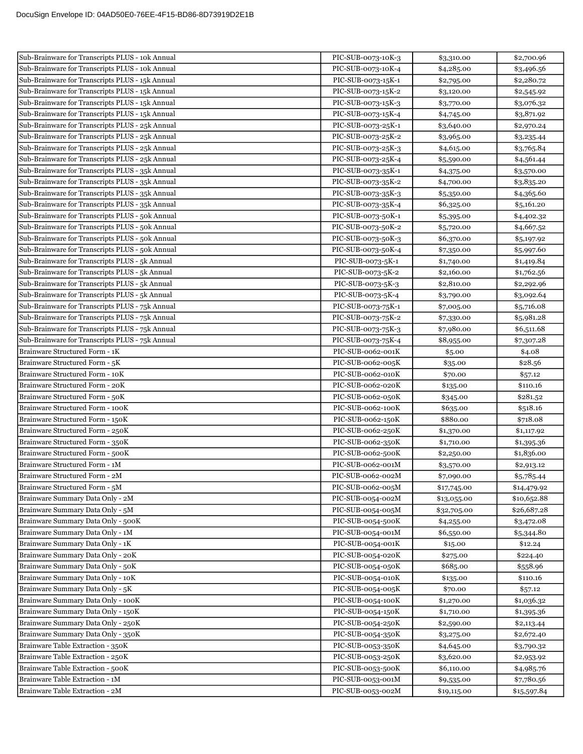| | | | |
|---|---|---|---|
| Sub-Brainware for Transcripts PLUS - 10k Annual | PIC-SUB-0073-10K-3 | $3,310.00 | $2,700.96 |
| Sub-Brainware for Transcripts PLUS - 10k Annual | PIC-SUB-0073-10K-4 | $4,285.00 | $3,496.56 |
| Sub-Brainware for Transcripts PLUS - 15k Annual | PIC-SUB-0073-15K-1 | $2,795.00 | $2,280.72 |
| Sub-Brainware for Transcripts PLUS - 15k Annual | PIC-SUB-0073-15K-2 | $3,120.00 | $2,545.92 |
| Sub-Brainware for Transcripts PLUS - 15k Annual | PIC-SUB-0073-15K-3 | $3,770.00 | $3,076.32 |
| Sub-Brainware for Transcripts PLUS - 15k Annual | PIC-SUB-0073-15K-4 | $4,745.00 | $3,871.92 |
| Sub-Brainware for Transcripts PLUS - 25k Annual | PIC-SUB-0073-25K-1 | $3,640.00 | $2,970.24 |
| Sub-Brainware for Transcripts PLUS - 25k Annual | PIC-SUB-0073-25K-2 | $3,965.00 | $3,235.44 |
| Sub-Brainware for Transcripts PLUS - 25k Annual | PIC-SUB-0073-25K-3 | $4,615.00 | $3,765.84 |
| Sub-Brainware for Transcripts PLUS - 25k Annual | PIC-SUB-0073-25K-4 | $5,590.00 | $4,561.44 |
| Sub-Brainware for Transcripts PLUS - 35k Annual | PIC-SUB-0073-35K-1 | $4,375.00 | $3,570.00 |
| Sub-Brainware for Transcripts PLUS - 35k Annual | PIC-SUB-0073-35K-2 | $4,700.00 | $3,835.20 |
| Sub-Brainware for Transcripts PLUS - 35k Annual | PIC-SUB-0073-35K-3 | $5,350.00 | $4,365.60 |
| Sub-Brainware for Transcripts PLUS - 35k Annual | PIC-SUB-0073-35K-4 | $6,325.00 | $5,161.20 |
| Sub-Brainware for Transcripts PLUS - 50k Annual | PIC-SUB-0073-50K-1 | $5,395.00 | $4,402.32 |
| Sub-Brainware for Transcripts PLUS - 50k Annual | PIC-SUB-0073-50K-2 | $5,720.00 | $4,667.52 |
| Sub-Brainware for Transcripts PLUS - 50k Annual | PIC-SUB-0073-50K-3 | $6,370.00 | $5,197.92 |
| Sub-Brainware for Transcripts PLUS - 50k Annual | PIC-SUB-0073-50K-4 | $7,350.00 | $5,997.60 |
| Sub-Brainware for Transcripts PLUS - 5k Annual | PIC-SUB-0073-5K-1 | $1,740.00 | $1,419.84 |
| Sub-Brainware for Transcripts PLUS - 5k Annual | PIC-SUB-0073-5K-2 | $2,160.00 | $1,762.56 |
| Sub-Brainware for Transcripts PLUS - 5k Annual | PIC-SUB-0073-5K-3 | $2,810.00 | $2,292.96 |
| Sub-Brainware for Transcripts PLUS - 5k Annual | PIC-SUB-0073-5K-4 | $3,790.00 | $3,092.64 |
| Sub-Brainware for Transcripts PLUS - 75k Annual | PIC-SUB-0073-75K-1 | $7,005.00 | $5,716.08 |
| Sub-Brainware for Transcripts PLUS - 75k Annual | PIC-SUB-0073-75K-2 | $7,330.00 | $5,981.28 |
| Sub-Brainware for Transcripts PLUS - 75k Annual | PIC-SUB-0073-75K-3 | $7,980.00 | $6,511.68 |
| Sub-Brainware for Transcripts PLUS - 75k Annual | PIC-SUB-0073-75K-4 | $8,955.00 | $7,307.28 |
| Brainware Structured Form - 1K | PIC-SUB-0062-001K | $5.00 | $4.08 |
| Brainware Structured Form - 5K | PIC-SUB-0062-005K | $35.00 | $28.56 |
| Brainware Structured Form - 10K | PIC-SUB-0062-010K | $70.00 | $57.12 |
| Brainware Structured Form - 20K | PIC-SUB-0062-020K | $135.00 | $110.16 |
| Brainware Structured Form - 50K | PIC-SUB-0062-050K | $345.00 | $281.52 |
| Brainware Structured Form - 100K | PIC-SUB-0062-100K | $635.00 | $518.16 |
| Brainware Structured Form - 150K | PIC-SUB-0062-150K | $880.00 | $718.08 |
| Brainware Structured Form - 250K | PIC-SUB-0062-250K | $1,370.00 | $1,117.92 |
| Brainware Structured Form - 350K | PIC-SUB-0062-350K | $1,710.00 | $1,395.36 |
| Brainware Structured Form - 500K | PIC-SUB-0062-500K | $2,250.00 | $1,836.00 |
| Brainware Structured Form - 1M | PIC-SUB-0062-001M | $3,570.00 | $2,913.12 |
| Brainware Structured Form - 2M | PIC-SUB-0062-002M | $7,090.00 | $5,785.44 |
| Brainware Structured Form - 5M | PIC-SUB-0062-005M | $17,745.00 | $14,479.92 |
| Brainware Summary Data Only - 2M | PIC-SUB-0054-002M | $13,055.00 | $10,652.88 |
| Brainware Summary Data Only - 5M | PIC-SUB-0054-005M | $32,705.00 | $26,687.28 |
| Brainware Summary Data Only - 500K | PIC-SUB-0054-500K | $4,255.00 | $3,472.08 |
| Brainware Summary Data Only - 1M | PIC-SUB-0054-001M | $6,550.00 | $5,344.80 |
| Brainware Summary Data Only - 1K | PIC-SUB-0054-001K | $15.00 | $12.24 |
| Brainware Summary Data Only - 20K | PIC-SUB-0054-020K | $275.00 | $224.40 |
| Brainware Summary Data Only - 50K | PIC-SUB-0054-050K | $685.00 | $558.96 |
| Brainware Summary Data Only - 10K | PIC-SUB-0054-010K | $135.00 | $110.16 |
| Brainware Summary Data Only - 5K | PIC-SUB-0054-005K | $70.00 | $57.12 |
| Brainware Summary Data Only - 100K | PIC-SUB-0054-100K | $1,270.00 | $1,036.32 |
| Brainware Summary Data Only - 150K | PIC-SUB-0054-150K | $1,710.00 | $1,395.36 |
| Brainware Summary Data Only - 250K | PIC-SUB-0054-250K | $2,590.00 | $2,113.44 |
| Brainware Summary Data Only - 350K | PIC-SUB-0054-350K | $3,275.00 | $2,672.40 |
| Brainware Table Extraction - 350K | PIC-SUB-0053-350K | $4,645.00 | $3,790.32 |
| Brainware Table Extraction - 250K | PIC-SUB-0053-250K | $3,620.00 | $2,953.92 |
| Brainware Table Extraction - 500K | PIC-SUB-0053-500K | $6,110.00 | $4,985.76 |
| Brainware Table Extraction - 1M | PIC-SUB-0053-001M | $9,535.00 | $7,780.56 |
| Brainware Table Extraction - 2M | PIC-SUB-0053-002M | $19,115.00 | $15,597.84 |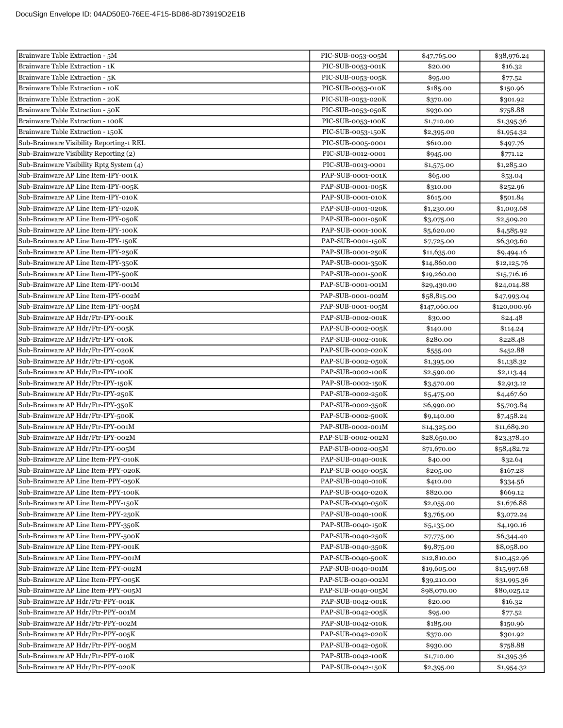| Brainware Table Extraction - 5M | PIC-SUB-0053-005M | $47,765.00 | $38,976.24 |
|---|---|---|---|
| Brainware Table Extraction - 1K | PIC-SUB-0053-001K | $20.00 | $16.32 |
| Brainware Table Extraction - 5K | PIC-SUB-0053-005K | $95.00 | $77.52 |
| Brainware Table Extraction - 10K | PIC-SUB-0053-010K | $185.00 | $150.96 |
| Brainware Table Extraction - 20K | PIC-SUB-0053-020K | $370.00 | $301.92 |
| Brainware Table Extraction - 50K | PIC-SUB-0053-050K | $930.00 | $758.88 |
| Brainware Table Extraction - 100K | PIC-SUB-0053-100K | $1,710.00 | $1,395.36 |
| Brainware Table Extraction - 150K | PIC-SUB-0053-150K | $2,395.00 | $1,954.32 |
| Sub-Brainware Visibility Reporting-1 REL | PIC-SUB-0005-0001 | $610.00 | $497.76 |
| Sub-Brainware Visibility Reporting (2) | PIC-SUB-0012-0001 | $945.00 | $771.12 |
| Sub-Brainware Visibility Rptg System (4) | PIC-SUB-0013-0001 | $1,575.00 | $1,285.20 |
| Sub-Brainware AP Line Item-IPY-001K | PAP-SUB-0001-001K | $65.00 | $53.04 |
| Sub-Brainware AP Line Item-IPY-005K | PAP-SUB-0001-005K | $310.00 | $252.96 |
| Sub-Brainware AP Line Item-IPY-010K | PAP-SUB-0001-010K | $615.00 | $501.84 |
| Sub-Brainware AP Line Item-IPY-020K | PAP-SUB-0001-020K | $1,230.00 | $1,003.68 |
| Sub-Brainware AP Line Item-IPY-050K | PAP-SUB-0001-050K | $3,075.00 | $2,509.20 |
| Sub-Brainware AP Line Item-IPY-100K | PAP-SUB-0001-100K | $5,620.00 | $4,585.92 |
| Sub-Brainware AP Line Item-IPY-150K | PAP-SUB-0001-150K | $7,725.00 | $6,303.60 |
| Sub-Brainware AP Line Item-IPY-250K | PAP-SUB-0001-250K | $11,635.00 | $9,494.16 |
| Sub-Brainware AP Line Item-IPY-350K | PAP-SUB-0001-350K | $14,860.00 | $12,125.76 |
| Sub-Brainware AP Line Item-IPY-500K | PAP-SUB-0001-500K | $19,260.00 | $15,716.16 |
| Sub-Brainware AP Line Item-IPY-001M | PAP-SUB-0001-001M | $29,430.00 | $24,014.88 |
| Sub-Brainware AP Line Item-IPY-002M | PAP-SUB-0001-002M | $58,815.00 | $47,993.04 |
| Sub-Brainware AP Line Item-IPY-005M | PAP-SUB-0001-005M | $147,060.00 | $120,000.96 |
| Sub-Brainware AP Hdr/Ftr-IPY-001K | PAP-SUB-0002-001K | $30.00 | $24.48 |
| Sub-Brainware AP Hdr/Ftr-IPY-005K | PAP-SUB-0002-005K | $140.00 | $114.24 |
| Sub-Brainware AP Hdr/Ftr-IPY-010K | PAP-SUB-0002-010K | $280.00 | $228.48 |
| Sub-Brainware AP Hdr/Ftr-IPY-020K | PAP-SUB-0002-020K | $555.00 | $452.88 |
| Sub-Brainware AP Hdr/Ftr-IPY-050K | PAP-SUB-0002-050K | $1,395.00 | $1,138.32 |
| Sub-Brainware AP Hdr/Ftr-IPY-100K | PAP-SUB-0002-100K | $2,590.00 | $2,113.44 |
| Sub-Brainware AP Hdr/Ftr-IPY-150K | PAP-SUB-0002-150K | $3,570.00 | $2,913.12 |
| Sub-Brainware AP Hdr/Ftr-IPY-250K | PAP-SUB-0002-250K | $5,475.00 | $4,467.60 |
| Sub-Brainware AP Hdr/Ftr-IPY-350K | PAP-SUB-0002-350K | $6,990.00 | $5,703.84 |
| Sub-Brainware AP Hdr/Ftr-IPY-500K | PAP-SUB-0002-500K | $9,140.00 | $7,458.24 |
| Sub-Brainware AP Hdr/Ftr-IPY-001M | PAP-SUB-0002-001M | $14,325.00 | $11,689.20 |
| Sub-Brainware AP Hdr/Ftr-IPY-002M | PAP-SUB-0002-002M | $28,650.00 | $23,378.40 |
| Sub-Brainware AP Hdr/Ftr-IPY-005M | PAP-SUB-0002-005M | $71,670.00 | $58,482.72 |
| Sub-Brainware AP Line Item-PPY-010K | PAP-SUB-0040-001K | $40.00 | $32.64 |
| Sub-Brainware AP Line Item-PPY-020K | PAP-SUB-0040-005K | $205.00 | $167.28 |
| Sub-Brainware AP Line Item-PPY-050K | PAP-SUB-0040-010K | $410.00 | $334.56 |
| Sub-Brainware AP Line Item-PPY-100K | PAP-SUB-0040-020K | $820.00 | $669.12 |
| Sub-Brainware AP Line Item-PPY-150K | PAP-SUB-0040-050K | $2,055.00 | $1,676.88 |
| Sub-Brainware AP Line Item-PPY-250K | PAP-SUB-0040-100K | $3,765.00 | $3,072.24 |
| Sub-Brainware AP Line Item-PPY-350K | PAP-SUB-0040-150K | $5,135.00 | $4,190.16 |
| Sub-Brainware AP Line Item-PPY-500K | PAP-SUB-0040-250K | $7,775.00 | $6,344.40 |
| Sub-Brainware AP Line Item-PPY-001K | PAP-SUB-0040-350K | $9,875.00 | $8,058.00 |
| Sub-Brainware AP Line Item-PPY-001M | PAP-SUB-0040-500K | $12,810.00 | $10,452.96 |
| Sub-Brainware AP Line Item-PPY-002M | PAP-SUB-0040-001M | $19,605.00 | $15,997.68 |
| Sub-Brainware AP Line Item-PPY-005K | PAP-SUB-0040-002M | $39,210.00 | $31,995.36 |
| Sub-Brainware AP Line Item-PPY-005M | PAP-SUB-0040-005M | $98,070.00 | $80,025.12 |
| Sub-Brainware AP Hdr/Ftr-PPY-001K | PAP-SUB-0042-001K | $20.00 | $16.32 |
| Sub-Brainware AP Hdr/Ftr-PPY-001M | PAP-SUB-0042-005K | $95.00 | $77.52 |
| Sub-Brainware AP Hdr/Ftr-PPY-002M | PAP-SUB-0042-010K | $185.00 | $150.96 |
| Sub-Brainware AP Hdr/Ftr-PPY-005K | PAP-SUB-0042-020K | $370.00 | $301.92 |
| Sub-Brainware AP Hdr/Ftr-PPY-005M | PAP-SUB-0042-050K | $930.00 | $758.88 |
| Sub-Brainware AP Hdr/Ftr-PPY-010K | PAP-SUB-0042-100K | $1,710.00 | $1,395.36 |
| Sub-Brainware AP Hdr/Ftr-PPY-020K | PAP-SUB-0042-150K | $2,395.00 | $1,954.32 |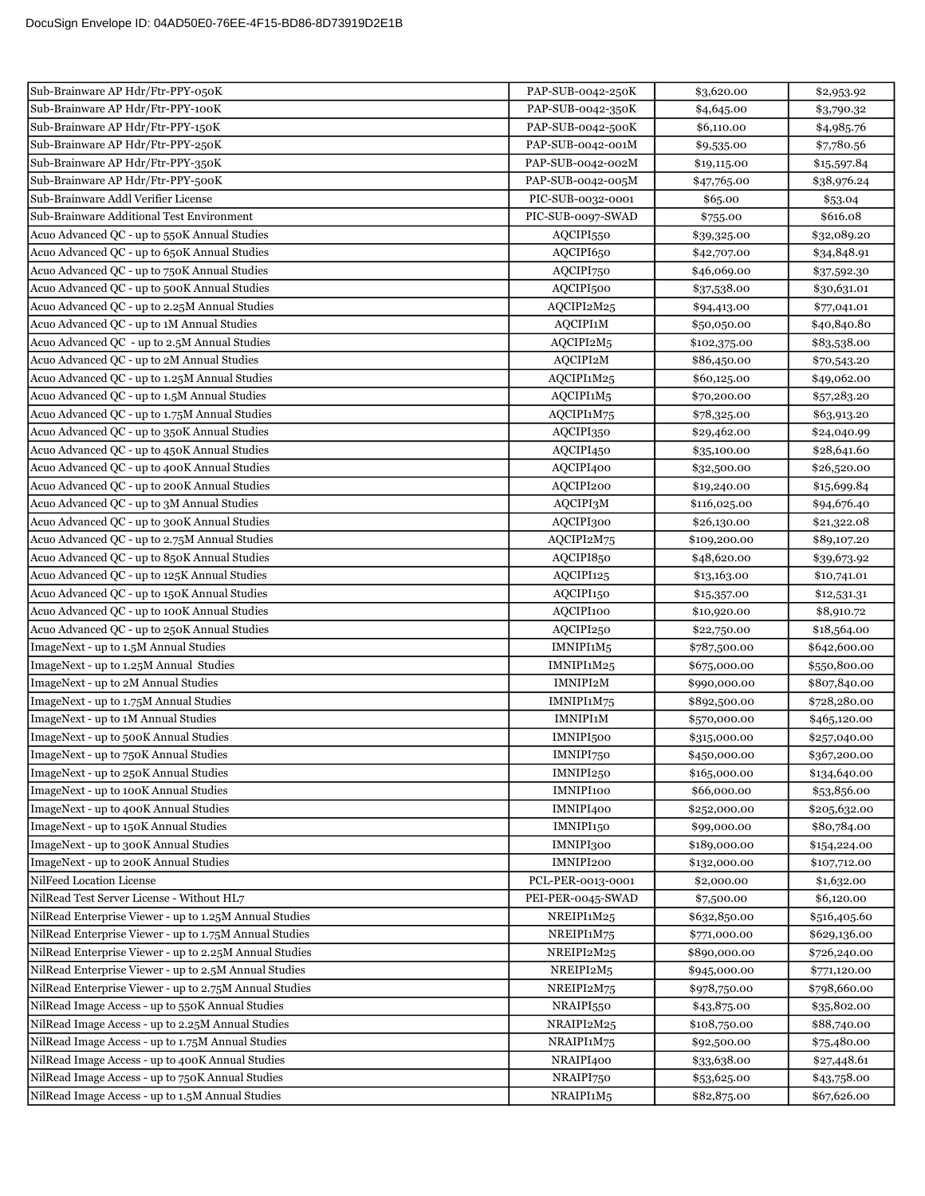| | | | |
|---|---|---|---|
| Sub-Brainware AP Hdr/Ftr-PPY-050K | PAP-SUB-0042-250K | $3,620.00 | $2,953.92 |
| Sub-Brainware AP Hdr/Ftr-PPY-100K | PAP-SUB-0042-350K | $4,645.00 | $3,790.32 |
| Sub-Brainware AP Hdr/Ftr-PPY-150K | PAP-SUB-0042-500K | $6,110.00 | $4,985.76 |
| Sub-Brainware AP Hdr/Ftr-PPY-250K | PAP-SUB-0042-001M | $9,535.00 | $7,780.56 |
| Sub-Brainware AP Hdr/Ftr-PPY-350K | PAP-SUB-0042-002M | $19,115.00 | $15,597.84 |
| Sub-Brainware AP Hdr/Ftr-PPY-500K | PAP-SUB-0042-005M | $47,765.00 | $38,976.24 |
| Sub-Brainware Addl Verifier License | PIC-SUB-0032-0001 | $65.00 | $53.04 |
| Sub-Brainware Additional Test Environment | PIC-SUB-0097-SWAD | $755.00 | $616.08 |
| Acuo Advanced QC - up to 550K Annual Studies | AQCIPI550 | $39,325.00 | $32,089.20 |
| Acuo Advanced QC - up to 650K Annual Studies | AQCIPI650 | $42,707.00 | $34,848.91 |
| Acuo Advanced QC - up to 750K Annual Studies | AQCIPI750 | $46,069.00 | $37,592.30 |
| Acuo Advanced QC - up to 500K Annual Studies | AQCIPI500 | $37,538.00 | $30,631.01 |
| Acuo Advanced QC - up to 2.25M Annual Studies | AQCIPI2M25 | $94,413.00 | $77,041.01 |
| Acuo Advanced QC - up to 1M Annual Studies | AQCIPI1M | $50,050.00 | $40,840.80 |
| Acuo Advanced QC - up to 2.5M Annual Studies | AQCIPI2M5 | $102,375.00 | $83,538.00 |
| Acuo Advanced QC - up to 2M Annual Studies | AQCIPI2M | $86,450.00 | $70,543.20 |
| Acuo Advanced QC - up to 1.25M Annual Studies | AQCIPI1M25 | $60,125.00 | $49,062.00 |
| Acuo Advanced QC - up to 1.5M Annual Studies | AQCIPI1M5 | $70,200.00 | $57,283.20 |
| Acuo Advanced QC - up to 1.75M Annual Studies | AQCIPI1M75 | $78,325.00 | $63,913.20 |
| Acuo Advanced QC - up to 350K Annual Studies | AQCIPI350 | $29,462.00 | $24,040.99 |
| Acuo Advanced QC - up to 450K Annual Studies | AQCIPI450 | $35,100.00 | $28,641.60 |
| Acuo Advanced QC - up to 400K Annual Studies | AQCIPI400 | $32,500.00 | $26,520.00 |
| Acuo Advanced QC - up to 200K Annual Studies | AQCIPI200 | $19,240.00 | $15,699.84 |
| Acuo Advanced QC - up to 3M Annual Studies | AQCIPI3M | $116,025.00 | $94,676.40 |
| Acuo Advanced QC - up to 300K Annual Studies | AQCIPI300 | $26,130.00 | $21,322.08 |
| Acuo Advanced QC - up to 2.75M Annual Studies | AQCIPI2M75 | $109,200.00 | $89,107.20 |
| Acuo Advanced QC - up to 850K Annual Studies | AQCIPI850 | $48,620.00 | $39,673.92 |
| Acuo Advanced QC - up to 125K Annual Studies | AQCIPI125 | $13,163.00 | $10,741.01 |
| Acuo Advanced QC - up to 150K Annual Studies | AQCIPI150 | $15,357.00 | $12,531.31 |
| Acuo Advanced QC - up to 100K Annual Studies | AQCIPI100 | $10,920.00 | $8,910.72 |
| Acuo Advanced QC - up to 250K Annual Studies | AQCIPI250 | $22,750.00 | $18,564.00 |
| ImageNext - up to 1.5M Annual Studies | IMNIPI1M5 | $787,500.00 | $642,600.00 |
| ImageNext - up to 1.25M Annual Studies | IMNIPI1M25 | $675,000.00 | $550,800.00 |
| ImageNext - up to 2M Annual Studies | IMNIPI2M | $990,000.00 | $807,840.00 |
| ImageNext - up to 1.75M Annual Studies | IMNIPI1M75 | $892,500.00 | $728,280.00 |
| ImageNext - up to 1M Annual Studies | IMNIPI1M | $570,000.00 | $465,120.00 |
| ImageNext - up to 500K Annual Studies | IMNIPI500 | $315,000.00 | $257,040.00 |
| ImageNext - up to 750K Annual Studies | IMNIPI750 | $450,000.00 | $367,200.00 |
| ImageNext - up to 250K Annual Studies | IMNIPI250 | $165,000.00 | $134,640.00 |
| ImageNext - up to 100K Annual Studies | IMNIPI100 | $66,000.00 | $53,856.00 |
| ImageNext - up to 400K Annual Studies | IMNIPI400 | $252,000.00 | $205,632.00 |
| ImageNext - up to 150K Annual Studies | IMNIPI150 | $99,000.00 | $80,784.00 |
| ImageNext - up to 300K Annual Studies | IMNIPI300 | $189,000.00 | $154,224.00 |
| ImageNext - up to 200K Annual Studies | IMNIPI200 | $132,000.00 | $107,712.00 |
| NilFeed Location License | PCL-PER-0013-0001 | $2,000.00 | $1,632.00 |
| NilRead Test Server License - Without HL7 | PEI-PER-0045-SWAD | $7,500.00 | $6,120.00 |
| NilRead Enterprise Viewer - up to 1.25M Annual Studies | NREIPI1M25 | $632,850.00 | $516,405.60 |
| NilRead Enterprise Viewer - up to 1.75M Annual Studies | NREIPI1M75 | $771,000.00 | $629,136.00 |
| NilRead Enterprise Viewer - up to 2.25M Annual Studies | NREIPI2M25 | $890,000.00 | $726,240.00 |
| NilRead Enterprise Viewer - up to 2.5M Annual Studies | NREIPI2M5 | $945,000.00 | $771,120.00 |
| NilRead Enterprise Viewer - up to 2.75M Annual Studies | NREIPI2M75 | $978,750.00 | $798,660.00 |
| NilRead Image Access - up to 550K Annual Studies | NRAIPI550 | $43,875.00 | $35,802.00 |
| NilRead Image Access - up to 2.25M Annual Studies | NRAIPI2M25 | $108,750.00 | $88,740.00 |
| NilRead Image Access - up to 1.75M Annual Studies | NRAIPI1M75 | $92,500.00 | $75,480.00 |
| NilRead Image Access - up to 400K Annual Studies | NRAIPI400 | $33,638.00 | $27,448.61 |
| NilRead Image Access - up to 750K Annual Studies | NRAIPI750 | $53,625.00 | $43,758.00 |
| NilRead Image Access - up to 1.5M Annual Studies | NRAIPI1M5 | $82,875.00 | $67,626.00 |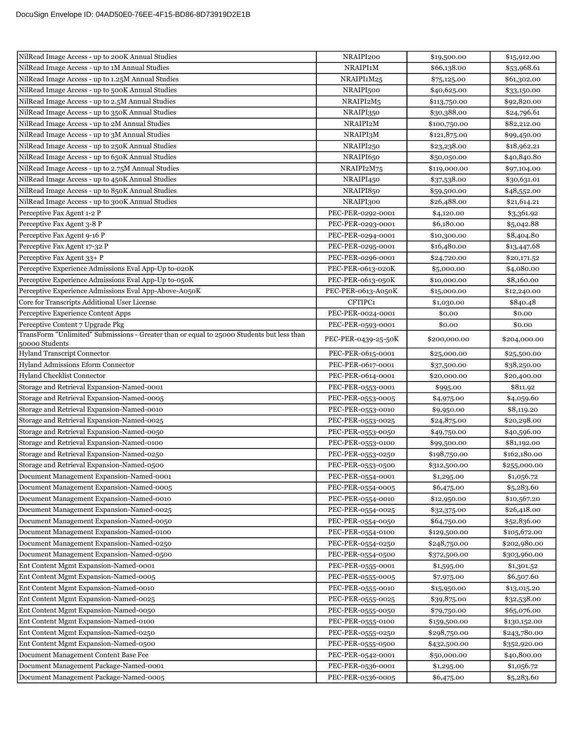| | | | |
|---|---|---|---|
| NilRead Image Access - up to 200K Annual Studies | NRAIPI200 | $19,500.00 | $15,912.00 |
| NilRead Image Access - up to 1M Annual Studies | NRAIPI1M | $66,138.00 | $53,968.61 |
| NilRead Image Access - up to 1.25M Annual Studies | NRAIPI1M25 | $75,125.00 | $61,302.00 |
| NilRead Image Access - up to 500K Annual Studies | NRAIPI500 | $40,625.00 | $33,150.00 |
| NilRead Image Access - up to 2.5M Annual Studies | NRAIPI2M5 | $113,750.00 | $92,820.00 |
| NilRead Image Access - up to 350K Annual Studies | NRAIPI350 | $30,388.00 | $24,796.61 |
| NilRead Image Access - up to 2M Annual Studies | NRAIPI2M | $100,750.00 | $82,212.00 |
| NilRead Image Access - up to 3M Annual Studies | NRAIPI3M | $121,875.00 | $99,450.00 |
| NilRead Image Access - up to 250K Annual Studies | NRAIPI250 | $23,238.00 | $18,962.21 |
| NilRead Image Access - up to 650K Annual Studies | NRAIPI650 | $50,050.00 | $40,840.80 |
| NilRead Image Access - up to 2.75M Annual Studies | NRAIPI2M75 | $119,000.00 | $97,104.00 |
| NilRead Image Access - up to 450K Annual Studies | NRAIPI450 | $37,538.00 | $30,631.01 |
| NilRead Image Access - up to 850K Annual Studies | NRAIPI850 | $59,500.00 | $48,552.00 |
| NilRead Image Access - up to 300K Annual Studies | NRAIPI300 | $26,488.00 | $21,614.21 |
| Perceptive Fax Agent 1-2 P | PEC-PER-0292-0001 | $4,120.00 | $3,361.92 |
| Perceptive Fax Agent 3-8 P | PEC-PER-0293-0001 | $6,180.00 | $5,042.88 |
| Perceptive Fax Agent 9-16 P | PEC-PER-0294-0001 | $10,300.00 | $8,404.80 |
| Perceptive Fax Agent 17-32 P | PEC-PER-0295-0001 | $16,480.00 | $13,447.68 |
| Perceptive Fax Agent 33+ P | PEC-PER-0296-0001 | $24,720.00 | $20,171.52 |
| Perceptive Experience Admissions Eval App-Up to-020K | PEC-PER-0613-020K | $5,000.00 | $4,080.00 |
| Perceptive Experience Admissions Eval App-Up to-050K | PEC-PER-0613-050K | $10,000.00 | $8,160.00 |
| Perceptive Experience Admissions Eval App-Above-A050K | PEC-PER-0613-A050K | $15,000.00 | $12,240.00 |
| Core for Transcripts Additional User License | CFTIPC1 | $1,030.00 | $840.48 |
| Perceptive Experience Content Apps | PEC-PER-0024-0001 | $0.00 | $0.00 |
| Perceptive Content 7 Upgrade Pkg | PEC-PER-0593-0001 | $0.00 | $0.00 |
| TransForm "Unlimited" Submissions - Greater than or equal to 25000 Students but less than 50000 Students | PEC-PER-0439-25-50K | $200,000.00 | $204,000.00 |
| Hyland Transcript Connector | PEC-PER-0615-0001 | $25,000.00 | $25,500.00 |
| Hyland Admissions Eform Connector | PEC-PER-0617-0001 | $37,500.00 | $38,250.00 |
| Hyland Checklist Connector | PEC-PER-0614-0001 | $20,000.00 | $20,400.00 |
| Storage and Retrieval Expansion-Named-0001 | PEC-PER-0553-0001 | $995.00 | $811.92 |
| Storage and Retrieval Expansion-Named-0005 | PEC-PER-0553-0005 | $4,975.00 | $4,059.60 |
| Storage and Retrieval Expansion-Named-0010 | PEC-PER-0553-0010 | $9,950.00 | $8,119.20 |
| Storage and Retrieval Expansion-Named-0025 | PEC-PER-0553-0025 | $24,875.00 | $20,298.00 |
| Storage and Retrieval Expansion-Named-0050 | PEC-PER-0553-0050 | $49,750.00 | $40,596.00 |
| Storage and Retrieval Expansion-Named-0100 | PEC-PER-0553-0100 | $99,500.00 | $81,192.00 |
| Storage and Retrieval Expansion-Named-0250 | PEC-PER-0553-0250 | $198,750.00 | $162,180.00 |
| Storage and Retrieval Expansion-Named-0500 | PEC-PER-0553-0500 | $312,500.00 | $255,000.00 |
| Document Management Expansion-Named-0001 | PEC-PER-0554-0001 | $1,295.00 | $1,056.72 |
| Document Management Expansion-Named-0005 | PEC-PER-0554-0005 | $6,475.00 | $5,283.60 |
| Document Management Expansion-Named-0010 | PEC-PER-0554-0010 | $12,950.00 | $10,567.20 |
| Document Management Expansion-Named-0025 | PEC-PER-0554-0025 | $32,375.00 | $26,418.00 |
| Document Management Expansion-Named-0050 | PEC-PER-0554-0050 | $64,750.00 | $52,836.00 |
| Document Management Expansion-Named-0100 | PEC-PER-0554-0100 | $129,500.00 | $105,672.00 |
| Document Management Expansion-Named-0250 | PEC-PER-0554-0250 | $248,750.00 | $202,980.00 |
| Document Management Expansion-Named-0500 | PEC-PER-0554-0500 | $372,500.00 | $303,960.00 |
| Ent Content Mgmt Expansion-Named-0001 | PEC-PER-0555-0001 | $1,595.00 | $1,301.52 |
| Ent Content Mgmt Expansion-Named-0005 | PEC-PER-0555-0005 | $7,975.00 | $6,507.60 |
| Ent Content Mgmt Expansion-Named-0010 | PEC-PER-0555-0010 | $15,950.00 | $13,015.20 |
| Ent Content Mgmt Expansion-Named-0025 | PEC-PER-0555-0025 | $39,875.00 | $32,538.00 |
| Ent Content Mgmt Expansion-Named-0050 | PEC-PER-0555-0050 | $79,750.00 | $65,076.00 |
| Ent Content Mgmt Expansion-Named-0100 | PEC-PER-0555-0100 | $159,500.00 | $130,152.00 |
| Ent Content Mgmt Expansion-Named-0250 | PEC-PER-0555-0250 | $298,750.00 | $243,780.00 |
| Ent Content Mgmt Expansion-Named-0500 | PEC-PER-0555-0500 | $432,500.00 | $352,920.00 |
| Document Management Content Base Fee | PEC-PER-0542-0001 | $50,000.00 | $40,800.00 |
| Document Management Package-Named-0001 | PEC-PER-0536-0001 | $1,295.00 | $1,056.72 |
| Document Management Package-Named-0005 | PEC-PER-0536-0005 | $6,475.00 | $5,283.60 |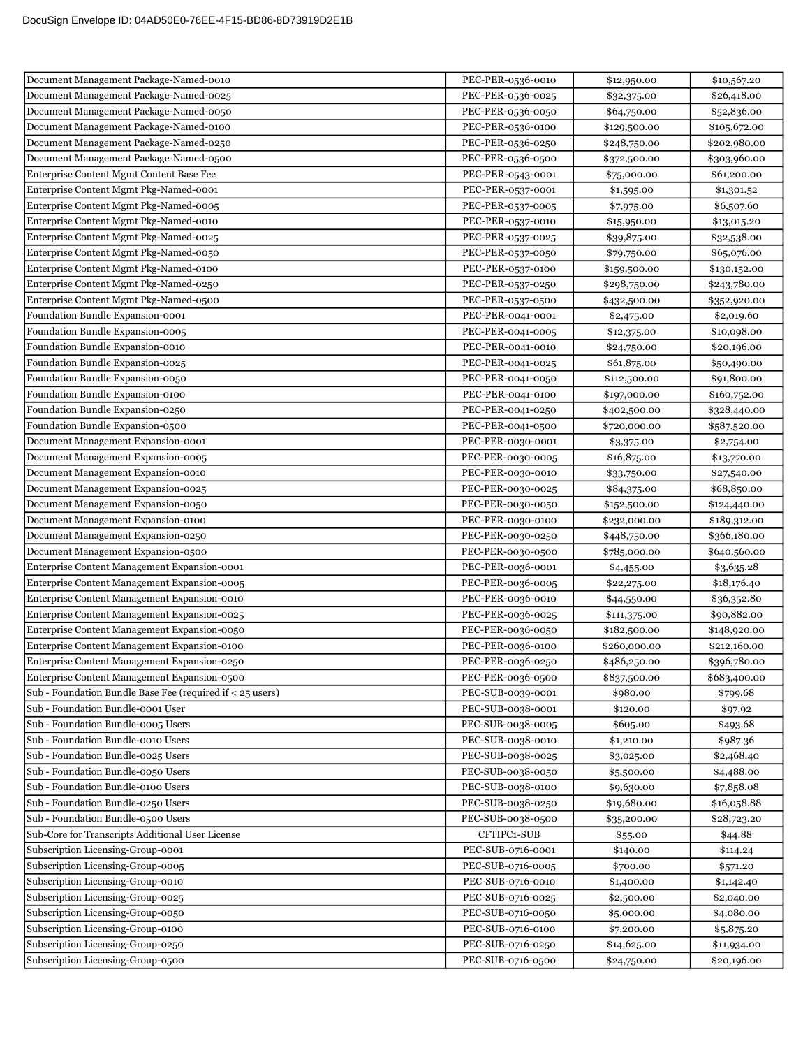| | | | |
|---|---|---|---|
| Document Management Package-Named-0010 | PEC-PER-0536-0010 | $12,950.00 | $10,567.20 |
| Document Management Package-Named-0025 | PEC-PER-0536-0025 | $32,375.00 | $26,418.00 |
| Document Management Package-Named-0050 | PEC-PER-0536-0050 | $64,750.00 | $52,836.00 |
| Document Management Package-Named-0100 | PEC-PER-0536-0100 | $129,500.00 | $105,672.00 |
| Document Management Package-Named-0250 | PEC-PER-0536-0250 | $248,750.00 | $202,980.00 |
| Document Management Package-Named-0500 | PEC-PER-0536-0500 | $372,500.00 | $303,960.00 |
| Enterprise Content Mgmt Content Base Fee | PEC-PER-0543-0001 | $75,000.00 | $61,200.00 |
| Enterprise Content Mgmt Pkg-Named-0001 | PEC-PER-0537-0001 | $1,595.00 | $1,301.52 |
| Enterprise Content Mgmt Pkg-Named-0005 | PEC-PER-0537-0005 | $7,975.00 | $6,507.60 |
| Enterprise Content Mgmt Pkg-Named-0010 | PEC-PER-0537-0010 | $15,950.00 | $13,015.20 |
| Enterprise Content Mgmt Pkg-Named-0025 | PEC-PER-0537-0025 | $39,875.00 | $32,538.00 |
| Enterprise Content Mgmt Pkg-Named-0050 | PEC-PER-0537-0050 | $79,750.00 | $65,076.00 |
| Enterprise Content Mgmt Pkg-Named-0100 | PEC-PER-0537-0100 | $159,500.00 | $130,152.00 |
| Enterprise Content Mgmt Pkg-Named-0250 | PEC-PER-0537-0250 | $298,750.00 | $243,780.00 |
| Enterprise Content Mgmt Pkg-Named-0500 | PEC-PER-0537-0500 | $432,500.00 | $352,920.00 |
| Foundation Bundle Expansion-0001 | PEC-PER-0041-0001 | $2,475.00 | $2,019.60 |
| Foundation Bundle Expansion-0005 | PEC-PER-0041-0005 | $12,375.00 | $10,098.00 |
| Foundation Bundle Expansion-0010 | PEC-PER-0041-0010 | $24,750.00 | $20,196.00 |
| Foundation Bundle Expansion-0025 | PEC-PER-0041-0025 | $61,875.00 | $50,490.00 |
| Foundation Bundle Expansion-0050 | PEC-PER-0041-0050 | $112,500.00 | $91,800.00 |
| Foundation Bundle Expansion-0100 | PEC-PER-0041-0100 | $197,000.00 | $160,752.00 |
| Foundation Bundle Expansion-0250 | PEC-PER-0041-0250 | $402,500.00 | $328,440.00 |
| Foundation Bundle Expansion-0500 | PEC-PER-0041-0500 | $720,000.00 | $587,520.00 |
| Document Management Expansion-0001 | PEC-PER-0030-0001 | $3,375.00 | $2,754.00 |
| Document Management Expansion-0005 | PEC-PER-0030-0005 | $16,875.00 | $13,770.00 |
| Document Management Expansion-0010 | PEC-PER-0030-0010 | $33,750.00 | $27,540.00 |
| Document Management Expansion-0025 | PEC-PER-0030-0025 | $84,375.00 | $68,850.00 |
| Document Management Expansion-0050 | PEC-PER-0030-0050 | $152,500.00 | $124,440.00 |
| Document Management Expansion-0100 | PEC-PER-0030-0100 | $232,000.00 | $189,312.00 |
| Document Management Expansion-0250 | PEC-PER-0030-0250 | $448,750.00 | $366,180.00 |
| Document Management Expansion-0500 | PEC-PER-0030-0500 | $785,000.00 | $640,560.00 |
| Enterprise Content Management Expansion-0001 | PEC-PER-0036-0001 | $4,455.00 | $3,635.28 |
| Enterprise Content Management Expansion-0005 | PEC-PER-0036-0005 | $22,275.00 | $18,176.40 |
| Enterprise Content Management Expansion-0010 | PEC-PER-0036-0010 | $44,550.00 | $36,352.80 |
| Enterprise Content Management Expansion-0025 | PEC-PER-0036-0025 | $111,375.00 | $90,882.00 |
| Enterprise Content Management Expansion-0050 | PEC-PER-0036-0050 | $182,500.00 | $148,920.00 |
| Enterprise Content Management Expansion-0100 | PEC-PER-0036-0100 | $260,000.00 | $212,160.00 |
| Enterprise Content Management Expansion-0250 | PEC-PER-0036-0250 | $486,250.00 | $396,780.00 |
| Enterprise Content Management Expansion-0500 | PEC-PER-0036-0500 | $837,500.00 | $683,400.00 |
| Sub - Foundation Bundle Base Fee (required if < 25 users) | PEC-SUB-0039-0001 | $980.00 | $799.68 |
| Sub - Foundation Bundle-0001 User | PEC-SUB-0038-0001 | $120.00 | $97.92 |
| Sub - Foundation Bundle-0005 Users | PEC-SUB-0038-0005 | $605.00 | $493.68 |
| Sub - Foundation Bundle-0010 Users | PEC-SUB-0038-0010 | $1,210.00 | $987.36 |
| Sub - Foundation Bundle-0025 Users | PEC-SUB-0038-0025 | $3,025.00 | $2,468.40 |
| Sub - Foundation Bundle-0050 Users | PEC-SUB-0038-0050 | $5,500.00 | $4,488.00 |
| Sub - Foundation Bundle-0100 Users | PEC-SUB-0038-0100 | $9,630.00 | $7,858.08 |
| Sub - Foundation Bundle-0250 Users | PEC-SUB-0038-0250 | $19,680.00 | $16,058.88 |
| Sub - Foundation Bundle-0500 Users | PEC-SUB-0038-0500 | $35,200.00 | $28,723.20 |
| Sub-Core for Transcripts Additional User License | CFTIPC1-SUB | $55.00 | $44.88 |
| Subscription Licensing-Group-0001 | PEC-SUB-0716-0001 | $140.00 | $114.24 |
| Subscription Licensing-Group-0005 | PEC-SUB-0716-0005 | $700.00 | $571.20 |
| Subscription Licensing-Group-0010 | PEC-SUB-0716-0010 | $1,400.00 | $1,142.40 |
| Subscription Licensing-Group-0025 | PEC-SUB-0716-0025 | $2,500.00 | $2,040.00 |
| Subscription Licensing-Group-0050 | PEC-SUB-0716-0050 | $5,000.00 | $4,080.00 |
| Subscription Licensing-Group-0100 | PEC-SUB-0716-0100 | $7,200.00 | $5,875.20 |
| Subscription Licensing-Group-0250 | PEC-SUB-0716-0250 | $14,625.00 | $11,934.00 |
| Subscription Licensing-Group-0500 | PEC-SUB-0716-0500 | $24,750.00 | $20,196.00 |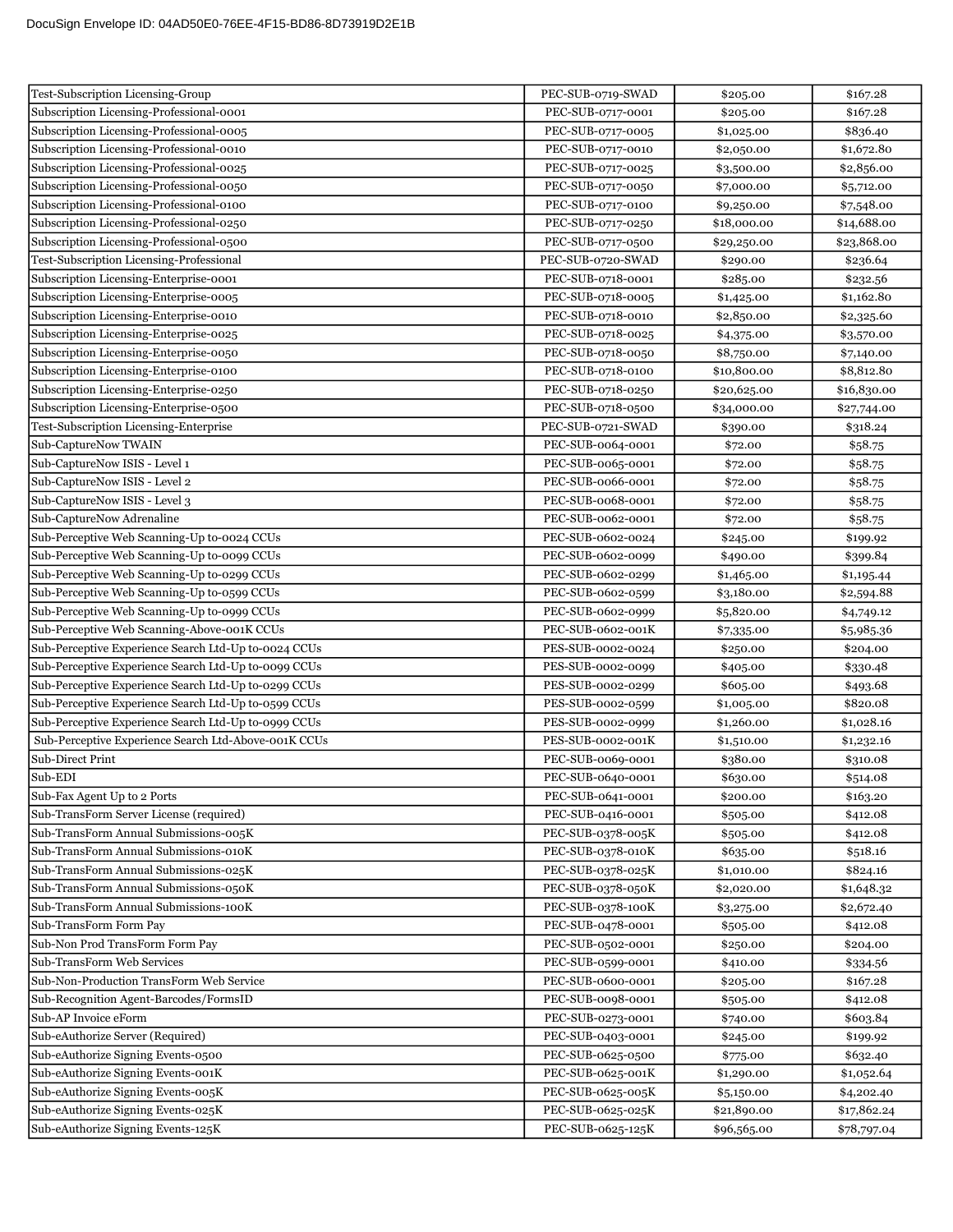DocuSign Envelope ID: 04AD50E0-76EE-4F15-BD86-8D73919D2E1B

| | | | |
|---|---|---|---|
| Test-Subscription Licensing-Group | PEC-SUB-0719-SWAD | $205.00 | $167.28 |
| Subscription Licensing-Professional-0001 | PEC-SUB-0717-0001 | $205.00 | $167.28 |
| Subscription Licensing-Professional-0005 | PEC-SUB-0717-0005 | $1,025.00 | $836.40 |
| Subscription Licensing-Professional-0010 | PEC-SUB-0717-0010 | $2,050.00 | $1,672.80 |
| Subscription Licensing-Professional-0025 | PEC-SUB-0717-0025 | $3,500.00 | $2,856.00 |
| Subscription Licensing-Professional-0050 | PEC-SUB-0717-0050 | $7,000.00 | $5,712.00 |
| Subscription Licensing-Professional-0100 | PEC-SUB-0717-0100 | $9,250.00 | $7,548.00 |
| Subscription Licensing-Professional-0250 | PEC-SUB-0717-0250 | $18,000.00 | $14,688.00 |
| Subscription Licensing-Professional-0500 | PEC-SUB-0717-0500 | $29,250.00 | $23,868.00 |
| Test-Subscription Licensing-Professional | PEC-SUB-0720-SWAD | $290.00 | $236.64 |
| Subscription Licensing-Enterprise-0001 | PEC-SUB-0718-0001 | $285.00 | $232.56 |
| Subscription Licensing-Enterprise-0005 | PEC-SUB-0718-0005 | $1,425.00 | $1,162.80 |
| Subscription Licensing-Enterprise-0010 | PEC-SUB-0718-0010 | $2,850.00 | $2,325.60 |
| Subscription Licensing-Enterprise-0025 | PEC-SUB-0718-0025 | $4,375.00 | $3,570.00 |
| Subscription Licensing-Enterprise-0050 | PEC-SUB-0718-0050 | $8,750.00 | $7,140.00 |
| Subscription Licensing-Enterprise-0100 | PEC-SUB-0718-0100 | $10,800.00 | $8,812.80 |
| Subscription Licensing-Enterprise-0250 | PEC-SUB-0718-0250 | $20,625.00 | $16,830.00 |
| Subscription Licensing-Enterprise-0500 | PEC-SUB-0718-0500 | $34,000.00 | $27,744.00 |
| Test-Subscription Licensing-Enterprise | PEC-SUB-0721-SWAD | $390.00 | $318.24 |
| Sub-CaptureNow TWAIN | PEC-SUB-0064-0001 | $72.00 | $58.75 |
| Sub-CaptureNow ISIS - Level 1 | PEC-SUB-0065-0001 | $72.00 | $58.75 |
| Sub-CaptureNow ISIS - Level 2 | PEC-SUB-0066-0001 | $72.00 | $58.75 |
| Sub-CaptureNow ISIS - Level 3 | PEC-SUB-0068-0001 | $72.00 | $58.75 |
| Sub-CaptureNow Adrenaline | PEC-SUB-0062-0001 | $72.00 | $58.75 |
| Sub-Perceptive Web Scanning-Up to-0024 CCUs | PEC-SUB-0602-0024 | $245.00 | $199.92 |
| Sub-Perceptive Web Scanning-Up to-0099 CCUs | PEC-SUB-0602-0099 | $490.00 | $399.84 |
| Sub-Perceptive Web Scanning-Up to-0299 CCUs | PEC-SUB-0602-0299 | $1,465.00 | $1,195.44 |
| Sub-Perceptive Web Scanning-Up to-0599 CCUs | PEC-SUB-0602-0599 | $3,180.00 | $2,594.88 |
| Sub-Perceptive Web Scanning-Up to-0999 CCUs | PEC-SUB-0602-0999 | $5,820.00 | $4,749.12 |
| Sub-Perceptive Web Scanning-Above-001K CCUs | PEC-SUB-0602-001K | $7,335.00 | $5,985.36 |
| Sub-Perceptive Experience Search Ltd-Up to-0024 CCUs | PES-SUB-0002-0024 | $250.00 | $204.00 |
| Sub-Perceptive Experience Search Ltd-Up to-0099 CCUs | PES-SUB-0002-0099 | $405.00 | $330.48 |
| Sub-Perceptive Experience Search Ltd-Up to-0299 CCUs | PES-SUB-0002-0299 | $605.00 | $493.68 |
| Sub-Perceptive Experience Search Ltd-Up to-0599 CCUs | PES-SUB-0002-0599 | $1,005.00 | $820.08 |
| Sub-Perceptive Experience Search Ltd-Up to-0999 CCUs | PES-SUB-0002-0999 | $1,260.00 | $1,028.16 |
| Sub-Perceptive Experience Search Ltd-Above-001K CCUs | PES-SUB-0002-001K | $1,510.00 | $1,232.16 |
| Sub-Direct Print | PEC-SUB-0069-0001 | $380.00 | $310.08 |
| Sub-EDI | PEC-SUB-0640-0001 | $630.00 | $514.08 |
| Sub-Fax Agent Up to 2 Ports | PEC-SUB-0641-0001 | $200.00 | $163.20 |
| Sub-TransForm Server License (required) | PEC-SUB-0416-0001 | $505.00 | $412.08 |
| Sub-TransForm Annual Submissions-005K | PEC-SUB-0378-005K | $505.00 | $412.08 |
| Sub-TransForm Annual Submissions-010K | PEC-SUB-0378-010K | $635.00 | $518.16 |
| Sub-TransForm Annual Submissions-025K | PEC-SUB-0378-025K | $1,010.00 | $824.16 |
| Sub-TransForm Annual Submissions-050K | PEC-SUB-0378-050K | $2,020.00 | $1,648.32 |
| Sub-TransForm Annual Submissions-100K | PEC-SUB-0378-100K | $3,275.00 | $2,672.40 |
| Sub-TransForm Form Pay | PEC-SUB-0478-0001 | $505.00 | $412.08 |
| Sub-Non Prod TransForm Form Pay | PEC-SUB-0502-0001 | $250.00 | $204.00 |
| Sub-TransForm Web Services | PEC-SUB-0599-0001 | $410.00 | $334.56 |
| Sub-Non-Production TransForm Web Service | PEC-SUB-0600-0001 | $205.00 | $167.28 |
| Sub-Recognition Agent-Barcodes/FormsID | PEC-SUB-0098-0001 | $505.00 | $412.08 |
| Sub-AP Invoice eForm | PEC-SUB-0273-0001 | $740.00 | $603.84 |
| Sub-eAuthorize Server (Required) | PEC-SUB-0403-0001 | $245.00 | $199.92 |
| Sub-eAuthorize Signing Events-0500 | PEC-SUB-0625-0500 | $775.00 | $632.40 |
| Sub-eAuthorize Signing Events-001K | PEC-SUB-0625-001K | $1,290.00 | $1,052.64 |
| Sub-eAuthorize Signing Events-005K | PEC-SUB-0625-005K | $5,150.00 | $4,202.40 |
| Sub-eAuthorize Signing Events-025K | PEC-SUB-0625-025K | $21,890.00 | $17,862.24 |
| Sub-eAuthorize Signing Events-125K | PEC-SUB-0625-125K | $96,565.00 | $78,797.04 |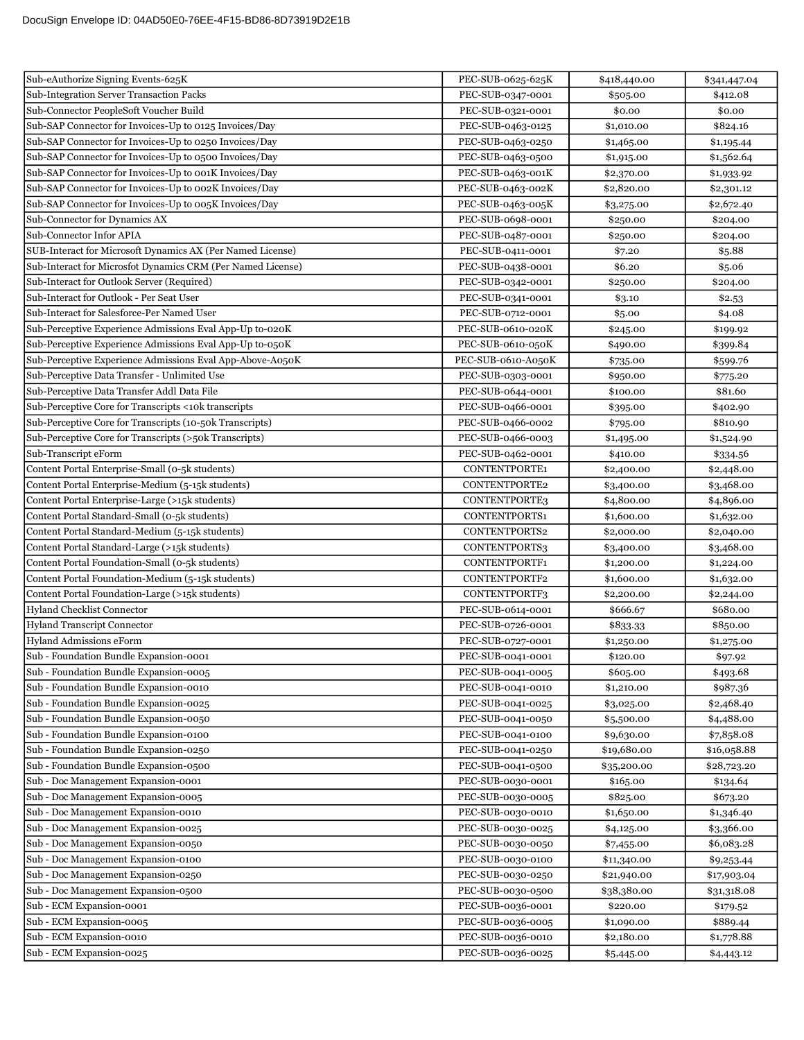| Sub-eAuthorize Signing Events-625K | PEC-SUB-0625-625K | $418,440.00 | $341,447.04 |
|---|---|---|---|
| Sub-Integration Server Transaction Packs | PEC-SUB-0347-0001 | $505.00 | $412.08 |
| Sub-Connector PeopleSoft Voucher Build | PEC-SUB-0321-0001 | $0.00 | $0.00 |
| Sub-SAP Connector for Invoices-Up to 0125 Invoices/Day | PEC-SUB-0463-0125 | $1,010.00 | $824.16 |
| Sub-SAP Connector for Invoices-Up to 0250 Invoices/Day | PEC-SUB-0463-0250 | $1,465.00 | $1,195.44 |
| Sub-SAP Connector for Invoices-Up to 0500 Invoices/Day | PEC-SUB-0463-0500 | $1,915.00 | $1,562.64 |
| Sub-SAP Connector for Invoices-Up to 001K Invoices/Day | PEC-SUB-0463-001K | $2,370.00 | $1,933.92 |
| Sub-SAP Connector for Invoices-Up to 002K Invoices/Day | PEC-SUB-0463-002K | $2,820.00 | $2,301.12 |
| Sub-SAP Connector for Invoices-Up to 005K Invoices/Day | PEC-SUB-0463-005K | $3,275.00 | $2,672.40 |
| Sub-Connector for Dynamics AX | PEC-SUB-0698-0001 | $250.00 | $204.00 |
| Sub-Connector Infor APIA | PEC-SUB-0487-0001 | $250.00 | $204.00 |
| SUB-Interact for Microsoft Dynamics AX (Per Named License) | PEC-SUB-0411-0001 | $7.20 | $5.88 |
| Sub-Interact for Micrsofot Dynamics CRM (Per Named License) | PEC-SUB-0438-0001 | $6.20 | $5.06 |
| Sub-Interact for Outlook Server (Required) | PEC-SUB-0342-0001 | $250.00 | $204.00 |
| Sub-Interact for Outlook - Per Seat User | PEC-SUB-0341-0001 | $3.10 | $2.53 |
| Sub-Interact for Salesforce-Per Named User | PEC-SUB-0712-0001 | $5.00 | $4.08 |
| Sub-Perceptive Experience Admissions Eval App-Up to-020K | PEC-SUB-0610-020K | $245.00 | $199.92 |
| Sub-Perceptive Experience Admissions Eval App-Up to-050K | PEC-SUB-0610-050K | $490.00 | $399.84 |
| Sub-Perceptive Experience Admissions Eval App-Above-A050K | PEC-SUB-0610-A050K | $735.00 | $599.76 |
| Sub-Perceptive Data Transfer - Unlimited Use | PEC-SUB-0303-0001 | $950.00 | $775.20 |
| Sub-Perceptive Data Transfer Addl Data File | PEC-SUB-0644-0001 | $100.00 | $81.60 |
| Sub-Perceptive Core for Transcripts <10k transcripts | PEC-SUB-0466-0001 | $395.00 | $402.90 |
| Sub-Perceptive Core for Transcripts (10-50k Transcripts) | PEC-SUB-0466-0002 | $795.00 | $810.90 |
| Sub-Perceptive Core for Transcripts (>50k Transcripts) | PEC-SUB-0466-0003 | $1,495.00 | $1,524.90 |
| Sub-Transcript eForm | PEC-SUB-0462-0001 | $410.00 | $334.56 |
| Content Portal Enterprise-Small (0-5k students) | CONTENTPORTE1 | $2,400.00 | $2,448.00 |
| Content Portal Enterprise-Medium (5-15k students) | CONTENTPORTE2 | $3,400.00 | $3,468.00 |
| Content Portal Enterprise-Large (>15k students) | CONTENTPORTE3 | $4,800.00 | $4,896.00 |
| Content Portal Standard-Small (0-5k students) | CONTENTPORTS1 | $1,600.00 | $1,632.00 |
| Content Portal Standard-Medium (5-15k students) | CONTENTPORTS2 | $2,000.00 | $2,040.00 |
| Content Portal Standard-Large (>15k students) | CONTENTPORTS3 | $3,400.00 | $3,468.00 |
| Content Portal Foundation-Small (0-5k students) | CONTENTPORTF1 | $1,200.00 | $1,224.00 |
| Content Portal Foundation-Medium (5-15k students) | CONTENTPORTF2 | $1,600.00 | $1,632.00 |
| Content Portal Foundation-Large (>15k students) | CONTENTPORTF3 | $2,200.00 | $2,244.00 |
| Hyland Checklist Connector | PEC-SUB-0614-0001 | $666.67 | $680.00 |
| Hyland Transcript Connector | PEC-SUB-0726-0001 | $833.33 | $850.00 |
| Hyland Admissions eForm | PEC-SUB-0727-0001 | $1,250.00 | $1,275.00 |
| Sub - Foundation Bundle Expansion-0001 | PEC-SUB-0041-0001 | $120.00 | $97.92 |
| Sub - Foundation Bundle Expansion-0005 | PEC-SUB-0041-0005 | $605.00 | $493.68 |
| Sub - Foundation Bundle Expansion-0010 | PEC-SUB-0041-0010 | $1,210.00 | $987.36 |
| Sub - Foundation Bundle Expansion-0025 | PEC-SUB-0041-0025 | $3,025.00 | $2,468.40 |
| Sub - Foundation Bundle Expansion-0050 | PEC-SUB-0041-0050 | $5,500.00 | $4,488.00 |
| Sub - Foundation Bundle Expansion-0100 | PEC-SUB-0041-0100 | $9,630.00 | $7,858.08 |
| Sub - Foundation Bundle Expansion-0250 | PEC-SUB-0041-0250 | $19,680.00 | $16,058.88 |
| Sub - Foundation Bundle Expansion-0500 | PEC-SUB-0041-0500 | $35,200.00 | $28,723.20 |
| Sub - Doc Management Expansion-0001 | PEC-SUB-0030-0001 | $165.00 | $134.64 |
| Sub - Doc Management Expansion-0005 | PEC-SUB-0030-0005 | $825.00 | $673.20 |
| Sub - Doc Management Expansion-0010 | PEC-SUB-0030-0010 | $1,650.00 | $1,346.40 |
| Sub - Doc Management Expansion-0025 | PEC-SUB-0030-0025 | $4,125.00 | $3,366.00 |
| Sub - Doc Management Expansion-0050 | PEC-SUB-0030-0050 | $7,455.00 | $6,083.28 |
| Sub - Doc Management Expansion-0100 | PEC-SUB-0030-0100 | $11,340.00 | $9,253.44 |
| Sub - Doc Management Expansion-0250 | PEC-SUB-0030-0250 | $21,940.00 | $17,903.04 |
| Sub - Doc Management Expansion-0500 | PEC-SUB-0030-0500 | $38,380.00 | $31,318.08 |
| Sub - ECM Expansion-0001 | PEC-SUB-0036-0001 | $220.00 | $179.52 |
| Sub - ECM Expansion-0005 | PEC-SUB-0036-0005 | $1,090.00 | $889.44 |
| Sub - ECM Expansion-0010 | PEC-SUB-0036-0010 | $2,180.00 | $1,778.88 |
| Sub - ECM Expansion-0025 | PEC-SUB-0036-0025 | $5,445.00 | $4,443.12 |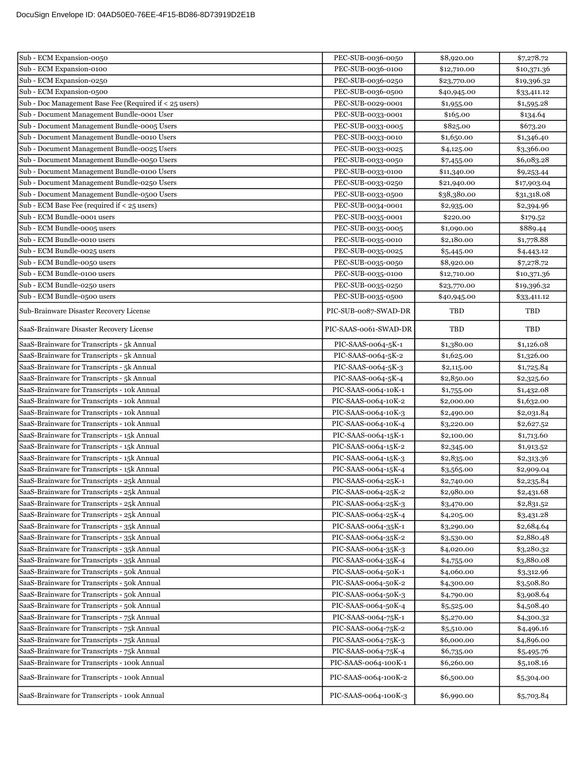| Sub - ECM Expansion-0050 | PEC-SUB-0036-0050 | $8,920.00 | $7,278.72 |
|---|---|---|---|
| Sub - ECM Expansion-0100 | PEC-SUB-0036-0100 | $12,710.00 | $10,371.36 |
| Sub - ECM Expansion-0250 | PEC-SUB-0036-0250 | $23,770.00 | $19,396.32 |
| Sub - ECM Expansion-0500 | PEC-SUB-0036-0500 | $40,945.00 | $33,411.12 |
| Sub - Doc Management Base Fee (Required if < 25 users) | PEC-SUB-0029-0001 | $1,955.00 | $1,595.28 |
| Sub - Document Management Bundle-0001 User | PEC-SUB-0033-0001 | $165.00 | $134.64 |
| Sub - Document Management Bundle-0005 Users | PEC-SUB-0033-0005 | $825.00 | $673.20 |
| Sub - Document Management Bundle-0010 Users | PEC-SUB-0033-0010 | $1,650.00 | $1,346.40 |
| Sub - Document Management Bundle-0025 Users | PEC-SUB-0033-0025 | $4,125.00 | $3,366.00 |
| Sub - Document Management Bundle-0050 Users | PEC-SUB-0033-0050 | $7,455.00 | $6,083.28 |
| Sub - Document Management Bundle-0100 Users | PEC-SUB-0033-0100 | $11,340.00 | $9,253.44 |
| Sub - Document Management Bundle-0250 Users | PEC-SUB-0033-0250 | $21,940.00 | $17,903.04 |
| Sub - Document Management Bundle-0500 Users | PEC-SUB-0033-0500 | $38,380.00 | $31,318.08 |
| Sub - ECM Base Fee (required if < 25 users) | PEC-SUB-0034-0001 | $2,935.00 | $2,394.96 |
| Sub - ECM Bundle-0001 users | PEC-SUB-0035-0001 | $220.00 | $179.52 |
| Sub - ECM Bundle-0005 users | PEC-SUB-0035-0005 | $1,090.00 | $889.44 |
| Sub - ECM Bundle-0010 users | PEC-SUB-0035-0010 | $2,180.00 | $1,778.88 |
| Sub - ECM Bundle-0025 users | PEC-SUB-0035-0025 | $5,445.00 | $4,443.12 |
| Sub - ECM Bundle-0050 users | PEC-SUB-0035-0050 | $8,920.00 | $7,278.72 |
| Sub - ECM Bundle-0100 users | PEC-SUB-0035-0100 | $12,710.00 | $10,371.36 |
| Sub - ECM Bundle-0250 users | PEC-SUB-0035-0250 | $23,770.00 | $19,396.32 |
| Sub - ECM Bundle-0500 users | PEC-SUB-0035-0500 | $40,945.00 | $33,411.12 |
| Sub-Brainware Disaster Recovery License | PIC-SUB-0087-SWAD-DR | TBD | TBD |
| SaaS-Brainware Disaster Recovery License | PIC-SAAS-0061-SWAD-DR | TBD | TBD |
| SaaS-Brainware for Transcripts - 5k Annual | PIC-SAAS-0064-5K-1 | $1,380.00 | $1,126.08 |
| SaaS-Brainware for Transcripts - 5k Annual | PIC-SAAS-0064-5K-2 | $1,625.00 | $1,326.00 |
| SaaS-Brainware for Transcripts - 5k Annual | PIC-SAAS-0064-5K-3 | $2,115.00 | $1,725.84 |
| SaaS-Brainware for Transcripts - 5k Annual | PIC-SAAS-0064-5K-4 | $2,850.00 | $2,325.60 |
| SaaS-Brainware for Transcripts - 10k Annual | PIC-SAAS-0064-10K-1 | $1,755.00 | $1,432.08 |
| SaaS-Brainware for Transcripts - 10k Annual | PIC-SAAS-0064-10K-2 | $2,000.00 | $1,632.00 |
| SaaS-Brainware for Transcripts - 10k Annual | PIC-SAAS-0064-10K-3 | $2,490.00 | $2,031.84 |
| SaaS-Brainware for Transcripts - 10k Annual | PIC-SAAS-0064-10K-4 | $3,220.00 | $2,627.52 |
| SaaS-Brainware for Transcripts - 15k Annual | PIC-SAAS-0064-15K-1 | $2,100.00 | $1,713.60 |
| SaaS-Brainware for Transcripts - 15k Annual | PIC-SAAS-0064-15K-2 | $2,345.00 | $1,913.52 |
| SaaS-Brainware for Transcripts - 15k Annual | PIC-SAAS-0064-15K-3 | $2,835.00 | $2,313.36 |
| SaaS-Brainware for Transcripts - 15k Annual | PIC-SAAS-0064-15K-4 | $3,565.00 | $2,909.04 |
| SaaS-Brainware for Transcripts - 25k Annual | PIC-SAAS-0064-25K-1 | $2,740.00 | $2,235.84 |
| SaaS-Brainware for Transcripts - 25k Annual | PIC-SAAS-0064-25K-2 | $2,980.00 | $2,431.68 |
| SaaS-Brainware for Transcripts - 25k Annual | PIC-SAAS-0064-25K-3 | $3,470.00 | $2,831.52 |
| SaaS-Brainware for Transcripts - 25k Annual | PIC-SAAS-0064-25K-4 | $4,205.00 | $3,431.28 |
| SaaS-Brainware for Transcripts - 35k Annual | PIC-SAAS-0064-35K-1 | $3,290.00 | $2,684.64 |
| SaaS-Brainware for Transcripts - 35k Annual | PIC-SAAS-0064-35K-2 | $3,530.00 | $2,880.48 |
| SaaS-Brainware for Transcripts - 35k Annual | PIC-SAAS-0064-35K-3 | $4,020.00 | $3,280.32 |
| SaaS-Brainware for Transcripts - 35k Annual | PIC-SAAS-0064-35K-4 | $4,755.00 | $3,880.08 |
| SaaS-Brainware for Transcripts - 50k Annual | PIC-SAAS-0064-50K-1 | $4,060.00 | $3,312.96 |
| SaaS-Brainware for Transcripts - 50k Annual | PIC-SAAS-0064-50K-2 | $4,300.00 | $3,508.80 |
| SaaS-Brainware for Transcripts - 50k Annual | PIC-SAAS-0064-50K-3 | $4,790.00 | $3,908.64 |
| SaaS-Brainware for Transcripts - 50k Annual | PIC-SAAS-0064-50K-4 | $5,525.00 | $4,508.40 |
| SaaS-Brainware for Transcripts - 75k Annual | PIC-SAAS-0064-75K-1 | $5,270.00 | $4,300.32 |
| SaaS-Brainware for Transcripts - 75k Annual | PIC-SAAS-0064-75K-2 | $5,510.00 | $4,496.16 |
| SaaS-Brainware for Transcripts - 75k Annual | PIC-SAAS-0064-75K-3 | $6,000.00 | $4,896.00 |
| SaaS-Brainware for Transcripts - 75k Annual | PIC-SAAS-0064-75K-4 | $6,735.00 | $5,495.76 |
| SaaS-Brainware for Transcripts - 100k Annual | PIC-SAAS-0064-100K-1 | $6,260.00 | $5,108.16 |
| SaaS-Brainware for Transcripts - 100k Annual | PIC-SAAS-0064-100K-2 | $6,500.00 | $5,304.00 |
| SaaS-Brainware for Transcripts - 100k Annual | PIC-SAAS-0064-100K-3 | $6,990.00 | $5,703.84 |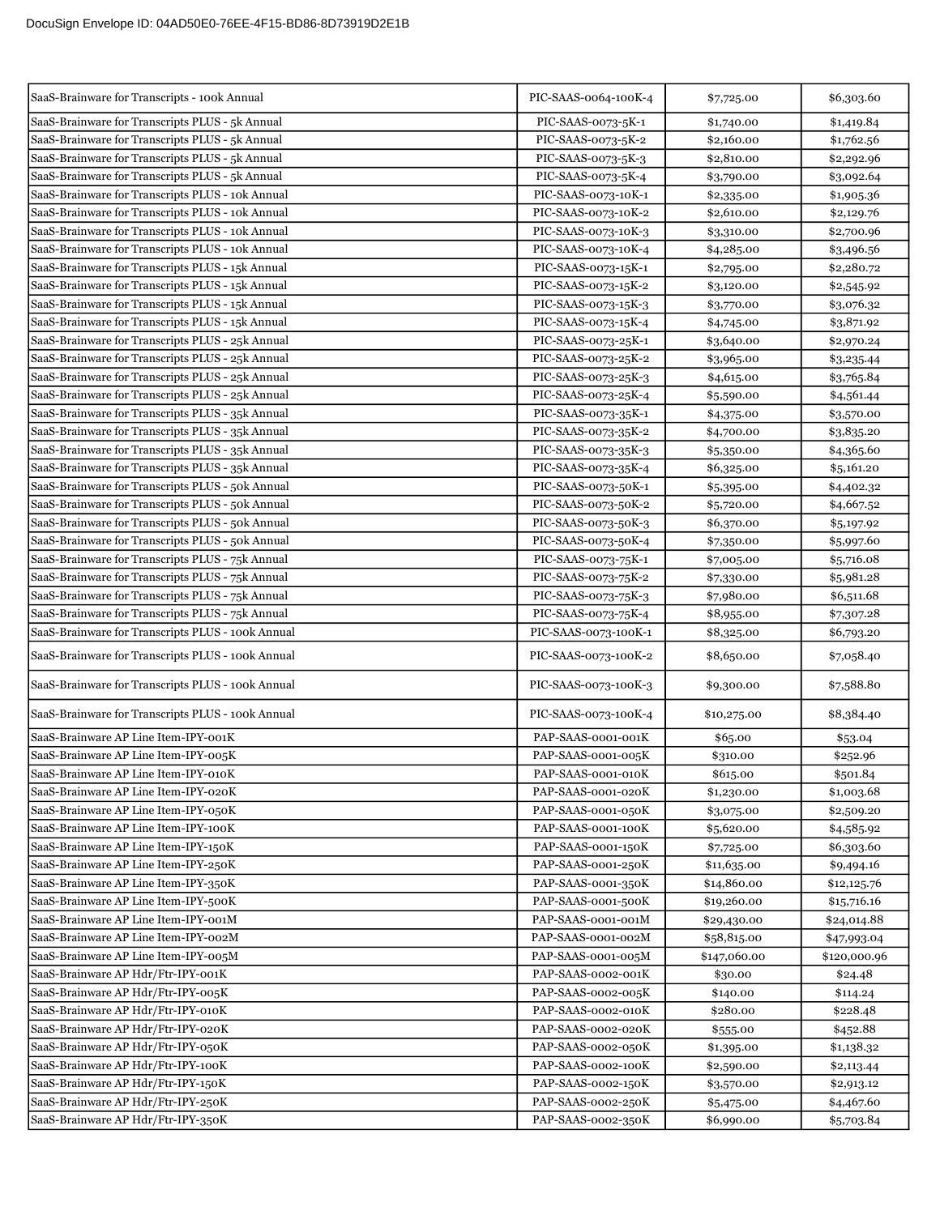| SaaS-Brainware for Transcripts - 100k Annual | PIC-SAAS-0064-100K-4 | $7,725.00 | $6,303.60 |
|---|---|---|---|
| SaaS-Brainware for Transcripts PLUS - 5k Annual | PIC-SAAS-0073-5K-1 | $1,740.00 | $1,419.84 |
| SaaS-Brainware for Transcripts PLUS - 5k Annual | PIC-SAAS-0073-5K-2 | $2,160.00 | $1,762.56 |
| SaaS-Brainware for Transcripts PLUS - 5k Annual | PIC-SAAS-0073-5K-3 | $2,810.00 | $2,292.96 |
| SaaS-Brainware for Transcripts PLUS - 5k Annual | PIC-SAAS-0073-5K-4 | $3,790.00 | $3,092.64 |
| SaaS-Brainware for Transcripts PLUS - 10k Annual | PIC-SAAS-0073-10K-1 | $2,335.00 | $1,905.36 |
| SaaS-Brainware for Transcripts PLUS - 10k Annual | PIC-SAAS-0073-10K-2 | $2,610.00 | $2,129.76 |
| SaaS-Brainware for Transcripts PLUS - 10k Annual | PIC-SAAS-0073-10K-3 | $3,310.00 | $2,700.96 |
| SaaS-Brainware for Transcripts PLUS - 10k Annual | PIC-SAAS-0073-10K-4 | $4,285.00 | $3,496.56 |
| SaaS-Brainware for Transcripts PLUS - 15k Annual | PIC-SAAS-0073-15K-1 | $2,795.00 | $2,280.72 |
| SaaS-Brainware for Transcripts PLUS - 15k Annual | PIC-SAAS-0073-15K-2 | $3,120.00 | $2,545.92 |
| SaaS-Brainware for Transcripts PLUS - 15k Annual | PIC-SAAS-0073-15K-3 | $3,770.00 | $3,076.32 |
| SaaS-Brainware for Transcripts PLUS - 15k Annual | PIC-SAAS-0073-15K-4 | $4,745.00 | $3,871.92 |
| SaaS-Brainware for Transcripts PLUS - 25k Annual | PIC-SAAS-0073-25K-1 | $3,640.00 | $2,970.24 |
| SaaS-Brainware for Transcripts PLUS - 25k Annual | PIC-SAAS-0073-25K-2 | $3,965.00 | $3,235.44 |
| SaaS-Brainware for Transcripts PLUS - 25k Annual | PIC-SAAS-0073-25K-3 | $4,615.00 | $3,765.84 |
| SaaS-Brainware for Transcripts PLUS - 25k Annual | PIC-SAAS-0073-25K-4 | $5,590.00 | $4,561.44 |
| SaaS-Brainware for Transcripts PLUS - 35k Annual | PIC-SAAS-0073-35K-1 | $4,375.00 | $3,570.00 |
| SaaS-Brainware for Transcripts PLUS - 35k Annual | PIC-SAAS-0073-35K-2 | $4,700.00 | $3,835.20 |
| SaaS-Brainware for Transcripts PLUS - 35k Annual | PIC-SAAS-0073-35K-3 | $5,350.00 | $4,365.60 |
| SaaS-Brainware for Transcripts PLUS - 35k Annual | PIC-SAAS-0073-35K-4 | $6,325.00 | $5,161.20 |
| SaaS-Brainware for Transcripts PLUS - 50k Annual | PIC-SAAS-0073-50K-1 | $5,395.00 | $4,402.32 |
| SaaS-Brainware for Transcripts PLUS - 50k Annual | PIC-SAAS-0073-50K-2 | $5,720.00 | $4,667.52 |
| SaaS-Brainware for Transcripts PLUS - 50k Annual | PIC-SAAS-0073-50K-3 | $6,370.00 | $5,197.92 |
| SaaS-Brainware for Transcripts PLUS - 50k Annual | PIC-SAAS-0073-50K-4 | $7,350.00 | $5,997.60 |
| SaaS-Brainware for Transcripts PLUS - 75k Annual | PIC-SAAS-0073-75K-1 | $7,005.00 | $5,716.08 |
| SaaS-Brainware for Transcripts PLUS - 75k Annual | PIC-SAAS-0073-75K-2 | $7,330.00 | $5,981.28 |
| SaaS-Brainware for Transcripts PLUS - 75k Annual | PIC-SAAS-0073-75K-3 | $7,980.00 | $6,511.68 |
| SaaS-Brainware for Transcripts PLUS - 75k Annual | PIC-SAAS-0073-75K-4 | $8,955.00 | $7,307.28 |
| SaaS-Brainware for Transcripts PLUS - 100k Annual | PIC-SAAS-0073-100K-1 | $8,325.00 | $6,793.20 |
| SaaS-Brainware for Transcripts PLUS - 100k Annual | PIC-SAAS-0073-100K-2 | $8,650.00 | $7,058.40 |
| SaaS-Brainware for Transcripts PLUS - 100k Annual | PIC-SAAS-0073-100K-3 | $9,300.00 | $7,588.80 |
| SaaS-Brainware for Transcripts PLUS - 100k Annual | PIC-SAAS-0073-100K-4 | $10,275.00 | $8,384.40 |
| SaaS-Brainware AP Line Item-IPY-001K | PAP-SAAS-0001-001K | $65.00 | $53.04 |
| SaaS-Brainware AP Line Item-IPY-005K | PAP-SAAS-0001-005K | $310.00 | $252.96 |
| SaaS-Brainware AP Line Item-IPY-010K | PAP-SAAS-0001-010K | $615.00 | $501.84 |
| SaaS-Brainware AP Line Item-IPY-020K | PAP-SAAS-0001-020K | $1,230.00 | $1,003.68 |
| SaaS-Brainware AP Line Item-IPY-050K | PAP-SAAS-0001-050K | $3,075.00 | $2,509.20 |
| SaaS-Brainware AP Line Item-IPY-100K | PAP-SAAS-0001-100K | $5,620.00 | $4,585.92 |
| SaaS-Brainware AP Line Item-IPY-150K | PAP-SAAS-0001-150K | $7,725.00 | $6,303.60 |
| SaaS-Brainware AP Line Item-IPY-250K | PAP-SAAS-0001-250K | $11,635.00 | $9,494.16 |
| SaaS-Brainware AP Line Item-IPY-350K | PAP-SAAS-0001-350K | $14,860.00 | $12,125.76 |
| SaaS-Brainware AP Line Item-IPY-500K | PAP-SAAS-0001-500K | $19,260.00 | $15,716.16 |
| SaaS-Brainware AP Line Item-IPY-001M | PAP-SAAS-0001-001M | $29,430.00 | $24,014.88 |
| SaaS-Brainware AP Line Item-IPY-002M | PAP-SAAS-0001-002M | $58,815.00 | $47,993.04 |
| SaaS-Brainware AP Line Item-IPY-005M | PAP-SAAS-0001-005M | $147,060.00 | $120,000.96 |
| SaaS-Brainware AP Hdr/Ftr-IPY-001K | PAP-SAAS-0002-001K | $30.00 | $24.48 |
| SaaS-Brainware AP Hdr/Ftr-IPY-005K | PAP-SAAS-0002-005K | $140.00 | $114.24 |
| SaaS-Brainware AP Hdr/Ftr-IPY-010K | PAP-SAAS-0002-010K | $280.00 | $228.48 |
| SaaS-Brainware AP Hdr/Ftr-IPY-020K | PAP-SAAS-0002-020K | $555.00 | $452.88 |
| SaaS-Brainware AP Hdr/Ftr-IPY-050K | PAP-SAAS-0002-050K | $1,395.00 | $1,138.32 |
| SaaS-Brainware AP Hdr/Ftr-IPY-100K | PAP-SAAS-0002-100K | $2,590.00 | $2,113.44 |
| SaaS-Brainware AP Hdr/Ftr-IPY-150K | PAP-SAAS-0002-150K | $3,570.00 | $2,913.12 |
| SaaS-Brainware AP Hdr/Ftr-IPY-250K | PAP-SAAS-0002-250K | $5,475.00 | $4,467.60 |
| SaaS-Brainware AP Hdr/Ftr-IPY-350K | PAP-SAAS-0002-350K | $6,990.00 | $5,703.84 |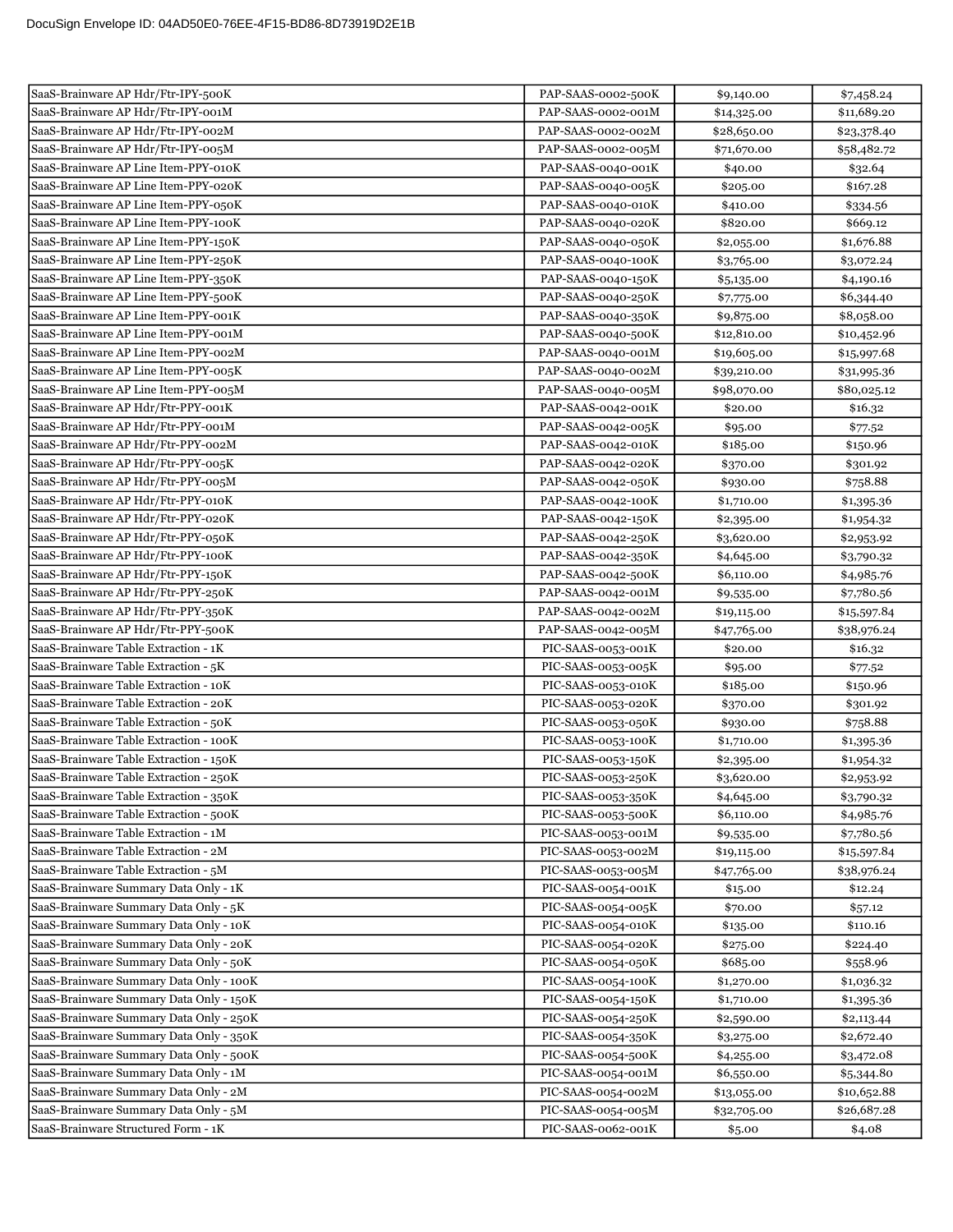DocuSign Envelope ID: 04AD50E0-76EE-4F15-BD86-8D73919D2E1B

| | | | |
|---|---|---|---|
| SaaS-Brainware AP Hdr/Ftr-IPY-500K | PAP-SAAS-0002-500K | $9,140.00 | $7,458.24 |
| SaaS-Brainware AP Hdr/Ftr-IPY-001M | PAP-SAAS-0002-001M | $14,325.00 | $11,689.20 |
| SaaS-Brainware AP Hdr/Ftr-IPY-002M | PAP-SAAS-0002-002M | $28,650.00 | $23,378.40 |
| SaaS-Brainware AP Hdr/Ftr-IPY-005M | PAP-SAAS-0002-005M | $71,670.00 | $58,482.72 |
| SaaS-Brainware AP Line Item-PPY-010K | PAP-SAAS-0040-001K | $40.00 | $32.64 |
| SaaS-Brainware AP Line Item-PPY-020K | PAP-SAAS-0040-005K | $205.00 | $167.28 |
| SaaS-Brainware AP Line Item-PPY-050K | PAP-SAAS-0040-010K | $410.00 | $334.56 |
| SaaS-Brainware AP Line Item-PPY-100K | PAP-SAAS-0040-020K | $820.00 | $669.12 |
| SaaS-Brainware AP Line Item-PPY-150K | PAP-SAAS-0040-050K | $2,055.00 | $1,676.88 |
| SaaS-Brainware AP Line Item-PPY-250K | PAP-SAAS-0040-100K | $3,765.00 | $3,072.24 |
| SaaS-Brainware AP Line Item-PPY-350K | PAP-SAAS-0040-150K | $5,135.00 | $4,190.16 |
| SaaS-Brainware AP Line Item-PPY-500K | PAP-SAAS-0040-250K | $7,775.00 | $6,344.40 |
| SaaS-Brainware AP Line Item-PPY-001K | PAP-SAAS-0040-350K | $9,875.00 | $8,058.00 |
| SaaS-Brainware AP Line Item-PPY-001M | PAP-SAAS-0040-500K | $12,810.00 | $10,452.96 |
| SaaS-Brainware AP Line Item-PPY-002M | PAP-SAAS-0040-001M | $19,605.00 | $15,997.68 |
| SaaS-Brainware AP Line Item-PPY-005K | PAP-SAAS-0040-002M | $39,210.00 | $31,995.36 |
| SaaS-Brainware AP Line Item-PPY-005M | PAP-SAAS-0040-005M | $98,070.00 | $80,025.12 |
| SaaS-Brainware AP Hdr/Ftr-PPY-001K | PAP-SAAS-0042-001K | $20.00 | $16.32 |
| SaaS-Brainware AP Hdr/Ftr-PPY-001M | PAP-SAAS-0042-005K | $95.00 | $77.52 |
| SaaS-Brainware AP Hdr/Ftr-PPY-002M | PAP-SAAS-0042-010K | $185.00 | $150.96 |
| SaaS-Brainware AP Hdr/Ftr-PPY-005K | PAP-SAAS-0042-020K | $370.00 | $301.92 |
| SaaS-Brainware AP Hdr/Ftr-PPY-005M | PAP-SAAS-0042-050K | $930.00 | $758.88 |
| SaaS-Brainware AP Hdr/Ftr-PPY-010K | PAP-SAAS-0042-100K | $1,710.00 | $1,395.36 |
| SaaS-Brainware AP Hdr/Ftr-PPY-020K | PAP-SAAS-0042-150K | $2,395.00 | $1,954.32 |
| SaaS-Brainware AP Hdr/Ftr-PPY-050K | PAP-SAAS-0042-250K | $3,620.00 | $2,953.92 |
| SaaS-Brainware AP Hdr/Ftr-PPY-100K | PAP-SAAS-0042-350K | $4,645.00 | $3,790.32 |
| SaaS-Brainware AP Hdr/Ftr-PPY-150K | PAP-SAAS-0042-500K | $6,110.00 | $4,985.76 |
| SaaS-Brainware AP Hdr/Ftr-PPY-250K | PAP-SAAS-0042-001M | $9,535.00 | $7,780.56 |
| SaaS-Brainware AP Hdr/Ftr-PPY-350K | PAP-SAAS-0042-002M | $19,115.00 | $15,597.84 |
| SaaS-Brainware AP Hdr/Ftr-PPY-500K | PAP-SAAS-0042-005M | $47,765.00 | $38,976.24 |
| SaaS-Brainware Table Extraction - 1K | PIC-SAAS-0053-001K | $20.00 | $16.32 |
| SaaS-Brainware Table Extraction - 5K | PIC-SAAS-0053-005K | $95.00 | $77.52 |
| SaaS-Brainware Table Extraction - 10K | PIC-SAAS-0053-010K | $185.00 | $150.96 |
| SaaS-Brainware Table Extraction - 20K | PIC-SAAS-0053-020K | $370.00 | $301.92 |
| SaaS-Brainware Table Extraction - 50K | PIC-SAAS-0053-050K | $930.00 | $758.88 |
| SaaS-Brainware Table Extraction - 100K | PIC-SAAS-0053-100K | $1,710.00 | $1,395.36 |
| SaaS-Brainware Table Extraction - 150K | PIC-SAAS-0053-150K | $2,395.00 | $1,954.32 |
| SaaS-Brainware Table Extraction - 250K | PIC-SAAS-0053-250K | $3,620.00 | $2,953.92 |
| SaaS-Brainware Table Extraction - 350K | PIC-SAAS-0053-350K | $4,645.00 | $3,790.32 |
| SaaS-Brainware Table Extraction - 500K | PIC-SAAS-0053-500K | $6,110.00 | $4,985.76 |
| SaaS-Brainware Table Extraction - 1M | PIC-SAAS-0053-001M | $9,535.00 | $7,780.56 |
| SaaS-Brainware Table Extraction - 2M | PIC-SAAS-0053-002M | $19,115.00 | $15,597.84 |
| SaaS-Brainware Table Extraction - 5M | PIC-SAAS-0053-005M | $47,765.00 | $38,976.24 |
| SaaS-Brainware Summary Data Only - 1K | PIC-SAAS-0054-001K | $15.00 | $12.24 |
| SaaS-Brainware Summary Data Only - 5K | PIC-SAAS-0054-005K | $70.00 | $57.12 |
| SaaS-Brainware Summary Data Only - 10K | PIC-SAAS-0054-010K | $135.00 | $110.16 |
| SaaS-Brainware Summary Data Only - 20K | PIC-SAAS-0054-020K | $275.00 | $224.40 |
| SaaS-Brainware Summary Data Only - 50K | PIC-SAAS-0054-050K | $685.00 | $558.96 |
| SaaS-Brainware Summary Data Only - 100K | PIC-SAAS-0054-100K | $1,270.00 | $1,036.32 |
| SaaS-Brainware Summary Data Only - 150K | PIC-SAAS-0054-150K | $1,710.00 | $1,395.36 |
| SaaS-Brainware Summary Data Only - 250K | PIC-SAAS-0054-250K | $2,590.00 | $2,113.44 |
| SaaS-Brainware Summary Data Only - 350K | PIC-SAAS-0054-350K | $3,275.00 | $2,672.40 |
| SaaS-Brainware Summary Data Only - 500K | PIC-SAAS-0054-500K | $4,255.00 | $3,472.08 |
| SaaS-Brainware Summary Data Only - 1M | PIC-SAAS-0054-001M | $6,550.00 | $5,344.80 |
| SaaS-Brainware Summary Data Only - 2M | PIC-SAAS-0054-002M | $13,055.00 | $10,652.88 |
| SaaS-Brainware Summary Data Only - 5M | PIC-SAAS-0054-005M | $32,705.00 | $26,687.28 |
| SaaS-Brainware Structured Form - 1K | PIC-SAAS-0062-001K | $5.00 | $4.08 |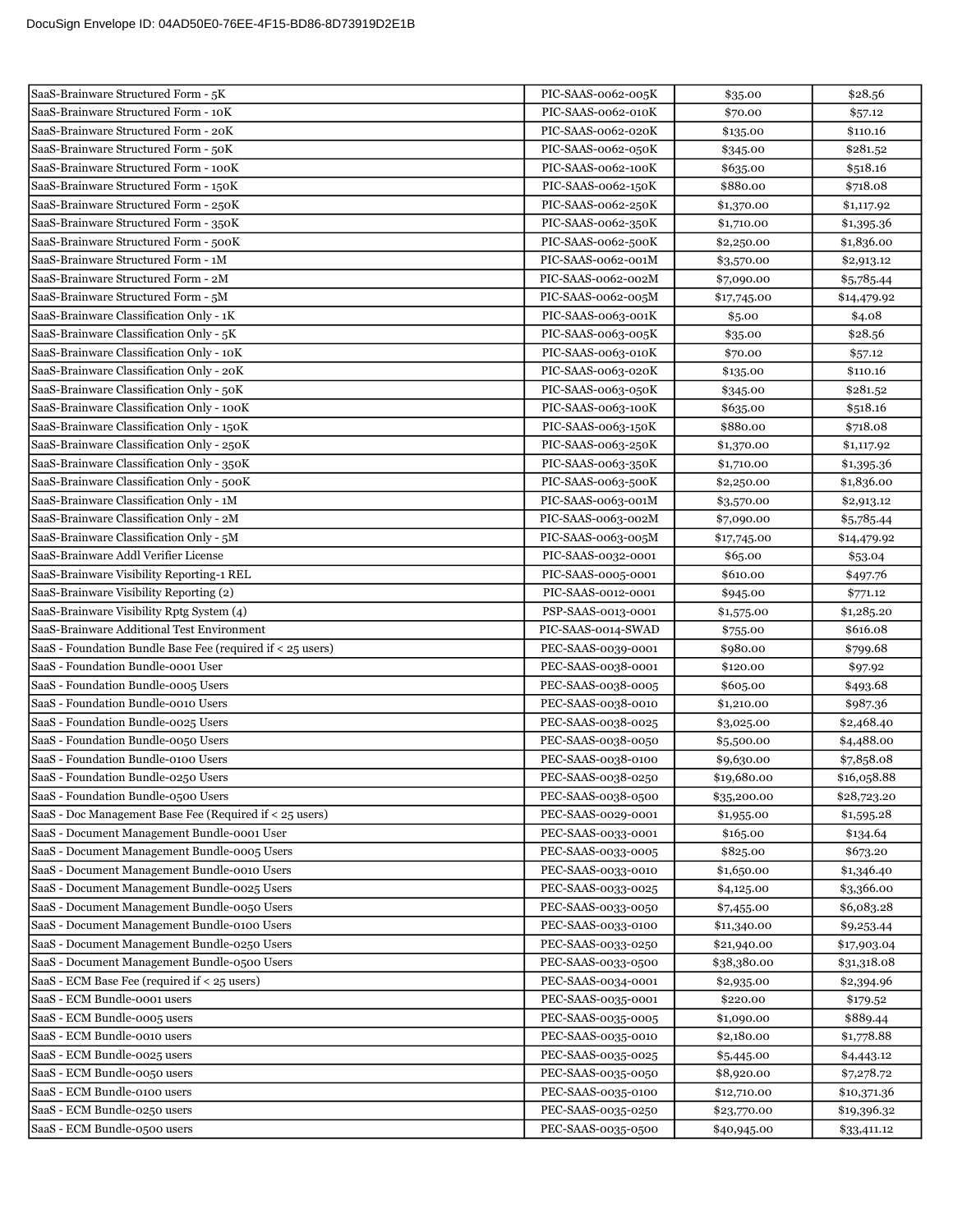| SaaS-Brainware Structured Form - 5K | PIC-SAAS-0062-005K | $35.00 | $28.56 |
|---|---|---|---|
| SaaS-Brainware Structured Form - 10K | PIC-SAAS-0062-010K | $70.00 | $57.12 |
| SaaS-Brainware Structured Form - 20K | PIC-SAAS-0062-020K | $135.00 | $110.16 |
| SaaS-Brainware Structured Form - 50K | PIC-SAAS-0062-050K | $345.00 | $281.52 |
| SaaS-Brainware Structured Form - 100K | PIC-SAAS-0062-100K | $635.00 | $518.16 |
| SaaS-Brainware Structured Form - 150K | PIC-SAAS-0062-150K | $880.00 | $718.08 |
| SaaS-Brainware Structured Form - 250K | PIC-SAAS-0062-250K | $1,370.00 | $1,117.92 |
| SaaS-Brainware Structured Form - 350K | PIC-SAAS-0062-350K | $1,710.00 | $1,395.36 |
| SaaS-Brainware Structured Form - 500K | PIC-SAAS-0062-500K | $2,250.00 | $1,836.00 |
| SaaS-Brainware Structured Form - 1M | PIC-SAAS-0062-001M | $3,570.00 | $2,913.12 |
| SaaS-Brainware Structured Form - 2M | PIC-SAAS-0062-002M | $7,090.00 | $5,785.44 |
| SaaS-Brainware Structured Form - 5M | PIC-SAAS-0062-005M | $17,745.00 | $14,479.92 |
| SaaS-Brainware Classification Only - 1K | PIC-SAAS-0063-001K | $5.00 | $4.08 |
| SaaS-Brainware Classification Only - 5K | PIC-SAAS-0063-005K | $35.00 | $28.56 |
| SaaS-Brainware Classification Only - 10K | PIC-SAAS-0063-010K | $70.00 | $57.12 |
| SaaS-Brainware Classification Only - 20K | PIC-SAAS-0063-020K | $135.00 | $110.16 |
| SaaS-Brainware Classification Only - 50K | PIC-SAAS-0063-050K | $345.00 | $281.52 |
| SaaS-Brainware Classification Only - 100K | PIC-SAAS-0063-100K | $635.00 | $518.16 |
| SaaS-Brainware Classification Only - 150K | PIC-SAAS-0063-150K | $880.00 | $718.08 |
| SaaS-Brainware Classification Only - 250K | PIC-SAAS-0063-250K | $1,370.00 | $1,117.92 |
| SaaS-Brainware Classification Only - 350K | PIC-SAAS-0063-350K | $1,710.00 | $1,395.36 |
| SaaS-Brainware Classification Only - 500K | PIC-SAAS-0063-500K | $2,250.00 | $1,836.00 |
| SaaS-Brainware Classification Only - 1M | PIC-SAAS-0063-001M | $3,570.00 | $2,913.12 |
| SaaS-Brainware Classification Only - 2M | PIC-SAAS-0063-002M | $7,090.00 | $5,785.44 |
| SaaS-Brainware Classification Only - 5M | PIC-SAAS-0063-005M | $17,745.00 | $14,479.92 |
| SaaS-Brainware Addl Verifier License | PIC-SAAS-0032-0001 | $65.00 | $53.04 |
| SaaS-Brainware Visibility Reporting-1 REL | PIC-SAAS-0005-0001 | $610.00 | $497.76 |
| SaaS-Brainware Visibility Reporting (2) | PIC-SAAS-0012-0001 | $945.00 | $771.12 |
| SaaS-Brainware Visibility Rptg System (4) | PSP-SAAS-0013-0001 | $1,575.00 | $1,285.20 |
| SaaS-Brainware Additional Test Environment | PIC-SAAS-0014-SWAD | $755.00 | $616.08 |
| SaaS - Foundation Bundle Base Fee (required if < 25 users) | PEC-SAAS-0039-0001 | $980.00 | $799.68 |
| SaaS - Foundation Bundle-0001 User | PEC-SAAS-0038-0001 | $120.00 | $97.92 |
| SaaS - Foundation Bundle-0005 Users | PEC-SAAS-0038-0005 | $605.00 | $493.68 |
| SaaS - Foundation Bundle-0010 Users | PEC-SAAS-0038-0010 | $1,210.00 | $987.36 |
| SaaS - Foundation Bundle-0025 Users | PEC-SAAS-0038-0025 | $3,025.00 | $2,468.40 |
| SaaS - Foundation Bundle-0050 Users | PEC-SAAS-0038-0050 | $5,500.00 | $4,488.00 |
| SaaS - Foundation Bundle-0100 Users | PEC-SAAS-0038-0100 | $9,630.00 | $7,858.08 |
| SaaS - Foundation Bundle-0250 Users | PEC-SAAS-0038-0250 | $19,680.00 | $16,058.88 |
| SaaS - Foundation Bundle-0500 Users | PEC-SAAS-0038-0500 | $35,200.00 | $28,723.20 |
| SaaS - Doc Management Base Fee (Required if < 25 users) | PEC-SAAS-0029-0001 | $1,955.00 | $1,595.28 |
| SaaS - Document Management Bundle-0001 User | PEC-SAAS-0033-0001 | $165.00 | $134.64 |
| SaaS - Document Management Bundle-0005 Users | PEC-SAAS-0033-0005 | $825.00 | $673.20 |
| SaaS - Document Management Bundle-0010 Users | PEC-SAAS-0033-0010 | $1,650.00 | $1,346.40 |
| SaaS - Document Management Bundle-0025 Users | PEC-SAAS-0033-0025 | $4,125.00 | $3,366.00 |
| SaaS - Document Management Bundle-0050 Users | PEC-SAAS-0033-0050 | $7,455.00 | $6,083.28 |
| SaaS - Document Management Bundle-0100 Users | PEC-SAAS-0033-0100 | $11,340.00 | $9,253.44 |
| SaaS - Document Management Bundle-0250 Users | PEC-SAAS-0033-0250 | $21,940.00 | $17,903.04 |
| SaaS - Document Management Bundle-0500 Users | PEC-SAAS-0033-0500 | $38,380.00 | $31,318.08 |
| SaaS - ECM Base Fee (required if < 25 users) | PEC-SAAS-0034-0001 | $2,935.00 | $2,394.96 |
| SaaS - ECM Bundle-0001 users | PEC-SAAS-0035-0001 | $220.00 | $179.52 |
| SaaS - ECM Bundle-0005 users | PEC-SAAS-0035-0005 | $1,090.00 | $889.44 |
| SaaS - ECM Bundle-0010 users | PEC-SAAS-0035-0010 | $2,180.00 | $1,778.88 |
| SaaS - ECM Bundle-0025 users | PEC-SAAS-0035-0025 | $5,445.00 | $4,443.12 |
| SaaS - ECM Bundle-0050 users | PEC-SAAS-0035-0050 | $8,920.00 | $7,278.72 |
| SaaS - ECM Bundle-0100 users | PEC-SAAS-0035-0100 | $12,710.00 | $10,371.36 |
| SaaS - ECM Bundle-0250 users | PEC-SAAS-0035-0250 | $23,770.00 | $19,396.32 |
| SaaS - ECM Bundle-0500 users | PEC-SAAS-0035-0500 | $40,945.00 | $33,411.12 |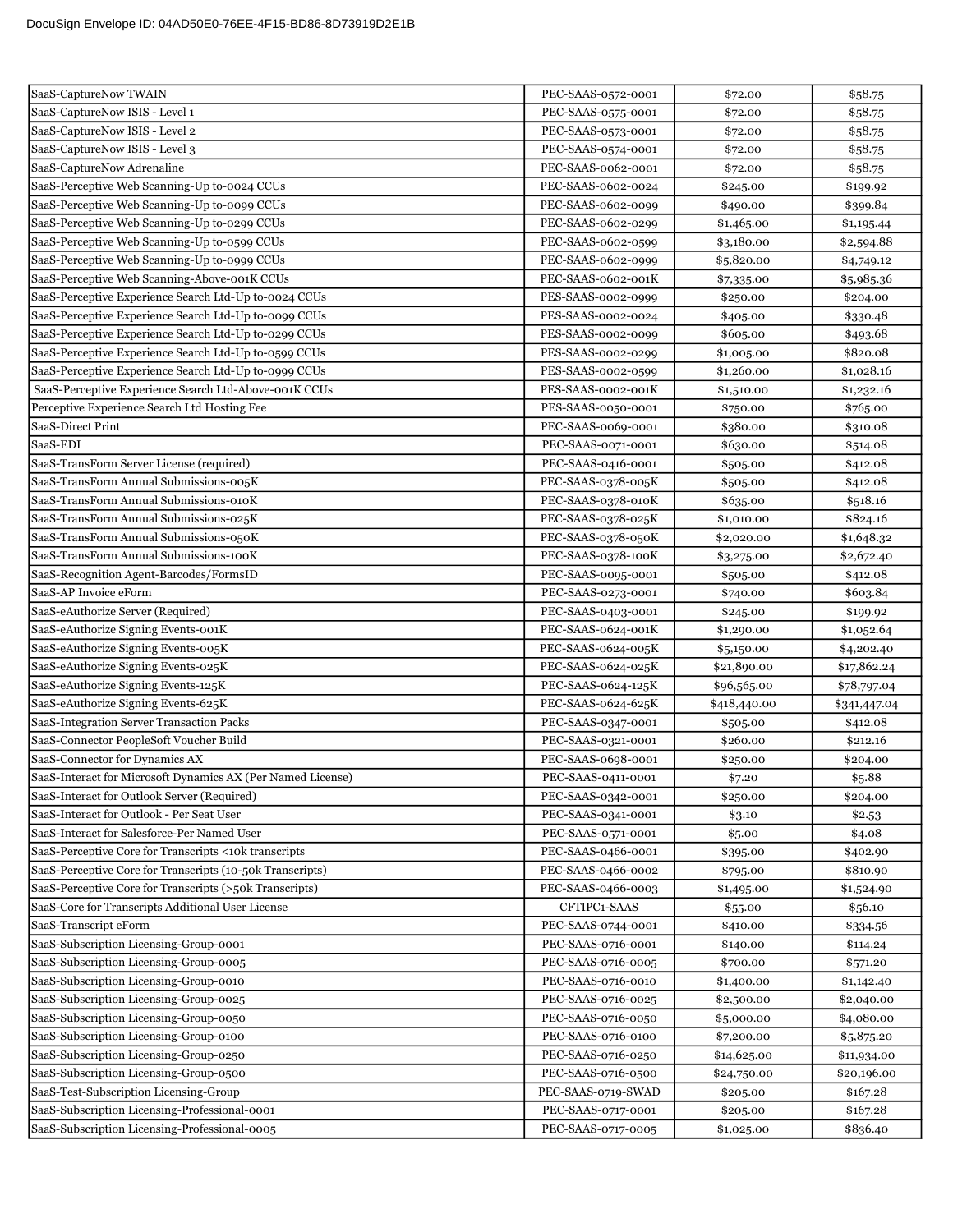| SaaS-CaptureNow TWAIN | PEC-SAAS-0572-0001 | $72.00 | $58.75 |
|---|---|---|---|
| SaaS-CaptureNow ISIS - Level 1 | PEC-SAAS-0575-0001 | $72.00 | $58.75 |
| SaaS-CaptureNow ISIS - Level 2 | PEC-SAAS-0573-0001 | $72.00 | $58.75 |
| SaaS-CaptureNow ISIS - Level 3 | PEC-SAAS-0574-0001 | $72.00 | $58.75 |
| SaaS-CaptureNow Adrenaline | PEC-SAAS-0062-0001 | $72.00 | $58.75 |
| SaaS-Perceptive Web Scanning-Up to-0024 CCUs | PEC-SAAS-0602-0024 | $245.00 | $199.92 |
| SaaS-Perceptive Web Scanning-Up to-0099 CCUs | PEC-SAAS-0602-0099 | $490.00 | $399.84 |
| SaaS-Perceptive Web Scanning-Up to-0299 CCUs | PEC-SAAS-0602-0299 | $1,465.00 | $1,195.44 |
| SaaS-Perceptive Web Scanning-Up to-0599 CCUs | PEC-SAAS-0602-0599 | $3,180.00 | $2,594.88 |
| SaaS-Perceptive Web Scanning-Up to-0999 CCUs | PEC-SAAS-0602-0999 | $5,820.00 | $4,749.12 |
| SaaS-Perceptive Web Scanning-Above-001K CCUs | PEC-SAAS-0602-001K | $7,335.00 | $5,985.36 |
| SaaS-Perceptive Experience Search Ltd-Up to-0024 CCUs | PES-SAAS-0002-0999 | $250.00 | $204.00 |
| SaaS-Perceptive Experience Search Ltd-Up to-0099 CCUs | PES-SAAS-0002-0024 | $405.00 | $330.48 |
| SaaS-Perceptive Experience Search Ltd-Up to-0299 CCUs | PES-SAAS-0002-0099 | $605.00 | $493.68 |
| SaaS-Perceptive Experience Search Ltd-Up to-0599 CCUs | PES-SAAS-0002-0299 | $1,005.00 | $820.08 |
| SaaS-Perceptive Experience Search Ltd-Up to-0999 CCUs | PES-SAAS-0002-0599 | $1,260.00 | $1,028.16 |
| SaaS-Perceptive Experience Search Ltd-Above-001K CCUs | PES-SAAS-0002-001K | $1,510.00 | $1,232.16 |
| Perceptive Experience Search Ltd Hosting Fee | PES-SAAS-0050-0001 | $750.00 | $765.00 |
| SaaS-Direct Print | PEC-SAAS-0069-0001 | $380.00 | $310.08 |
| SaaS-EDI | PEC-SAAS-0071-0001 | $630.00 | $514.08 |
| SaaS-TransForm Server License (required) | PEC-SAAS-0416-0001 | $505.00 | $412.08 |
| SaaS-TransForm Annual Submissions-005K | PEC-SAAS-0378-005K | $505.00 | $412.08 |
| SaaS-TransForm Annual Submissions-010K | PEC-SAAS-0378-010K | $635.00 | $518.16 |
| SaaS-TransForm Annual Submissions-025K | PEC-SAAS-0378-025K | $1,010.00 | $824.16 |
| SaaS-TransForm Annual Submissions-050K | PEC-SAAS-0378-050K | $2,020.00 | $1,648.32 |
| SaaS-TransForm Annual Submissions-100K | PEC-SAAS-0378-100K | $3,275.00 | $2,672.40 |
| SaaS-Recognition Agent-Barcodes/FormsID | PEC-SAAS-0095-0001 | $505.00 | $412.08 |
| SaaS-AP Invoice eForm | PEC-SAAS-0273-0001 | $740.00 | $603.84 |
| SaaS-eAuthorize Server (Required) | PEC-SAAS-0403-0001 | $245.00 | $199.92 |
| SaaS-eAuthorize Signing Events-001K | PEC-SAAS-0624-001K | $1,290.00 | $1,052.64 |
| SaaS-eAuthorize Signing Events-005K | PEC-SAAS-0624-005K | $5,150.00 | $4,202.40 |
| SaaS-eAuthorize Signing Events-025K | PEC-SAAS-0624-025K | $21,890.00 | $17,862.24 |
| SaaS-eAuthorize Signing Events-125K | PEC-SAAS-0624-125K | $96,565.00 | $78,797.04 |
| SaaS-eAuthorize Signing Events-625K | PEC-SAAS-0624-625K | $418,440.00 | $341,447.04 |
| SaaS-Integration Server Transaction Packs | PEC-SAAS-0347-0001 | $505.00 | $412.08 |
| SaaS-Connector PeopleSoft Voucher Build | PEC-SAAS-0321-0001 | $260.00 | $212.16 |
| SaaS-Connector for Dynamics AX | PEC-SAAS-0698-0001 | $250.00 | $204.00 |
| SaaS-Interact for Microsoft Dynamics AX (Per Named License) | PEC-SAAS-0411-0001 | $7.20 | $5.88 |
| SaaS-Interact for Outlook Server (Required) | PEC-SAAS-0342-0001 | $250.00 | $204.00 |
| SaaS-Interact for Outlook - Per Seat User | PEC-SAAS-0341-0001 | $3.10 | $2.53 |
| SaaS-Interact for Salesforce-Per Named User | PEC-SAAS-0571-0001 | $5.00 | $4.08 |
| SaaS-Perceptive Core for Transcripts <10k transcripts | PEC-SAAS-0466-0001 | $395.00 | $402.90 |
| SaaS-Perceptive Core for Transcripts (10-50k Transcripts) | PEC-SAAS-0466-0002 | $795.00 | $810.90 |
| SaaS-Perceptive Core for Transcripts (>50k Transcripts) | PEC-SAAS-0466-0003 | $1,495.00 | $1,524.90 |
| SaaS-Core for Transcripts Additional User License | CFTIPC1-SAAS | $55.00 | $56.10 |
| SaaS-Transcript eForm | PEC-SAAS-0744-0001 | $410.00 | $334.56 |
| SaaS-Subscription Licensing-Group-0001 | PEC-SAAS-0716-0001 | $140.00 | $114.24 |
| SaaS-Subscription Licensing-Group-0005 | PEC-SAAS-0716-0005 | $700.00 | $571.20 |
| SaaS-Subscription Licensing-Group-0010 | PEC-SAAS-0716-0010 | $1,400.00 | $1,142.40 |
| SaaS-Subscription Licensing-Group-0025 | PEC-SAAS-0716-0025 | $2,500.00 | $2,040.00 |
| SaaS-Subscription Licensing-Group-0050 | PEC-SAAS-0716-0050 | $5,000.00 | $4,080.00 |
| SaaS-Subscription Licensing-Group-0100 | PEC-SAAS-0716-0100 | $7,200.00 | $5,875.20 |
| SaaS-Subscription Licensing-Group-0250 | PEC-SAAS-0716-0250 | $14,625.00 | $11,934.00 |
| SaaS-Subscription Licensing-Group-0500 | PEC-SAAS-0716-0500 | $24,750.00 | $20,196.00 |
| SaaS-Test-Subscription Licensing-Group | PEC-SAAS-0719-SWAD | $205.00 | $167.28 |
| SaaS-Subscription Licensing-Professional-0001 | PEC-SAAS-0717-0001 | $205.00 | $167.28 |
| SaaS-Subscription Licensing-Professional-0005 | PEC-SAAS-0717-0005 | $1,025.00 | $836.40 |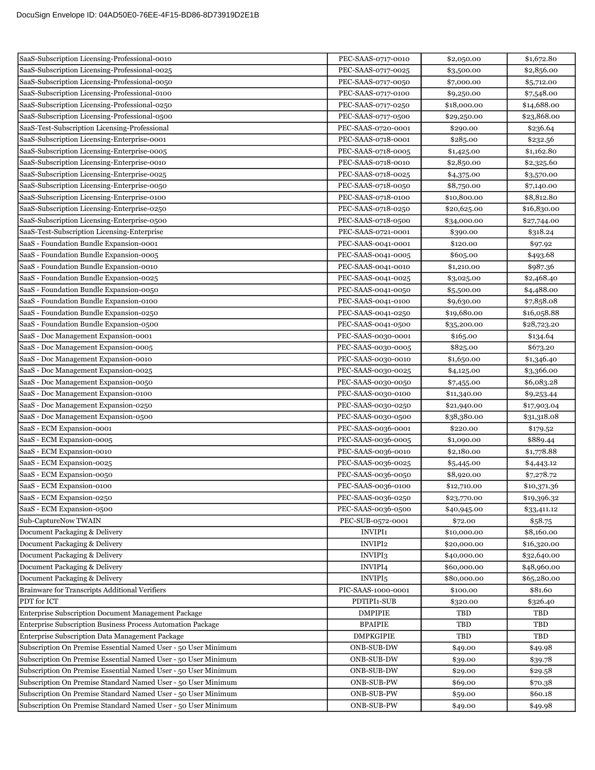| | | | |
|---|---|---|---|
| SaaS-Subscription Licensing-Professional-0010 | PEC-SAAS-0717-0010 | $2,050.00 | $1,672.80 |
| SaaS-Subscription Licensing-Professional-0025 | PEC-SAAS-0717-0025 | $3,500.00 | $2,856.00 |
| SaaS-Subscription Licensing-Professional-0050 | PEC-SAAS-0717-0050 | $7,000.00 | $5,712.00 |
| SaaS-Subscription Licensing-Professional-0100 | PEC-SAAS-0717-0100 | $9,250.00 | $7,548.00 |
| SaaS-Subscription Licensing-Professional-0250 | PEC-SAAS-0717-0250 | $18,000.00 | $14,688.00 |
| SaaS-Subscription Licensing-Professional-0500 | PEC-SAAS-0717-0500 | $29,250.00 | $23,868.00 |
| SaaS-Test-Subscription Licensing-Professional | PEC-SAAS-0720-0001 | $290.00 | $236.64 |
| SaaS-Subscription Licensing-Enterprise-0001 | PEC-SAAS-0718-0001 | $285.00 | $232.56 |
| SaaS-Subscription Licensing-Enterprise-0005 | PEC-SAAS-0718-0005 | $1,425.00 | $1,162.80 |
| SaaS-Subscription Licensing-Enterprise-0010 | PEC-SAAS-0718-0010 | $2,850.00 | $2,325.60 |
| SaaS-Subscription Licensing-Enterprise-0025 | PEC-SAAS-0718-0025 | $4,375.00 | $3,570.00 |
| SaaS-Subscription Licensing-Enterprise-0050 | PEC-SAAS-0718-0050 | $8,750.00 | $7,140.00 |
| SaaS-Subscription Licensing-Enterprise-0100 | PEC-SAAS-0718-0100 | $10,800.00 | $8,812.80 |
| SaaS-Subscription Licensing-Enterprise-0250 | PEC-SAAS-0718-0250 | $20,625.00 | $16,830.00 |
| SaaS-Subscription Licensing-Enterprise-0500 | PEC-SAAS-0718-0500 | $34,000.00 | $27,744.00 |
| SaaS-Test-Subscription Licensing-Enterprise | PEC-SAAS-0721-0001 | $390.00 | $318.24 |
| SaaS - Foundation Bundle Expansion-0001 | PEC-SAAS-0041-0001 | $120.00 | $97.92 |
| SaaS - Foundation Bundle Expansion-0005 | PEC-SAAS-0041-0005 | $605.00 | $493.68 |
| SaaS - Foundation Bundle Expansion-0010 | PEC-SAAS-0041-0010 | $1,210.00 | $987.36 |
| SaaS - Foundation Bundle Expansion-0025 | PEC-SAAS-0041-0025 | $3,025.00 | $2,468.40 |
| SaaS - Foundation Bundle Expansion-0050 | PEC-SAAS-0041-0050 | $5,500.00 | $4,488.00 |
| SaaS - Foundation Bundle Expansion-0100 | PEC-SAAS-0041-0100 | $9,630.00 | $7,858.08 |
| SaaS - Foundation Bundle Expansion-0250 | PEC-SAAS-0041-0250 | $19,680.00 | $16,058.88 |
| SaaS - Foundation Bundle Expansion-0500 | PEC-SAAS-0041-0500 | $35,200.00 | $28,723.20 |
| SaaS - Doc Management Expansion-0001 | PEC-SAAS-0030-0001 | $165.00 | $134.64 |
| SaaS - Doc Management Expansion-0005 | PEC-SAAS-0030-0005 | $825.00 | $673.20 |
| SaaS - Doc Management Expansion-0010 | PEC-SAAS-0030-0010 | $1,650.00 | $1,346.40 |
| SaaS - Doc Management Expansion-0025 | PEC-SAAS-0030-0025 | $4,125.00 | $3,366.00 |
| SaaS - Doc Management Expansion-0050 | PEC-SAAS-0030-0050 | $7,455.00 | $6,083.28 |
| SaaS - Doc Management Expansion-0100 | PEC-SAAS-0030-0100 | $11,340.00 | $9,253.44 |
| SaaS - Doc Management Expansion-0250 | PEC-SAAS-0030-0250 | $21,940.00 | $17,903.04 |
| SaaS - Doc Management Expansion-0500 | PEC-SAAS-0030-0500 | $38,380.00 | $31,318.08 |
| SaaS - ECM Expansion-0001 | PEC-SAAS-0036-0001 | $220.00 | $179.52 |
| SaaS - ECM Expansion-0005 | PEC-SAAS-0036-0005 | $1,090.00 | $889.44 |
| SaaS - ECM Expansion-0010 | PEC-SAAS-0036-0010 | $2,180.00 | $1,778.88 |
| SaaS - ECM Expansion-0025 | PEC-SAAS-0036-0025 | $5,445.00 | $4,443.12 |
| SaaS - ECM Expansion-0050 | PEC-SAAS-0036-0050 | $8,920.00 | $7,278.72 |
| SaaS - ECM Expansion-0100 | PEC-SAAS-0036-0100 | $12,710.00 | $10,371.36 |
| SaaS - ECM Expansion-0250 | PEC-SAAS-0036-0250 | $23,770.00 | $19,396.32 |
| SaaS - ECM Expansion-0500 | PEC-SAAS-0036-0500 | $40,945.00 | $33,411.12 |
| Sub-CaptureNow TWAIN | PEC-SUB-0572-0001 | $72.00 | $58.75 |
| Document Packaging & Delivery | INVIPI1 | $10,000.00 | $8,160.00 |
| Document Packaging & Delivery | INVIPI2 | $20,000.00 | $16,320.00 |
| Document Packaging & Delivery | INVIPI3 | $40,000.00 | $32,640.00 |
| Document Packaging & Delivery | INVIPI4 | $60,000.00 | $48,960.00 |
| Document Packaging & Delivery | INVIPI5 | $80,000.00 | $65,280.00 |
| Brainware for Transcripts Additional Verifiers | PIC-SAAS-1000-0001 | $100.00 | $81.60 |
| PDT for ICT | PDTIPI1-SUB | $320.00 | $326.40 |
| Enterprise Subscription Document Management Package | DMPIPIE | TBD | TBD |
| Enterprise Subscription Business Process Automation Package | BPAIPIE | TBD | TBD |
| Enterprise Subscription Data Management Package | DMPKGIPIE | TBD | TBD |
| Subscription On Premise Essential Named User - 50 User Minimum | ONB-SUB-DW | $49.00 | $49.98 |
| Subscription On Premise Essential Named User - 50 User Minimum | ONB-SUB-DW | $39.00 | $39.78 |
| Subscription On Premise Essential Named User - 50 User Minimum | ONB-SUB-DW | $29.00 | $29.58 |
| Subscription On Premise Standard Named User - 50 User Minimum | ONB-SUB-PW | $69.00 | $70.38 |
| Subscription On Premise Standard Named User - 50 User Minimum | ONB-SUB-PW | $59.00 | $60.18 |
| Subscription On Premise Standard Named User - 50 User Minimum | ONB-SUB-PW | $49.00 | $49.98 |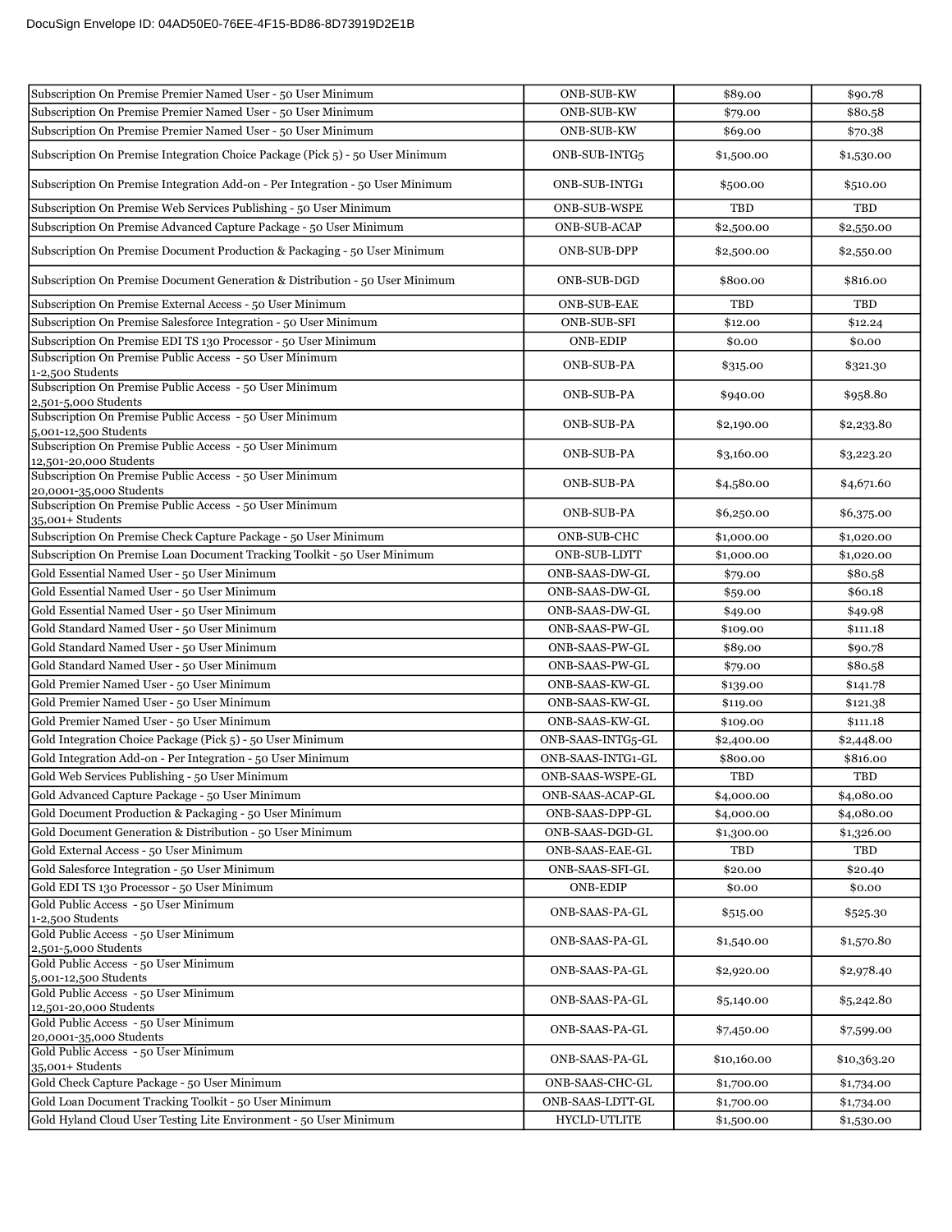| Subscription On Premise Premier Named User - 50 User Minimum | ONB-SUB-KW | $89.00 | $90.78 |
|---|---|---|---|
| Subscription On Premise Premier Named User - 50 User Minimum | ONB-SUB-KW | $79.00 | $80.58 |
| Subscription On Premise Premier Named User - 50 User Minimum | ONB-SUB-KW | $69.00 | $70.38 |
| Subscription On Premise Integration Choice Package (Pick 5) - 50 User Minimum | ONB-SUB-INTG5 | $1,500.00 | $1,530.00 |
| Subscription On Premise Integration Add-on - Per Integration - 50 User Minimum | ONB-SUB-INTG1 | $500.00 | $510.00 |
| Subscription On Premise Web Services Publishing - 50 User Minimum | ONB-SUB-WSPE | TBD | TBD |
| Subscription On Premise Advanced Capture Package - 50 User Minimum | ONB-SUB-ACAP | $2,500.00 | $2,550.00 |
| Subscription On Premise Document Production & Packaging - 50 User Minimum | ONB-SUB-DPP | $2,500.00 | $2,550.00 |
| Subscription On Premise Document Generation & Distribution - 50 User Minimum | ONB-SUB-DGD | $800.00 | $816.00 |
| Subscription On Premise External Access - 50 User Minimum | ONB-SUB-EAE | TBD | TBD |
| Subscription On Premise Salesforce Integration - 50 User Minimum | ONB-SUB-SFI | $12.00 | $12.24 |
| Subscription On Premise EDI TS 130 Processor - 50 User Minimum | ONB-EDIP | $0.00 | $0.00 |
| Subscription On Premise Public Access - 50 User Minimum 1-2,500 Students | ONB-SUB-PA | $315.00 | $321.30 |
| Subscription On Premise Public Access - 50 User Minimum 2,501-5,000 Students | ONB-SUB-PA | $940.00 | $958.80 |
| Subscription On Premise Public Access - 50 User Minimum 5,001-12,500 Students | ONB-SUB-PA | $2,190.00 | $2,233.80 |
| Subscription On Premise Public Access - 50 User Minimum 12,501-20,000 Students | ONB-SUB-PA | $3,160.00 | $3,223.20 |
| Subscription On Premise Public Access - 50 User Minimum 20,0001-35,000 Students | ONB-SUB-PA | $4,580.00 | $4,671.60 |
| Subscription On Premise Public Access - 50 User Minimum 35,001+ Students | ONB-SUB-PA | $6,250.00 | $6,375.00 |
| Subscription On Premise Check Capture Package - 50 User Minimum | ONB-SUB-CHC | $1,000.00 | $1,020.00 |
| Subscription On Premise Loan Document Tracking Toolkit - 50 User Minimum | ONB-SUB-LDTT | $1,000.00 | $1,020.00 |
| Gold Essential Named User - 50 User Minimum | ONB-SAAS-DW-GL | $79.00 | $80.58 |
| Gold Essential Named User - 50 User Minimum | ONB-SAAS-DW-GL | $59.00 | $60.18 |
| Gold Essential Named User - 50 User Minimum | ONB-SAAS-DW-GL | $49.00 | $49.98 |
| Gold Standard Named User - 50 User Minimum | ONB-SAAS-PW-GL | $109.00 | $111.18 |
| Gold Standard Named User - 50 User Minimum | ONB-SAAS-PW-GL | $89.00 | $90.78 |
| Gold Standard Named User - 50 User Minimum | ONB-SAAS-PW-GL | $79.00 | $80.58 |
| Gold Premier Named User - 50 User Minimum | ONB-SAAS-KW-GL | $139.00 | $141.78 |
| Gold Premier Named User - 50 User Minimum | ONB-SAAS-KW-GL | $119.00 | $121.38 |
| Gold Premier Named User - 50 User Minimum | ONB-SAAS-KW-GL | $109.00 | $111.18 |
| Gold Integration Choice Package (Pick 5) - 50 User Minimum | ONB-SAAS-INTG5-GL | $2,400.00 | $2,448.00 |
| Gold Integration Add-on - Per Integration - 50 User Minimum | ONB-SAAS-INTG1-GL | $800.00 | $816.00 |
| Gold Web Services Publishing - 50 User Minimum | ONB-SAAS-WSPE-GL | TBD | TBD |
| Gold Advanced Capture Package - 50 User Minimum | ONB-SAAS-ACAP-GL | $4,000.00 | $4,080.00 |
| Gold Document Production & Packaging - 50 User Minimum | ONB-SAAS-DPP-GL | $4,000.00 | $4,080.00 |
| Gold Document Generation & Distribution - 50 User Minimum | ONB-SAAS-DGD-GL | $1,300.00 | $1,326.00 |
| Gold External Access - 50 User Minimum | ONB-SAAS-EAE-GL | TBD | TBD |
| Gold Salesforce Integration - 50 User Minimum | ONB-SAAS-SFI-GL | $20.00 | $20.40 |
| Gold EDI TS 130 Processor - 50 User Minimum | ONB-EDIP | $0.00 | $0.00 |
| Gold Public Access - 50 User Minimum 1-2,500 Students | ONB-SAAS-PA-GL | $515.00 | $525.30 |
| Gold Public Access - 50 User Minimum 2,501-5,000 Students | ONB-SAAS-PA-GL | $1,540.00 | $1,570.80 |
| Gold Public Access - 50 User Minimum 5,001-12,500 Students | ONB-SAAS-PA-GL | $2,920.00 | $2,978.40 |
| Gold Public Access - 50 User Minimum 12,501-20,000 Students | ONB-SAAS-PA-GL | $5,140.00 | $5,242.80 |
| Gold Public Access - 50 User Minimum 20,0001-35,000 Students | ONB-SAAS-PA-GL | $7,450.00 | $7,599.00 |
| Gold Public Access - 50 User Minimum 35,001+ Students | ONB-SAAS-PA-GL | $10,160.00 | $10,363.20 |
| Gold Check Capture Package - 50 User Minimum | ONB-SAAS-CHC-GL | $1,700.00 | $1,734.00 |
| Gold Loan Document Tracking Toolkit - 50 User Minimum | ONB-SAAS-LDTT-GL | $1,700.00 | $1,734.00 |
| Gold Hyland Cloud User Testing Lite Environment - 50 User Minimum | HYCLD-UTLITE | $1,500.00 | $1,530.00 |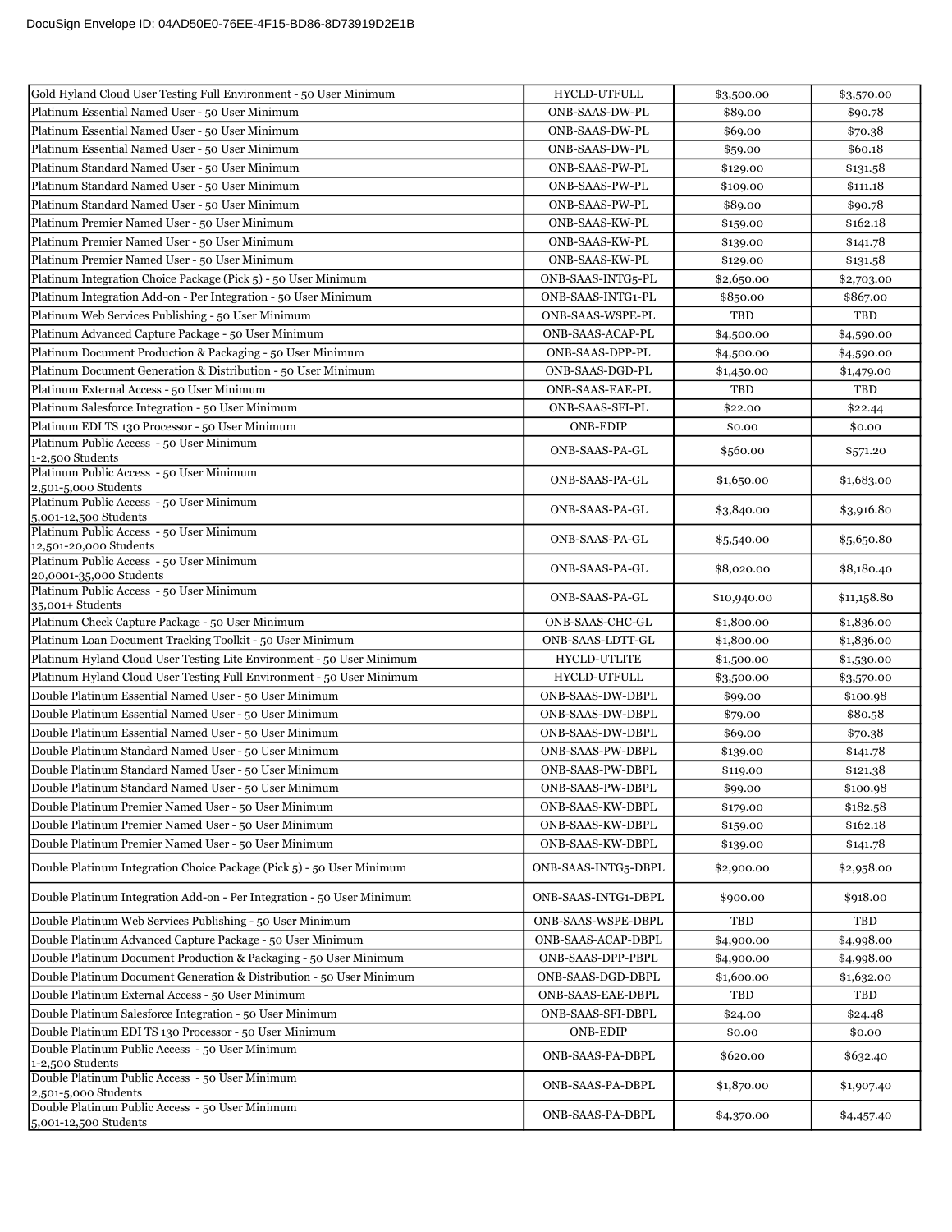| | | | |
|---|---|---|---|
| Gold Hyland Cloud User Testing Full Environment - 50 User Minimum | HYCLD-UTFULL | $3,500.00 | $3,570.00 |
| Platinum Essential Named User - 50 User Minimum | ONB-SAAS-DW-PL | $89.00 | $90.78 |
| Platinum Essential Named User - 50 User Minimum | ONB-SAAS-DW-PL | $69.00 | $70.38 |
| Platinum Essential Named User - 50 User Minimum | ONB-SAAS-DW-PL | $59.00 | $60.18 |
| Platinum Standard Named User - 50 User Minimum | ONB-SAAS-PW-PL | $129.00 | $131.58 |
| Platinum Standard Named User - 50 User Minimum | ONB-SAAS-PW-PL | $109.00 | $111.18 |
| Platinum Standard Named User - 50 User Minimum | ONB-SAAS-PW-PL | $89.00 | $90.78 |
| Platinum Premier Named User - 50 User Minimum | ONB-SAAS-KW-PL | $159.00 | $162.18 |
| Platinum Premier Named User - 50 User Minimum | ONB-SAAS-KW-PL | $139.00 | $141.78 |
| Platinum Premier Named User - 50 User Minimum | ONB-SAAS-KW-PL | $129.00 | $131.58 |
| Platinum Integration Choice Package (Pick 5) - 50 User Minimum | ONB-SAAS-INTG5-PL | $2,650.00 | $2,703.00 |
| Platinum Integration Add-on - Per Integration - 50 User Minimum | ONB-SAAS-INTG1-PL | $850.00 | $867.00 |
| Platinum Web Services Publishing - 50 User Minimum | ONB-SAAS-WSPE-PL | TBD | TBD |
| Platinum Advanced Capture Package - 50 User Minimum | ONB-SAAS-ACAP-PL | $4,500.00 | $4,590.00 |
| Platinum Document Production & Packaging - 50 User Minimum | ONB-SAAS-DPP-PL | $4,500.00 | $4,590.00 |
| Platinum Document Generation & Distribution - 50 User Minimum | ONB-SAAS-DGD-PL | $1,450.00 | $1,479.00 |
| Platinum External Access - 50 User Minimum | ONB-SAAS-EAE-PL | TBD | TBD |
| Platinum Salesforce Integration - 50 User Minimum | ONB-SAAS-SFI-PL | $22.00 | $22.44 |
| Platinum EDI TS 130 Processor - 50 User Minimum | ONB-EDIP | $0.00 | $0.00 |
| Platinum Public Access - 50 User Minimum 1-2,500 Students | ONB-SAAS-PA-GL | $560.00 | $571.20 |
| Platinum Public Access - 50 User Minimum 2,501-5,000 Students | ONB-SAAS-PA-GL | $1,650.00 | $1,683.00 |
| Platinum Public Access - 50 User Minimum 5,001-12,500 Students | ONB-SAAS-PA-GL | $3,840.00 | $3,916.80 |
| Platinum Public Access - 50 User Minimum 12,501-20,000 Students | ONB-SAAS-PA-GL | $5,540.00 | $5,650.80 |
| Platinum Public Access - 50 User Minimum 20,0001-35,000 Students | ONB-SAAS-PA-GL | $8,020.00 | $8,180.40 |
| Platinum Public Access - 50 User Minimum 35,001+ Students | ONB-SAAS-PA-GL | $10,940.00 | $11,158.80 |
| Platinum Check Capture Package - 50 User Minimum | ONB-SAAS-CHC-GL | $1,800.00 | $1,836.00 |
| Platinum Loan Document Tracking Toolkit - 50 User Minimum | ONB-SAAS-LDTT-GL | $1,800.00 | $1,836.00 |
| Platinum Hyland Cloud User Testing Lite Environment - 50 User Minimum | HYCLD-UTLITE | $1,500.00 | $1,530.00 |
| Platinum Hyland Cloud User Testing Full Environment - 50 User Minimum | HYCLD-UTFULL | $3,500.00 | $3,570.00 |
| Double Platinum Essential Named User - 50 User Minimum | ONB-SAAS-DW-DBPL | $99.00 | $100.98 |
| Double Platinum Essential Named User - 50 User Minimum | ONB-SAAS-DW-DBPL | $79.00 | $80.58 |
| Double Platinum Essential Named User - 50 User Minimum | ONB-SAAS-DW-DBPL | $69.00 | $70.38 |
| Double Platinum Standard Named User - 50 User Minimum | ONB-SAAS-PW-DBPL | $139.00 | $141.78 |
| Double Platinum Standard Named User - 50 User Minimum | ONB-SAAS-PW-DBPL | $119.00 | $121.38 |
| Double Platinum Standard Named User - 50 User Minimum | ONB-SAAS-PW-DBPL | $99.00 | $100.98 |
| Double Platinum Premier Named User - 50 User Minimum | ONB-SAAS-KW-DBPL | $179.00 | $182.58 |
| Double Platinum Premier Named User - 50 User Minimum | ONB-SAAS-KW-DBPL | $159.00 | $162.18 |
| Double Platinum Premier Named User - 50 User Minimum | ONB-SAAS-KW-DBPL | $139.00 | $141.78 |
| Double Platinum Integration Choice Package (Pick 5) - 50 User Minimum | ONB-SAAS-INTG5-DBPL | $2,900.00 | $2,958.00 |
| Double Platinum Integration Add-on - Per Integration - 50 User Minimum | ONB-SAAS-INTG1-DBPL | $900.00 | $918.00 |
| Double Platinum Web Services Publishing - 50 User Minimum | ONB-SAAS-WSPE-DBPL | TBD | TBD |
| Double Platinum Advanced Capture Package - 50 User Minimum | ONB-SAAS-ACAP-DBPL | $4,900.00 | $4,998.00 |
| Double Platinum Document Production & Packaging - 50 User Minimum | ONB-SAAS-DPP-PBPL | $4,900.00 | $4,998.00 |
| Double Platinum Document Generation & Distribution - 50 User Minimum | ONB-SAAS-DGD-DBPL | $1,600.00 | $1,632.00 |
| Double Platinum External Access - 50 User Minimum | ONB-SAAS-EAE-DBPL | TBD | TBD |
| Double Platinum Salesforce Integration - 50 User Minimum | ONB-SAAS-SFI-DBPL | $24.00 | $24.48 |
| Double Platinum EDI TS 130 Processor - 50 User Minimum | ONB-EDIP | $0.00 | $0.00 |
| Double Platinum Public Access - 50 User Minimum 1-2,500 Students | ONB-SAAS-PA-DBPL | $620.00 | $632.40 |
| Double Platinum Public Access - 50 User Minimum 2,501-5,000 Students | ONB-SAAS-PA-DBPL | $1,870.00 | $1,907.40 |
| Double Platinum Public Access - 50 User Minimum 5,001-12,500 Students | ONB-SAAS-PA-DBPL | $4,370.00 | $4,457.40 |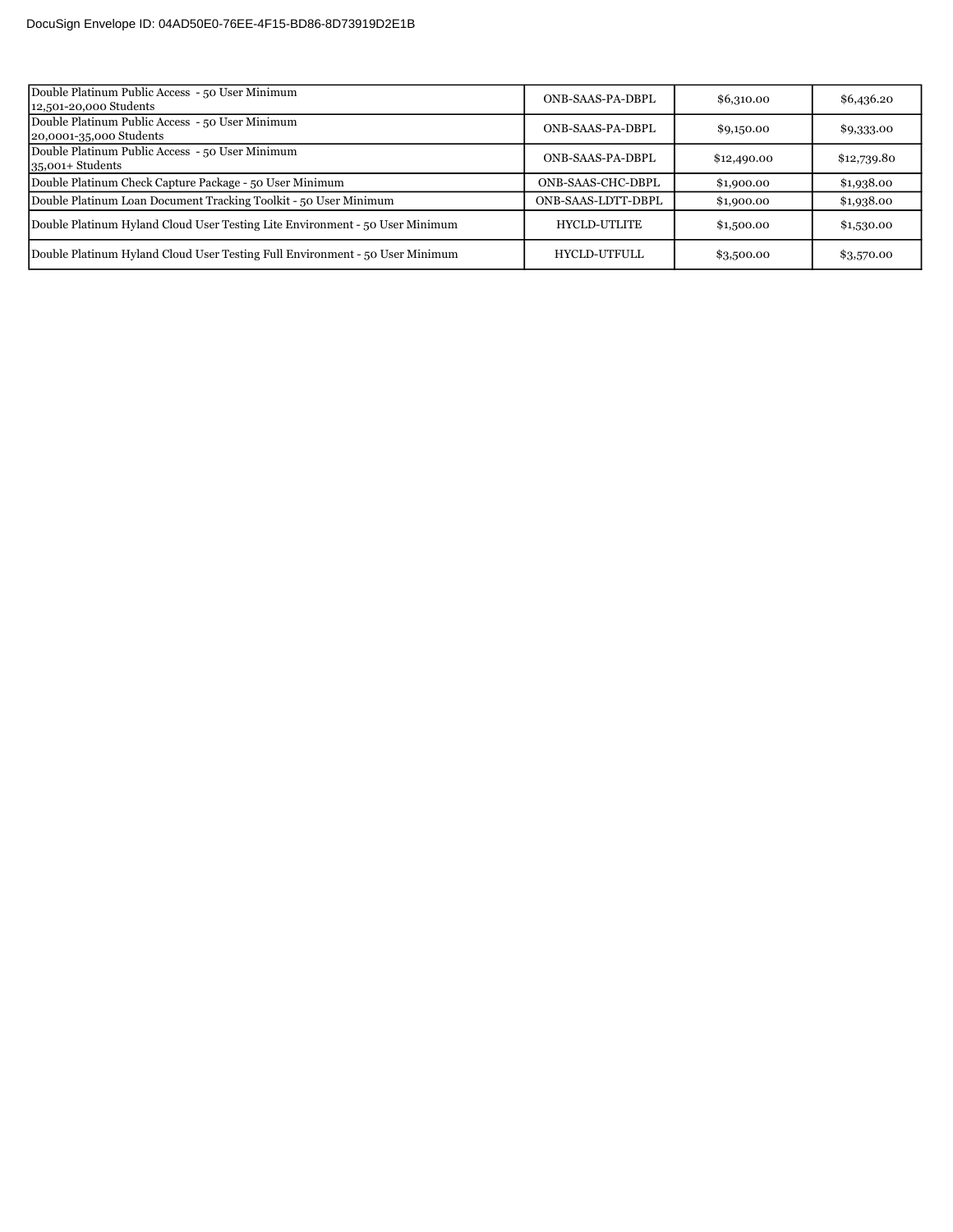| | | | |
|---|---|---|---|
| Double Platinum Public Access - 50 User Minimum<br>12,501-20,000 Students | ONB-SAAS-PA-DBPL | $6,310.00 | $6,436.20 |
| Double Platinum Public Access - 50 User Minimum<br>20,0001-35,000 Students | ONB-SAAS-PA-DBPL | $9,150.00 | $9,333.00 |
| Double Platinum Public Access - 50 User Minimum<br>35,001+ Students | ONB-SAAS-PA-DBPL | $12,490.00 | $12,739.80 |
| Double Platinum Check Capture Package - 50 User Minimum | ONB-SAAS-CHC-DBPL | $1,900.00 | $1,938.00 |
| Double Platinum Loan Document Tracking Toolkit - 50 User Minimum | ONB-SAAS-LDTT-DBPL | $1,900.00 | $1,938.00 |
| Double Platinum Hyland Cloud User Testing Lite Environment - 50 User Minimum | HYCLD-UTLITE | $1,500.00 | $1,530.00 |
| Double Platinum Hyland Cloud User Testing Full Environment - 50 User Minimum | HYCLD-UTFULL | $3,500.00 | $3,570.00 |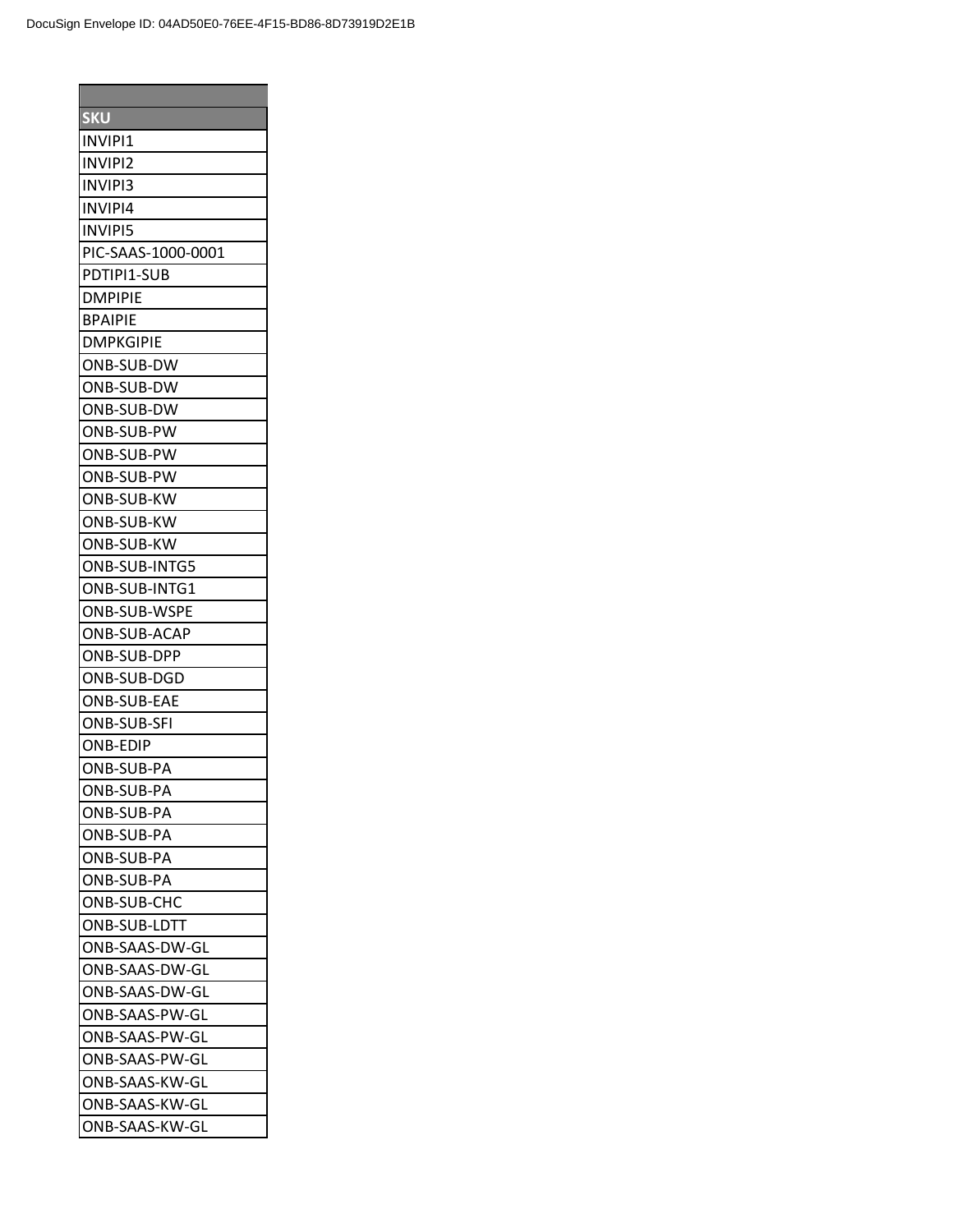| SKU |
| --- |
| INVIPI1 |
| INVIPI2 |
| INVIPI3 |
| INVIPI4 |
| INVIPI5 |
| PIC-SAAS-1000-0001 |
| PDTIPI1-SUB |
| DMPIPIE |
| BPAIPIE |
| DMPKGIPIE |
| ONB-SUB-DW |
| ONB-SUB-DW |
| ONB-SUB-DW |
| ONB-SUB-PW |
| ONB-SUB-PW |
| ONB-SUB-PW |
| ONB-SUB-KW |
| ONB-SUB-KW |
| ONB-SUB-KW |
| ONB-SUB-INTG5 |
| ONB-SUB-INTG1 |
| ONB-SUB-WSPE |
| ONB-SUB-ACAP |
| ONB-SUB-DPP |
| ONB-SUB-DGD |
| ONB-SUB-EAE |
| ONB-SUB-SFI |
| ONB-EDIP |
| ONB-SUB-PA |
| ONB-SUB-PA |
| ONB-SUB-PA |
| ONB-SUB-PA |
| ONB-SUB-PA |
| ONB-SUB-PA |
| ONB-SUB-CHC |
| ONB-SUB-LDTT |
| ONB-SAAS-DW-GL |
| ONB-SAAS-DW-GL |
| ONB-SAAS-DW-GL |
| ONB-SAAS-PW-GL |
| ONB-SAAS-PW-GL |
| ONB-SAAS-PW-GL |
| ONB-SAAS-KW-GL |
| ONB-SAAS-KW-GL |
| ONB-SAAS-KW-GL |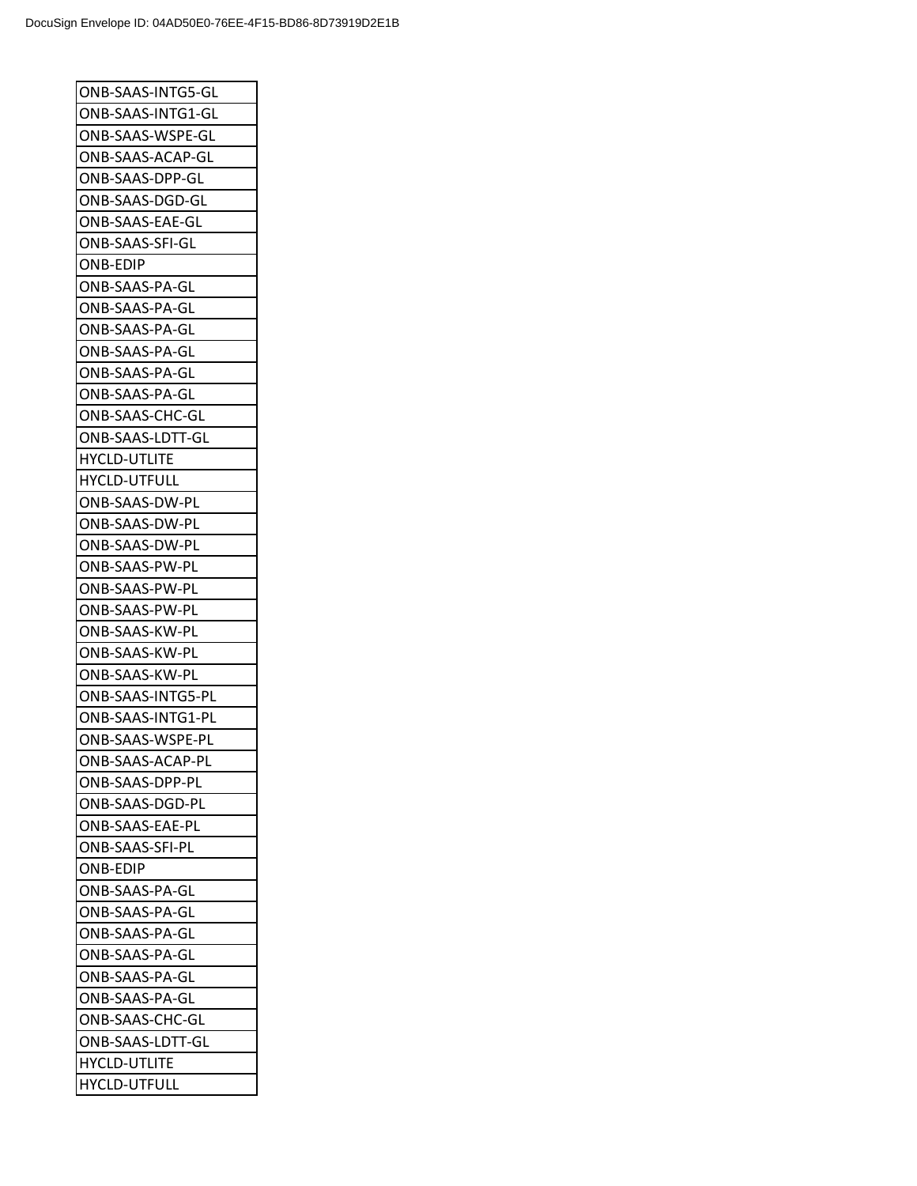| ONB-SAAS-INTG5-GL |
|---|
| ONB-SAAS-INTG1-GL |
| ONB-SAAS-WSPE-GL |
| ONB-SAAS-ACAP-GL |
| ONB-SAAS-DPP-GL |
| ONB-SAAS-DGD-GL |
| ONB-SAAS-EAE-GL |
| ONB-SAAS-SFI-GL |
| ONB-EDIP |
| ONB-SAAS-PA-GL |
| ONB-SAAS-PA-GL |
| ONB-SAAS-PA-GL |
| ONB-SAAS-PA-GL |
| ONB-SAAS-PA-GL |
| ONB-SAAS-PA-GL |
| ONB-SAAS-CHC-GL |
| ONB-SAAS-LDTT-GL |
| HYCLD-UTLITE |
| HYCLD-UTFULL |
| ONB-SAAS-DW-PL |
| ONB-SAAS-DW-PL |
| ONB-SAAS-DW-PL |
| ONB-SAAS-PW-PL |
| ONB-SAAS-PW-PL |
| ONB-SAAS-PW-PL |
| ONB-SAAS-KW-PL |
| ONB-SAAS-KW-PL |
| ONB-SAAS-KW-PL |
| ONB-SAAS-INTG5-PL |
| ONB-SAAS-INTG1-PL |
| ONB-SAAS-WSPE-PL |
| ONB-SAAS-ACAP-PL |
| ONB-SAAS-DPP-PL |
| ONB-SAAS-DGD-PL |
| ONB-SAAS-EAE-PL |
| ONB-SAAS-SFI-PL |
| ONB-EDIP |
| ONB-SAAS-PA-GL |
| ONB-SAAS-PA-GL |
| ONB-SAAS-PA-GL |
| ONB-SAAS-PA-GL |
| ONB-SAAS-PA-GL |
| ONB-SAAS-PA-GL |
| ONB-SAAS-CHC-GL |
| ONB-SAAS-LDTT-GL |
| HYCLD-UTLITE |
| HYCLD-UTFULL |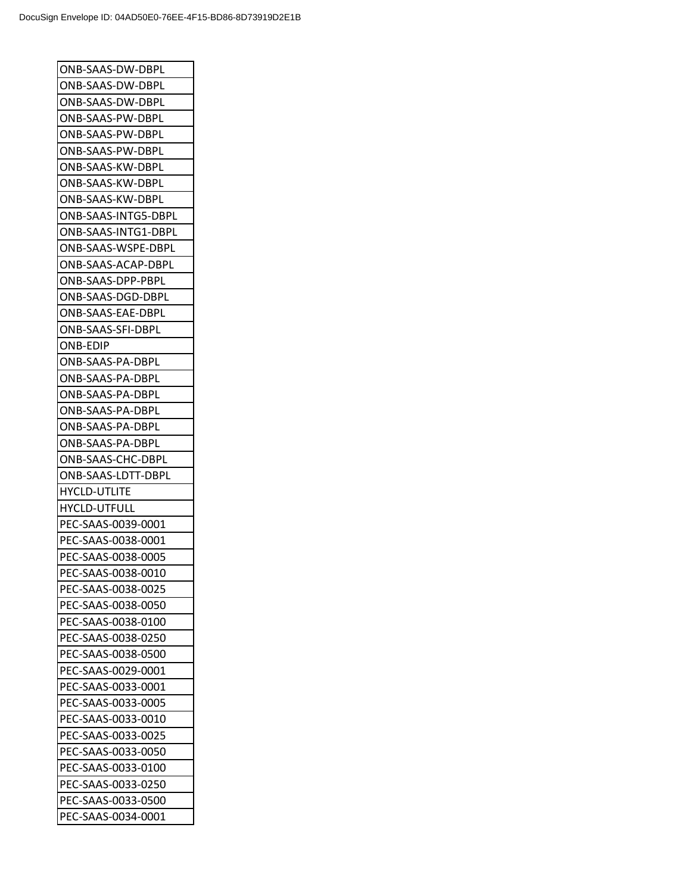| ONB-SAAS-DW-DBPL |
|---|
| ONB-SAAS-DW-DBPL |
| ONB-SAAS-DW-DBPL |
| ONB-SAAS-PW-DBPL |
| ONB-SAAS-PW-DBPL |
| ONB-SAAS-PW-DBPL |
| ONB-SAAS-KW-DBPL |
| ONB-SAAS-KW-DBPL |
| ONB-SAAS-KW-DBPL |
| ONB-SAAS-INTG5-DBPL |
| ONB-SAAS-INTG1-DBPL |
| ONB-SAAS-WSPE-DBPL |
| ONB-SAAS-ACAP-DBPL |
| ONB-SAAS-DPP-PBPL |
| ONB-SAAS-DGD-DBPL |
| ONB-SAAS-EAE-DBPL |
| ONB-SAAS-SFI-DBPL |
| ONB-EDIP |
| ONB-SAAS-PA-DBPL |
| ONB-SAAS-PA-DBPL |
| ONB-SAAS-PA-DBPL |
| ONB-SAAS-PA-DBPL |
| ONB-SAAS-PA-DBPL |
| ONB-SAAS-PA-DBPL |
| ONB-SAAS-CHC-DBPL |
| ONB-SAAS-LDTT-DBPL |
| HYCLD-UTLITE |
| HYCLD-UTFULL |
| PEC-SAAS-0039-0001 |
| PEC-SAAS-0038-0001 |
| PEC-SAAS-0038-0005 |
| PEC-SAAS-0038-0010 |
| PEC-SAAS-0038-0025 |
| PEC-SAAS-0038-0050 |
| PEC-SAAS-0038-0100 |
| PEC-SAAS-0038-0250 |
| PEC-SAAS-0038-0500 |
| PEC-SAAS-0029-0001 |
| PEC-SAAS-0033-0001 |
| PEC-SAAS-0033-0005 |
| PEC-SAAS-0033-0010 |
| PEC-SAAS-0033-0025 |
| PEC-SAAS-0033-0050 |
| PEC-SAAS-0033-0100 |
| PEC-SAAS-0033-0250 |
| PEC-SAAS-0033-0500 |
| PEC-SAAS-0034-0001 |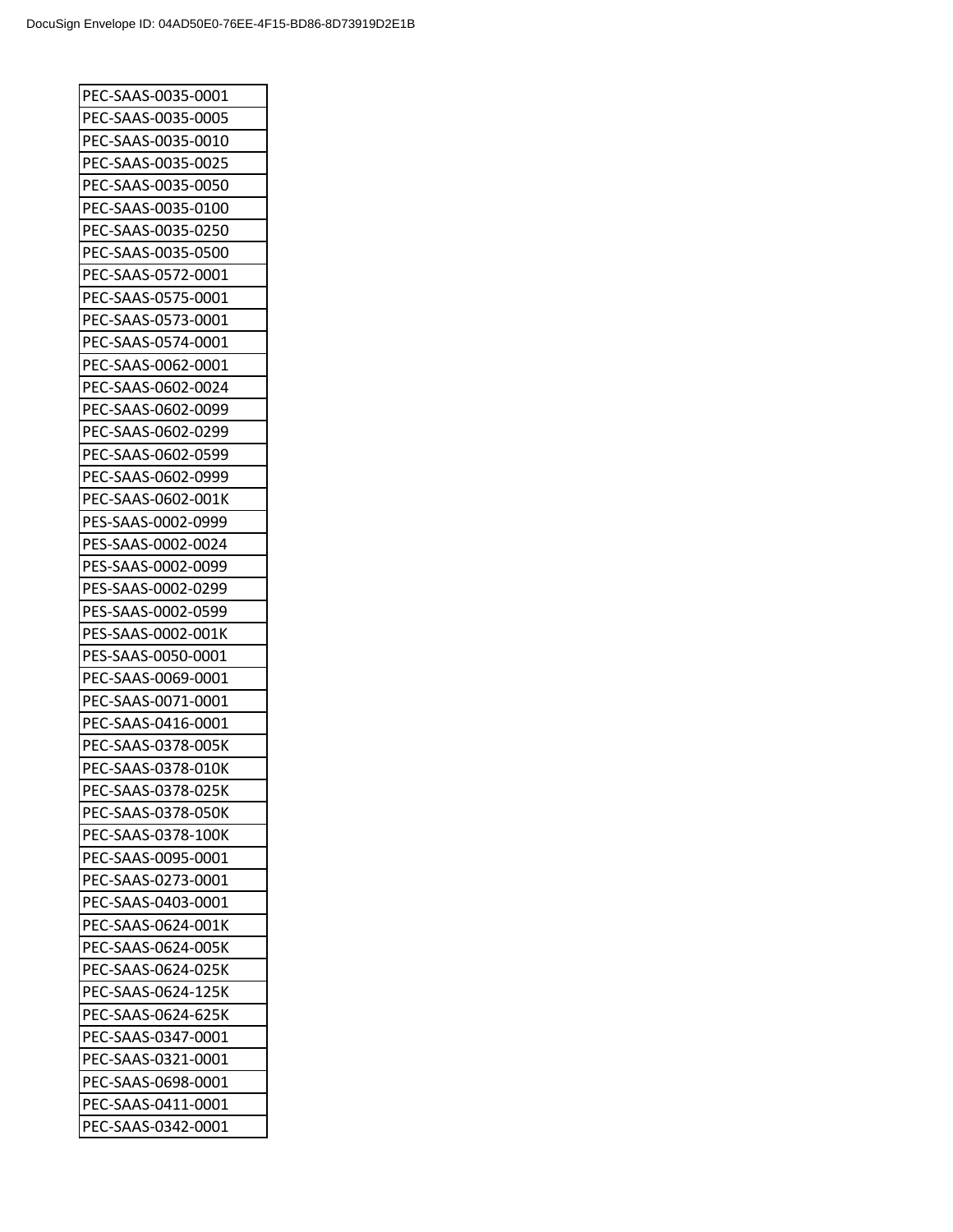| PEC-SAAS-0035-0001 |
|---|
| PEC-SAAS-0035-0005 |
| PEC-SAAS-0035-0010 |
| PEC-SAAS-0035-0025 |
| PEC-SAAS-0035-0050 |
| PEC-SAAS-0035-0100 |
| PEC-SAAS-0035-0250 |
| PEC-SAAS-0035-0500 |
| PEC-SAAS-0572-0001 |
| PEC-SAAS-0575-0001 |
| PEC-SAAS-0573-0001 |
| PEC-SAAS-0574-0001 |
| PEC-SAAS-0062-0001 |
| PEC-SAAS-0602-0024 |
| PEC-SAAS-0602-0099 |
| PEC-SAAS-0602-0299 |
| PEC-SAAS-0602-0599 |
| PEC-SAAS-0602-0999 |
| PEC-SAAS-0602-001K |
| PES-SAAS-0002-0999 |
| PES-SAAS-0002-0024 |
| PES-SAAS-0002-0099 |
| PES-SAAS-0002-0299 |
| PES-SAAS-0002-0599 |
| PES-SAAS-0002-001K |
| PES-SAAS-0050-0001 |
| PEC-SAAS-0069-0001 |
| PEC-SAAS-0071-0001 |
| PEC-SAAS-0416-0001 |
| PEC-SAAS-0378-005K |
| PEC-SAAS-0378-010K |
| PEC-SAAS-0378-025K |
| PEC-SAAS-0378-050K |
| PEC-SAAS-0378-100K |
| PEC-SAAS-0095-0001 |
| PEC-SAAS-0273-0001 |
| PEC-SAAS-0403-0001 |
| PEC-SAAS-0624-001K |
| PEC-SAAS-0624-005K |
| PEC-SAAS-0624-025K |
| PEC-SAAS-0624-125K |
| PEC-SAAS-0624-625K |
| PEC-SAAS-0347-0001 |
| PEC-SAAS-0321-0001 |
| PEC-SAAS-0698-0001 |
| PEC-SAAS-0411-0001 |
| PEC-SAAS-0342-0001 |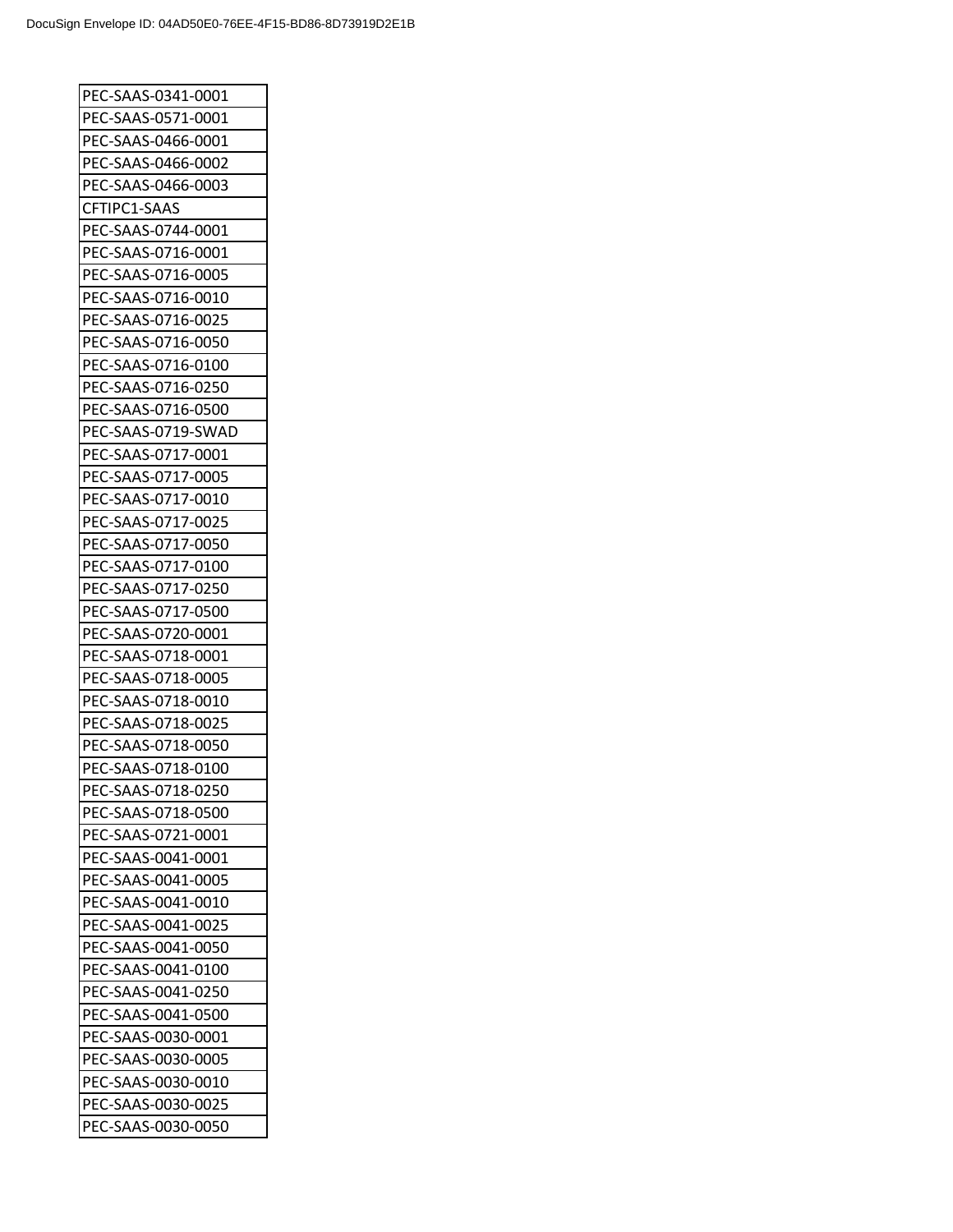| PEC-SAAS-0341-0001 |
| --- |
| PEC-SAAS-0571-0001 |
| PEC-SAAS-0466-0001 |
| PEC-SAAS-0466-0002 |
| PEC-SAAS-0466-0003 |
| CFTIPC1-SAAS |
| PEC-SAAS-0744-0001 |
| PEC-SAAS-0716-0001 |
| PEC-SAAS-0716-0005 |
| PEC-SAAS-0716-0010 |
| PEC-SAAS-0716-0025 |
| PEC-SAAS-0716-0050 |
| PEC-SAAS-0716-0100 |
| PEC-SAAS-0716-0250 |
| PEC-SAAS-0716-0500 |
| PEC-SAAS-0719-SWAD |
| PEC-SAAS-0717-0001 |
| PEC-SAAS-0717-0005 |
| PEC-SAAS-0717-0010 |
| PEC-SAAS-0717-0025 |
| PEC-SAAS-0717-0050 |
| PEC-SAAS-0717-0100 |
| PEC-SAAS-0717-0250 |
| PEC-SAAS-0717-0500 |
| PEC-SAAS-0720-0001 |
| PEC-SAAS-0718-0001 |
| PEC-SAAS-0718-0005 |
| PEC-SAAS-0718-0010 |
| PEC-SAAS-0718-0025 |
| PEC-SAAS-0718-0050 |
| PEC-SAAS-0718-0100 |
| PEC-SAAS-0718-0250 |
| PEC-SAAS-0718-0500 |
| PEC-SAAS-0721-0001 |
| PEC-SAAS-0041-0001 |
| PEC-SAAS-0041-0005 |
| PEC-SAAS-0041-0010 |
| PEC-SAAS-0041-0025 |
| PEC-SAAS-0041-0050 |
| PEC-SAAS-0041-0100 |
| PEC-SAAS-0041-0250 |
| PEC-SAAS-0041-0500 |
| PEC-SAAS-0030-0001 |
| PEC-SAAS-0030-0005 |
| PEC-SAAS-0030-0010 |
| PEC-SAAS-0030-0025 |
| PEC-SAAS-0030-0050 |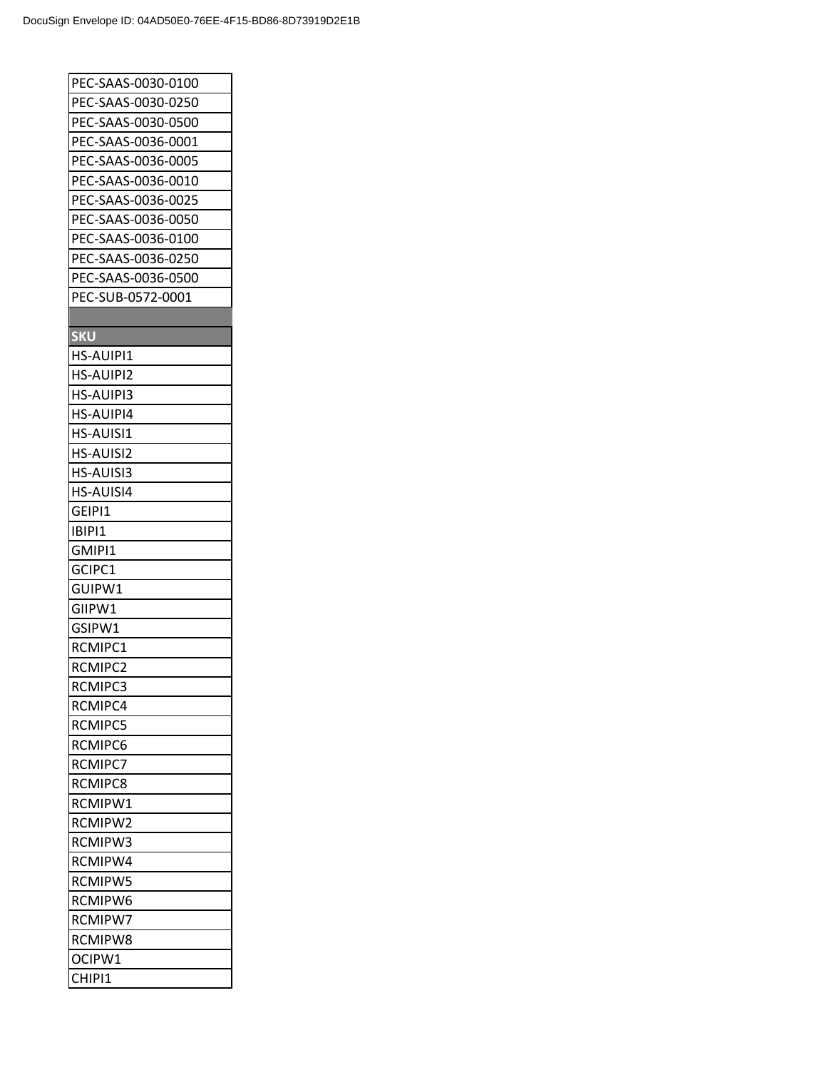| PEC-SAAS-0030-0100 |
|---|
| PEC-SAAS-0030-0250 |
| PEC-SAAS-0030-0500 |
| PEC-SAAS-0036-0001 |
| PEC-SAAS-0036-0005 |
| PEC-SAAS-0036-0010 |
| PEC-SAAS-0036-0025 |
| PEC-SAAS-0036-0050 |
| PEC-SAAS-0036-0100 |
| PEC-SAAS-0036-0250 |
| PEC-SAAS-0036-0500 |
| PEC-SUB-0572-0001 |

| SKU |
|---|
| HS-AUIPI1 |
| HS-AUIPI2 |
| HS-AUIPI3 |
| HS-AUIPI4 |
| HS-AUISI1 |
| HS-AUISI2 |
| HS-AUISI3 |
| HS-AUISI4 |
| GEIPI1 |
| IBIPI1 |
| GMIPI1 |
| GCIPC1 |
| GUIPW1 |
| GIIPW1 |
| GSIPW1 |
| RCMIPC1 |
| RCMIPC2 |
| RCMIPC3 |
| RCMIPC4 |
| RCMIPC5 |
| RCMIPC6 |
| RCMIPC7 |
| RCMIPC8 |
| RCMIPW1 |
| RCMIPW2 |
| RCMIPW3 |
| RCMIPW4 |
| RCMIPW5 |
| RCMIPW6 |
| RCMIPW7 |
| RCMIPW8 |
| OCIPW1 |
| CHIPI1 |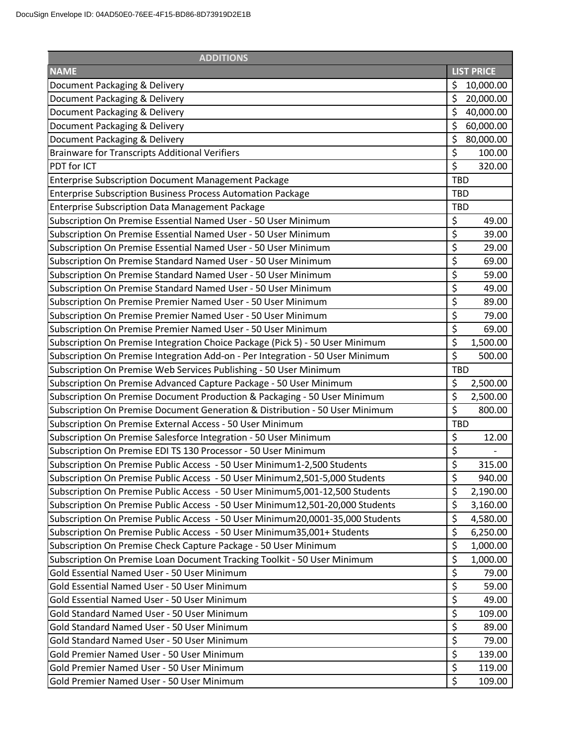| ADDITIONS | |
| --- | --- |
| **NAME** | **LIST PRICE** |
| Document Packaging & Delivery | $ 10,000.00 |
| Document Packaging & Delivery | $ 20,000.00 |
| Document Packaging & Delivery | $ 40,000.00 |
| Document Packaging & Delivery | $ 60,000.00 |
| Document Packaging & Delivery | $ 80,000.00 |
| Brainware for Transcripts Additional Verifiers | $ 100.00 |
| PDT for ICT | $ 320.00 |
| Enterprise Subscription Document Management Package | TBD |
| Enterprise Subscription Business Process Automation Package | TBD |
| Enterprise Subscription Data Management Package | TBD |
| Subscription On Premise Essential Named User - 50 User Minimum | $ 49.00 |
| Subscription On Premise Essential Named User - 50 User Minimum | $ 39.00 |
| Subscription On Premise Essential Named User - 50 User Minimum | $ 29.00 |
| Subscription On Premise Standard Named User - 50 User Minimum | $ 69.00 |
| Subscription On Premise Standard Named User - 50 User Minimum | $ 59.00 |
| Subscription On Premise Standard Named User - 50 User Minimum | $ 49.00 |
| Subscription On Premise Premier Named User - 50 User Minimum | $ 89.00 |
| Subscription On Premise Premier Named User - 50 User Minimum | $ 79.00 |
| Subscription On Premise Premier Named User - 50 User Minimum | $ 69.00 |
| Subscription On Premise Integration Choice Package (Pick 5) - 50 User Minimum | $ 1,500.00 |
| Subscription On Premise Integration Add-on - Per Integration - 50 User Minimum | $ 500.00 |
| Subscription On Premise Web Services Publishing - 50 User Minimum | TBD |
| Subscription On Premise Advanced Capture Package - 50 User Minimum | $ 2,500.00 |
| Subscription On Premise Document Production & Packaging - 50 User Minimum | $ 2,500.00 |
| Subscription On Premise Document Generation & Distribution - 50 User Minimum | $ 800.00 |
| Subscription On Premise External Access - 50 User Minimum | TBD |
| Subscription On Premise Salesforce Integration - 50 User Minimum | $ 12.00 |
| Subscription On Premise EDI TS 130 Processor - 50 User Minimum | $ - |
| Subscription On Premise Public Access - 50 User Minimum1-2,500 Students | $ 315.00 |
| Subscription On Premise Public Access - 50 User Minimum2,501-5,000 Students | $ 940.00 |
| Subscription On Premise Public Access - 50 User Minimum5,001-12,500 Students | $ 2,190.00 |
| Subscription On Premise Public Access - 50 User Minimum12,501-20,000 Students | $ 3,160.00 |
| Subscription On Premise Public Access - 50 User Minimum20,0001-35,000 Students | $ 4,580.00 |
| Subscription On Premise Public Access - 50 User Minimum35,001+ Students | $ 6,250.00 |
| Subscription On Premise Check Capture Package - 50 User Minimum | $ 1,000.00 |
| Subscription On Premise Loan Document Tracking Toolkit - 50 User Minimum | $ 1,000.00 |
| Gold Essential Named User - 50 User Minimum | $ 79.00 |
| Gold Essential Named User - 50 User Minimum | $ 59.00 |
| Gold Essential Named User - 50 User Minimum | $ 49.00 |
| Gold Standard Named User - 50 User Minimum | $ 109.00 |
| Gold Standard Named User - 50 User Minimum | $ 89.00 |
| Gold Standard Named User - 50 User Minimum | $ 79.00 |
| Gold Premier Named User - 50 User Minimum | $ 139.00 |
| Gold Premier Named User - 50 User Minimum | $ 119.00 |
| Gold Premier Named User - 50 User Minimum | $ 109.00 |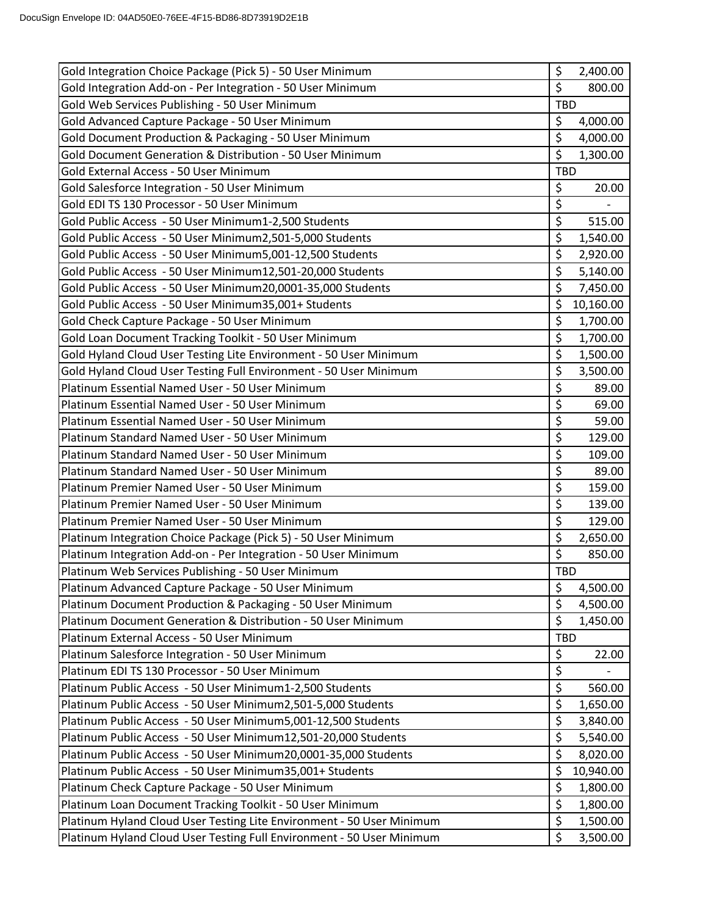| | |
|---|---|
| Gold Integration Choice Package (Pick 5) - 50 User Minimum | $ 2,400.00 |
| Gold Integration Add-on - Per Integration - 50 User Minimum | $ 800.00 |
| Gold Web Services Publishing - 50 User Minimum | TBD |
| Gold Advanced Capture Package - 50 User Minimum | $ 4,000.00 |
| Gold Document Production & Packaging - 50 User Minimum | $ 4,000.00 |
| Gold Document Generation & Distribution - 50 User Minimum | $ 1,300.00 |
| Gold External Access - 50 User Minimum | TBD |
| Gold Salesforce Integration - 50 User Minimum | $ 20.00 |
| Gold EDI TS 130 Processor - 50 User Minimum | $ - |
| Gold Public Access - 50 User Minimum1-2,500 Students | $ 515.00 |
| Gold Public Access - 50 User Minimum2,501-5,000 Students | $ 1,540.00 |
| Gold Public Access - 50 User Minimum5,001-12,500 Students | $ 2,920.00 |
| Gold Public Access - 50 User Minimum12,501-20,000 Students | $ 5,140.00 |
| Gold Public Access - 50 User Minimum20,0001-35,000 Students | $ 7,450.00 |
| Gold Public Access - 50 User Minimum35,001+ Students | $ 10,160.00 |
| Gold Check Capture Package - 50 User Minimum | $ 1,700.00 |
| Gold Loan Document Tracking Toolkit - 50 User Minimum | $ 1,700.00 |
| Gold Hyland Cloud User Testing Lite Environment - 50 User Minimum | $ 1,500.00 |
| Gold Hyland Cloud User Testing Full Environment - 50 User Minimum | $ 3,500.00 |
| Platinum Essential Named User - 50 User Minimum | $ 89.00 |
| Platinum Essential Named User - 50 User Minimum | $ 69.00 |
| Platinum Essential Named User - 50 User Minimum | $ 59.00 |
| Platinum Standard Named User - 50 User Minimum | $ 129.00 |
| Platinum Standard Named User - 50 User Minimum | $ 109.00 |
| Platinum Standard Named User - 50 User Minimum | $ 89.00 |
| Platinum Premier Named User - 50 User Minimum | $ 159.00 |
| Platinum Premier Named User - 50 User Minimum | $ 139.00 |
| Platinum Premier Named User - 50 User Minimum | $ 129.00 |
| Platinum Integration Choice Package (Pick 5) - 50 User Minimum | $ 2,650.00 |
| Platinum Integration Add-on - Per Integration - 50 User Minimum | $ 850.00 |
| Platinum Web Services Publishing - 50 User Minimum | TBD |
| Platinum Advanced Capture Package - 50 User Minimum | $ 4,500.00 |
| Platinum Document Production & Packaging - 50 User Minimum | $ 4,500.00 |
| Platinum Document Generation & Distribution - 50 User Minimum | $ 1,450.00 |
| Platinum External Access - 50 User Minimum | TBD |
| Platinum Salesforce Integration - 50 User Minimum | $ 22.00 |
| Platinum EDI TS 130 Processor - 50 User Minimum | $ - |
| Platinum Public Access - 50 User Minimum1-2,500 Students | $ 560.00 |
| Platinum Public Access - 50 User Minimum2,501-5,000 Students | $ 1,650.00 |
| Platinum Public Access - 50 User Minimum5,001-12,500 Students | $ 3,840.00 |
| Platinum Public Access - 50 User Minimum12,501-20,000 Students | $ 5,540.00 |
| Platinum Public Access - 50 User Minimum20,0001-35,000 Students | $ 8,020.00 |
| Platinum Public Access - 50 User Minimum35,001+ Students | $ 10,940.00 |
| Platinum Check Capture Package - 50 User Minimum | $ 1,800.00 |
| Platinum Loan Document Tracking Toolkit - 50 User Minimum | $ 1,800.00 |
| Platinum Hyland Cloud User Testing Lite Environment - 50 User Minimum | $ 1,500.00 |
| Platinum Hyland Cloud User Testing Full Environment - 50 User Minimum | $ 3,500.00 |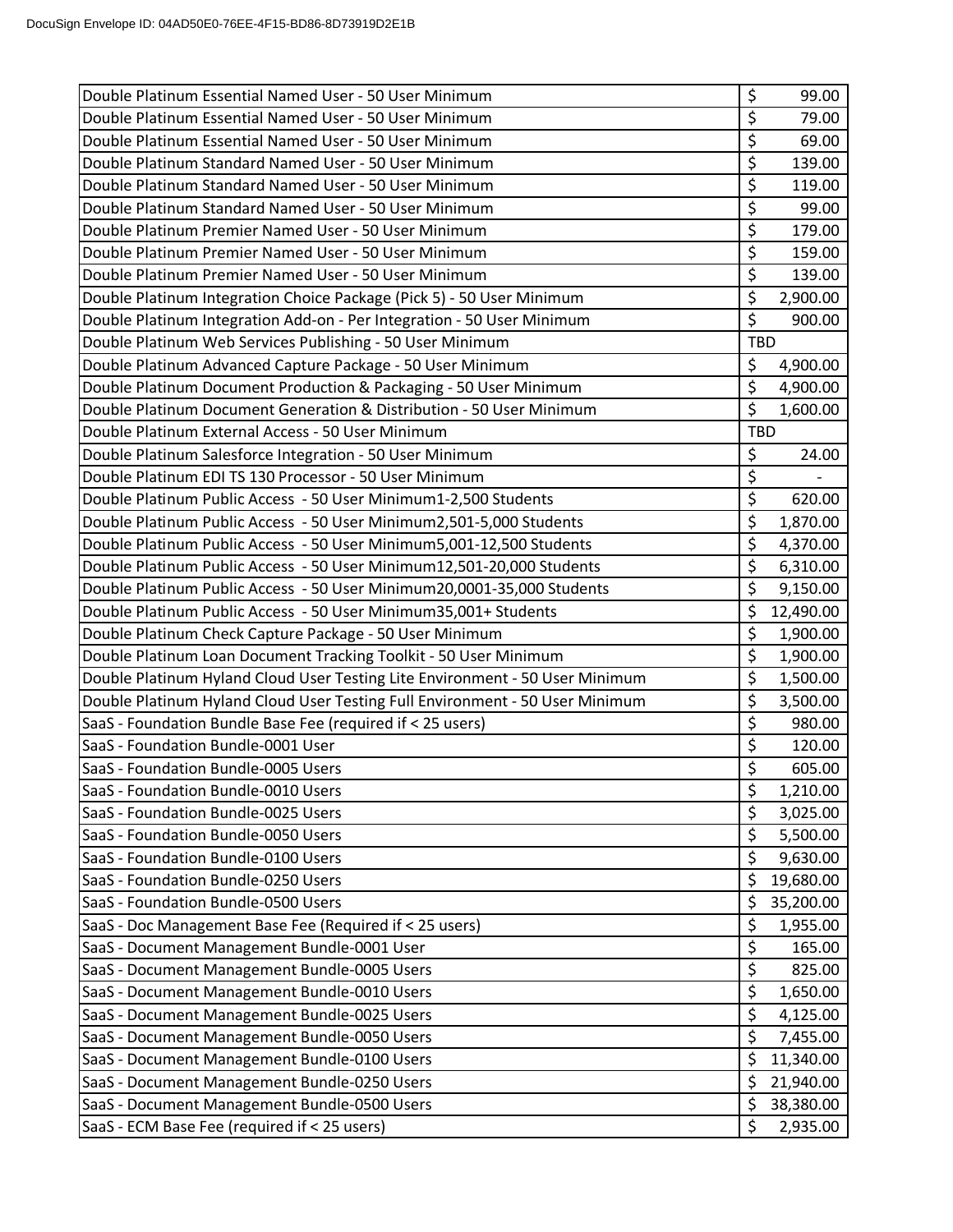| | |
|---|---|
| Double Platinum Essential Named User - 50 User Minimum | $ 99.00 |
| Double Platinum Essential Named User - 50 User Minimum | $ 79.00 |
| Double Platinum Essential Named User - 50 User Minimum | $ 69.00 |
| Double Platinum Standard Named User - 50 User Minimum | $ 139.00 |
| Double Platinum Standard Named User - 50 User Minimum | $ 119.00 |
| Double Platinum Standard Named User - 50 User Minimum | $ 99.00 |
| Double Platinum Premier Named User - 50 User Minimum | $ 179.00 |
| Double Platinum Premier Named User - 50 User Minimum | $ 159.00 |
| Double Platinum Premier Named User - 50 User Minimum | $ 139.00 |
| Double Platinum Integration Choice Package (Pick 5) - 50 User Minimum | $ 2,900.00 |
| Double Platinum Integration Add-on - Per Integration - 50 User Minimum | $ 900.00 |
| Double Platinum Web Services Publishing - 50 User Minimum | TBD |
| Double Platinum Advanced Capture Package - 50 User Minimum | $ 4,900.00 |
| Double Platinum Document Production & Packaging - 50 User Minimum | $ 4,900.00 |
| Double Platinum Document Generation & Distribution - 50 User Minimum | $ 1,600.00 |
| Double Platinum External Access - 50 User Minimum | TBD |
| Double Platinum Salesforce Integration - 50 User Minimum | $ 24.00 |
| Double Platinum EDI TS 130 Processor - 50 User Minimum | $ - |
| Double Platinum Public Access - 50 User Minimum1-2,500 Students | $ 620.00 |
| Double Platinum Public Access - 50 User Minimum2,501-5,000 Students | $ 1,870.00 |
| Double Platinum Public Access - 50 User Minimum5,001-12,500 Students | $ 4,370.00 |
| Double Platinum Public Access - 50 User Minimum12,501-20,000 Students | $ 6,310.00 |
| Double Platinum Public Access - 50 User Minimum20,0001-35,000 Students | $ 9,150.00 |
| Double Platinum Public Access - 50 User Minimum35,001+ Students | $ 12,490.00 |
| Double Platinum Check Capture Package - 50 User Minimum | $ 1,900.00 |
| Double Platinum Loan Document Tracking Toolkit - 50 User Minimum | $ 1,900.00 |
| Double Platinum Hyland Cloud User Testing Lite Environment - 50 User Minimum | $ 1,500.00 |
| Double Platinum Hyland Cloud User Testing Full Environment - 50 User Minimum | $ 3,500.00 |
| SaaS - Foundation Bundle Base Fee (required if < 25 users) | $ 980.00 |
| SaaS - Foundation Bundle-0001 User | $ 120.00 |
| SaaS - Foundation Bundle-0005 Users | $ 605.00 |
| SaaS - Foundation Bundle-0010 Users | $ 1,210.00 |
| SaaS - Foundation Bundle-0025 Users | $ 3,025.00 |
| SaaS - Foundation Bundle-0050 Users | $ 5,500.00 |
| SaaS - Foundation Bundle-0100 Users | $ 9,630.00 |
| SaaS - Foundation Bundle-0250 Users | $ 19,680.00 |
| SaaS - Foundation Bundle-0500 Users | $ 35,200.00 |
| SaaS - Doc Management Base Fee (Required if < 25 users) | $ 1,955.00 |
| SaaS - Document Management Bundle-0001 User | $ 165.00 |
| SaaS - Document Management Bundle-0005 Users | $ 825.00 |
| SaaS - Document Management Bundle-0010 Users | $ 1,650.00 |
| SaaS - Document Management Bundle-0025 Users | $ 4,125.00 |
| SaaS - Document Management Bundle-0050 Users | $ 7,455.00 |
| SaaS - Document Management Bundle-0100 Users | $ 11,340.00 |
| SaaS - Document Management Bundle-0250 Users | $ 21,940.00 |
| SaaS - Document Management Bundle-0500 Users | $ 38,380.00 |
| SaaS - ECM Base Fee (required if < 25 users) | $ 2,935.00 |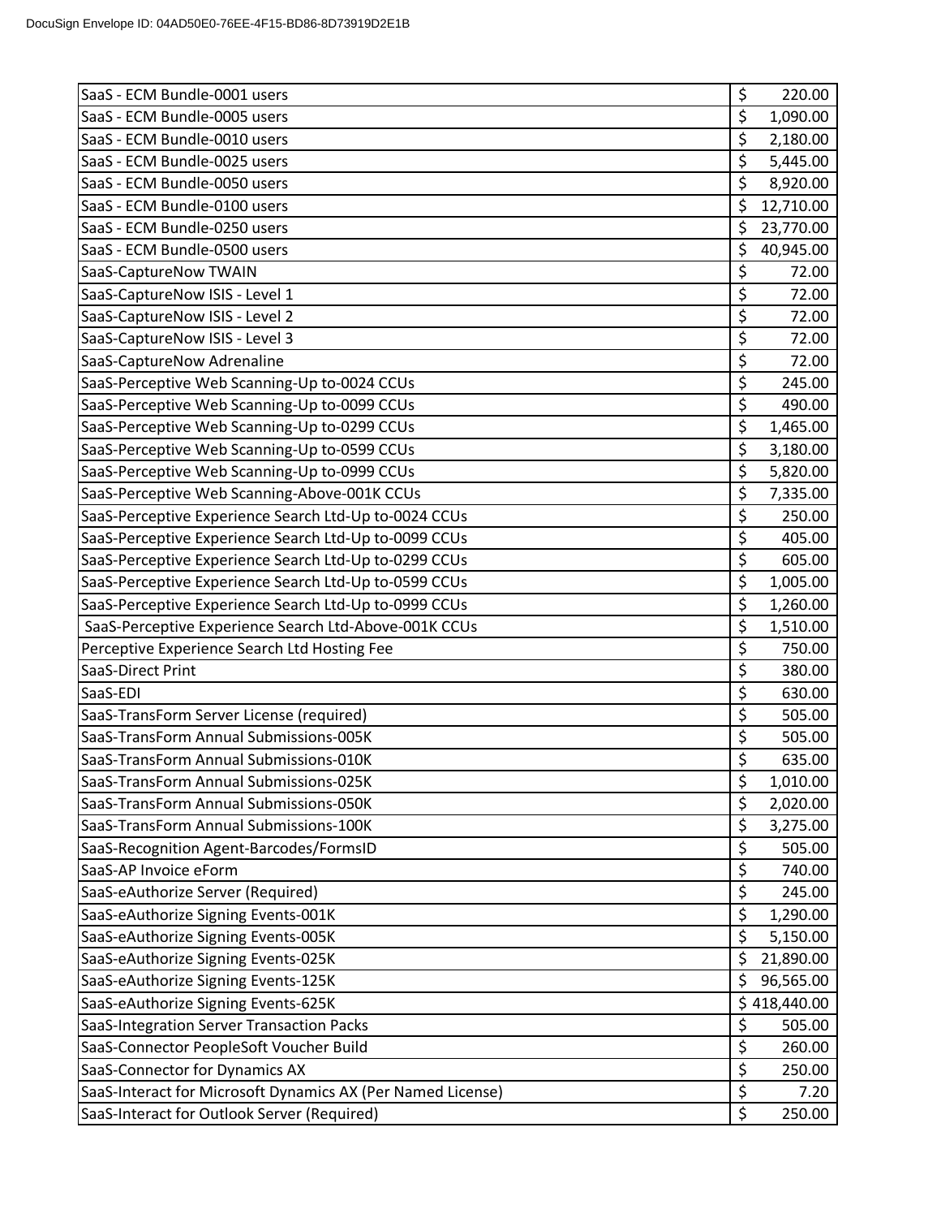| | |
|---|---|
| SaaS - ECM Bundle-0001 users | $ 220.00 |
| SaaS - ECM Bundle-0005 users | $ 1,090.00 |
| SaaS - ECM Bundle-0010 users | $ 2,180.00 |
| SaaS - ECM Bundle-0025 users | $ 5,445.00 |
| SaaS - ECM Bundle-0050 users | $ 8,920.00 |
| SaaS - ECM Bundle-0100 users | $ 12,710.00 |
| SaaS - ECM Bundle-0250 users | $ 23,770.00 |
| SaaS - ECM Bundle-0500 users | $ 40,945.00 |
| SaaS-CaptureNow TWAIN | $ 72.00 |
| SaaS-CaptureNow ISIS - Level 1 | $ 72.00 |
| SaaS-CaptureNow ISIS - Level 2 | $ 72.00 |
| SaaS-CaptureNow ISIS - Level 3 | $ 72.00 |
| SaaS-CaptureNow Adrenaline | $ 72.00 |
| SaaS-Perceptive Web Scanning-Up to-0024 CCUs | $ 245.00 |
| SaaS-Perceptive Web Scanning-Up to-0099 CCUs | $ 490.00 |
| SaaS-Perceptive Web Scanning-Up to-0299 CCUs | $ 1,465.00 |
| SaaS-Perceptive Web Scanning-Up to-0599 CCUs | $ 3,180.00 |
| SaaS-Perceptive Web Scanning-Up to-0999 CCUs | $ 5,820.00 |
| SaaS-Perceptive Web Scanning-Above-001K CCUs | $ 7,335.00 |
| SaaS-Perceptive Experience Search Ltd-Up to-0024 CCUs | $ 250.00 |
| SaaS-Perceptive Experience Search Ltd-Up to-0099 CCUs | $ 405.00 |
| SaaS-Perceptive Experience Search Ltd-Up to-0299 CCUs | $ 605.00 |
| SaaS-Perceptive Experience Search Ltd-Up to-0599 CCUs | $ 1,005.00 |
| SaaS-Perceptive Experience Search Ltd-Up to-0999 CCUs | $ 1,260.00 |
| SaaS-Perceptive Experience Search Ltd-Above-001K CCUs | $ 1,510.00 |
| Perceptive Experience Search Ltd Hosting Fee | $ 750.00 |
| SaaS-Direct Print | $ 380.00 |
| SaaS-EDI | $ 630.00 |
| SaaS-TransForm Server License (required) | $ 505.00 |
| SaaS-TransForm Annual Submissions-005K | $ 505.00 |
| SaaS-TransForm Annual Submissions-010K | $ 635.00 |
| SaaS-TransForm Annual Submissions-025K | $ 1,010.00 |
| SaaS-TransForm Annual Submissions-050K | $ 2,020.00 |
| SaaS-TransForm Annual Submissions-100K | $ 3,275.00 |
| SaaS-Recognition Agent-Barcodes/FormsID | $ 505.00 |
| SaaS-AP Invoice eForm | $ 740.00 |
| SaaS-eAuthorize Server (Required) | $ 245.00 |
| SaaS-eAuthorize Signing Events-001K | $ 1,290.00 |
| SaaS-eAuthorize Signing Events-005K | $ 5,150.00 |
| SaaS-eAuthorize Signing Events-025K | $ 21,890.00 |
| SaaS-eAuthorize Signing Events-125K | $ 96,565.00 |
| SaaS-eAuthorize Signing Events-625K | $ 418,440.00 |
| SaaS-Integration Server Transaction Packs | $ 505.00 |
| SaaS-Connector PeopleSoft Voucher Build | $ 260.00 |
| SaaS-Connector for Dynamics AX | $ 250.00 |
| SaaS-Interact for Microsoft Dynamics AX (Per Named License) | $ 7.20 |
| SaaS-Interact for Outlook Server (Required) | $ 250.00 |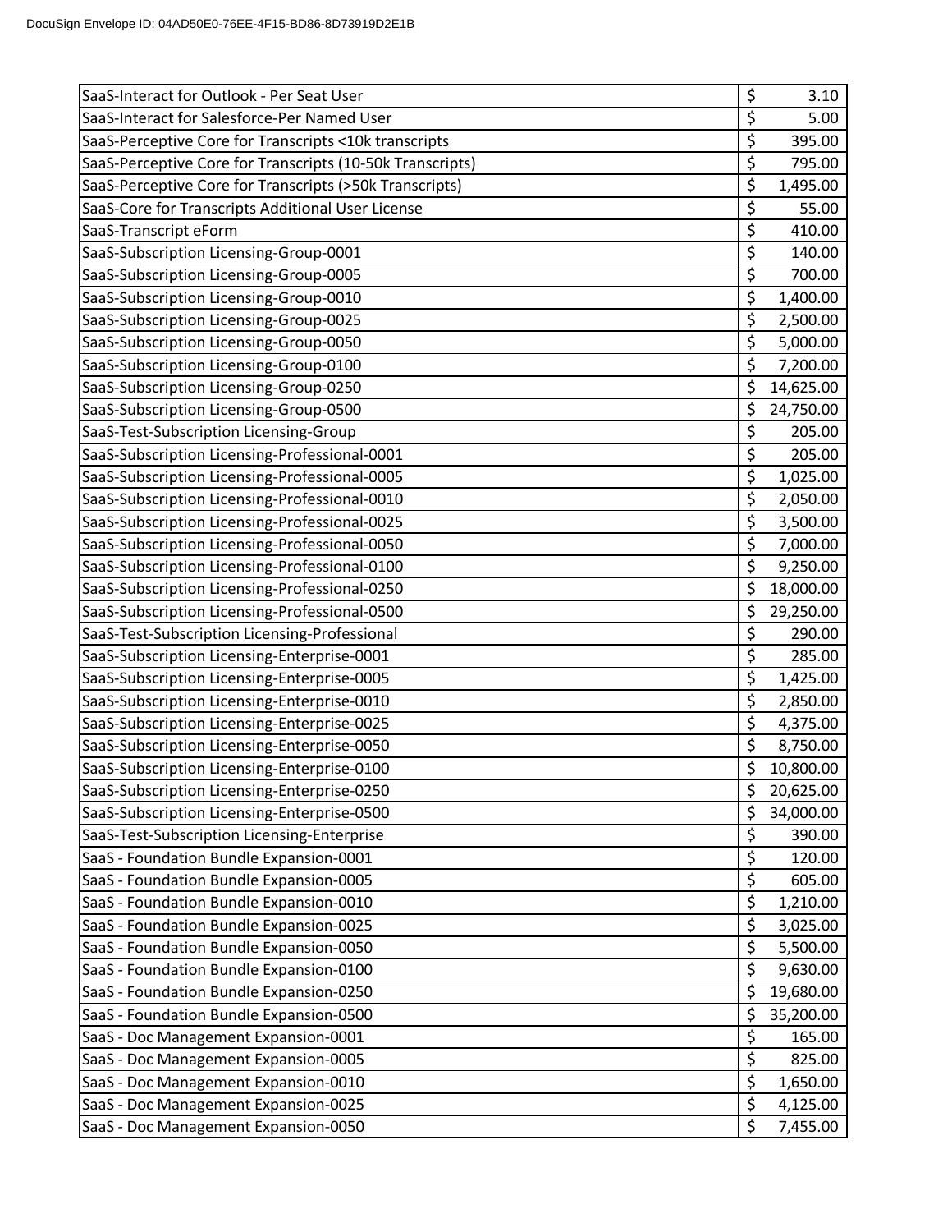| | |
|---|---|
| SaaS-Interact for Outlook - Per Seat User | $ 3.10 |
| SaaS-Interact for Salesforce-Per Named User | $ 5.00 |
| SaaS-Perceptive Core for Transcripts <10k transcripts | $ 395.00 |
| SaaS-Perceptive Core for Transcripts (10-50k Transcripts) | $ 795.00 |
| SaaS-Perceptive Core for Transcripts (>50k Transcripts) | $ 1,495.00 |
| SaaS-Core for Transcripts Additional User License | $ 55.00 |
| SaaS-Transcript eForm | $ 410.00 |
| SaaS-Subscription Licensing-Group-0001 | $ 140.00 |
| SaaS-Subscription Licensing-Group-0005 | $ 700.00 |
| SaaS-Subscription Licensing-Group-0010 | $ 1,400.00 |
| SaaS-Subscription Licensing-Group-0025 | $ 2,500.00 |
| SaaS-Subscription Licensing-Group-0050 | $ 5,000.00 |
| SaaS-Subscription Licensing-Group-0100 | $ 7,200.00 |
| SaaS-Subscription Licensing-Group-0250 | $ 14,625.00 |
| SaaS-Subscription Licensing-Group-0500 | $ 24,750.00 |
| SaaS-Test-Subscription Licensing-Group | $ 205.00 |
| SaaS-Subscription Licensing-Professional-0001 | $ 205.00 |
| SaaS-Subscription Licensing-Professional-0005 | $ 1,025.00 |
| SaaS-Subscription Licensing-Professional-0010 | $ 2,050.00 |
| SaaS-Subscription Licensing-Professional-0025 | $ 3,500.00 |
| SaaS-Subscription Licensing-Professional-0050 | $ 7,000.00 |
| SaaS-Subscription Licensing-Professional-0100 | $ 9,250.00 |
| SaaS-Subscription Licensing-Professional-0250 | $ 18,000.00 |
| SaaS-Subscription Licensing-Professional-0500 | $ 29,250.00 |
| SaaS-Test-Subscription Licensing-Professional | $ 290.00 |
| SaaS-Subscription Licensing-Enterprise-0001 | $ 285.00 |
| SaaS-Subscription Licensing-Enterprise-0005 | $ 1,425.00 |
| SaaS-Subscription Licensing-Enterprise-0010 | $ 2,850.00 |
| SaaS-Subscription Licensing-Enterprise-0025 | $ 4,375.00 |
| SaaS-Subscription Licensing-Enterprise-0050 | $ 8,750.00 |
| SaaS-Subscription Licensing-Enterprise-0100 | $ 10,800.00 |
| SaaS-Subscription Licensing-Enterprise-0250 | $ 20,625.00 |
| SaaS-Subscription Licensing-Enterprise-0500 | $ 34,000.00 |
| SaaS-Test-Subscription Licensing-Enterprise | $ 390.00 |
| SaaS - Foundation Bundle Expansion-0001 | $ 120.00 |
| SaaS - Foundation Bundle Expansion-0005 | $ 605.00 |
| SaaS - Foundation Bundle Expansion-0010 | $ 1,210.00 |
| SaaS - Foundation Bundle Expansion-0025 | $ 3,025.00 |
| SaaS - Foundation Bundle Expansion-0050 | $ 5,500.00 |
| SaaS - Foundation Bundle Expansion-0100 | $ 9,630.00 |
| SaaS - Foundation Bundle Expansion-0250 | $ 19,680.00 |
| SaaS - Foundation Bundle Expansion-0500 | $ 35,200.00 |
| SaaS - Doc Management Expansion-0001 | $ 165.00 |
| SaaS - Doc Management Expansion-0005 | $ 825.00 |
| SaaS - Doc Management Expansion-0010 | $ 1,650.00 |
| SaaS - Doc Management Expansion-0025 | $ 4,125.00 |
| SaaS - Doc Management Expansion-0050 | $ 7,455.00 |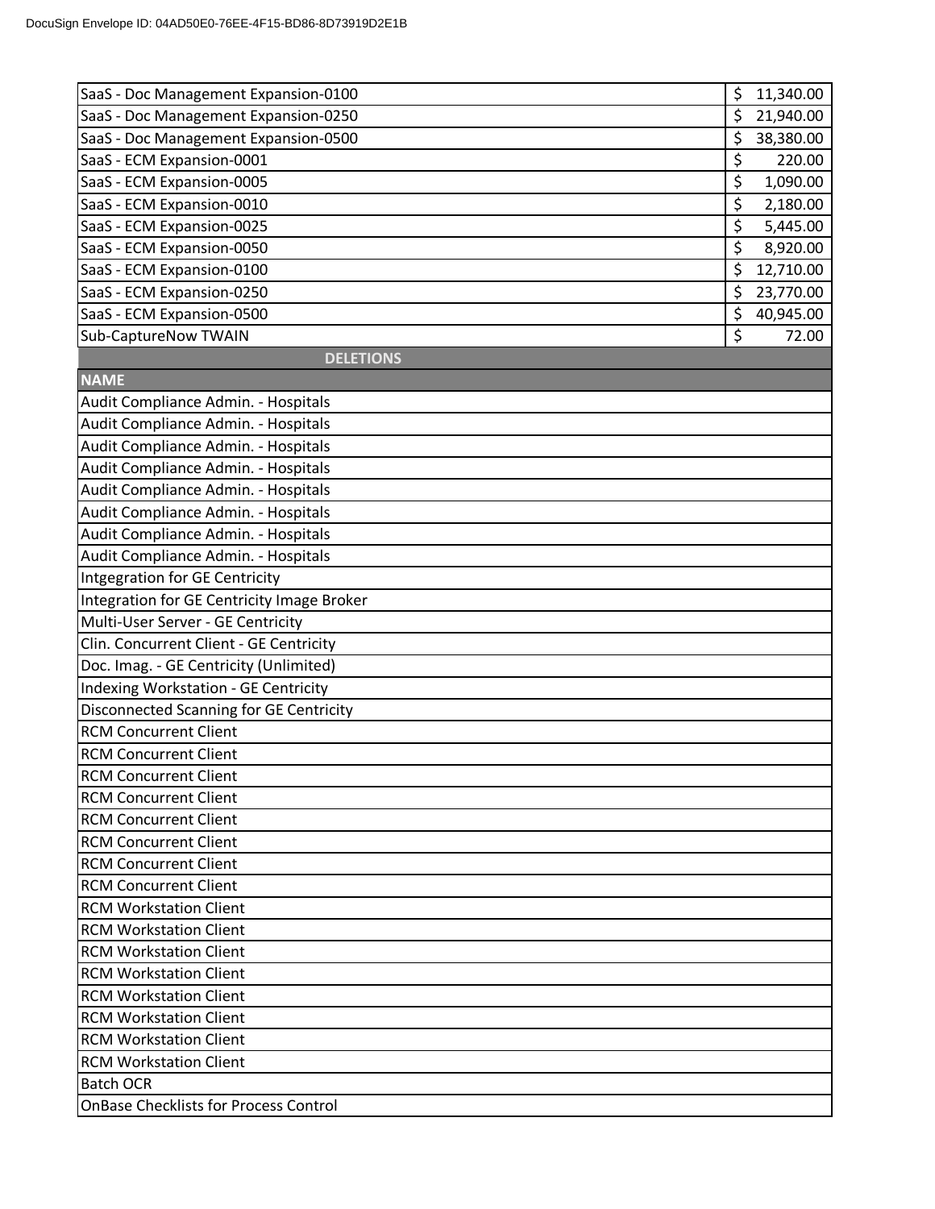| | |
|---|---|
| SaaS - Doc Management Expansion-0100 | $ 11,340.00 |
| SaaS - Doc Management Expansion-0250 | $ 21,940.00 |
| SaaS - Doc Management Expansion-0500 | $ 38,380.00 |
| SaaS - ECM Expansion-0001 | $ 220.00 |
| SaaS - ECM Expansion-0005 | $ 1,090.00 |
| SaaS - ECM Expansion-0010 | $ 2,180.00 |
| SaaS - ECM Expansion-0025 | $ 5,445.00 |
| SaaS - ECM Expansion-0050 | $ 8,920.00 |
| SaaS - ECM Expansion-0100 | $ 12,710.00 |
| SaaS - ECM Expansion-0250 | $ 23,770.00 |
| SaaS - ECM Expansion-0500 | $ 40,945.00 |
| Sub-CaptureNow TWAIN | $ 72.00 |

| **DELETIONS** |
|---|
| **NAME** |
| Audit Compliance Admin. - Hospitals |
| Audit Compliance Admin. - Hospitals |
| Audit Compliance Admin. - Hospitals |
| Audit Compliance Admin. - Hospitals |
| Audit Compliance Admin. - Hospitals |
| Audit Compliance Admin. - Hospitals |
| Audit Compliance Admin. - Hospitals |
| Audit Compliance Admin. - Hospitals |
| Intgegration for GE Centricity |
| Integration for GE Centricity Image Broker |
| Multi-User Server - GE Centricity |
| Clin. Concurrent Client - GE Centricity |
| Doc. Imag. - GE Centricity (Unlimited) |
| Indexing Workstation - GE Centricity |
| Disconnected Scanning for GE Centricity |
| RCM Concurrent Client |
| RCM Concurrent Client |
| RCM Concurrent Client |
| RCM Concurrent Client |
| RCM Concurrent Client |
| RCM Concurrent Client |
| RCM Concurrent Client |
| RCM Concurrent Client |
| RCM Workstation Client |
| RCM Workstation Client |
| RCM Workstation Client |
| RCM Workstation Client |
| RCM Workstation Client |
| RCM Workstation Client |
| RCM Workstation Client |
| RCM Workstation Client |
| Batch OCR |
| OnBase Checklists for Process Control |